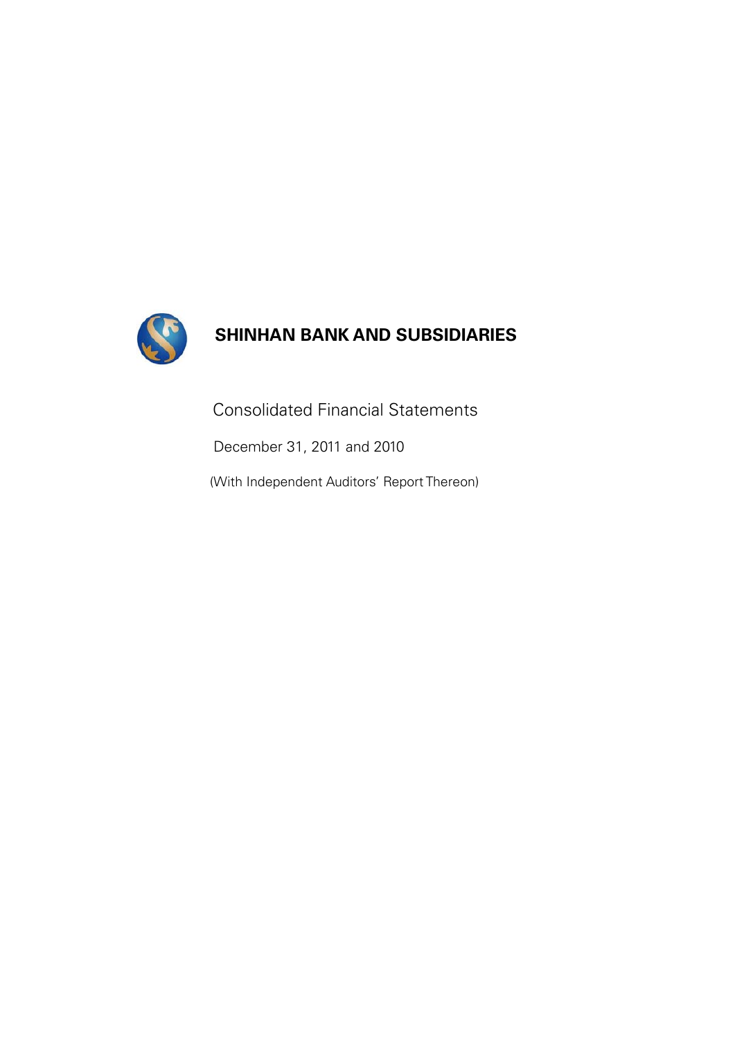# SHINHAN BANK AND SUBSIDIARIES

Consolidated Financial Statements

December 31, 2011 and 2010

(With Independent Auditors' Report Thereon)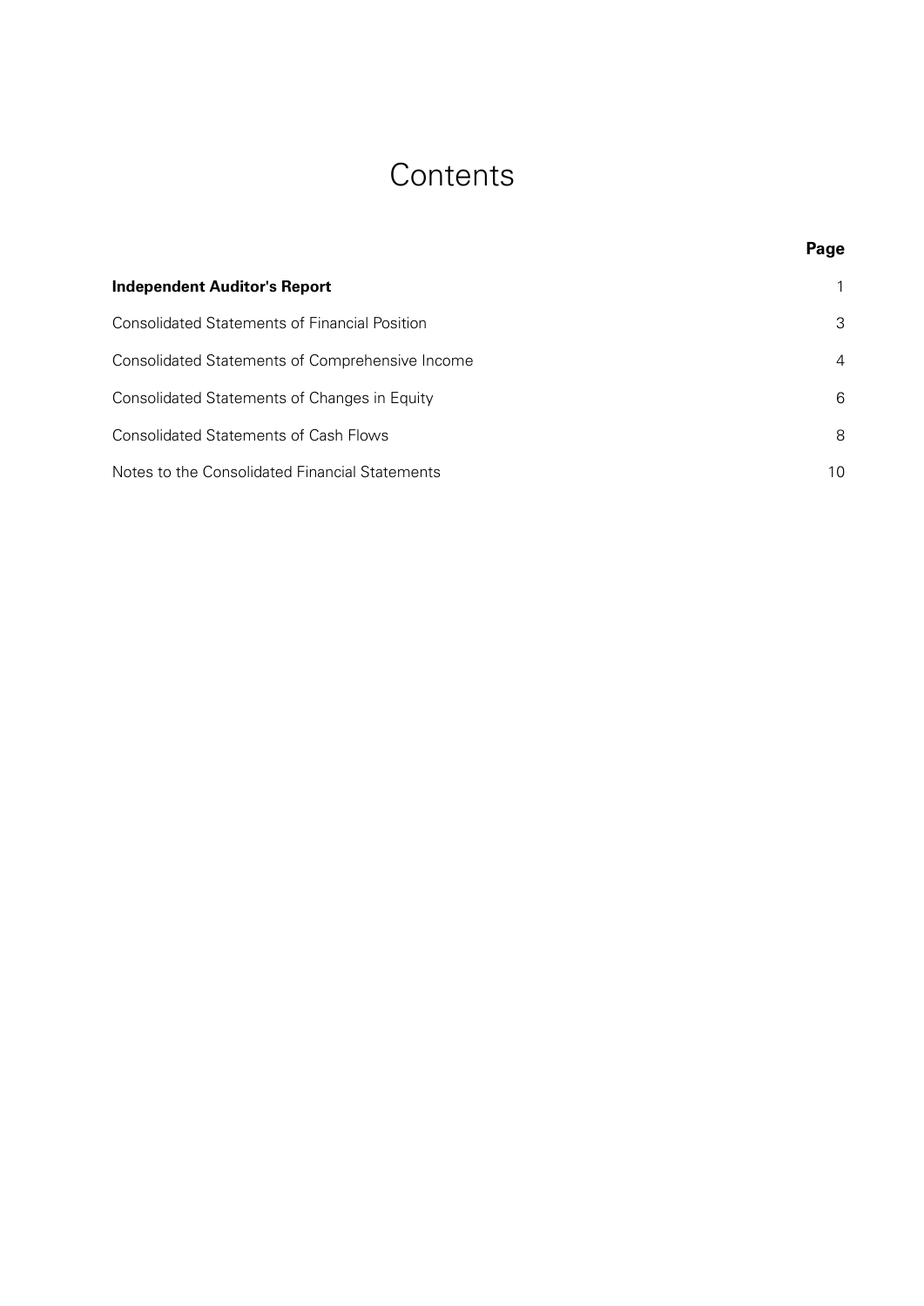# Contents

| | Page |
|---|---|
| **Independent Auditor's Report** | 1 |
| Consolidated Statements of Financial Position | 3 |
| Consolidated Statements of Comprehensive Income | 4 |
| Consolidated Statements of Changes in Equity | 6 |
| Consolidated Statements of Cash Flows | 8 |
| Notes to the Consolidated Financial Statements | 10 |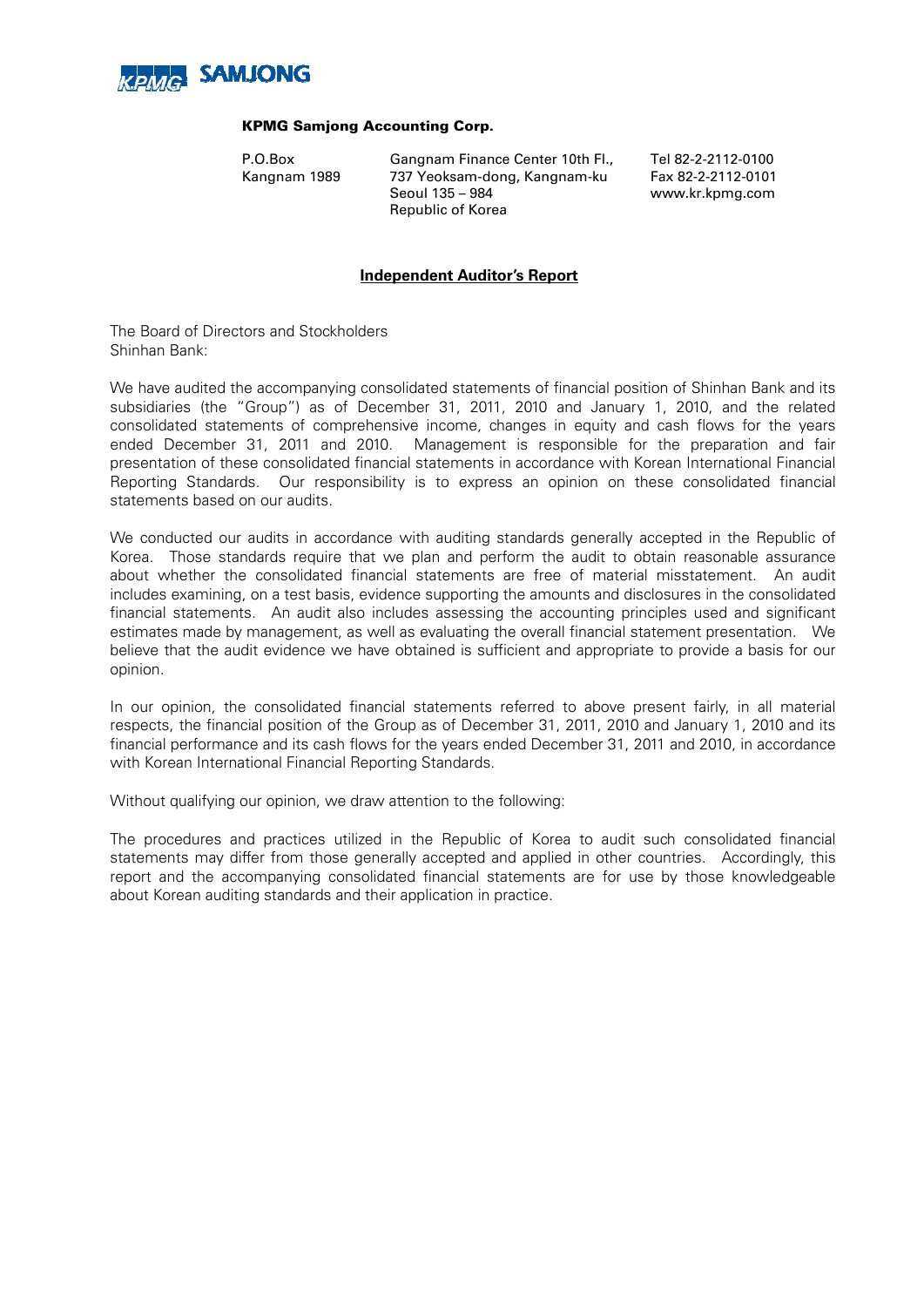**KPMG SAMJONG**

**KPMG Samjong Accounting Corp.**

P.O.Box
Kangnam 1989

Gangnam Finance Center 10th Fl.,
737 Yeoksam-dong, Kangnam-ku
Seoul 135 – 984
Republic of Korea

Tel 82-2-2112-0100
Fax 82-2-2112-0101
www.kr.kpmg.com

## Independent Auditor's Report

The Board of Directors and Stockholders
Shinhan Bank:

We have audited the accompanying consolidated statements of financial position of Shinhan Bank and its subsidiaries (the "Group") as of December 31, 2011, 2010 and January 1, 2010, and the related consolidated statements of comprehensive income, changes in equity and cash flows for the years ended December 31, 2011 and 2010. Management is responsible for the preparation and fair presentation of these consolidated financial statements in accordance with Korean International Financial Reporting Standards. Our responsibility is to express an opinion on these consolidated financial statements based on our audits.

We conducted our audits in accordance with auditing standards generally accepted in the Republic of Korea. Those standards require that we plan and perform the audit to obtain reasonable assurance about whether the consolidated financial statements are free of material misstatement. An audit includes examining, on a test basis, evidence supporting the amounts and disclosures in the consolidated financial statements. An audit also includes assessing the accounting principles used and significant estimates made by management, as well as evaluating the overall financial statement presentation. We believe that the audit evidence we have obtained is sufficient and appropriate to provide a basis for our opinion.

In our opinion, the consolidated financial statements referred to above present fairly, in all material respects, the financial position of the Group as of December 31, 2011, 2010 and January 1, 2010 and its financial performance and its cash flows for the years ended December 31, 2011 and 2010, in accordance with Korean International Financial Reporting Standards.

Without qualifying our opinion, we draw attention to the following:

The procedures and practices utilized in the Republic of Korea to audit such consolidated financial statements may differ from those generally accepted and applied in other countries. Accordingly, this report and the accompanying consolidated financial statements are for use by those knowledgeable about Korean auditing standards and their application in practice.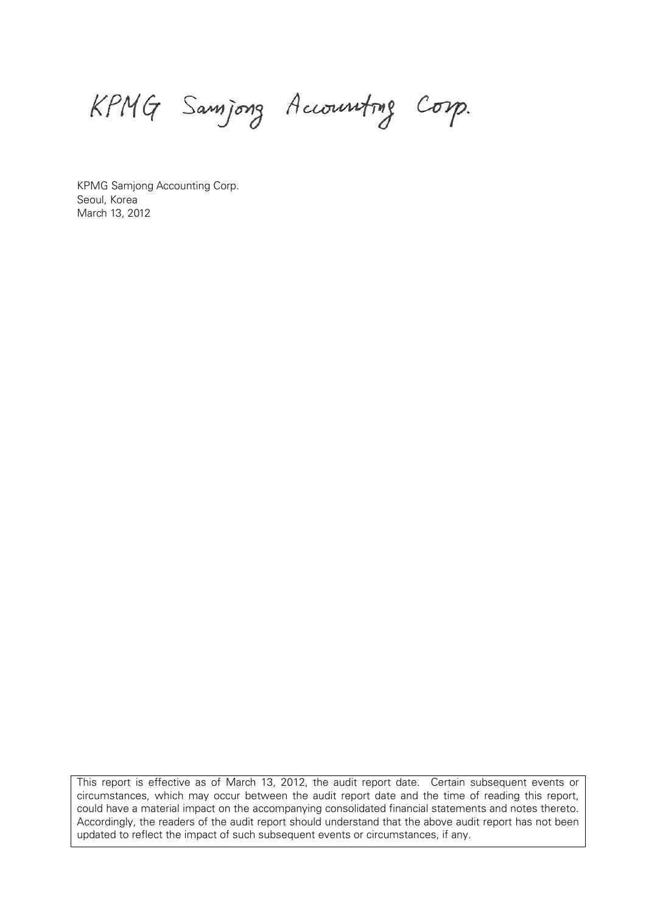KPMG Samjong Accounting Corp.

KPMG Samjong Accounting Corp.
Seoul, Korea
March 13, 2012

This report is effective as of March 13, 2012, the audit report date. Certain subsequent events or circumstances, which may occur between the audit report date and the time of reading this report, could have a material impact on the accompanying consolidated financial statements and notes thereto. Accordingly, the readers of the audit report should understand that the above audit report has not been updated to reflect the impact of such subsequent events or circumstances, if any.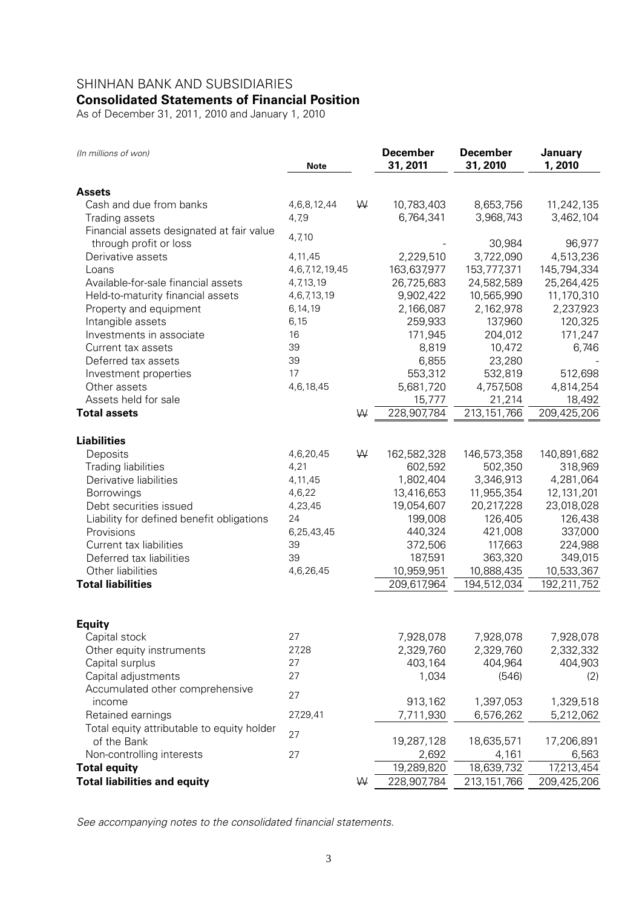# SHINHAN BANK AND SUBSIDIARIES

## Consolidated Statements of Financial Position

As of December 31, 2011, 2010 and January 1, 2010

| *(In millions of won)* | Note | | December 31, 2011 | December 31, 2010 | January 1, 2010 |
|---|---|---|---|---|---|
| **Assets** | | | | | |
| Cash and due from banks | 4,6,8,12,44 | ₩ | 10,783,403 | 8,653,756 | 11,242,135 |
| Trading assets | 4,7,9 | | 6,764,341 | 3,968,743 | 3,462,104 |
| Financial assets designated at fair value through profit or loss | 4,7,10 | | - | 30,984 | 96,977 |
| Derivative assets | 4,11,45 | | 2,229,510 | 3,722,090 | 4,513,236 |
| Loans | 4,6,7,12,19,45 | | 163,637,977 | 153,777,371 | 145,794,334 |
| Available-for-sale financial assets | 4,7,13,19 | | 26,725,683 | 24,582,589 | 25,264,425 |
| Held-to-maturity financial assets | 4,6,7,13,19 | | 9,902,422 | 10,565,990 | 11,170,310 |
| Property and equipment | 6,14,19 | | 2,166,087 | 2,162,978 | 2,237,923 |
| Intangible assets | 6,15 | | 259,933 | 137,960 | 120,325 |
| Investments in associate | 16 | | 171,945 | 204,012 | 171,247 |
| Current tax assets | 39 | | 8,819 | 10,472 | 6,746 |
| Deferred tax assets | 39 | | 6,855 | 23,280 | - |
| Investment properties | 17 | | 553,312 | 532,819 | 512,698 |
| Other assets | 4,6,18,45 | | 5,681,720 | 4,757,508 | 4,814,254 |
| Assets held for sale | | | 15,777 | 21,214 | 18,492 |
| **Total assets** | | ₩ | 228,907,784 | 213,151,766 | 209,425,206 |
| **Liabilities** | | | | | |
| Deposits | 4,6,20,45 | ₩ | 162,582,328 | 146,573,358 | 140,891,682 |
| Trading liabilities | 4,21 | | 602,592 | 502,350 | 318,969 |
| Derivative liabilities | 4,11,45 | | 1,802,404 | 3,346,913 | 4,281,064 |
| Borrowings | 4,6,22 | | 13,416,653 | 11,955,354 | 12,131,201 |
| Debt securities issued | 4,23,45 | | 19,054,607 | 20,217,228 | 23,018,028 |
| Liability for defined benefit obligations | 24 | | 199,008 | 126,405 | 126,438 |
| Provisions | 6,25,43,45 | | 440,324 | 421,008 | 337,000 |
| Current tax liabilities | 39 | | 372,506 | 117,663 | 224,988 |
| Deferred tax liabilities | 39 | | 187,591 | 363,320 | 349,015 |
| Other liabilities | 4,6,26,45 | | 10,959,951 | 10,888,435 | 10,533,367 |
| **Total liabilities** | | | 209,617,964 | 194,512,034 | 192,211,752 |
| **Equity** | | | | | |
| Capital stock | 27 | | 7,928,078 | 7,928,078 | 7,928,078 |
| Other equity instruments | 27,28 | | 2,329,760 | 2,329,760 | 2,332,332 |
| Capital surplus | 27 | | 403,164 | 404,964 | 404,903 |
| Capital adjustments | 27 | | 1,034 | (546) | (2) |
| Accumulated other comprehensive income | 27 | | 913,162 | 1,397,053 | 1,329,518 |
| Retained earnings | 27,29,41 | | 7,711,930 | 6,576,262 | 5,212,062 |
| Total equity attributable to equity holder of the Bank | 27 | | 19,287,128 | 18,635,571 | 17,206,891 |
| Non-controlling interests | 27 | | 2,692 | 4,161 | 6,563 |
| **Total equity** | | | 19,289,820 | 18,639,732 | 17,213,454 |
| **Total liabilities and equity** | | ₩ | 228,907,784 | 213,151,766 | 209,425,206 |

*See accompanying notes to the consolidated financial statements.*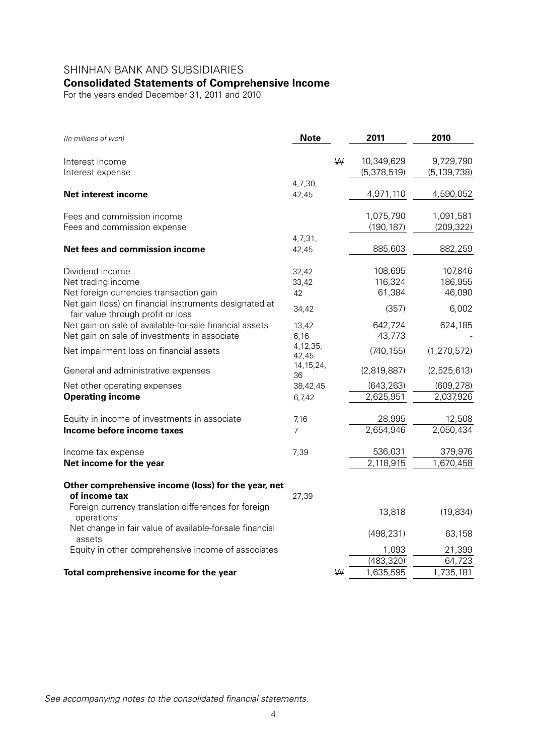# SHINHAN BANK AND SUBSIDIARIES

## Consolidated Statements of Comprehensive Income

For the years ended December 31, 2011 and 2010

| *(In millions of won)* | Note | | 2011 | 2010 |
|---|---|---|---|---|
| Interest income | | ₩ | 10,349,629 | 9,729,790 |
| Interest expense | | | (5,378,519) | (5,139,738) |
| **Net interest income** | 4,7,30, 42,45 | | 4,971,110 | 4,590,052 |
| Fees and commission income | | | 1,075,790 | 1,091,581 |
| Fees and commission expense | | | (190,187) | (209,322) |
| **Net fees and commission income** | 4,7,31, 42,45 | | 885,603 | 882,259 |
| Dividend income | 32,42 | | 108,695 | 107,846 |
| Net trading income | 33,42 | | 116,324 | 186,955 |
| Net foreign currencies transaction gain | 42 | | 61,384 | 46,090 |
| Net gain (loss) on financial instruments designated at fair value through profit or loss | 34,42 | | (357) | 6,002 |
| Net gain on sale of available-for-sale financial assets | 13,42 | | 642,724 | 624,185 |
| Net gain on sale of investments in associate | 6,16 | | 43,773 | - |
| Net impairment loss on financial assets | 4,12,35, 42,45 | | (740,155) | (1,270,572) |
| General and administrative expenses | 14,15,24, 36 | | (2,819,887) | (2,525,613) |
| Net other operating expenses | 38,42,45 | | (643,263) | (609,278) |
| **Operating income** | 6,7,42 | | 2,625,951 | 2,037,926 |
| Equity in income of investments in associate | 7,16 | | 28,995 | 12,508 |
| **Income before income taxes** | 7 | | 2,654,946 | 2,050,434 |
| Income tax expense | 7,39 | | 536,031 | 379,976 |
| **Net income for the year** | | | 2,118,915 | 1,670,458 |
| **Other comprehensive income (loss) for the year, net of income tax** | 27,39 | | | |
| Foreign currency translation differences for foreign operations | | | 13,818 | (19,834) |
| Net change in fair value of available-for-sale financial assets | | | (498,231) | 63,158 |
| Equity in other comprehensive income of associates | | | 1,093 | 21,399 |
| | | | (483,320) | 64,723 |
| **Total comprehensive income for the year** | | ₩ | 1,635,595 | 1,735,181 |

*See accompanying notes to the consolidated financial statements.*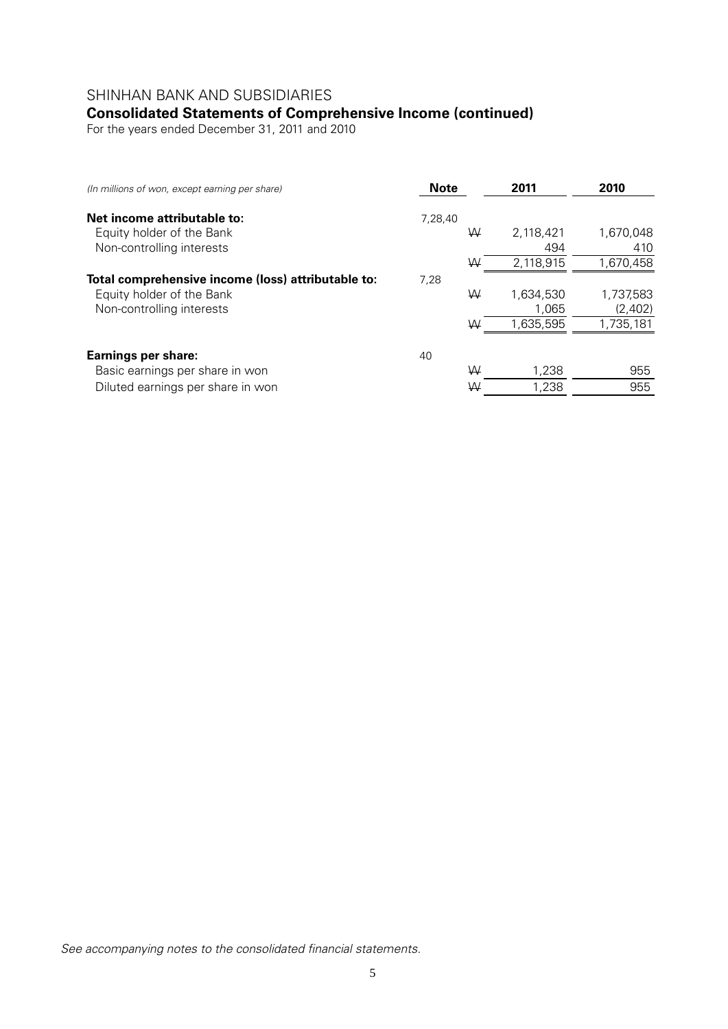SHINHAN BANK AND SUBSIDIARIES

## Consolidated Statements of Comprehensive Income (continued)

For the years ended December 31, 2011 and 2010

| *(In millions of won, except earning per share)* | Note | | 2011 | 2010 |
|---|---|---|---|---|
| **Net income attributable to:** | 7,28,40 | | | |
| Equity holder of the Bank | | ₩ | 2,118,421 | 1,670,048 |
| Non-controlling interests | | | 494 | 410 |
| | | ₩ | 2,118,915 | 1,670,458 |
| **Total comprehensive income (loss) attributable to:** | 7,28 | | | |
| Equity holder of the Bank | | ₩ | 1,634,530 | 1,737,583 |
| Non-controlling interests | | | 1,065 | (2,402) |
| | | ₩ | 1,635,595 | 1,735,181 |
| **Earnings per share:** | 40 | | | |
| Basic earnings per share in won | | ₩ | 1,238 | 955 |
| Diluted earnings per share in won | | ₩ | 1,238 | 955 |

*See accompanying notes to the consolidated financial statements.*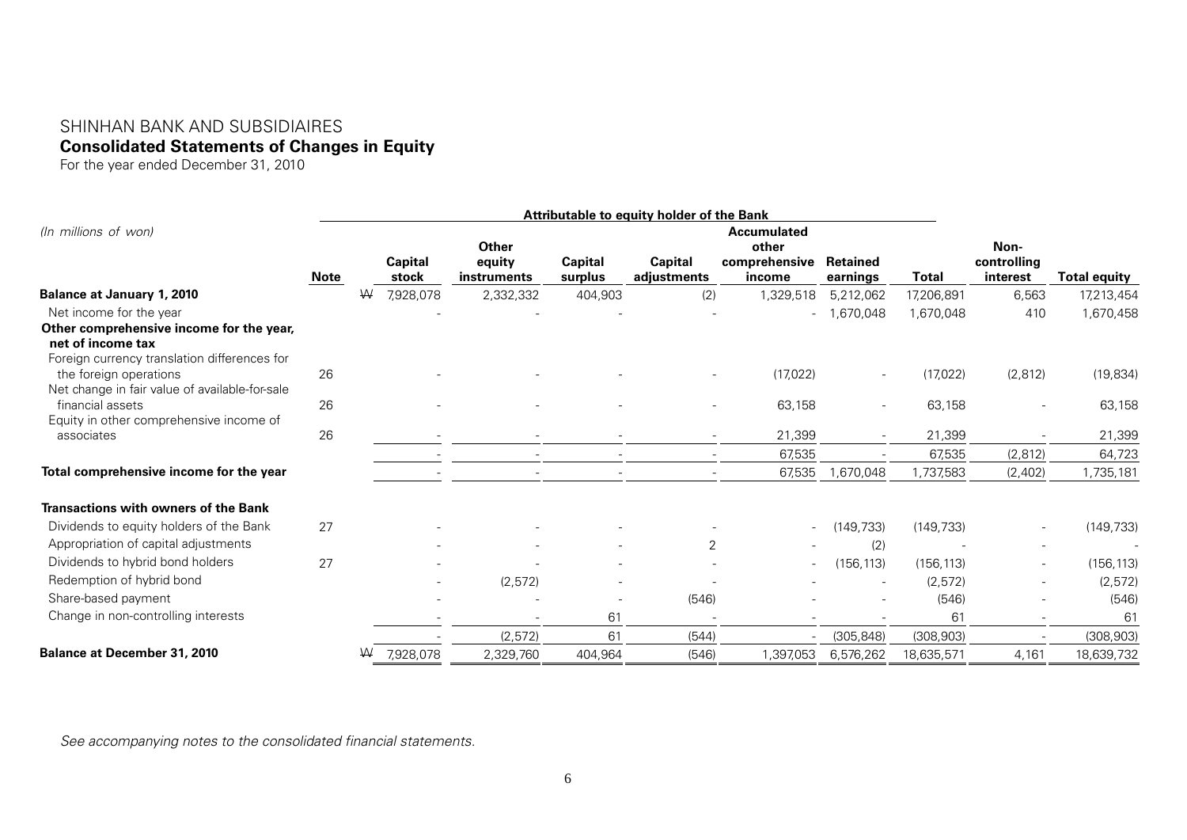# SHINHAN BANK AND SUBSIDIAIRES

## Consolidated Statements of Changes in Equity

For the year ended December 31, 2010

*(In millions of won)*

| | | Attributable to equity holder of the Bank | | | | | | | | |
|---|---|---|---|---|---|---|---|---|---|---|
| | **Note** | **Capital stock** | **Other equity instruments** | **Capital surplus** | **Capital adjustments** | **Accumulated other comprehensive income** | **Retained earnings** | **Total** | **Non-controlling interest** | **Total equity** |
| **Balance at January 1, 2010** | | ₩ 7,928,078 | 2,332,332 | 404,903 | (2) | 1,329,518 | 5,212,062 | 17,206,891 | 6,563 | 17,213,454 |
| Net income for the year | | - | - | - | - | - | 1,670,048 | 1,670,048 | 410 | 1,670,458 |
| **Other comprehensive income for the year, net of income tax** | | | | | | | | | | |
| Foreign currency translation differences for the foreign operations | 26 | - | - | - | - | (17,022) | - | (17,022) | (2,812) | (19,834) |
| Net change in fair value of available-for-sale financial assets | 26 | - | - | - | - | 63,158 | - | 63,158 | - | 63,158 |
| Equity in other comprehensive income of associates | 26 | - | - | - | - | 21,399 | - | 21,399 | - | 21,399 |
| | | - | - | - | - | 67,535 | - | 67,535 | (2,812) | 64,723 |
| **Total comprehensive income for the year** | | - | - | - | - | 67,535 | 1,670,048 | 1,737,583 | (2,402) | 1,735,181 |
| **Transactions with owners of the Bank** | | | | | | | | | | |
| Dividends to equity holders of the Bank | 27 | - | - | - | - | - | (149,733) | (149,733) | - | (149,733) |
| Appropriation of capital adjustments | | - | - | - | 2 | - | (2) | - | - | - |
| Dividends to hybrid bond holders | 27 | - | - | - | - | - | (156,113) | (156,113) | - | (156,113) |
| Redemption of hybrid bond | | - | (2,572) | - | - | - | - | (2,572) | - | (2,572) |
| Share-based payment | | - | - | - | (546) | - | - | (546) | - | (546) |
| Change in non-controlling interests | | - | - | 61 | - | - | - | 61 | - | 61 |
| | | - | (2,572) | 61 | (544) | - | (305,848) | (308,903) | - | (308,903) |
| **Balance at December 31, 2010** | | ₩ 7,928,078 | 2,329,760 | 404,964 | (546) | 1,397,053 | 6,576,262 | 18,635,571 | 4,161 | 18,639,732 |

*See accompanying notes to the consolidated financial statements.*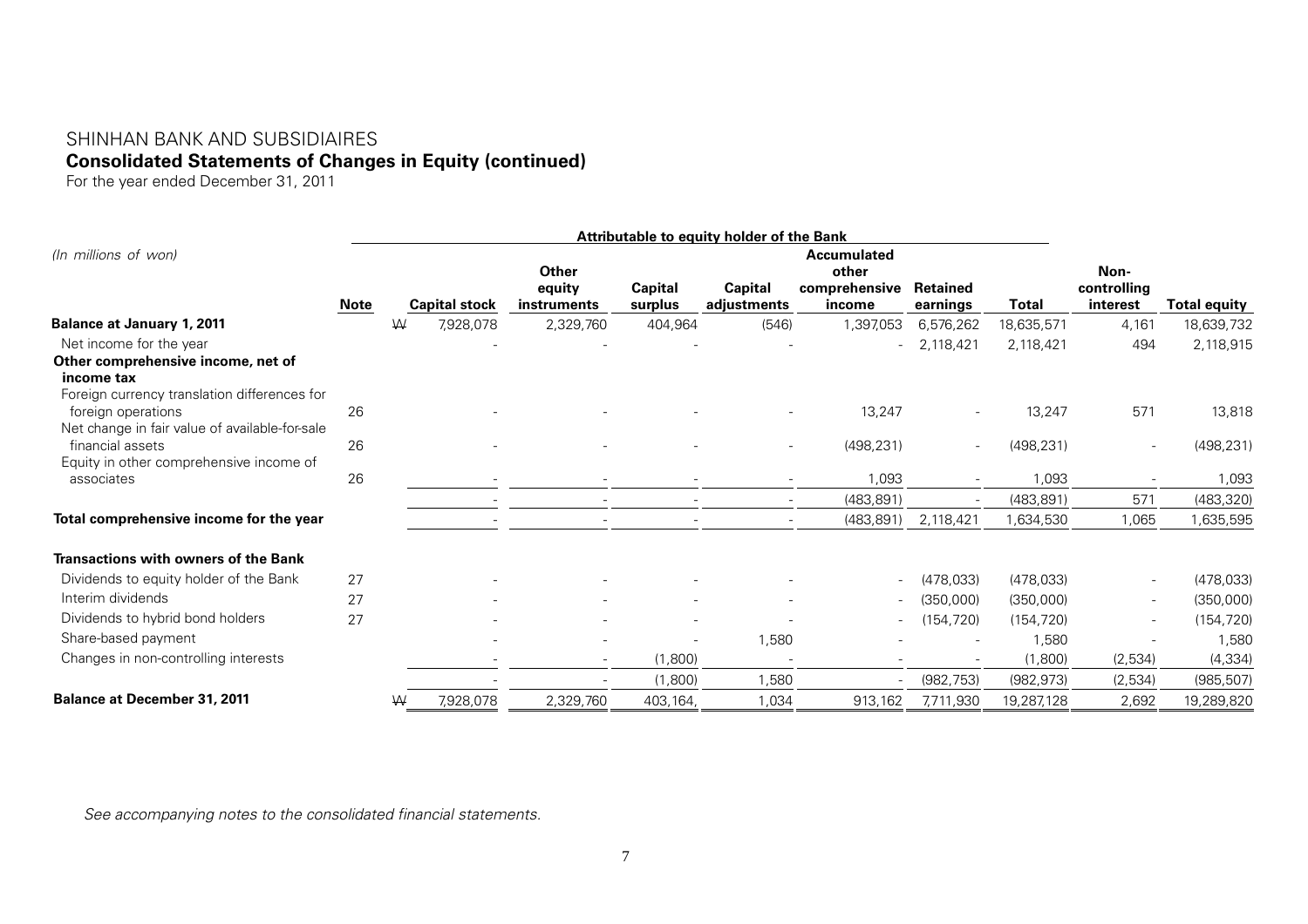# SHINHAN BANK AND SUBSIDIAIRES

## Consolidated Statements of Changes in Equity (continued)

For the year ended December 31, 2011

| *(In millions of won)* | | Attributable to equity holder of the Bank | | | | | | | | |
|---|---|---|---|---|---|---|---|---|---|---|
| | **Note** | **Capital stock** | **Other equity instruments** | **Capital surplus** | **Capital adjustments** | **Accumulated other comprehensive income** | **Retained earnings** | **Total** | **Non-controlling interest** | **Total equity** |
| **Balance at January 1, 2011** | | ₩ 7,928,078 | 2,329,760 | 404,964 | (546) | 1,397,053 | 6,576,262 | 18,635,571 | 4,161 | 18,639,732 |
| Net income for the year | | - | - | - | - | - | 2,118,421 | 2,118,421 | 494 | 2,118,915 |
| **Other comprehensive income, net of income tax** | | | | | | | | | | |
| Foreign currency translation differences for foreign operations | 26 | - | - | - | - | 13,247 | - | 13,247 | 571 | 13,818 |
| Net change in fair value of available-for-sale financial assets | 26 | - | - | - | - | (498,231) | - | (498,231) | - | (498,231) |
| Equity in other comprehensive income of associates | 26 | - | - | - | - | 1,093 | - | 1,093 | - | 1,093 |
| | | - | - | - | - | (483,891) | - | (483,891) | 571 | (483,320) |
| **Total comprehensive income for the year** | | - | - | - | - | (483,891) | 2,118,421 | 1,634,530 | 1,065 | 1,635,595 |
| **Transactions with owners of the Bank** | | | | | | | | | | |
| Dividends to equity holder of the Bank | 27 | - | - | - | - | - | (478,033) | (478,033) | - | (478,033) |
| Interim dividends | 27 | - | - | - | - | - | (350,000) | (350,000) | - | (350,000) |
| Dividends to hybrid bond holders | 27 | - | - | - | - | - | (154,720) | (154,720) | - | (154,720) |
| Share-based payment | | - | - | - | 1,580 | - | - | 1,580 | - | 1,580 |
| Changes in non-controlling interests | | - | - | (1,800) | - | - | - | (1,800) | (2,534) | (4,334) |
| | | - | - | (1,800) | 1,580 | - | (982,753) | (982,973) | (2,534) | (985,507) |
| **Balance at December 31, 2011** | | ₩ 7,928,078 | 2,329,760 | 403,164, | 1,034 | 913,162 | 7,711,930 | 19,287,128 | 2,692 | 19,289,820 |

*See accompanying notes to the consolidated financial statements.*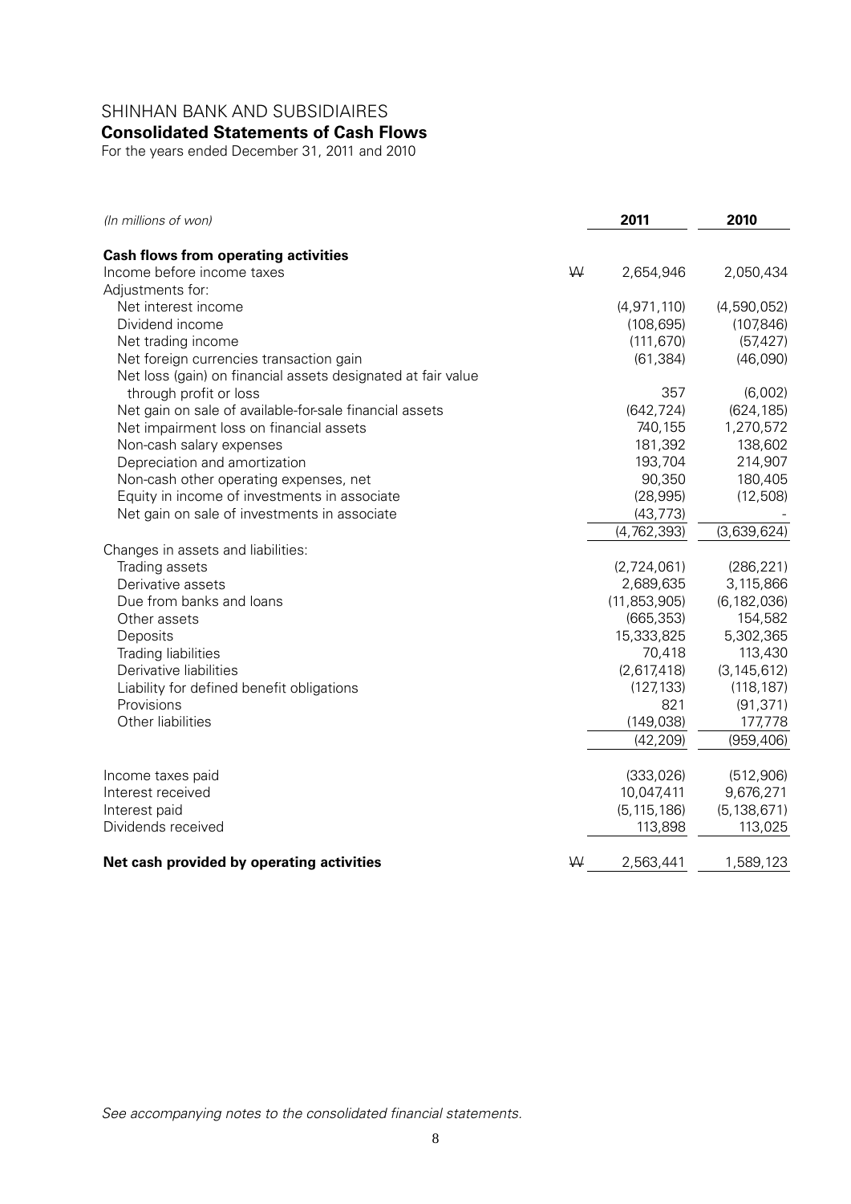# SHINHAN BANK AND SUBSIDIAIRES

## Consolidated Statements of Cash Flows

For the years ended December 31, 2011 and 2010

| *(In millions of won)* | | **2011** | **2010** |
|---|---|---|---|
| **Cash flows from operating activities** | | | |
| Income before income taxes | ₩ | 2,654,946 | 2,050,434 |
| Adjustments for: | | | |
| Net interest income | | (4,971,110) | (4,590,052) |
| Dividend income | | (108,695) | (107,846) |
| Net trading income | | (111,670) | (57,427) |
| Net foreign currencies transaction gain | | (61,384) | (46,090) |
| Net loss (gain) on financial assets designated at fair value through profit or loss | | 357 | (6,002) |
| Net gain on sale of available-for-sale financial assets | | (642,724) | (624,185) |
| Net impairment loss on financial assets | | 740,155 | 1,270,572 |
| Non-cash salary expenses | | 181,392 | 138,602 |
| Depreciation and amortization | | 193,704 | 214,907 |
| Non-cash other operating expenses, net | | 90,350 | 180,405 |
| Equity in income of investments in associate | | (28,995) | (12,508) |
| Net gain on sale of investments in associate | | (43,773) | - |
| | | (4,762,393) | (3,639,624) |
| Changes in assets and liabilities: | | | |
| Trading assets | | (2,724,061) | (286,221) |
| Derivative assets | | 2,689,635 | 3,115,866 |
| Due from banks and loans | | (11,853,905) | (6,182,036) |
| Other assets | | (665,353) | 154,582 |
| Deposits | | 15,333,825 | 5,302,365 |
| Trading liabilities | | 70,418 | 113,430 |
| Derivative liabilities | | (2,617,418) | (3,145,612) |
| Liability for defined benefit obligations | | (127,133) | (118,187) |
| Provisions | | 821 | (91,371) |
| Other liabilities | | (149,038) | 177,778 |
| | | (42,209) | (959,406) |
| Income taxes paid | | (333,026) | (512,906) |
| Interest received | | 10,047,411 | 9,676,271 |
| Interest paid | | (5,115,186) | (5,138,671) |
| Dividends received | | 113,898 | 113,025 |
| **Net cash provided by operating activities** | ₩ | 2,563,441 | 1,589,123 |

*See accompanying notes to the consolidated financial statements.*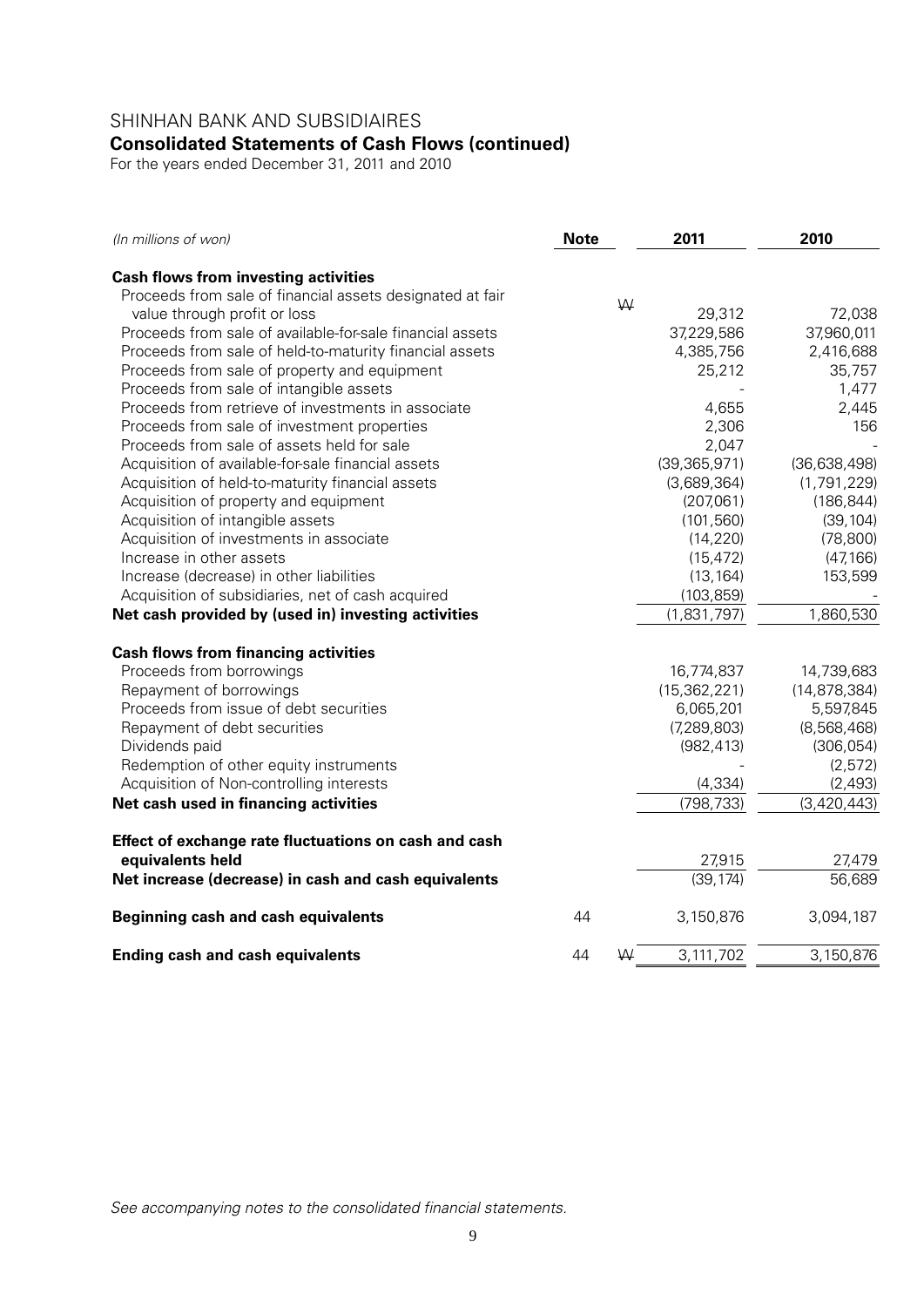# SHINHAN BANK AND SUBSIDIAIRES

## Consolidated Statements of Cash Flows (continued)

For the years ended December 31, 2011 and 2010

| *(In millions of won)* | **Note** | | **2011** | **2010** |
|---|---|---|---|---|
| **Cash flows from investing activities** | | | | |
| Proceeds from sale of financial assets designated at fair value through profit or loss | | ₩ | 29,312 | 72,038 |
| Proceeds from sale of available-for-sale financial assets | | | 37,229,586 | 37,960,011 |
| Proceeds from sale of held-to-maturity financial assets | | | 4,385,756 | 2,416,688 |
| Proceeds from sale of property and equipment | | | 25,212 | 35,757 |
| Proceeds from sale of intangible assets | | | - | 1,477 |
| Proceeds from retrieve of investments in associate | | | 4,655 | 2,445 |
| Proceeds from sale of investment properties | | | 2,306 | 156 |
| Proceeds from sale of assets held for sale | | | 2,047 | - |
| Acquisition of available-for-sale financial assets | | | (39,365,971) | (36,638,498) |
| Acquisition of held-to-maturity financial assets | | | (3,689,364) | (1,791,229) |
| Acquisition of property and equipment | | | (207,061) | (186,844) |
| Acquisition of intangible assets | | | (101,560) | (39,104) |
| Acquisition of investments in associate | | | (14,220) | (78,800) |
| Increase in other assets | | | (15,472) | (47,166) |
| Increase (decrease) in other liabilities | | | (13,164) | 153,599 |
| Acquisition of subsidiaries, net of cash acquired | | | (103,859) | - |
| **Net cash provided by (used in) investing activities** | | | (1,831,797) | 1,860,530 |
| **Cash flows from financing activities** | | | | |
| Proceeds from borrowings | | | 16,774,837 | 14,739,683 |
| Repayment of borrowings | | | (15,362,221) | (14,878,384) |
| Proceeds from issue of debt securities | | | 6,065,201 | 5,597,845 |
| Repayment of debt securities | | | (7,289,803) | (8,568,468) |
| Dividends paid | | | (982,413) | (306,054) |
| Redemption of other equity instruments | | | - | (2,572) |
| Acquisition of Non-controlling interests | | | (4,334) | (2,493) |
| **Net cash used in financing activities** | | | (798,733) | (3,420,443) |
| **Effect of exchange rate fluctuations on cash and cash equivalents held** | | | 27,915 | 27,479 |
| **Net increase (decrease) in cash and cash equivalents** | | | (39,174) | 56,689 |
| **Beginning cash and cash equivalents** | 44 | | 3,150,876 | 3,094,187 |
| **Ending cash and cash equivalents** | 44 | ₩ | 3,111,702 | 3,150,876 |

*See accompanying notes to the consolidated financial statements.*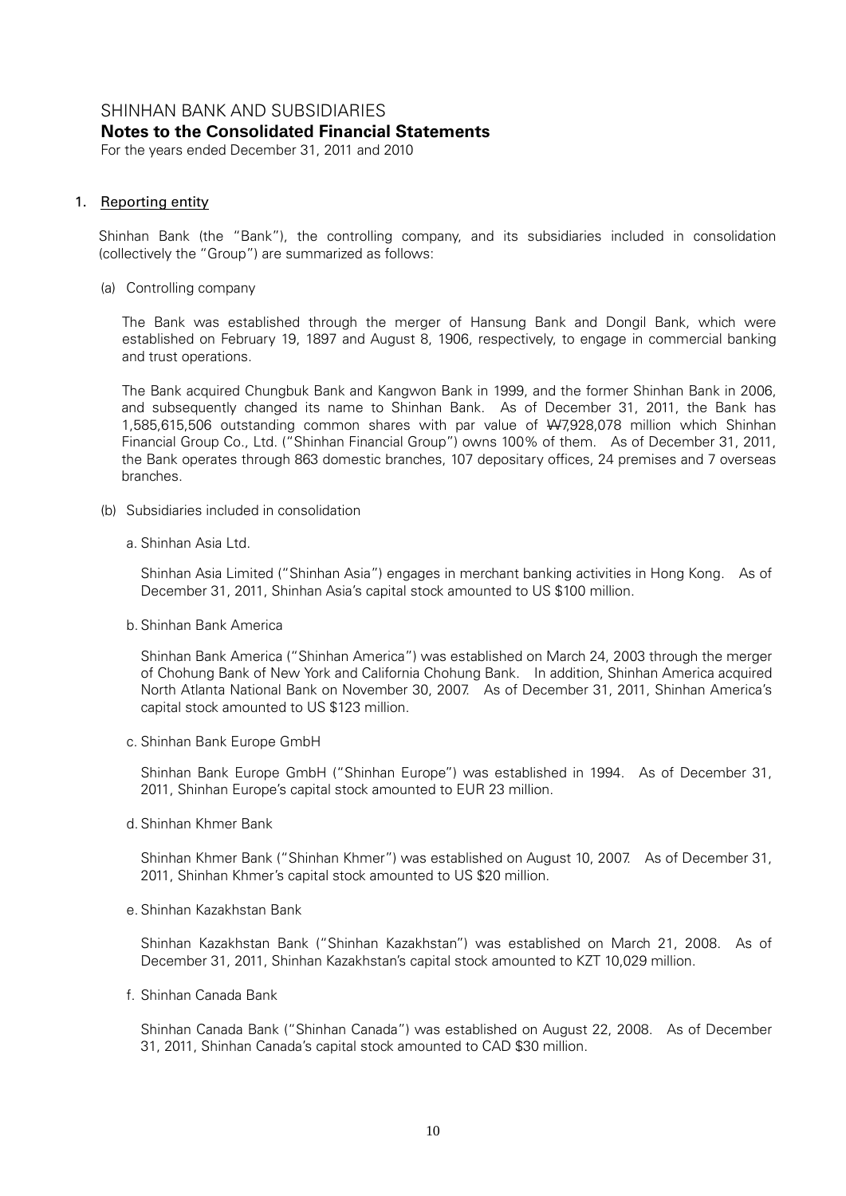# SHINHAN BANK AND SUBSIDIARIES
## Notes to the Consolidated Financial Statements
For the years ended December 31, 2011 and 2010

1. Reporting entity

Shinhan Bank (the "Bank"), the controlling company, and its subsidiaries included in consolidation (collectively the "Group") are summarized as follows:

(a) Controlling company

The Bank was established through the merger of Hansung Bank and Dongil Bank, which were established on February 19, 1897 and August 8, 1906, respectively, to engage in commercial banking and trust operations.

The Bank acquired Chungbuk Bank and Kangwon Bank in 1999, and the former Shinhan Bank in 2006, and subsequently changed its name to Shinhan Bank. As of December 31, 2011, the Bank has 1,585,615,506 outstanding common shares with par value of ₩7,928,078 million which Shinhan Financial Group Co., Ltd. ("Shinhan Financial Group") owns 100% of them. As of December 31, 2011, the Bank operates through 863 domestic branches, 107 depositary offices, 24 premises and 7 overseas branches.

(b) Subsidiaries included in consolidation

a. Shinhan Asia Ltd.

Shinhan Asia Limited ("Shinhan Asia") engages in merchant banking activities in Hong Kong. As of December 31, 2011, Shinhan Asia's capital stock amounted to US $100 million.

b. Shinhan Bank America

Shinhan Bank America ("Shinhan America") was established on March 24, 2003 through the merger of Chohung Bank of New York and California Chohung Bank. In addition, Shinhan America acquired North Atlanta National Bank on November 30, 2007. As of December 31, 2011, Shinhan America's capital stock amounted to US $123 million.

c. Shinhan Bank Europe GmbH

Shinhan Bank Europe GmbH ("Shinhan Europe") was established in 1994. As of December 31, 2011, Shinhan Europe's capital stock amounted to EUR 23 million.

d. Shinhan Khmer Bank

Shinhan Khmer Bank ("Shinhan Khmer") was established on August 10, 2007. As of December 31, 2011, Shinhan Khmer's capital stock amounted to US $20 million.

e. Shinhan Kazakhstan Bank

Shinhan Kazakhstan Bank ("Shinhan Kazakhstan") was established on March 21, 2008. As of December 31, 2011, Shinhan Kazakhstan's capital stock amounted to KZT 10,029 million.

f. Shinhan Canada Bank

Shinhan Canada Bank ("Shinhan Canada") was established on August 22, 2008. As of December 31, 2011, Shinhan Canada's capital stock amounted to CAD $30 million.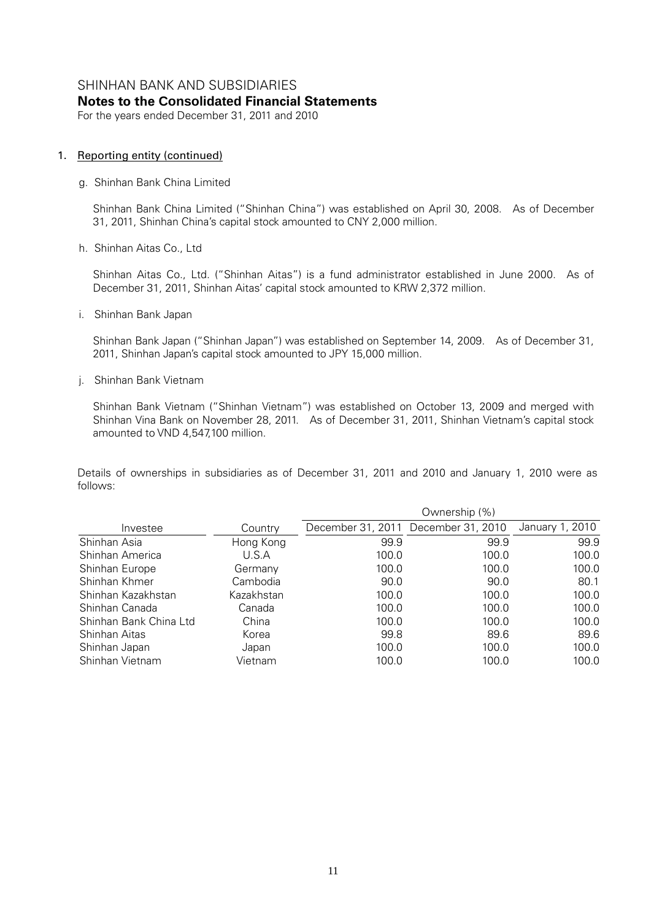# SHINHAN BANK AND SUBSIDIARIES

## Notes to the Consolidated Financial Statements

For the years ended December 31, 2011 and 2010

1. Reporting entity (continued)

g. Shinhan Bank China Limited

Shinhan Bank China Limited ("Shinhan China") was established on April 30, 2008. As of December 31, 2011, Shinhan China's capital stock amounted to CNY 2,000 million.

h. Shinhan Aitas Co., Ltd

Shinhan Aitas Co., Ltd. ("Shinhan Aitas") is a fund administrator established in June 2000. As of December 31, 2011, Shinhan Aitas' capital stock amounted to KRW 2,372 million.

i. Shinhan Bank Japan

Shinhan Bank Japan ("Shinhan Japan") was established on September 14, 2009. As of December 31, 2011, Shinhan Japan's capital stock amounted to JPY 15,000 million.

j. Shinhan Bank Vietnam

Shinhan Bank Vietnam ("Shinhan Vietnam") was established on October 13, 2009 and merged with Shinhan Vina Bank on November 28, 2011. As of December 31, 2011, Shinhan Vietnam's capital stock amounted to VND 4,547,100 million.

Details of ownerships in subsidiaries as of December 31, 2011 and 2010 and January 1, 2010 were as follows:

| Investee | Country | Ownership (%) | | |
|---|---|---|---|---|
| | | December 31, 2011 | December 31, 2010 | January 1, 2010 |
| Shinhan Asia | Hong Kong | 99.9 | 99.9 | 99.9 |
| Shinhan America | U.S.A | 100.0 | 100.0 | 100.0 |
| Shinhan Europe | Germany | 100.0 | 100.0 | 100.0 |
| Shinhan Khmer | Cambodia | 90.0 | 90.0 | 80.1 |
| Shinhan Kazakhstan | Kazakhstan | 100.0 | 100.0 | 100.0 |
| Shinhan Canada | Canada | 100.0 | 100.0 | 100.0 |
| Shinhan Bank China Ltd | China | 100.0 | 100.0 | 100.0 |
| Shinhan Aitas | Korea | 99.8 | 89.6 | 89.6 |
| Shinhan Japan | Japan | 100.0 | 100.0 | 100.0 |
| Shinhan Vietnam | Vietnam | 100.0 | 100.0 | 100.0 |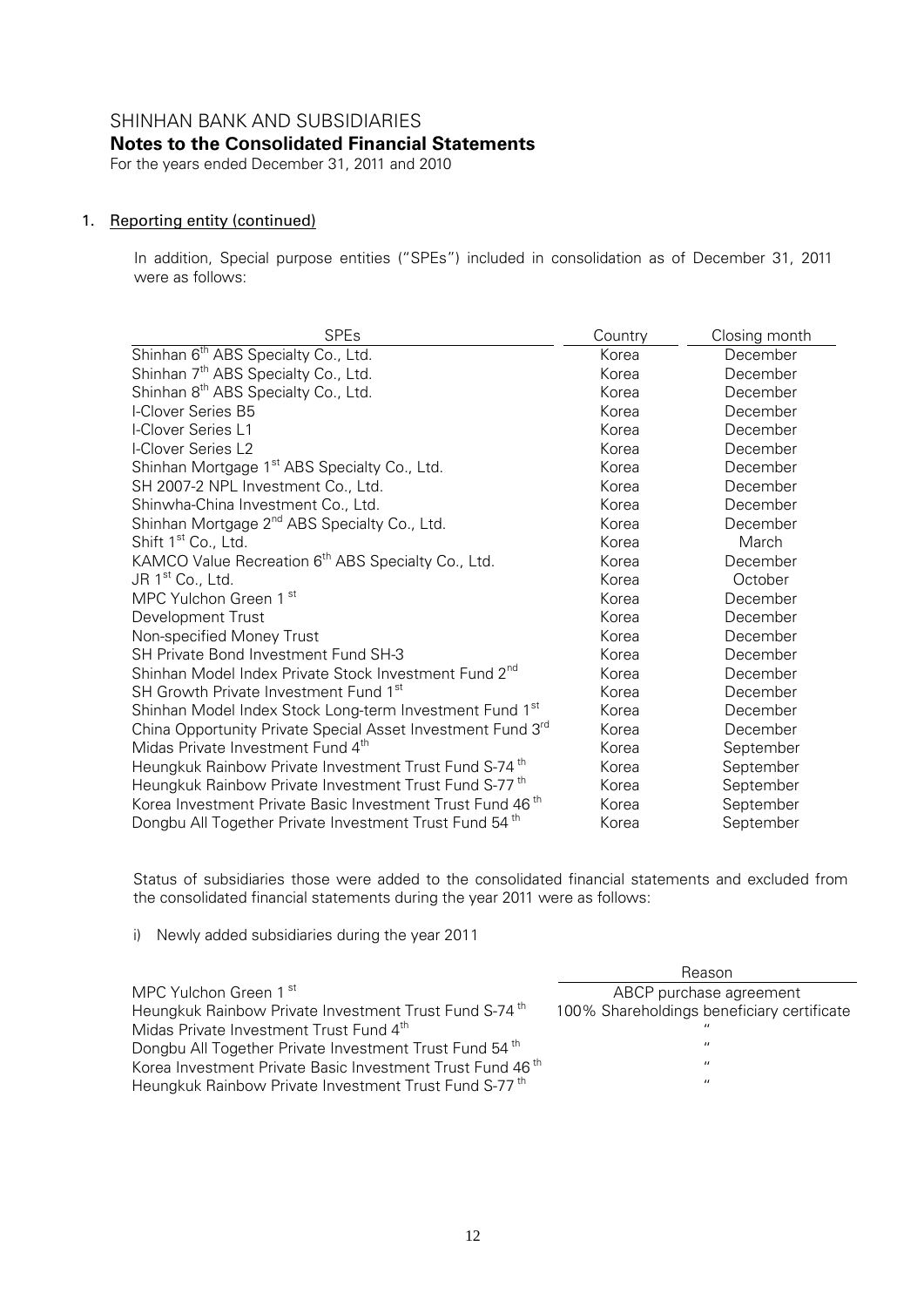## 1. Reporting entity (continued)

In addition, Special purpose entities ("SPEs") included in consolidation as of December 31, 2011 were as follows:

| SPEs | Country | Closing month |
|---|---|---|
| Shinhan 6th ABS Specialty Co., Ltd. | Korea | December |
| Shinhan 7th ABS Specialty Co., Ltd. | Korea | December |
| Shinhan 8th ABS Specialty Co., Ltd. | Korea | December |
| I-Clover Series B5 | Korea | December |
| I-Clover Series L1 | Korea | December |
| I-Clover Series L2 | Korea | December |
| Shinhan Mortgage 1st ABS Specialty Co., Ltd. | Korea | December |
| SH 2007-2 NPL Investment Co., Ltd. | Korea | December |
| Shinwha-China Investment Co., Ltd. | Korea | December |
| Shinhan Mortgage 2nd ABS Specialty Co., Ltd. | Korea | December |
| Shift 1st Co., Ltd. | Korea | March |
| KAMCO Value Recreation 6th ABS Specialty Co., Ltd. | Korea | December |
| JR 1st Co., Ltd. | Korea | October |
| MPC Yulchon Green 1st | Korea | December |
| Development Trust | Korea | December |
| Non-specified Money Trust | Korea | December |
| SH Private Bond Investment Fund SH-3 | Korea | December |
| Shinhan Model Index Private Stock Investment Fund 2nd | Korea | December |
| SH Growth Private Investment Fund 1st | Korea | December |
| Shinhan Model Index Stock Long-term Investment Fund 1st | Korea | December |
| China Opportunity Private Special Asset Investment Fund 3rd | Korea | December |
| Midas Private Investment Fund 4th | Korea | September |
| Heungkuk Rainbow Private Investment Trust Fund S-74th | Korea | September |
| Heungkuk Rainbow Private Investment Trust Fund S-77th | Korea | September |
| Korea Investment Private Basic Investment Trust Fund 46th | Korea | September |
| Dongbu All Together Private Investment Trust Fund 54th | Korea | September |

Status of subsidiaries those were added to the consolidated financial statements and excluded from the consolidated financial statements during the year 2011 were as follows:

i) Newly added subsidiaries during the year 2011

| | Reason |
|---|---|
| MPC Yulchon Green 1st | ABCP purchase agreement |
| Heungkuk Rainbow Private Investment Trust Fund S-74th | 100% Shareholdings beneficiary certificate |
| Midas Private Investment Trust Fund 4th | " |
| Dongbu All Together Private Investment Trust Fund 54th | " |
| Korea Investment Private Basic Investment Trust Fund 46th | " |
| Heungkuk Rainbow Private Investment Trust Fund S-77th | " |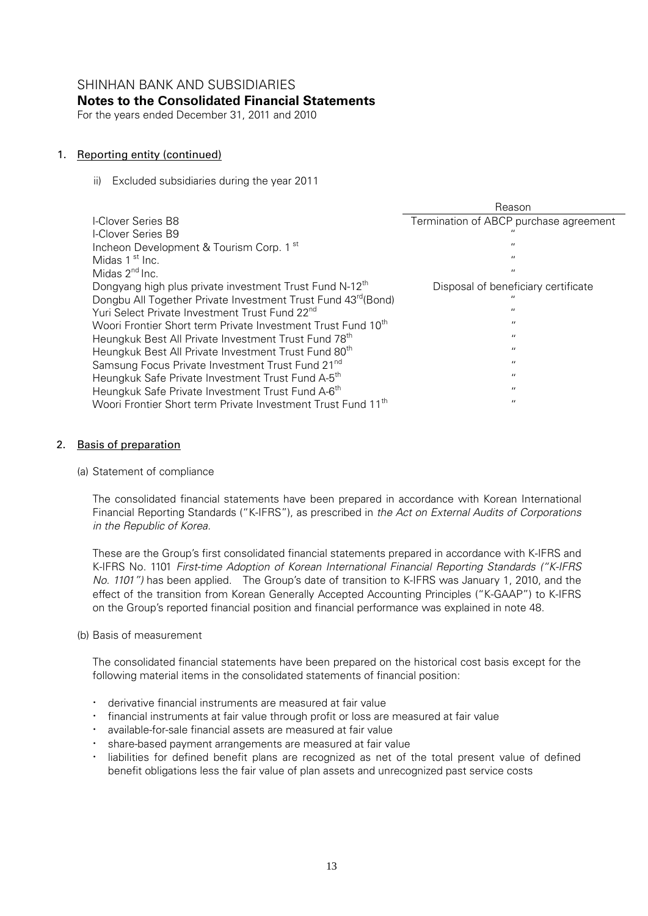## 1. Reporting entity (continued)

ii) Excluded subsidiaries during the year 2011

| | Reason |
|---|---|
| I-Clover Series B8 | Termination of ABCP purchase agreement |
| I-Clover Series B9 | " |
| Incheon Development & Tourism Corp. 1st | " |
| Midas 1st Inc. | " |
| Midas 2nd Inc. | " |
| Dongyang high plus private investment Trust Fund N-12th | Disposal of beneficiary certificate |
| Dongbu All Together Private Investment Trust Fund 43rd(Bond) | " |
| Yuri Select Private Investment Trust Fund 22nd | " |
| Woori Frontier Short term Private Investment Trust Fund 10th | " |
| Heungkuk Best All Private Investment Trust Fund 78th | " |
| Heungkuk Best All Private Investment Trust Fund 80th | " |
| Samsung Focus Private Investment Trust Fund 21nd | " |
| Heungkuk Safe Private Investment Trust Fund A-5th | " |
| Heungkuk Safe Private Investment Trust Fund A-6th | " |
| Woori Frontier Short term Private Investment Trust Fund 11th | " |

## 2. Basis of preparation

(a) Statement of compliance

The consolidated financial statements have been prepared in accordance with Korean International Financial Reporting Standards ("K-IFRS"), as prescribed in *the Act on External Audits of Corporations in the Republic of Korea.*

These are the Group's first consolidated financial statements prepared in accordance with K-IFRS and K-IFRS No. 1101 *First-time Adoption of Korean International Financial Reporting Standards ("K-IFRS No. 1101")* has been applied. The Group's date of transition to K-IFRS was January 1, 2010, and the effect of the transition from Korean Generally Accepted Accounting Principles ("K-GAAP") to K-IFRS on the Group's reported financial position and financial performance was explained in note 48.

(b) Basis of measurement

The consolidated financial statements have been prepared on the historical cost basis except for the following material items in the consolidated statements of financial position:

- derivative financial instruments are measured at fair value
- financial instruments at fair value through profit or loss are measured at fair value
- available-for-sale financial assets are measured at fair value
- share-based payment arrangements are measured at fair value
- liabilities for defined benefit plans are recognized as net of the total present value of defined benefit obligations less the fair value of plan assets and unrecognized past service costs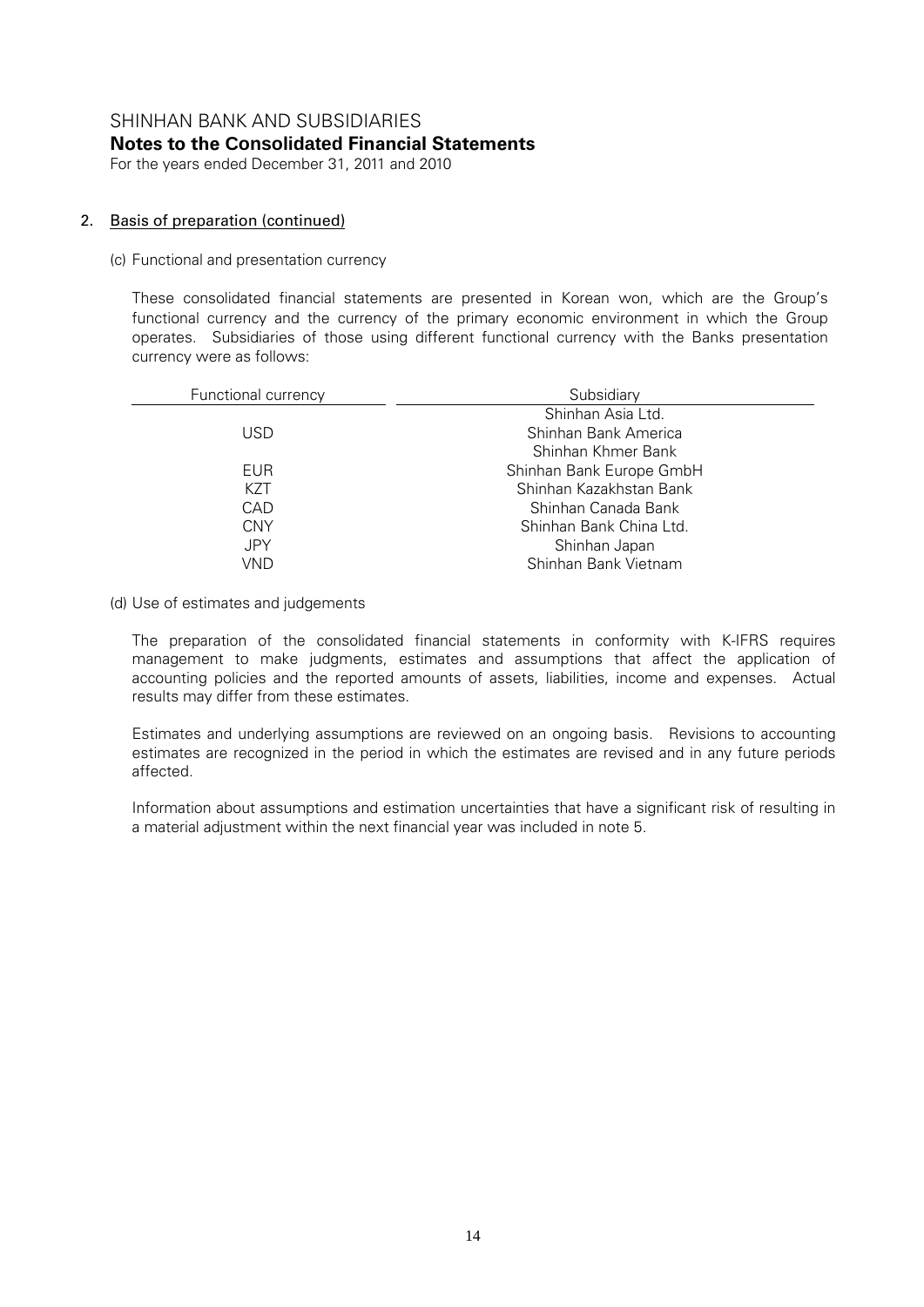## 2. Basis of preparation (continued)

(c) Functional and presentation currency

These consolidated financial statements are presented in Korean won, which are the Group's functional currency and the currency of the primary economic environment in which the Group operates. Subsidiaries of those using different functional currency with the Banks presentation currency were as follows:

| Functional currency | Subsidiary |
|---|---|
| USD | Shinhan Asia Ltd.<br>Shinhan Bank America<br>Shinhan Khmer Bank |
| EUR | Shinhan Bank Europe GmbH |
| KZT | Shinhan Kazakhstan Bank |
| CAD | Shinhan Canada Bank |
| CNY | Shinhan Bank China Ltd. |
| JPY | Shinhan Japan |
| VND | Shinhan Bank Vietnam |

(d) Use of estimates and judgements

The preparation of the consolidated financial statements in conformity with K-IFRS requires management to make judgments, estimates and assumptions that affect the application of accounting policies and the reported amounts of assets, liabilities, income and expenses. Actual results may differ from these estimates.

Estimates and underlying assumptions are reviewed on an ongoing basis. Revisions to accounting estimates are recognized in the period in which the estimates are revised and in any future periods affected.

Information about assumptions and estimation uncertainties that have a significant risk of resulting in a material adjustment within the next financial year was included in note 5.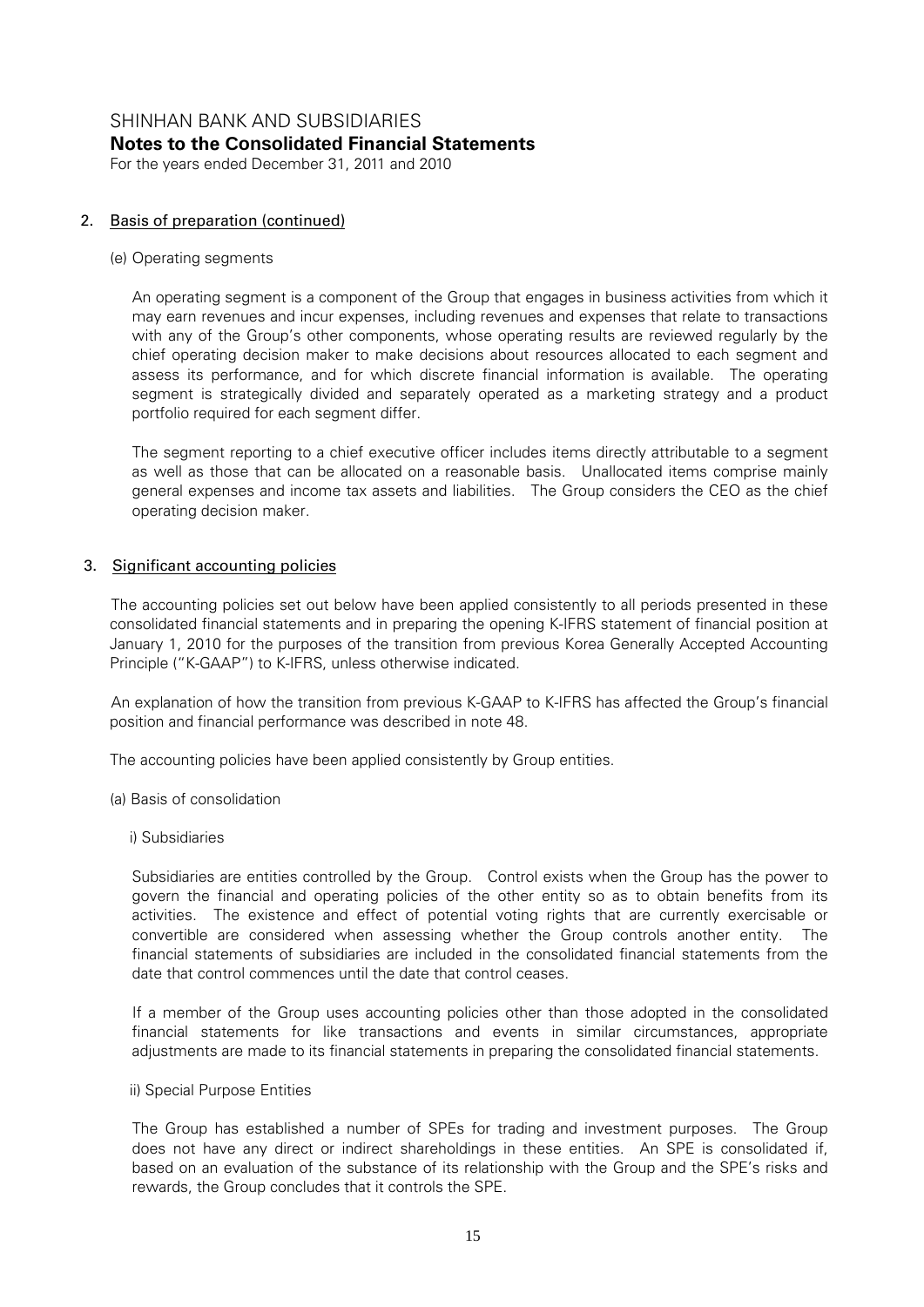## 2. Basis of preparation (continued)

(e) Operating segments

An operating segment is a component of the Group that engages in business activities from which it may earn revenues and incur expenses, including revenues and expenses that relate to transactions with any of the Group's other components, whose operating results are reviewed regularly by the chief operating decision maker to make decisions about resources allocated to each segment and assess its performance, and for which discrete financial information is available. The operating segment is strategically divided and separately operated as a marketing strategy and a product portfolio required for each segment differ.

The segment reporting to a chief executive officer includes items directly attributable to a segment as well as those that can be allocated on a reasonable basis. Unallocated items comprise mainly general expenses and income tax assets and liabilities. The Group considers the CEO as the chief operating decision maker.

## 3. Significant accounting policies

The accounting policies set out below have been applied consistently to all periods presented in these consolidated financial statements and in preparing the opening K-IFRS statement of financial position at January 1, 2010 for the purposes of the transition from previous Korea Generally Accepted Accounting Principle ("K-GAAP") to K-IFRS, unless otherwise indicated.

An explanation of how the transition from previous K-GAAP to K-IFRS has affected the Group's financial position and financial performance was described in note 48.

The accounting policies have been applied consistently by Group entities.

(a) Basis of consolidation

i) Subsidiaries

Subsidiaries are entities controlled by the Group. Control exists when the Group has the power to govern the financial and operating policies of the other entity so as to obtain benefits from its activities. The existence and effect of potential voting rights that are currently exercisable or convertible are considered when assessing whether the Group controls another entity. The financial statements of subsidiaries are included in the consolidated financial statements from the date that control commences until the date that control ceases.

If a member of the Group uses accounting policies other than those adopted in the consolidated financial statements for like transactions and events in similar circumstances, appropriate adjustments are made to its financial statements in preparing the consolidated financial statements.

ii) Special Purpose Entities

The Group has established a number of SPEs for trading and investment purposes. The Group does not have any direct or indirect shareholdings in these entities. An SPE is consolidated if, based on an evaluation of the substance of its relationship with the Group and the SPE's risks and rewards, the Group concludes that it controls the SPE.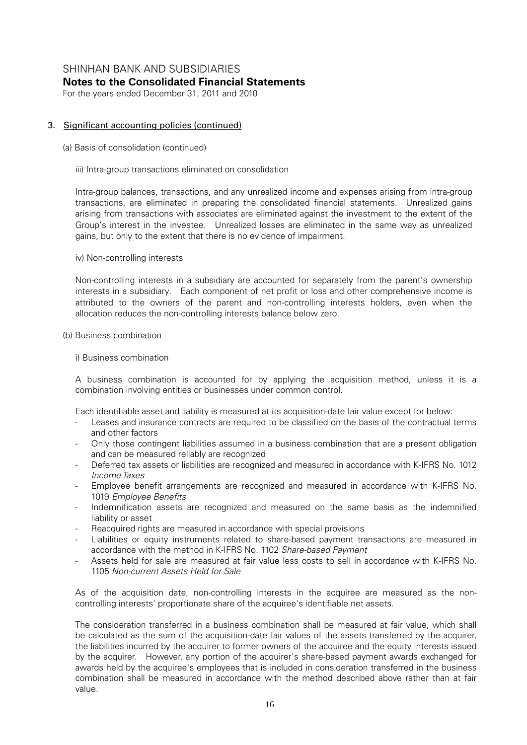## 3. Significant accounting policies (continued)

(a) Basis of consolidation (continued)

iii) Intra-group transactions eliminated on consolidation

Intra-group balances, transactions, and any unrealized income and expenses arising from intra-group transactions, are eliminated in preparing the consolidated financial statements. Unrealized gains arising from transactions with associates are eliminated against the investment to the extent of the Group's interest in the investee. Unrealized losses are eliminated in the same way as unrealized gains, but only to the extent that there is no evidence of impairment.

iv) Non-controlling interests

Non-controlling interests in a subsidiary are accounted for separately from the parent's ownership interests in a subsidiary. Each component of net profit or loss and other comprehensive income is attributed to the owners of the parent and non-controlling interests holders, even when the allocation reduces the non-controlling interests balance below zero.

(b) Business combination

i) Business combination

A business combination is accounted for by applying the acquisition method, unless it is a combination involving entities or businesses under common control.

Each identifiable asset and liability is measured at its acquisition-date fair value except for below:

- Leases and insurance contracts are required to be classified on the basis of the contractual terms and other factors
- Only those contingent liabilities assumed in a business combination that are a present obligation and can be measured reliably are recognized
- Deferred tax assets or liabilities are recognized and measured in accordance with K-IFRS No. 1012 *Income Taxes*
- Employee benefit arrangements are recognized and measured in accordance with K-IFRS No. 1019 *Employee Benefits*
- Indemnification assets are recognized and measured on the same basis as the indemnified liability or asset
- Reacquired rights are measured in accordance with special provisions
- Liabilities or equity instruments related to share-based payment transactions are measured in accordance with the method in K-IFRS No. 1102 *Share-based Payment*
- Assets held for sale are measured at fair value less costs to sell in accordance with K-IFRS No. 1105 *Non-current Assets Held for Sale*

As of the acquisition date, non-controlling interests in the acquiree are measured as the non-controlling interests' proportionate share of the acquiree's identifiable net assets.

The consideration transferred in a business combination shall be measured at fair value, which shall be calculated as the sum of the acquisition-date fair values of the assets transferred by the acquirer, the liabilities incurred by the acquirer to former owners of the acquiree and the equity interests issued by the acquirer. However, any portion of the acquirer's share-based payment awards exchanged for awards held by the acquiree's employees that is included in consideration transferred in the business combination shall be measured in accordance with the method described above rather than at fair value.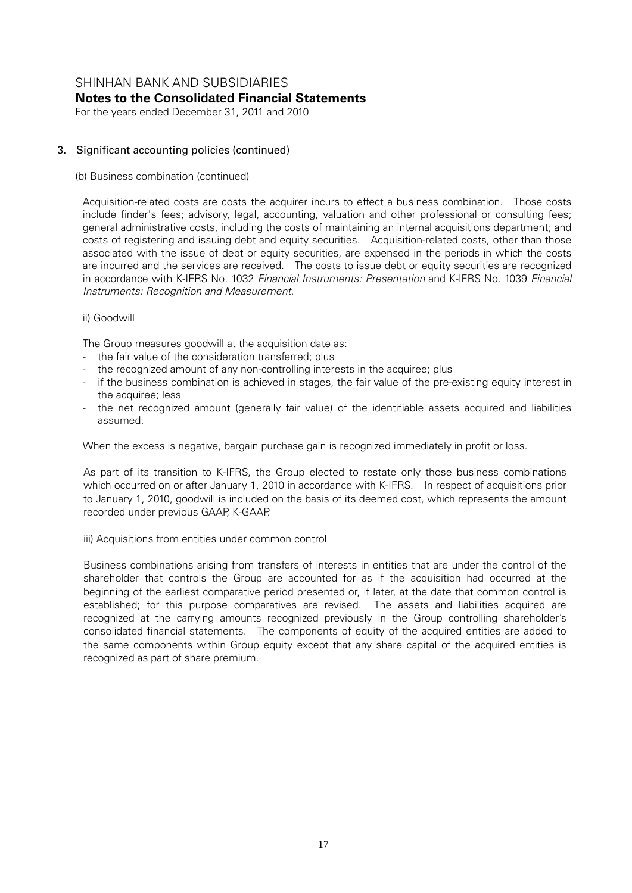## 3. Significant accounting policies (continued)

(b) Business combination (continued)

Acquisition-related costs are costs the acquirer incurs to effect a business combination. Those costs include finder's fees; advisory, legal, accounting, valuation and other professional or consulting fees; general administrative costs, including the costs of maintaining an internal acquisitions department; and costs of registering and issuing debt and equity securities. Acquisition-related costs, other than those associated with the issue of debt or equity securities, are expensed in the periods in which the costs are incurred and the services are received. The costs to issue debt or equity securities are recognized in accordance with K-IFRS No. 1032 *Financial Instruments: Presentation* and K-IFRS No. 1039 *Financial Instruments: Recognition and Measurement*.

ii) Goodwill

The Group measures goodwill at the acquisition date as:

- the fair value of the consideration transferred; plus
- the recognized amount of any non-controlling interests in the acquiree; plus
- if the business combination is achieved in stages, the fair value of the pre-existing equity interest in the acquiree; less
- the net recognized amount (generally fair value) of the identifiable assets acquired and liabilities assumed.

When the excess is negative, bargain purchase gain is recognized immediately in profit or loss.

As part of its transition to K-IFRS, the Group elected to restate only those business combinations which occurred on or after January 1, 2010 in accordance with K-IFRS. In respect of acquisitions prior to January 1, 2010, goodwill is included on the basis of its deemed cost, which represents the amount recorded under previous GAAP, K-GAAP.

iii) Acquisitions from entities under common control

Business combinations arising from transfers of interests in entities that are under the control of the shareholder that controls the Group are accounted for as if the acquisition had occurred at the beginning of the earliest comparative period presented or, if later, at the date that common control is established; for this purpose comparatives are revised. The assets and liabilities acquired are recognized at the carrying amounts recognized previously in the Group controlling shareholder's consolidated financial statements. The components of equity of the acquired entities are added to the same components within Group equity except that any share capital of the acquired entities is recognized as part of share premium.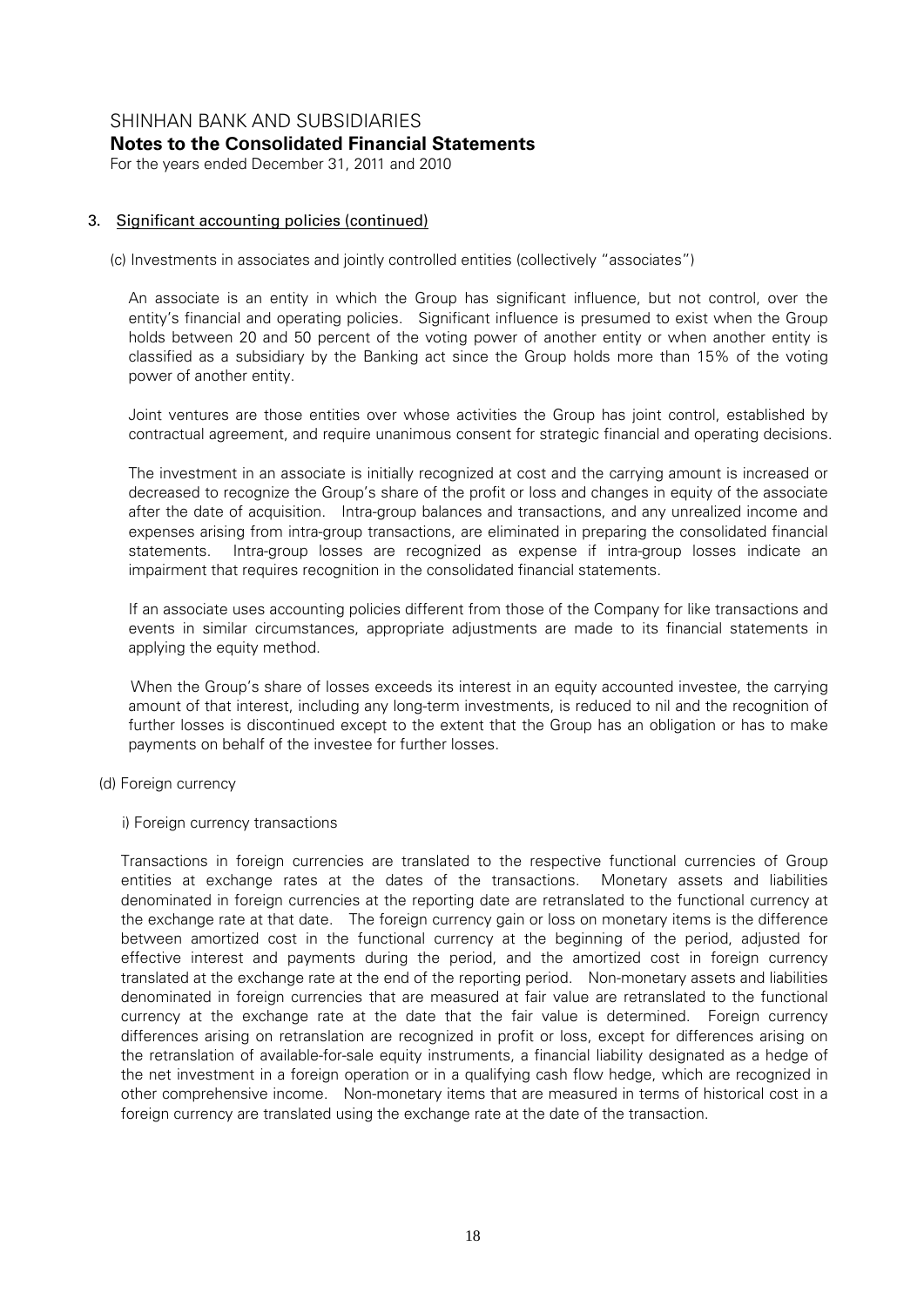## 3. Significant accounting policies (continued)

(c) Investments in associates and jointly controlled entities (collectively "associates")

An associate is an entity in which the Group has significant influence, but not control, over the entity's financial and operating policies. Significant influence is presumed to exist when the Group holds between 20 and 50 percent of the voting power of another entity or when another entity is classified as a subsidiary by the Banking act since the Group holds more than 15% of the voting power of another entity.

Joint ventures are those entities over whose activities the Group has joint control, established by contractual agreement, and require unanimous consent for strategic financial and operating decisions.

The investment in an associate is initially recognized at cost and the carrying amount is increased or decreased to recognize the Group's share of the profit or loss and changes in equity of the associate after the date of acquisition. Intra-group balances and transactions, and any unrealized income and expenses arising from intra-group transactions, are eliminated in preparing the consolidated financial statements. Intra-group losses are recognized as expense if intra-group losses indicate an impairment that requires recognition in the consolidated financial statements.

If an associate uses accounting policies different from those of the Company for like transactions and events in similar circumstances, appropriate adjustments are made to its financial statements in applying the equity method.

When the Group's share of losses exceeds its interest in an equity accounted investee, the carrying amount of that interest, including any long-term investments, is reduced to nil and the recognition of further losses is discontinued except to the extent that the Group has an obligation or has to make payments on behalf of the investee for further losses.

(d) Foreign currency

i) Foreign currency transactions

Transactions in foreign currencies are translated to the respective functional currencies of Group entities at exchange rates at the dates of the transactions. Monetary assets and liabilities denominated in foreign currencies at the reporting date are retranslated to the functional currency at the exchange rate at that date. The foreign currency gain or loss on monetary items is the difference between amortized cost in the functional currency at the beginning of the period, adjusted for effective interest and payments during the period, and the amortized cost in foreign currency translated at the exchange rate at the end of the reporting period. Non-monetary assets and liabilities denominated in foreign currencies that are measured at fair value are retranslated to the functional currency at the exchange rate at the date that the fair value is determined. Foreign currency differences arising on retranslation are recognized in profit or loss, except for differences arising on the retranslation of available-for-sale equity instruments, a financial liability designated as a hedge of the net investment in a foreign operation or in a qualifying cash flow hedge, which are recognized in other comprehensive income. Non-monetary items that are measured in terms of historical cost in a foreign currency are translated using the exchange rate at the date of the transaction.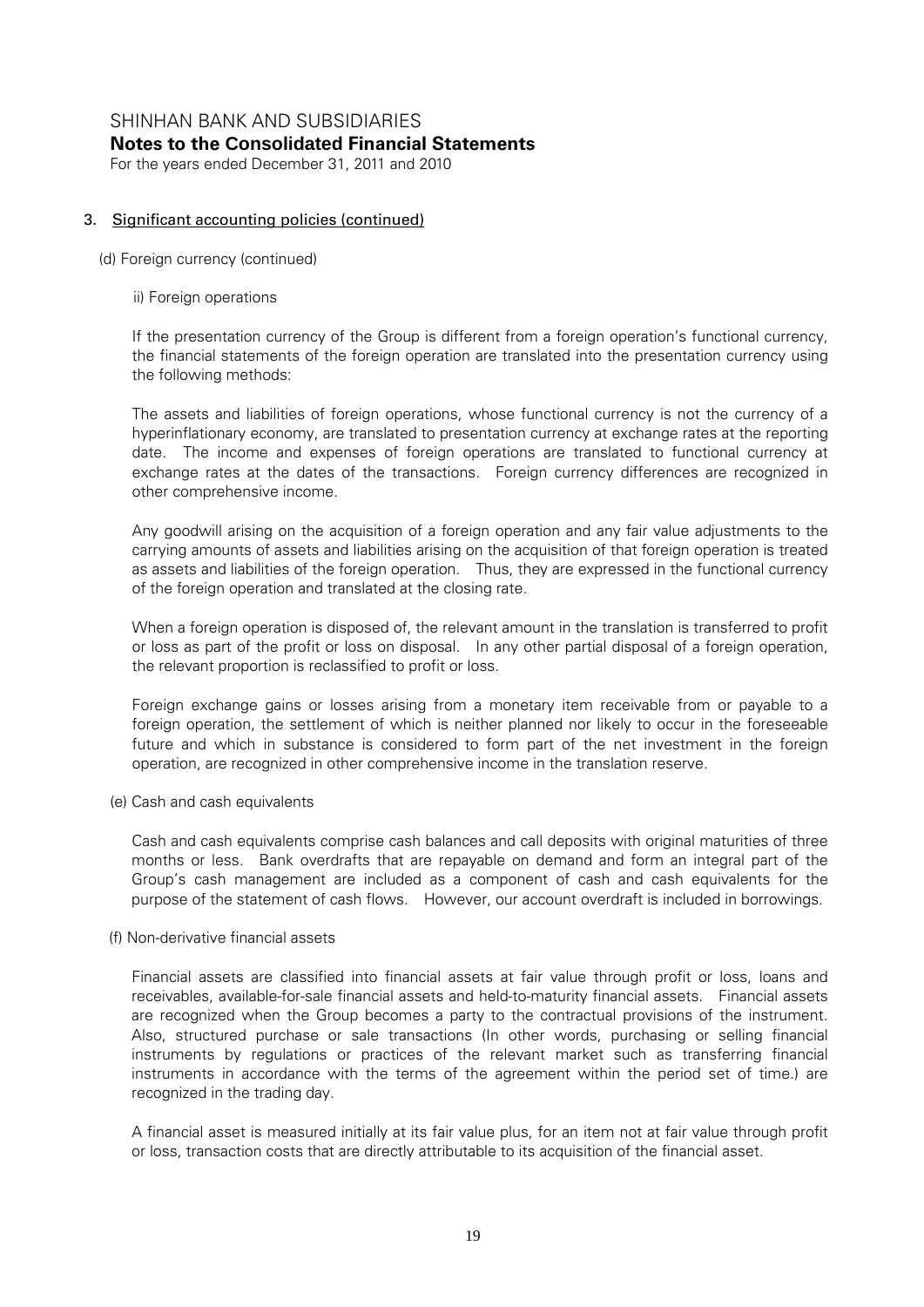## 3. Significant accounting policies (continued)

(d) Foreign currency (continued)

ii) Foreign operations

If the presentation currency of the Group is different from a foreign operation's functional currency, the financial statements of the foreign operation are translated into the presentation currency using the following methods:

The assets and liabilities of foreign operations, whose functional currency is not the currency of a hyperinflationary economy, are translated to presentation currency at exchange rates at the reporting date. The income and expenses of foreign operations are translated to functional currency at exchange rates at the dates of the transactions. Foreign currency differences are recognized in other comprehensive income.

Any goodwill arising on the acquisition of a foreign operation and any fair value adjustments to the carrying amounts of assets and liabilities arising on the acquisition of that foreign operation is treated as assets and liabilities of the foreign operation. Thus, they are expressed in the functional currency of the foreign operation and translated at the closing rate.

When a foreign operation is disposed of, the relevant amount in the translation is transferred to profit or loss as part of the profit or loss on disposal. In any other partial disposal of a foreign operation, the relevant proportion is reclassified to profit or loss.

Foreign exchange gains or losses arising from a monetary item receivable from or payable to a foreign operation, the settlement of which is neither planned nor likely to occur in the foreseeable future and which in substance is considered to form part of the net investment in the foreign operation, are recognized in other comprehensive income in the translation reserve.

(e) Cash and cash equivalents

Cash and cash equivalents comprise cash balances and call deposits with original maturities of three months or less. Bank overdrafts that are repayable on demand and form an integral part of the Group's cash management are included as a component of cash and cash equivalents for the purpose of the statement of cash flows. However, our account overdraft is included in borrowings.

(f) Non-derivative financial assets

Financial assets are classified into financial assets at fair value through profit or loss, loans and receivables, available-for-sale financial assets and held-to-maturity financial assets. Financial assets are recognized when the Group becomes a party to the contractual provisions of the instrument. Also, structured purchase or sale transactions (In other words, purchasing or selling financial instruments by regulations or practices of the relevant market such as transferring financial instruments in accordance with the terms of the agreement within the period set of time.) are recognized in the trading day.

A financial asset is measured initially at its fair value plus, for an item not at fair value through profit or loss, transaction costs that are directly attributable to its acquisition of the financial asset.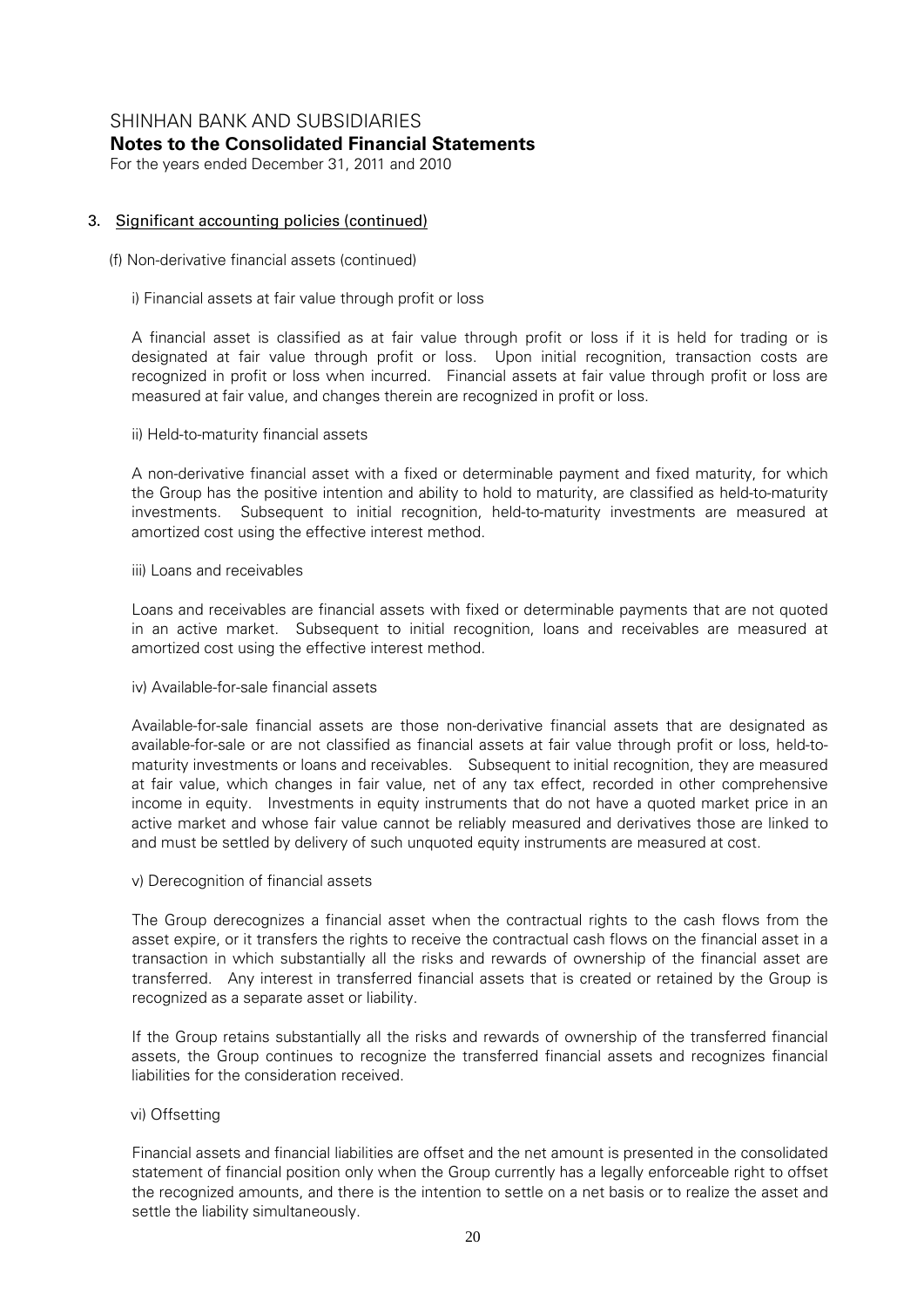## 3. Significant accounting policies (continued)

(f) Non-derivative financial assets (continued)

i) Financial assets at fair value through profit or loss

A financial asset is classified as at fair value through profit or loss if it is held for trading or is designated at fair value through profit or loss. Upon initial recognition, transaction costs are recognized in profit or loss when incurred. Financial assets at fair value through profit or loss are measured at fair value, and changes therein are recognized in profit or loss.

ii) Held-to-maturity financial assets

A non-derivative financial asset with a fixed or determinable payment and fixed maturity, for which the Group has the positive intention and ability to hold to maturity, are classified as held-to-maturity investments. Subsequent to initial recognition, held-to-maturity investments are measured at amortized cost using the effective interest method.

iii) Loans and receivables

Loans and receivables are financial assets with fixed or determinable payments that are not quoted in an active market. Subsequent to initial recognition, loans and receivables are measured at amortized cost using the effective interest method.

iv) Available-for-sale financial assets

Available-for-sale financial assets are those non-derivative financial assets that are designated as available-for-sale or are not classified as financial assets at fair value through profit or loss, held-to-maturity investments or loans and receivables. Subsequent to initial recognition, they are measured at fair value, which changes in fair value, net of any tax effect, recorded in other comprehensive income in equity. Investments in equity instruments that do not have a quoted market price in an active market and whose fair value cannot be reliably measured and derivatives those are linked to and must be settled by delivery of such unquoted equity instruments are measured at cost.

v) Derecognition of financial assets

The Group derecognizes a financial asset when the contractual rights to the cash flows from the asset expire, or it transfers the rights to receive the contractual cash flows on the financial asset in a transaction in which substantially all the risks and rewards of ownership of the financial asset are transferred. Any interest in transferred financial assets that is created or retained by the Group is recognized as a separate asset or liability.

If the Group retains substantially all the risks and rewards of ownership of the transferred financial assets, the Group continues to recognize the transferred financial assets and recognizes financial liabilities for the consideration received.

vi) Offsetting

Financial assets and financial liabilities are offset and the net amount is presented in the consolidated statement of financial position only when the Group currently has a legally enforceable right to offset the recognized amounts, and there is the intention to settle on a net basis or to realize the asset and settle the liability simultaneously.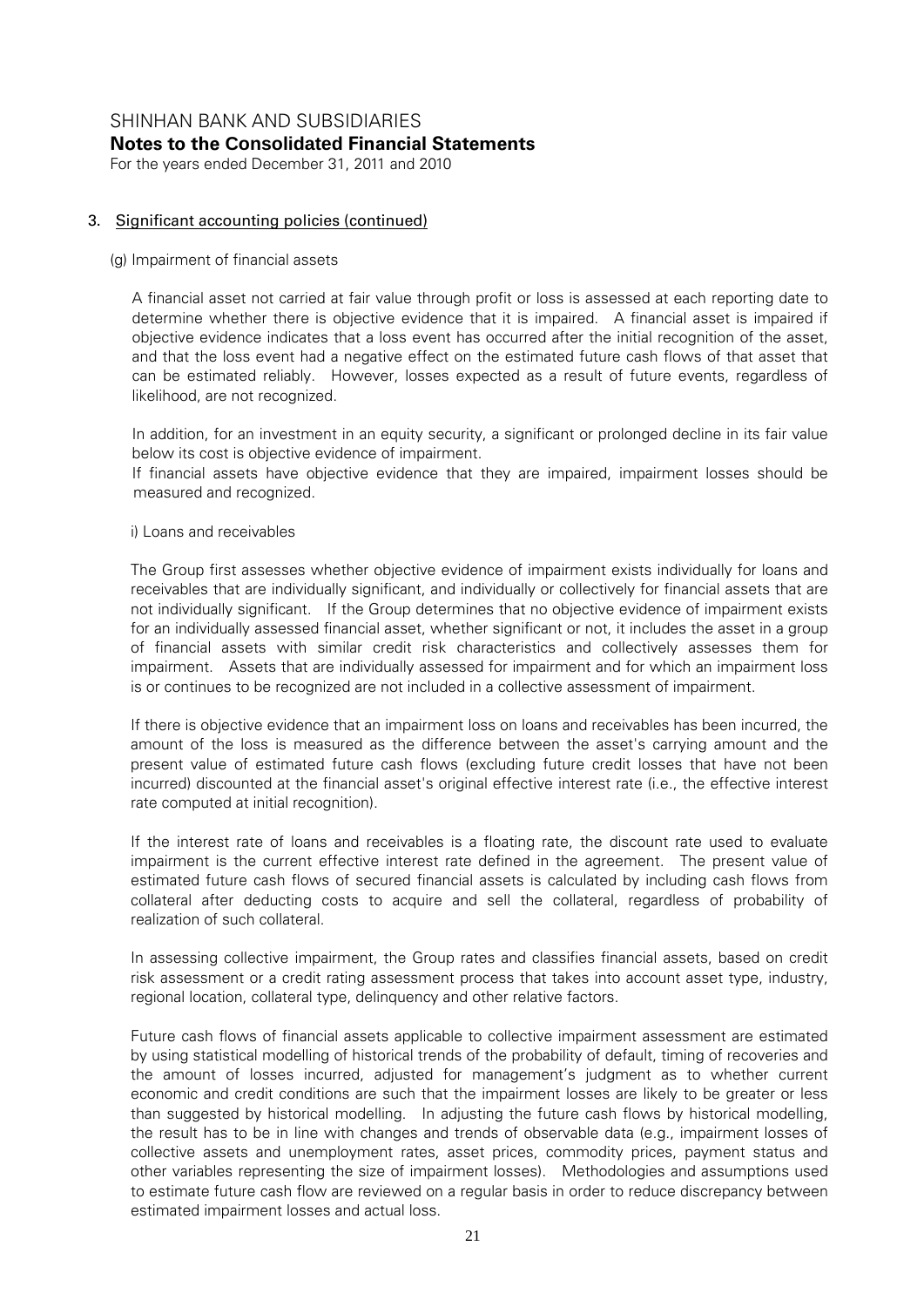## 3. Significant accounting policies (continued)

(g) Impairment of financial assets

A financial asset not carried at fair value through profit or loss is assessed at each reporting date to determine whether there is objective evidence that it is impaired. A financial asset is impaired if objective evidence indicates that a loss event has occurred after the initial recognition of the asset, and that the loss event had a negative effect on the estimated future cash flows of that asset that can be estimated reliably. However, losses expected as a result of future events, regardless of likelihood, are not recognized.

In addition, for an investment in an equity security, a significant or prolonged decline in its fair value below its cost is objective evidence of impairment.

If financial assets have objective evidence that they are impaired, impairment losses should be measured and recognized.

i) Loans and receivables

The Group first assesses whether objective evidence of impairment exists individually for loans and receivables that are individually significant, and individually or collectively for financial assets that are not individually significant. If the Group determines that no objective evidence of impairment exists for an individually assessed financial asset, whether significant or not, it includes the asset in a group of financial assets with similar credit risk characteristics and collectively assesses them for impairment. Assets that are individually assessed for impairment and for which an impairment loss is or continues to be recognized are not included in a collective assessment of impairment.

If there is objective evidence that an impairment loss on loans and receivables has been incurred, the amount of the loss is measured as the difference between the asset's carrying amount and the present value of estimated future cash flows (excluding future credit losses that have not been incurred) discounted at the financial asset's original effective interest rate (i.e., the effective interest rate computed at initial recognition).

If the interest rate of loans and receivables is a floating rate, the discount rate used to evaluate impairment is the current effective interest rate defined in the agreement. The present value of estimated future cash flows of secured financial assets is calculated by including cash flows from collateral after deducting costs to acquire and sell the collateral, regardless of probability of realization of such collateral.

In assessing collective impairment, the Group rates and classifies financial assets, based on credit risk assessment or a credit rating assessment process that takes into account asset type, industry, regional location, collateral type, delinquency and other relative factors.

Future cash flows of financial assets applicable to collective impairment assessment are estimated by using statistical modelling of historical trends of the probability of default, timing of recoveries and the amount of losses incurred, adjusted for management's judgment as to whether current economic and credit conditions are such that the impairment losses are likely to be greater or less than suggested by historical modelling. In adjusting the future cash flows by historical modelling, the result has to be in line with changes and trends of observable data (e.g., impairment losses of collective assets and unemployment rates, asset prices, commodity prices, payment status and other variables representing the size of impairment losses). Methodologies and assumptions used to estimate future cash flow are reviewed on a regular basis in order to reduce discrepancy between estimated impairment losses and actual loss.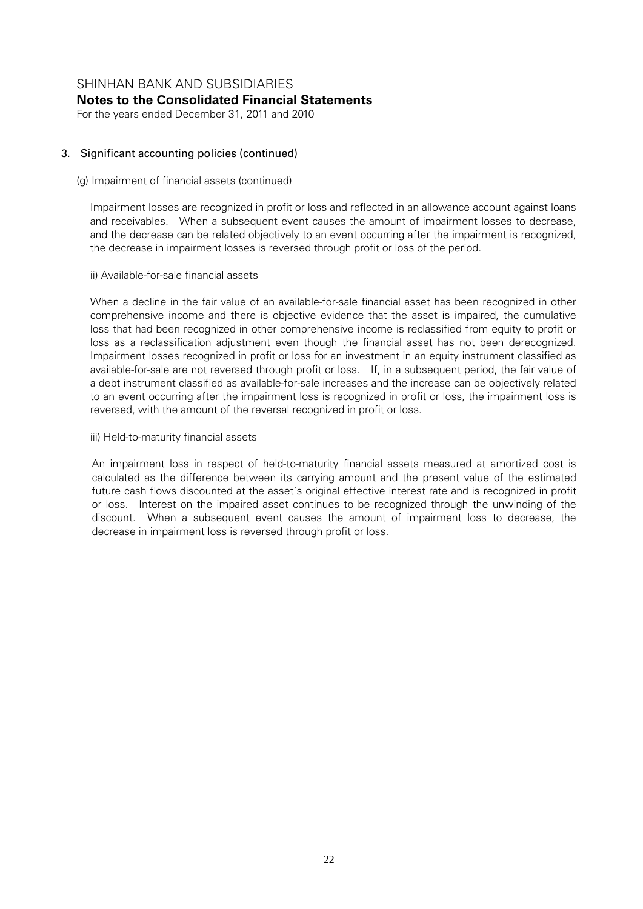## 3. Significant accounting policies (continued)

(g) Impairment of financial assets (continued)

Impairment losses are recognized in profit or loss and reflected in an allowance account against loans and receivables. When a subsequent event causes the amount of impairment losses to decrease, and the decrease can be related objectively to an event occurring after the impairment is recognized, the decrease in impairment losses is reversed through profit or loss of the period.

ii) Available-for-sale financial assets

When a decline in the fair value of an available-for-sale financial asset has been recognized in other comprehensive income and there is objective evidence that the asset is impaired, the cumulative loss that had been recognized in other comprehensive income is reclassified from equity to profit or loss as a reclassification adjustment even though the financial asset has not been derecognized. Impairment losses recognized in profit or loss for an investment in an equity instrument classified as available-for-sale are not reversed through profit or loss. If, in a subsequent period, the fair value of a debt instrument classified as available-for-sale increases and the increase can be objectively related to an event occurring after the impairment loss is recognized in profit or loss, the impairment loss is reversed, with the amount of the reversal recognized in profit or loss.

iii) Held-to-maturity financial assets

An impairment loss in respect of held-to-maturity financial assets measured at amortized cost is calculated as the difference between its carrying amount and the present value of the estimated future cash flows discounted at the asset's original effective interest rate and is recognized in profit or loss. Interest on the impaired asset continues to be recognized through the unwinding of the discount. When a subsequent event causes the amount of impairment loss to decrease, the decrease in impairment loss is reversed through profit or loss.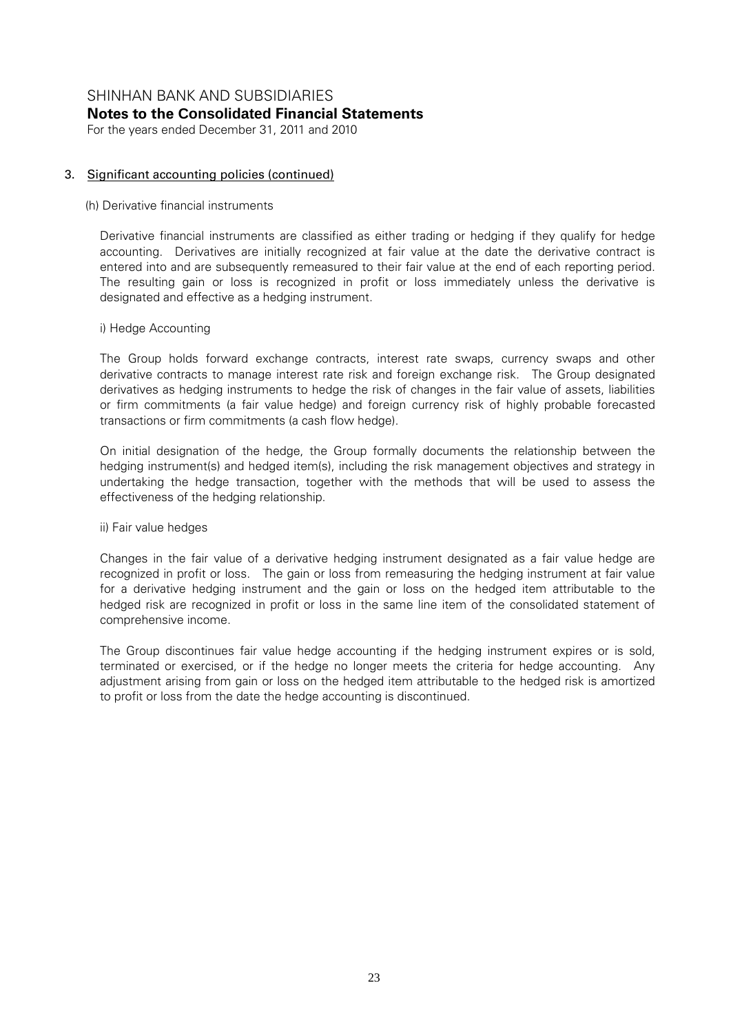## 3. Significant accounting policies (continued)

### (h) Derivative financial instruments

Derivative financial instruments are classified as either trading or hedging if they qualify for hedge accounting. Derivatives are initially recognized at fair value at the date the derivative contract is entered into and are subsequently remeasured to their fair value at the end of each reporting period. The resulting gain or loss is recognized in profit or loss immediately unless the derivative is designated and effective as a hedging instrument.

#### i) Hedge Accounting

The Group holds forward exchange contracts, interest rate swaps, currency swaps and other derivative contracts to manage interest rate risk and foreign exchange risk. The Group designated derivatives as hedging instruments to hedge the risk of changes in the fair value of assets, liabilities or firm commitments (a fair value hedge) and foreign currency risk of highly probable forecasted transactions or firm commitments (a cash flow hedge).

On initial designation of the hedge, the Group formally documents the relationship between the hedging instrument(s) and hedged item(s), including the risk management objectives and strategy in undertaking the hedge transaction, together with the methods that will be used to assess the effectiveness of the hedging relationship.

#### ii) Fair value hedges

Changes in the fair value of a derivative hedging instrument designated as a fair value hedge are recognized in profit or loss. The gain or loss from remeasuring the hedging instrument at fair value for a derivative hedging instrument and the gain or loss on the hedged item attributable to the hedged risk are recognized in profit or loss in the same line item of the consolidated statement of comprehensive income.

The Group discontinues fair value hedge accounting if the hedging instrument expires or is sold, terminated or exercised, or if the hedge no longer meets the criteria for hedge accounting. Any adjustment arising from gain or loss on the hedged item attributable to the hedged risk is amortized to profit or loss from the date the hedge accounting is discontinued.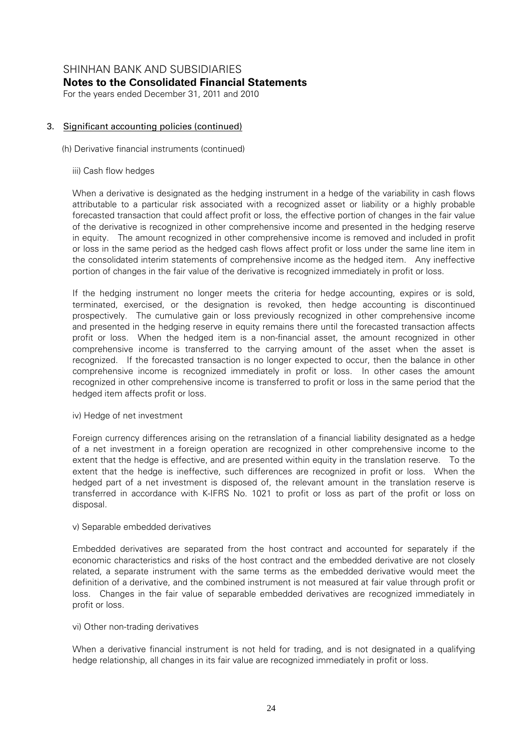## 3. Significant accounting policies (continued)

(h) Derivative financial instruments (continued)

iii) Cash flow hedges

When a derivative is designated as the hedging instrument in a hedge of the variability in cash flows attributable to a particular risk associated with a recognized asset or liability or a highly probable forecasted transaction that could affect profit or loss, the effective portion of changes in the fair value of the derivative is recognized in other comprehensive income and presented in the hedging reserve in equity. The amount recognized in other comprehensive income is removed and included in profit or loss in the same period as the hedged cash flows affect profit or loss under the same line item in the consolidated interim statements of comprehensive income as the hedged item. Any ineffective portion of changes in the fair value of the derivative is recognized immediately in profit or loss.

If the hedging instrument no longer meets the criteria for hedge accounting, expires or is sold, terminated, exercised, or the designation is revoked, then hedge accounting is discontinued prospectively. The cumulative gain or loss previously recognized in other comprehensive income and presented in the hedging reserve in equity remains there until the forecasted transaction affects profit or loss. When the hedged item is a non-financial asset, the amount recognized in other comprehensive income is transferred to the carrying amount of the asset when the asset is recognized. If the forecasted transaction is no longer expected to occur, then the balance in other comprehensive income is recognized immediately in profit or loss. In other cases the amount recognized in other comprehensive income is transferred to profit or loss in the same period that the hedged item affects profit or loss.

iv) Hedge of net investment

Foreign currency differences arising on the retranslation of a financial liability designated as a hedge of a net investment in a foreign operation are recognized in other comprehensive income to the extent that the hedge is effective, and are presented within equity in the translation reserve. To the extent that the hedge is ineffective, such differences are recognized in profit or loss. When the hedged part of a net investment is disposed of, the relevant amount in the translation reserve is transferred in accordance with K-IFRS No. 1021 to profit or loss as part of the profit or loss on disposal.

v) Separable embedded derivatives

Embedded derivatives are separated from the host contract and accounted for separately if the economic characteristics and risks of the host contract and the embedded derivative are not closely related, a separate instrument with the same terms as the embedded derivative would meet the definition of a derivative, and the combined instrument is not measured at fair value through profit or loss. Changes in the fair value of separable embedded derivatives are recognized immediately in profit or loss.

vi) Other non-trading derivatives

When a derivative financial instrument is not held for trading, and is not designated in a qualifying hedge relationship, all changes in its fair value are recognized immediately in profit or loss.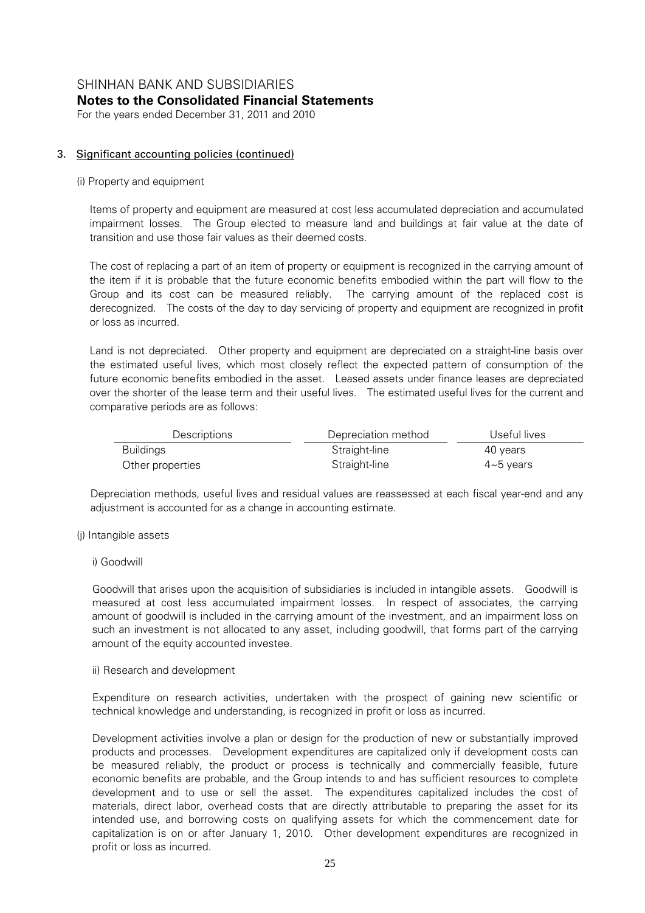## 3. Significant accounting policies (continued)

(i) Property and equipment

Items of property and equipment are measured at cost less accumulated depreciation and accumulated impairment losses. The Group elected to measure land and buildings at fair value at the date of transition and use those fair values as their deemed costs.

The cost of replacing a part of an item of property or equipment is recognized in the carrying amount of the item if it is probable that the future economic benefits embodied within the part will flow to the Group and its cost can be measured reliably. The carrying amount of the replaced cost is derecognized. The costs of the day to day servicing of property and equipment are recognized in profit or loss as incurred.

Land is not depreciated. Other property and equipment are depreciated on a straight-line basis over the estimated useful lives, which most closely reflect the expected pattern of consumption of the future economic benefits embodied in the asset. Leased assets under finance leases are depreciated over the shorter of the lease term and their useful lives. The estimated useful lives for the current and comparative periods are as follows:

| Descriptions | Depreciation method | Useful lives |
|---|---|---|
| Buildings | Straight-line | 40 years |
| Other properties | Straight-line | 4~5 years |

Depreciation methods, useful lives and residual values are reassessed at each fiscal year-end and any adjustment is accounted for as a change in accounting estimate.

(j) Intangible assets

i) Goodwill

Goodwill that arises upon the acquisition of subsidiaries is included in intangible assets. Goodwill is measured at cost less accumulated impairment losses. In respect of associates, the carrying amount of goodwill is included in the carrying amount of the investment, and an impairment loss on such an investment is not allocated to any asset, including goodwill, that forms part of the carrying amount of the equity accounted investee.

ii) Research and development

Expenditure on research activities, undertaken with the prospect of gaining new scientific or technical knowledge and understanding, is recognized in profit or loss as incurred.

Development activities involve a plan or design for the production of new or substantially improved products and processes. Development expenditures are capitalized only if development costs can be measured reliably, the product or process is technically and commercially feasible, future economic benefits are probable, and the Group intends to and has sufficient resources to complete development and to use or sell the asset. The expenditures capitalized includes the cost of materials, direct labor, overhead costs that are directly attributable to preparing the asset for its intended use, and borrowing costs on qualifying assets for which the commencement date for capitalization is on or after January 1, 2010. Other development expenditures are recognized in profit or loss as incurred.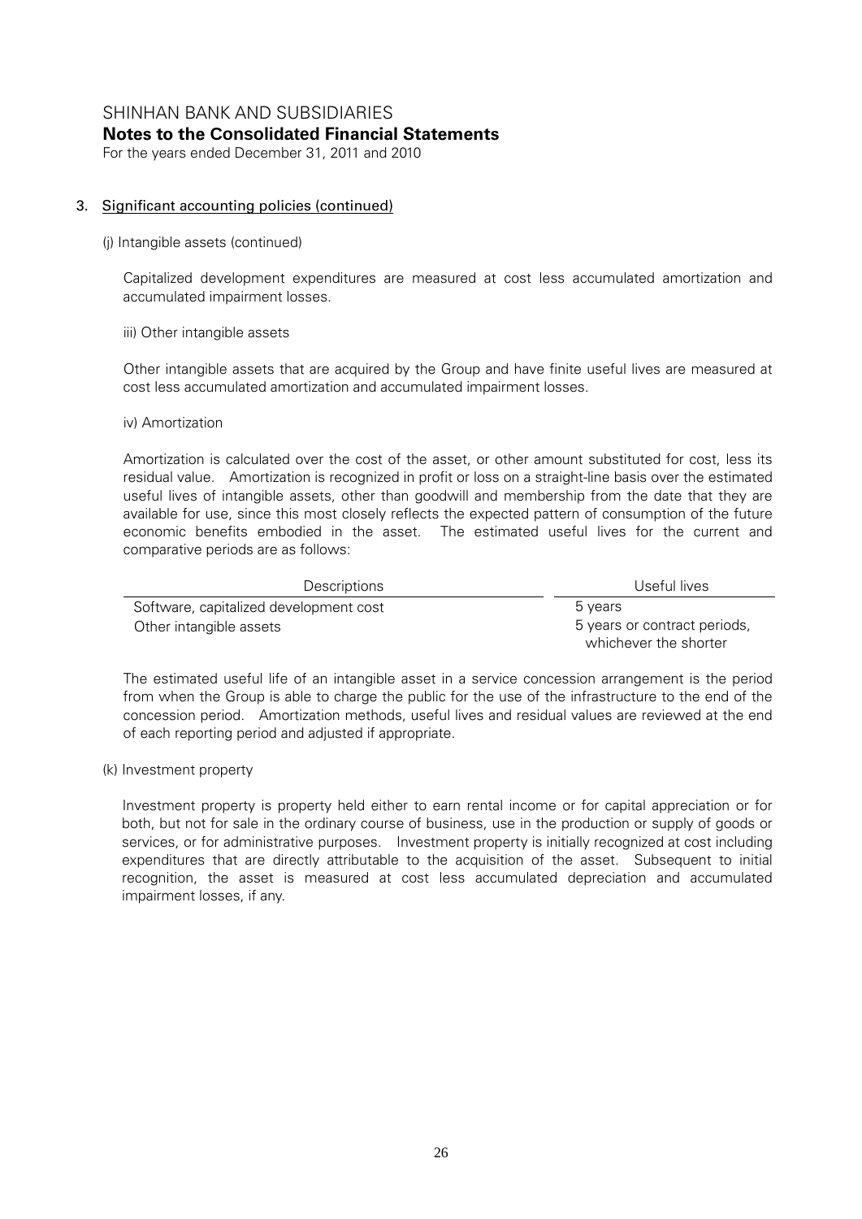## 3. Significant accounting policies (continued)

(j) Intangible assets (continued)

Capitalized development expenditures are measured at cost less accumulated amortization and accumulated impairment losses.

iii) Other intangible assets

Other intangible assets that are acquired by the Group and have finite useful lives are measured at cost less accumulated amortization and accumulated impairment losses.

iv) Amortization

Amortization is calculated over the cost of the asset, or other amount substituted for cost, less its residual value. Amortization is recognized in profit or loss on a straight-line basis over the estimated useful lives of intangible assets, other than goodwill and membership from the date that they are available for use, since this most closely reflects the expected pattern of consumption of the future economic benefits embodied in the asset. The estimated useful lives for the current and comparative periods are as follows:

| Descriptions | Useful lives |
|---|---|
| Software, capitalized development cost | 5 years |
| Other intangible assets | 5 years or contract periods, whichever the shorter |

The estimated useful life of an intangible asset in a service concession arrangement is the period from when the Group is able to charge the public for the use of the infrastructure to the end of the concession period. Amortization methods, useful lives and residual values are reviewed at the end of each reporting period and adjusted if appropriate.

(k) Investment property

Investment property is property held either to earn rental income or for capital appreciation or for both, but not for sale in the ordinary course of business, use in the production or supply of goods or services, or for administrative purposes. Investment property is initially recognized at cost including expenditures that are directly attributable to the acquisition of the asset. Subsequent to initial recognition, the asset is measured at cost less accumulated depreciation and accumulated impairment losses, if any.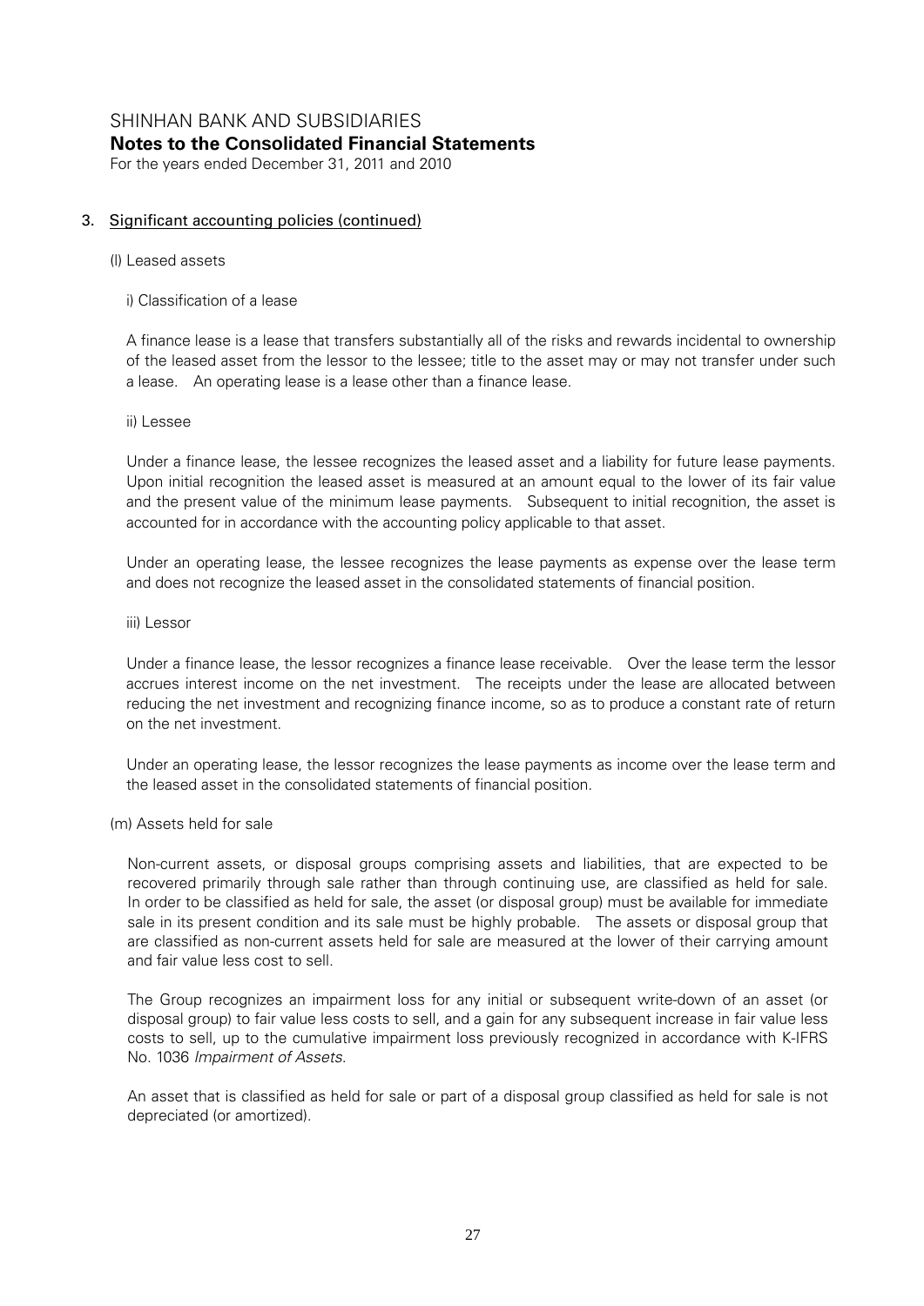## 3. Significant accounting policies (continued)

### (l) Leased assets

#### i) Classification of a lease

A finance lease is a lease that transfers substantially all of the risks and rewards incidental to ownership of the leased asset from the lessor to the lessee; title to the asset may or may not transfer under such a lease. An operating lease is a lease other than a finance lease.

#### ii) Lessee

Under a finance lease, the lessee recognizes the leased asset and a liability for future lease payments. Upon initial recognition the leased asset is measured at an amount equal to the lower of its fair value and the present value of the minimum lease payments. Subsequent to initial recognition, the asset is accounted for in accordance with the accounting policy applicable to that asset.

Under an operating lease, the lessee recognizes the lease payments as expense over the lease term and does not recognize the leased asset in the consolidated statements of financial position.

#### iii) Lessor

Under a finance lease, the lessor recognizes a finance lease receivable. Over the lease term the lessor accrues interest income on the net investment. The receipts under the lease are allocated between reducing the net investment and recognizing finance income, so as to produce a constant rate of return on the net investment.

Under an operating lease, the lessor recognizes the lease payments as income over the lease term and the leased asset in the consolidated statements of financial position.

### (m) Assets held for sale

Non-current assets, or disposal groups comprising assets and liabilities, that are expected to be recovered primarily through sale rather than through continuing use, are classified as held for sale. In order to be classified as held for sale, the asset (or disposal group) must be available for immediate sale in its present condition and its sale must be highly probable. The assets or disposal group that are classified as non-current assets held for sale are measured at the lower of their carrying amount and fair value less cost to sell.

The Group recognizes an impairment loss for any initial or subsequent write-down of an asset (or disposal group) to fair value less costs to sell, and a gain for any subsequent increase in fair value less costs to sell, up to the cumulative impairment loss previously recognized in accordance with K-IFRS No. 1036 *Impairment of Assets*.

An asset that is classified as held for sale or part of a disposal group classified as held for sale is not depreciated (or amortized).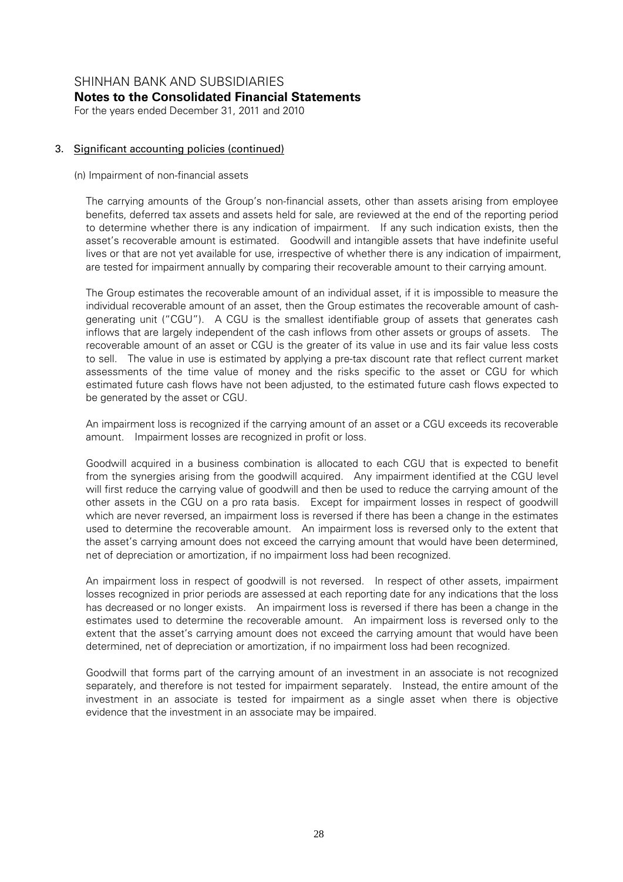## 3. Significant accounting policies (continued)

(n) Impairment of non-financial assets

The carrying amounts of the Group's non-financial assets, other than assets arising from employee benefits, deferred tax assets and assets held for sale, are reviewed at the end of the reporting period to determine whether there is any indication of impairment. If any such indication exists, then the asset's recoverable amount is estimated. Goodwill and intangible assets that have indefinite useful lives or that are not yet available for use, irrespective of whether there is any indication of impairment, are tested for impairment annually by comparing their recoverable amount to their carrying amount.

The Group estimates the recoverable amount of an individual asset, if it is impossible to measure the individual recoverable amount of an asset, then the Group estimates the recoverable amount of cash-generating unit ("CGU"). A CGU is the smallest identifiable group of assets that generates cash inflows that are largely independent of the cash inflows from other assets or groups of assets. The recoverable amount of an asset or CGU is the greater of its value in use and its fair value less costs to sell. The value in use is estimated by applying a pre-tax discount rate that reflect current market assessments of the time value of money and the risks specific to the asset or CGU for which estimated future cash flows have not been adjusted, to the estimated future cash flows expected to be generated by the asset or CGU.

An impairment loss is recognized if the carrying amount of an asset or a CGU exceeds its recoverable amount. Impairment losses are recognized in profit or loss.

Goodwill acquired in a business combination is allocated to each CGU that is expected to benefit from the synergies arising from the goodwill acquired. Any impairment identified at the CGU level will first reduce the carrying value of goodwill and then be used to reduce the carrying amount of the other assets in the CGU on a pro rata basis. Except for impairment losses in respect of goodwill which are never reversed, an impairment loss is reversed if there has been a change in the estimates used to determine the recoverable amount. An impairment loss is reversed only to the extent that the asset's carrying amount does not exceed the carrying amount that would have been determined, net of depreciation or amortization, if no impairment loss had been recognized.

An impairment loss in respect of goodwill is not reversed. In respect of other assets, impairment losses recognized in prior periods are assessed at each reporting date for any indications that the loss has decreased or no longer exists. An impairment loss is reversed if there has been a change in the estimates used to determine the recoverable amount. An impairment loss is reversed only to the extent that the asset's carrying amount does not exceed the carrying amount that would have been determined, net of depreciation or amortization, if no impairment loss had been recognized.

Goodwill that forms part of the carrying amount of an investment in an associate is not recognized separately, and therefore is not tested for impairment separately. Instead, the entire amount of the investment in an associate is tested for impairment as a single asset when there is objective evidence that the investment in an associate may be impaired.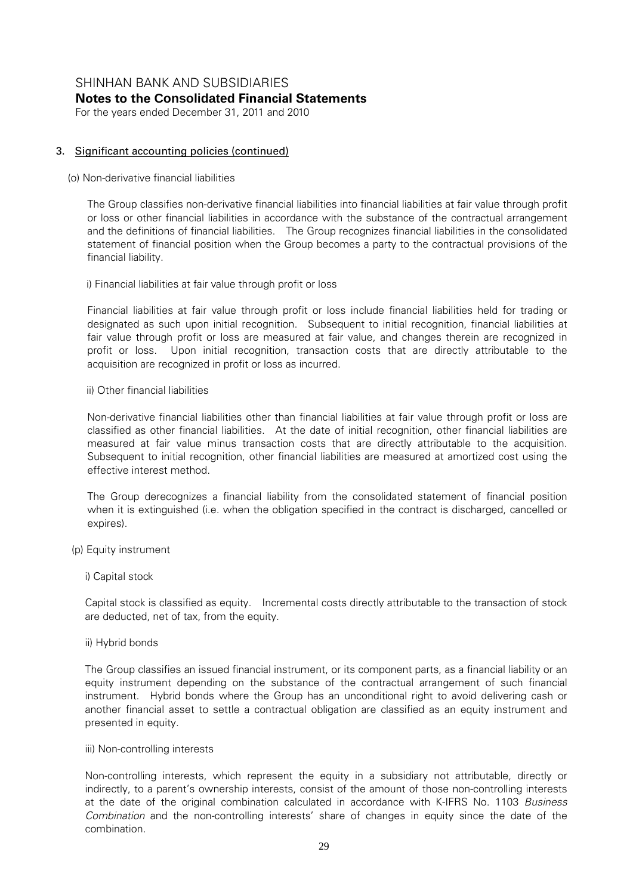## 3. Significant accounting policies (continued)

### (o) Non-derivative financial liabilities

The Group classifies non-derivative financial liabilities into financial liabilities at fair value through profit or loss or other financial liabilities in accordance with the substance of the contractual arrangement and the definitions of financial liabilities. The Group recognizes financial liabilities in the consolidated statement of financial position when the Group becomes a party to the contractual provisions of the financial liability.

i) Financial liabilities at fair value through profit or loss

Financial liabilities at fair value through profit or loss include financial liabilities held for trading or designated as such upon initial recognition. Subsequent to initial recognition, financial liabilities at fair value through profit or loss are measured at fair value, and changes therein are recognized in profit or loss. Upon initial recognition, transaction costs that are directly attributable to the acquisition are recognized in profit or loss as incurred.

ii) Other financial liabilities

Non-derivative financial liabilities other than financial liabilities at fair value through profit or loss are classified as other financial liabilities. At the date of initial recognition, other financial liabilities are measured at fair value minus transaction costs that are directly attributable to the acquisition. Subsequent to initial recognition, other financial liabilities are measured at amortized cost using the effective interest method.

The Group derecognizes a financial liability from the consolidated statement of financial position when it is extinguished (i.e. when the obligation specified in the contract is discharged, cancelled or expires).

### (p) Equity instrument

i) Capital stock

Capital stock is classified as equity. Incremental costs directly attributable to the transaction of stock are deducted, net of tax, from the equity.

ii) Hybrid bonds

The Group classifies an issued financial instrument, or its component parts, as a financial liability or an equity instrument depending on the substance of the contractual arrangement of such financial instrument. Hybrid bonds where the Group has an unconditional right to avoid delivering cash or another financial asset to settle a contractual obligation are classified as an equity instrument and presented in equity.

iii) Non-controlling interests

Non-controlling interests, which represent the equity in a subsidiary not attributable, directly or indirectly, to a parent's ownership interests, consist of the amount of those non-controlling interests at the date of the original combination calculated in accordance with K-IFRS No. 1103 *Business Combination* and the non-controlling interests' share of changes in equity since the date of the combination.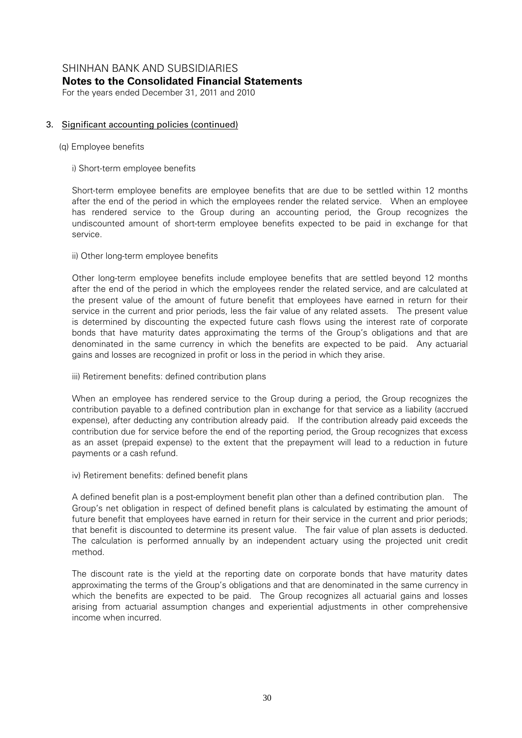# SHINHAN BANK AND SUBSIDIARIES

**Notes to the Consolidated Financial Statements**

For the years ended December 31, 2011 and 2010

## 3. Significant accounting policies (continued)

### (q) Employee benefits

#### i) Short-term employee benefits

Short-term employee benefits are employee benefits that are due to be settled within 12 months after the end of the period in which the employees render the related service. When an employee has rendered service to the Group during an accounting period, the Group recognizes the undiscounted amount of short-term employee benefits expected to be paid in exchange for that service.

#### ii) Other long-term employee benefits

Other long-term employee benefits include employee benefits that are settled beyond 12 months after the end of the period in which the employees render the related service, and are calculated at the present value of the amount of future benefit that employees have earned in return for their service in the current and prior periods, less the fair value of any related assets. The present value is determined by discounting the expected future cash flows using the interest rate of corporate bonds that have maturity dates approximating the terms of the Group's obligations and that are denominated in the same currency in which the benefits are expected to be paid. Any actuarial gains and losses are recognized in profit or loss in the period in which they arise.

#### iii) Retirement benefits: defined contribution plans

When an employee has rendered service to the Group during a period, the Group recognizes the contribution payable to a defined contribution plan in exchange for that service as a liability (accrued expense), after deducting any contribution already paid. If the contribution already paid exceeds the contribution due for service before the end of the reporting period, the Group recognizes that excess as an asset (prepaid expense) to the extent that the prepayment will lead to a reduction in future payments or a cash refund.

#### iv) Retirement benefits: defined benefit plans

A defined benefit plan is a post-employment benefit plan other than a defined contribution plan. The Group's net obligation in respect of defined benefit plans is calculated by estimating the amount of future benefit that employees have earned in return for their service in the current and prior periods; that benefit is discounted to determine its present value. The fair value of plan assets is deducted. The calculation is performed annually by an independent actuary using the projected unit credit method.

The discount rate is the yield at the reporting date on corporate bonds that have maturity dates approximating the terms of the Group's obligations and that are denominated in the same currency in which the benefits are expected to be paid. The Group recognizes all actuarial gains and losses arising from actuarial assumption changes and experiential adjustments in other comprehensive income when incurred.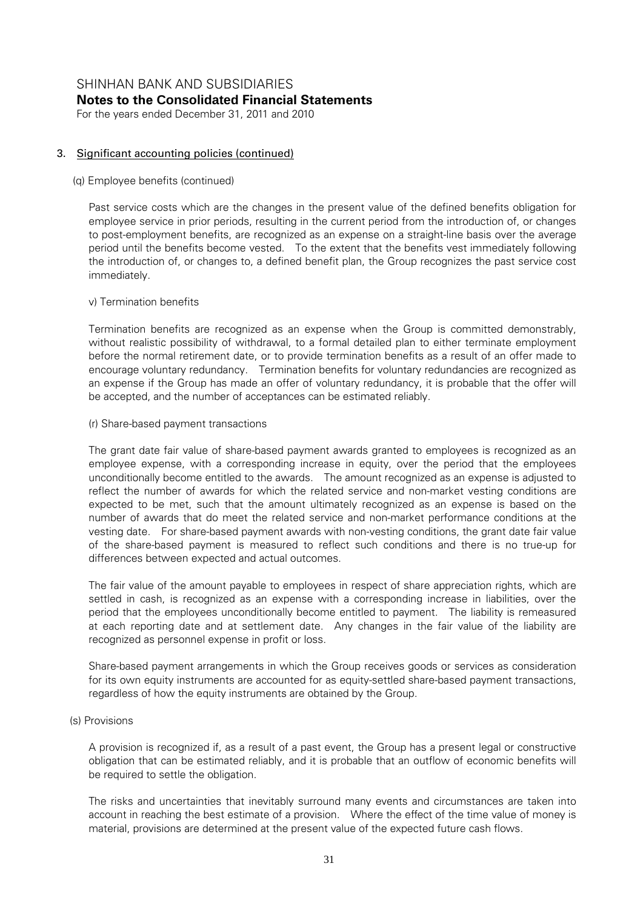## 3. Significant accounting policies (continued)

(q) Employee benefits (continued)

Past service costs which are the changes in the present value of the defined benefits obligation for employee service in prior periods, resulting in the current period from the introduction of, or changes to post-employment benefits, are recognized as an expense on a straight-line basis over the average period until the benefits become vested. To the extent that the benefits vest immediately following the introduction of, or changes to, a defined benefit plan, the Group recognizes the past service cost immediately.

v) Termination benefits

Termination benefits are recognized as an expense when the Group is committed demonstrably, without realistic possibility of withdrawal, to a formal detailed plan to either terminate employment before the normal retirement date, or to provide termination benefits as a result of an offer made to encourage voluntary redundancy. Termination benefits for voluntary redundancies are recognized as an expense if the Group has made an offer of voluntary redundancy, it is probable that the offer will be accepted, and the number of acceptances can be estimated reliably.

(r) Share-based payment transactions

The grant date fair value of share-based payment awards granted to employees is recognized as an employee expense, with a corresponding increase in equity, over the period that the employees unconditionally become entitled to the awards. The amount recognized as an expense is adjusted to reflect the number of awards for which the related service and non-market vesting conditions are expected to be met, such that the amount ultimately recognized as an expense is based on the number of awards that do meet the related service and non-market performance conditions at the vesting date. For share-based payment awards with non-vesting conditions, the grant date fair value of the share-based payment is measured to reflect such conditions and there is no true-up for differences between expected and actual outcomes.

The fair value of the amount payable to employees in respect of share appreciation rights, which are settled in cash, is recognized as an expense with a corresponding increase in liabilities, over the period that the employees unconditionally become entitled to payment. The liability is remeasured at each reporting date and at settlement date. Any changes in the fair value of the liability are recognized as personnel expense in profit or loss.

Share-based payment arrangements in which the Group receives goods or services as consideration for its own equity instruments are accounted for as equity-settled share-based payment transactions, regardless of how the equity instruments are obtained by the Group.

(s) Provisions

A provision is recognized if, as a result of a past event, the Group has a present legal or constructive obligation that can be estimated reliably, and it is probable that an outflow of economic benefits will be required to settle the obligation.

The risks and uncertainties that inevitably surround many events and circumstances are taken into account in reaching the best estimate of a provision. Where the effect of the time value of money is material, provisions are determined at the present value of the expected future cash flows.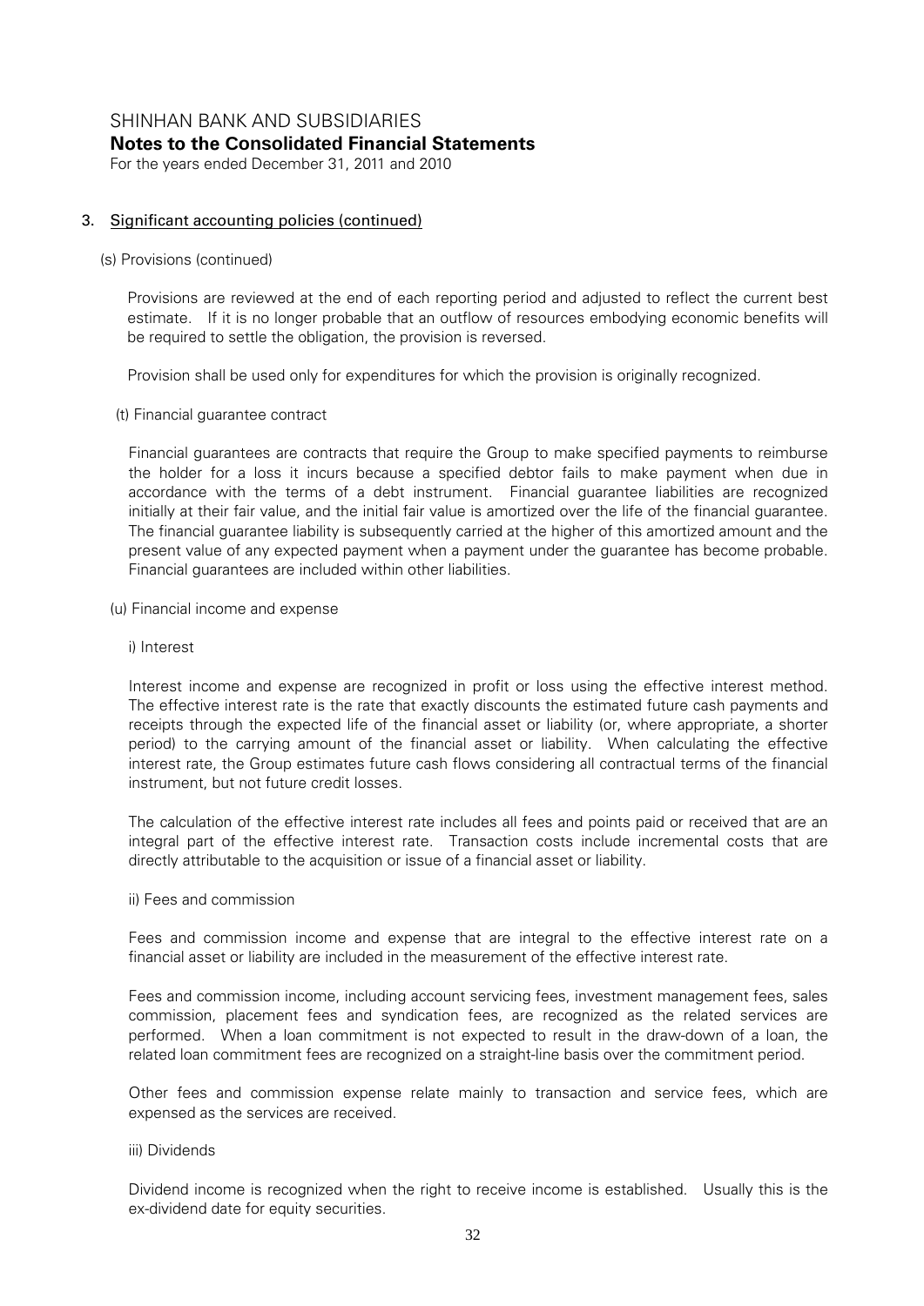## 3. Significant accounting policies (continued)

(s) Provisions (continued)

Provisions are reviewed at the end of each reporting period and adjusted to reflect the current best estimate. If it is no longer probable that an outflow of resources embodying economic benefits will be required to settle the obligation, the provision is reversed.

Provision shall be used only for expenditures for which the provision is originally recognized.

(t) Financial guarantee contract

Financial guarantees are contracts that require the Group to make specified payments to reimburse the holder for a loss it incurs because a specified debtor fails to make payment when due in accordance with the terms of a debt instrument. Financial guarantee liabilities are recognized initially at their fair value, and the initial fair value is amortized over the life of the financial guarantee. The financial guarantee liability is subsequently carried at the higher of this amortized amount and the present value of any expected payment when a payment under the guarantee has become probable. Financial guarantees are included within other liabilities.

(u) Financial income and expense

i) Interest

Interest income and expense are recognized in profit or loss using the effective interest method. The effective interest rate is the rate that exactly discounts the estimated future cash payments and receipts through the expected life of the financial asset or liability (or, where appropriate, a shorter period) to the carrying amount of the financial asset or liability. When calculating the effective interest rate, the Group estimates future cash flows considering all contractual terms of the financial instrument, but not future credit losses.

The calculation of the effective interest rate includes all fees and points paid or received that are an integral part of the effective interest rate. Transaction costs include incremental costs that are directly attributable to the acquisition or issue of a financial asset or liability.

ii) Fees and commission

Fees and commission income and expense that are integral to the effective interest rate on a financial asset or liability are included in the measurement of the effective interest rate.

Fees and commission income, including account servicing fees, investment management fees, sales commission, placement fees and syndication fees, are recognized as the related services are performed. When a loan commitment is not expected to result in the draw-down of a loan, the related loan commitment fees are recognized on a straight-line basis over the commitment period.

Other fees and commission expense relate mainly to transaction and service fees, which are expensed as the services are received.

iii) Dividends

Dividend income is recognized when the right to receive income is established. Usually this is the ex-dividend date for equity securities.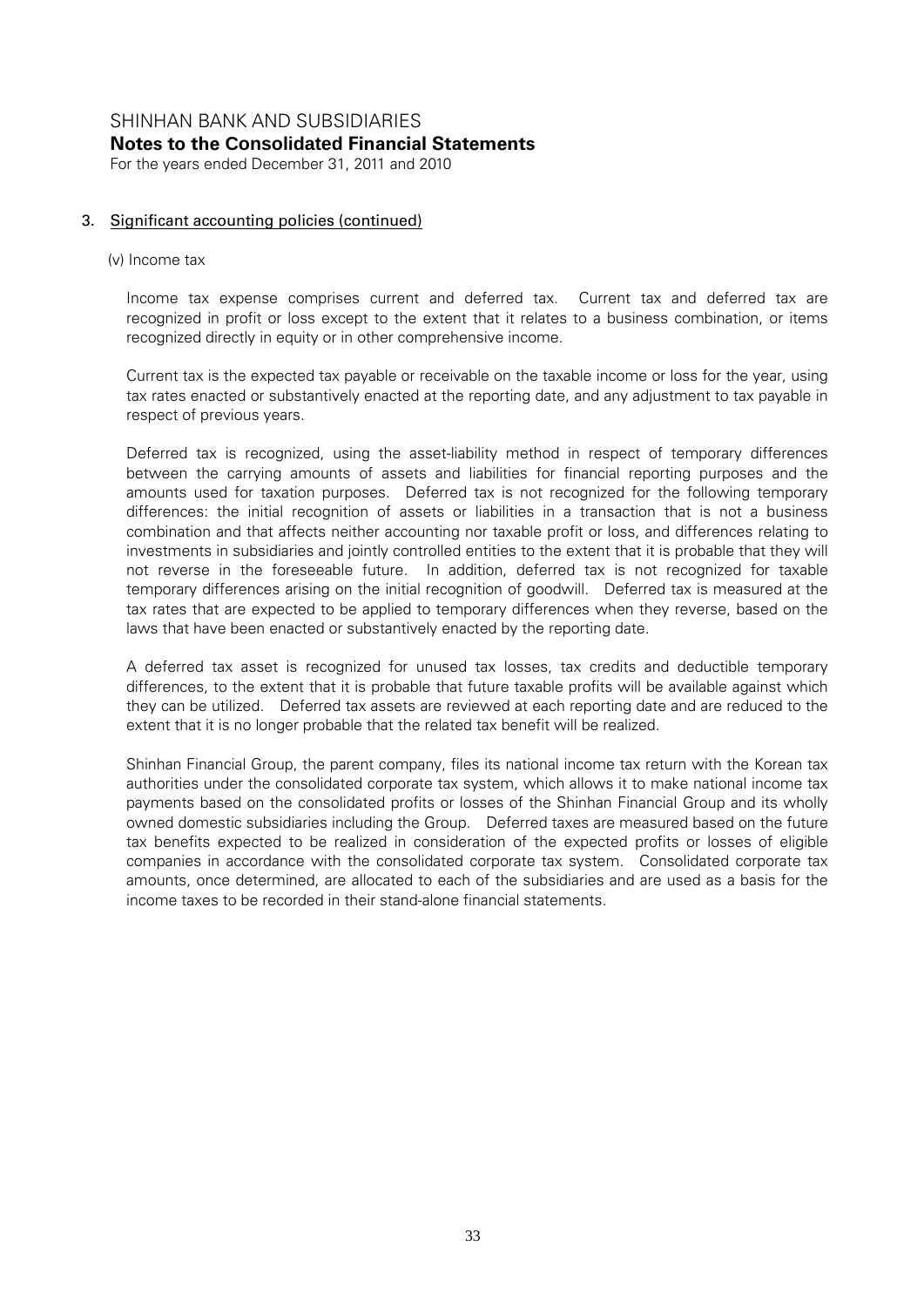## 3. Significant accounting policies (continued)

(v) Income tax

Income tax expense comprises current and deferred tax. Current tax and deferred tax are recognized in profit or loss except to the extent that it relates to a business combination, or items recognized directly in equity or in other comprehensive income.

Current tax is the expected tax payable or receivable on the taxable income or loss for the year, using tax rates enacted or substantively enacted at the reporting date, and any adjustment to tax payable in respect of previous years.

Deferred tax is recognized, using the asset-liability method in respect of temporary differences between the carrying amounts of assets and liabilities for financial reporting purposes and the amounts used for taxation purposes. Deferred tax is not recognized for the following temporary differences: the initial recognition of assets or liabilities in a transaction that is not a business combination and that affects neither accounting nor taxable profit or loss, and differences relating to investments in subsidiaries and jointly controlled entities to the extent that it is probable that they will not reverse in the foreseeable future. In addition, deferred tax is not recognized for taxable temporary differences arising on the initial recognition of goodwill. Deferred tax is measured at the tax rates that are expected to be applied to temporary differences when they reverse, based on the laws that have been enacted or substantively enacted by the reporting date.

A deferred tax asset is recognized for unused tax losses, tax credits and deductible temporary differences, to the extent that it is probable that future taxable profits will be available against which they can be utilized. Deferred tax assets are reviewed at each reporting date and are reduced to the extent that it is no longer probable that the related tax benefit will be realized.

Shinhan Financial Group, the parent company, files its national income tax return with the Korean tax authorities under the consolidated corporate tax system, which allows it to make national income tax payments based on the consolidated profits or losses of the Shinhan Financial Group and its wholly owned domestic subsidiaries including the Group. Deferred taxes are measured based on the future tax benefits expected to be realized in consideration of the expected profits or losses of eligible companies in accordance with the consolidated corporate tax system. Consolidated corporate tax amounts, once determined, are allocated to each of the subsidiaries and are used as a basis for the income taxes to be recorded in their stand-alone financial statements.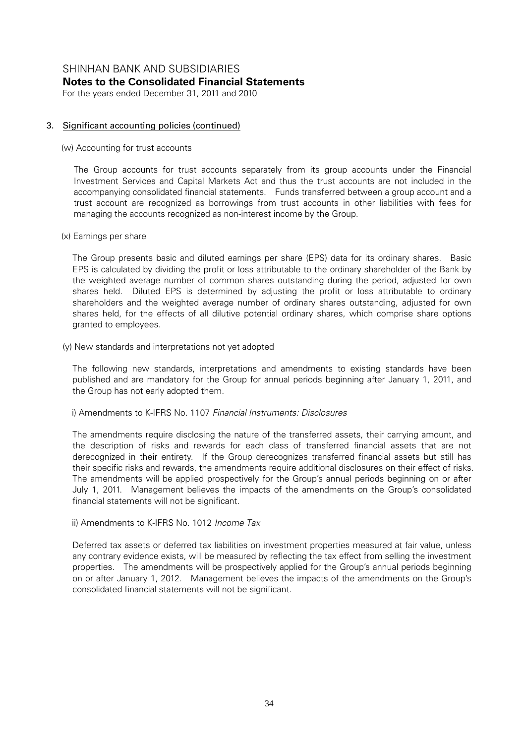SHINHAN BANK AND SUBSIDIARIES
**Notes to the Consolidated Financial Statements**
For the years ended December 31, 2011 and 2010

## 3. Significant accounting policies (continued)

(w) Accounting for trust accounts

The Group accounts for trust accounts separately from its group accounts under the Financial Investment Services and Capital Markets Act and thus the trust accounts are not included in the accompanying consolidated financial statements. Funds transferred between a group account and a trust account are recognized as borrowings from trust accounts in other liabilities with fees for managing the accounts recognized as non-interest income by the Group.

(x) Earnings per share

The Group presents basic and diluted earnings per share (EPS) data for its ordinary shares. Basic EPS is calculated by dividing the profit or loss attributable to the ordinary shareholder of the Bank by the weighted average number of common shares outstanding during the period, adjusted for own shares held. Diluted EPS is determined by adjusting the profit or loss attributable to ordinary shareholders and the weighted average number of ordinary shares outstanding, adjusted for own shares held, for the effects of all dilutive potential ordinary shares, which comprise share options granted to employees.

(y) New standards and interpretations not yet adopted

The following new standards, interpretations and amendments to existing standards have been published and are mandatory for the Group for annual periods beginning after January 1, 2011, and the Group has not early adopted them.

i) Amendments to K-IFRS No. 1107 *Financial Instruments: Disclosures*

The amendments require disclosing the nature of the transferred assets, their carrying amount, and the description of risks and rewards for each class of transferred financial assets that are not derecognized in their entirety. If the Group derecognizes transferred financial assets but still has their specific risks and rewards, the amendments require additional disclosures on their effect of risks. The amendments will be applied prospectively for the Group's annual periods beginning on or after July 1, 2011. Management believes the impacts of the amendments on the Group's consolidated financial statements will not be significant.

ii) Amendments to K-IFRS No. 1012 *Income Tax*

Deferred tax assets or deferred tax liabilities on investment properties measured at fair value, unless any contrary evidence exists, will be measured by reflecting the tax effect from selling the investment properties. The amendments will be prospectively applied for the Group's annual periods beginning on or after January 1, 2012. Management believes the impacts of the amendments on the Group's consolidated financial statements will not be significant.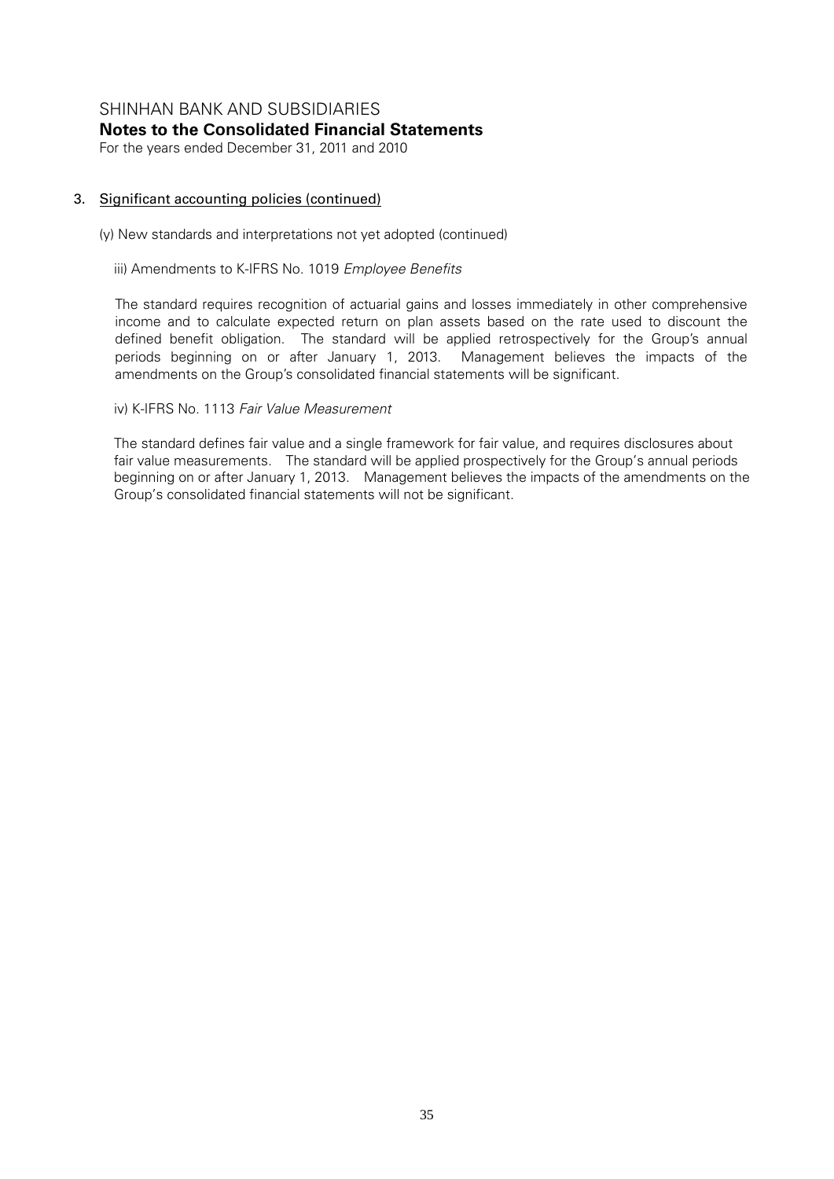### 3. Significant accounting policies (continued)

(y) New standards and interpretations not yet adopted (continued)

iii) Amendments to K-IFRS No. 1019 *Employee Benefits*

The standard requires recognition of actuarial gains and losses immediately in other comprehensive income and to calculate expected return on plan assets based on the rate used to discount the defined benefit obligation. The standard will be applied retrospectively for the Group's annual periods beginning on or after January 1, 2013. Management believes the impacts of the amendments on the Group's consolidated financial statements will be significant.

iv) K-IFRS No. 1113 *Fair Value Measurement*

The standard defines fair value and a single framework for fair value, and requires disclosures about fair value measurements. The standard will be applied prospectively for the Group's annual periods beginning on or after January 1, 2013. Management believes the impacts of the amendments on the Group's consolidated financial statements will not be significant.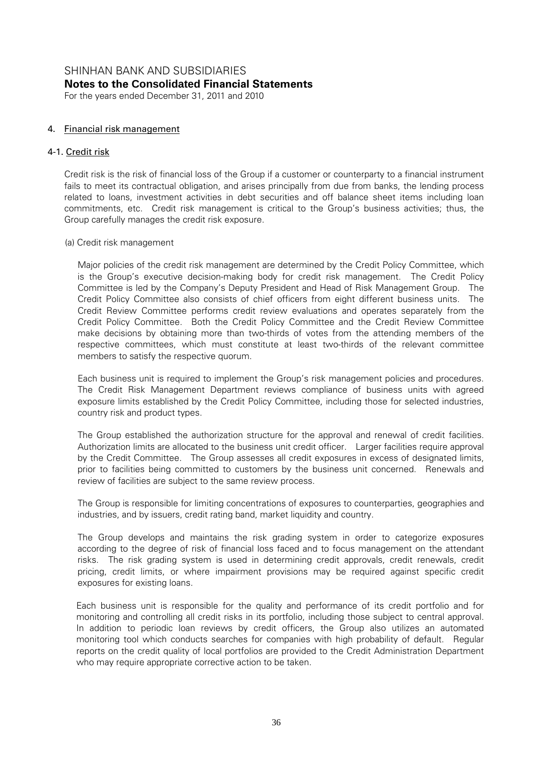## 4. Financial risk management

### 4-1. Credit risk

Credit risk is the risk of financial loss of the Group if a customer or counterparty to a financial instrument fails to meet its contractual obligation, and arises principally from due from banks, the lending process related to loans, investment activities in debt securities and off balance sheet items including loan commitments, etc. Credit risk management is critical to the Group's business activities; thus, the Group carefully manages the credit risk exposure.

(a) Credit risk management

Major policies of the credit risk management are determined by the Credit Policy Committee, which is the Group's executive decision-making body for credit risk management. The Credit Policy Committee is led by the Company's Deputy President and Head of Risk Management Group. The Credit Policy Committee also consists of chief officers from eight different business units. The Credit Review Committee performs credit review evaluations and operates separately from the Credit Policy Committee. Both the Credit Policy Committee and the Credit Review Committee make decisions by obtaining more than two-thirds of votes from the attending members of the respective committees, which must constitute at least two-thirds of the relevant committee members to satisfy the respective quorum.

Each business unit is required to implement the Group's risk management policies and procedures. The Credit Risk Management Department reviews compliance of business units with agreed exposure limits established by the Credit Policy Committee, including those for selected industries, country risk and product types.

The Group established the authorization structure for the approval and renewal of credit facilities. Authorization limits are allocated to the business unit credit officer. Larger facilities require approval by the Credit Committee. The Group assesses all credit exposures in excess of designated limits, prior to facilities being committed to customers by the business unit concerned. Renewals and review of facilities are subject to the same review process.

The Group is responsible for limiting concentrations of exposures to counterparties, geographies and industries, and by issuers, credit rating band, market liquidity and country.

The Group develops and maintains the risk grading system in order to categorize exposures according to the degree of risk of financial loss faced and to focus management on the attendant risks. The risk grading system is used in determining credit approvals, credit renewals, credit pricing, credit limits, or where impairment provisions may be required against specific credit exposures for existing loans.

Each business unit is responsible for the quality and performance of its credit portfolio and for monitoring and controlling all credit risks in its portfolio, including those subject to central approval. In addition to periodic loan reviews by credit officers, the Group also utilizes an automated monitoring tool which conducts searches for companies with high probability of default. Regular reports on the credit quality of local portfolios are provided to the Credit Administration Department who may require appropriate corrective action to be taken.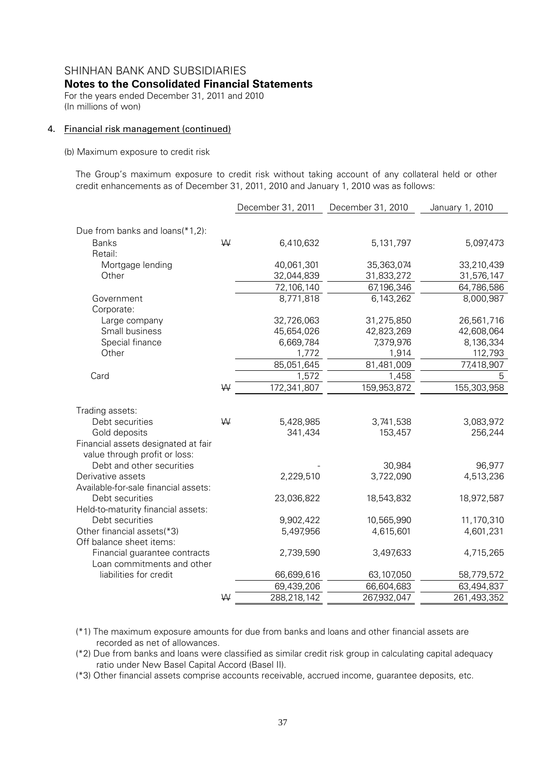## 4. Financial risk management (continued)

(b) Maximum exposure to credit risk

The Group's maximum exposure to credit risk without taking account of any collateral held or other credit enhancements as of December 31, 2011, 2010 and January 1, 2010 was as follows:

| | | December 31, 2011 | December 31, 2010 | January 1, 2010 |
|---|---|---|---|---|
| Due from banks and loans(*1,2): | | | | |
| Banks | ₩ | 6,410,632 | 5,131,797 | 5,097,473 |
| Retail: | | | | |
| Mortgage lending | | 40,061,301 | 35,363,074 | 33,210,439 |
| Other | | 32,044,839 | 31,833,272 | 31,576,147 |
| | | 72,106,140 | 67,196,346 | 64,786,586 |
| Government | | 8,771,818 | 6,143,262 | 8,000,987 |
| Corporate: | | | | |
| Large company | | 32,726,063 | 31,275,850 | 26,561,716 |
| Small business | | 45,654,026 | 42,823,269 | 42,608,064 |
| Special finance | | 6,669,784 | 7,379,976 | 8,136,334 |
| Other | | 1,772 | 1,914 | 112,793 |
| | | 85,051,645 | 81,481,009 | 77,418,907 |
| Card | | 1,572 | 1,458 | 5 |
| | ₩ | 172,341,807 | 159,953,872 | 155,303,958 |
| Trading assets: | | | | |
| Debt securities | ₩ | 5,428,985 | 3,741,538 | 3,083,972 |
| Gold deposits | | 341,434 | 153,457 | 256,244 |
| Financial assets designated at fair value through profit or loss: | | | | |
| Debt and other securities | | - | 30,984 | 96,977 |
| Derivative assets | | 2,229,510 | 3,722,090 | 4,513,236 |
| Available-for-sale financial assets: | | | | |
| Debt securities | | 23,036,822 | 18,543,832 | 18,972,587 |
| Held-to-maturity financial assets: | | | | |
| Debt securities | | 9,902,422 | 10,565,990 | 11,170,310 |
| Other financial assets(*3) | | 5,497,956 | 4,615,601 | 4,601,231 |
| Off balance sheet items: | | | | |
| Financial guarantee contracts | | 2,739,590 | 3,497,633 | 4,715,265 |
| Loan commitments and other liabilities for credit | | 66,699,616 | 63,107,050 | 58,779,572 |
| | | 69,439,206 | 66,604,683 | 63,494,837 |
| | ₩ | 288,218,142 | 267,932,047 | 261,493,352 |

(*1) The maximum exposure amounts for due from banks and loans and other financial assets are recorded as net of allowances.

(*2) Due from banks and loans were classified as similar credit risk group in calculating capital adequacy ratio under New Basel Capital Accord (Basel II).

(*3) Other financial assets comprise accounts receivable, accrued income, guarantee deposits, etc.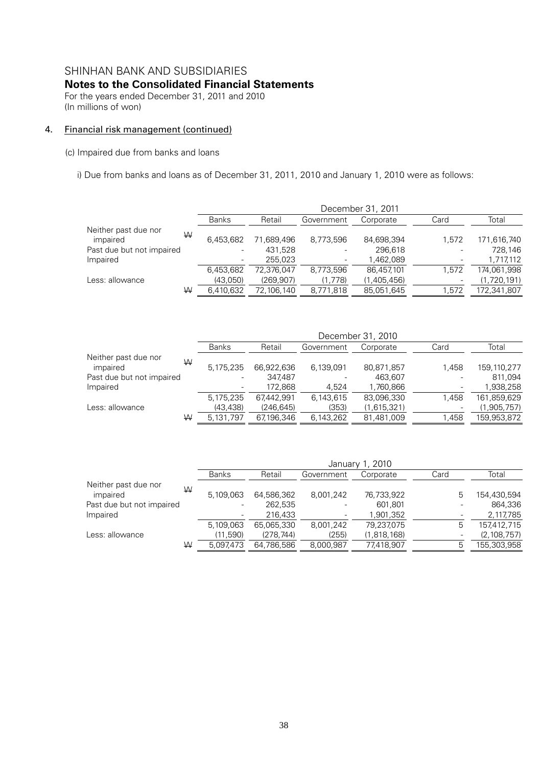## 4. Financial risk management (continued)

(c) Impaired due from banks and loans

i) Due from banks and loans as of December 31, 2011, 2010 and January 1, 2010 were as follows:

| | | December 31, 2011 | | | | | |
|---|---|---|---|---|---|---|---|
| | | Banks | Retail | Government | Corporate | Card | Total |
| Neither past due nor impaired | ₩ | 6,453,682 | 71,689,496 | 8,773,596 | 84,698,394 | 1,572 | 171,616,740 |
| Past due but not impaired | | - | 431,528 | - | 296,618 | - | 728,146 |
| Impaired | | - | 255,023 | - | 1,462,089 | - | 1,717,112 |
| | | 6,453,682 | 72,376,047 | 8,773,596 | 86,457,101 | 1,572 | 174,061,998 |
| Less: allowance | | (43,050) | (269,907) | (1,778) | (1,405,456) | - | (1,720,191) |
| | ₩ | 6,410,632 | 72,106,140 | 8,771,818 | 85,051,645 | 1,572 | 172,341,807 |

| | | December 31, 2010 | | | | | |
|---|---|---|---|---|---|---|---|
| | | Banks | Retail | Government | Corporate | Card | Total |
| Neither past due nor impaired | ₩ | 5,175,235 | 66,922,636 | 6,139,091 | 80,871,857 | 1,458 | 159,110,277 |
| Past due but not impaired | | - | 347,487 | - | 463,607 | - | 811,094 |
| Impaired | | - | 172,868 | 4,524 | 1,760,866 | - | 1,938,258 |
| | | 5,175,235 | 67,442,991 | 6,143,615 | 83,096,330 | 1,458 | 161,859,629 |
| Less: allowance | | (43,438) | (246,645) | (353) | (1,615,321) | - | (1,905,757) |
| | ₩ | 5,131,797 | 67,196,346 | 6,143,262 | 81,481,009 | 1,458 | 159,953,872 |

| | | January 1, 2010 | | | | | |
|---|---|---|---|---|---|---|---|
| | | Banks | Retail | Government | Corporate | Card | Total |
| Neither past due nor impaired | ₩ | 5,109,063 | 64,586,362 | 8,001,242 | 76,733,922 | 5 | 154,430,594 |
| Past due but not impaired | | - | 262,535 | - | 601,801 | - | 864,336 |
| Impaired | | - | 216,433 | - | 1,901,352 | - | 2,117,785 |
| | | 5,109,063 | 65,065,330 | 8,001,242 | 79,237,075 | 5 | 157,412,715 |
| Less: allowance | | (11,590) | (278,744) | (255) | (1,818,168) | - | (2,108,757) |
| | ₩ | 5,097,473 | 64,786,586 | 8,000,987 | 77,418,907 | 5 | 155,303,958 |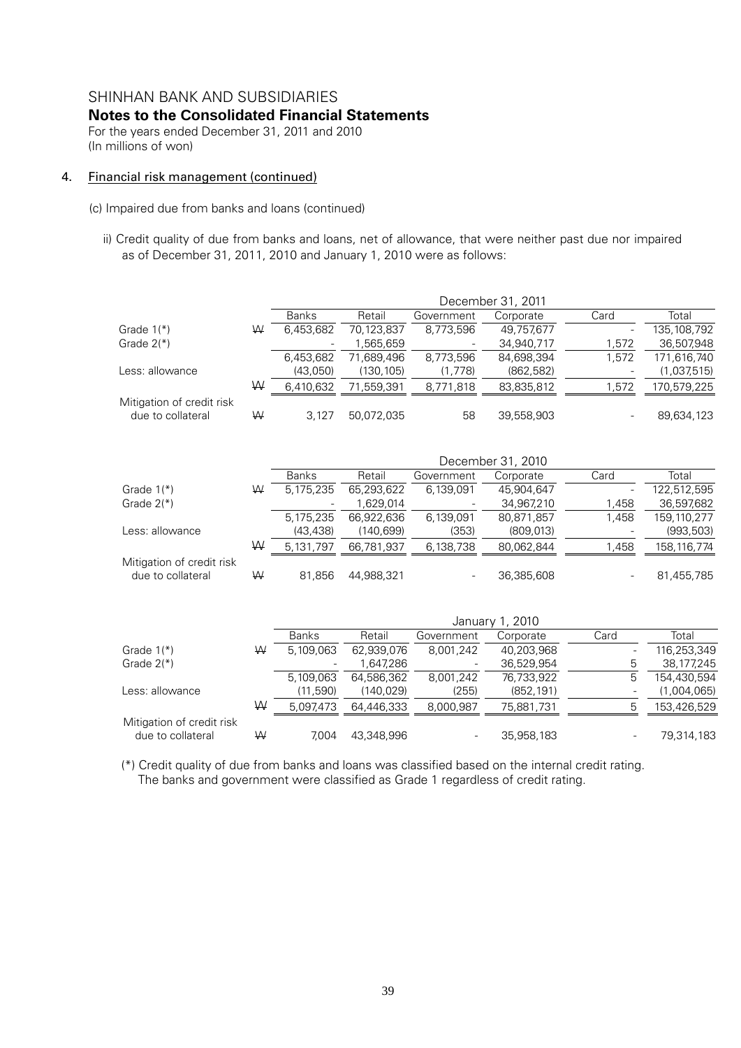SHINHAN BANK AND SUBSIDIARIES

**Notes to the Consolidated Financial Statements**

For the years ended December 31, 2011 and 2010

(In millions of won)

## 4. Financial risk management (continued)

(c) Impaired due from banks and loans (continued)

ii) Credit quality of due from banks and loans, net of allowance, that were neither past due nor impaired as of December 31, 2011, 2010 and January 1, 2010 were as follows:

| | | December 31, 2011 | | | | | |
|---|---|---|---|---|---|---|---|
| | | Banks | Retail | Government | Corporate | Card | Total |
| Grade 1(*) | ₩ | 6,453,682 | 70,123,837 | 8,773,596 | 49,757,677 | - | 135,108,792 |
| Grade 2(*) | | - | 1,565,659 | - | 34,940,717 | 1,572 | 36,507,948 |
| | | 6,453,682 | 71,689,496 | 8,773,596 | 84,698,394 | 1,572 | 171,616,740 |
| Less: allowance | | (43,050) | (130,105) | (1,778) | (862,582) | - | (1,037,515) |
| | ₩ | 6,410,632 | 71,559,391 | 8,771,818 | 83,835,812 | 1,572 | 170,579,225 |
| Mitigation of credit risk due to collateral | ₩ | 3,127 | 50,072,035 | 58 | 39,558,903 | - | 89,634,123 |

| | | December 31, 2010 | | | | | |
|---|---|---|---|---|---|---|---|
| | | Banks | Retail | Government | Corporate | Card | Total |
| Grade 1(*) | ₩ | 5,175,235 | 65,293,622 | 6,139,091 | 45,904,647 | - | 122,512,595 |
| Grade 2(*) | | - | 1,629,014 | - | 34,967,210 | 1,458 | 36,597,682 |
| | | 5,175,235 | 66,922,636 | 6,139,091 | 80,871,857 | 1,458 | 159,110,277 |
| Less: allowance | | (43,438) | (140,699) | (353) | (809,013) | - | (993,503) |
| | ₩ | 5,131,797 | 66,781,937 | 6,138,738 | 80,062,844 | 1,458 | 158,116,774 |
| Mitigation of credit risk due to collateral | ₩ | 81,856 | 44,988,321 | - | 36,385,608 | - | 81,455,785 |

| | | January 1, 2010 | | | | | |
|---|---|---|---|---|---|---|---|
| | | Banks | Retail | Government | Corporate | Card | Total |
| Grade 1(*) | ₩ | 5,109,063 | 62,939,076 | 8,001,242 | 40,203,968 | - | 116,253,349 |
| Grade 2(*) | | - | 1,647,286 | - | 36,529,954 | 5 | 38,177,245 |
| | | 5,109,063 | 64,586,362 | 8,001,242 | 76,733,922 | 5 | 154,430,594 |
| Less: allowance | | (11,590) | (140,029) | (255) | (852,191) | - | (1,004,065) |
| | ₩ | 5,097,473 | 64,446,333 | 8,000,987 | 75,881,731 | 5 | 153,426,529 |
| Mitigation of credit risk due to collateral | ₩ | 7,004 | 43,348,996 | - | 35,958,183 | - | 79,314,183 |

(*) Credit quality of due from banks and loans was classified based on the internal credit rating. The banks and government were classified as Grade 1 regardless of credit rating.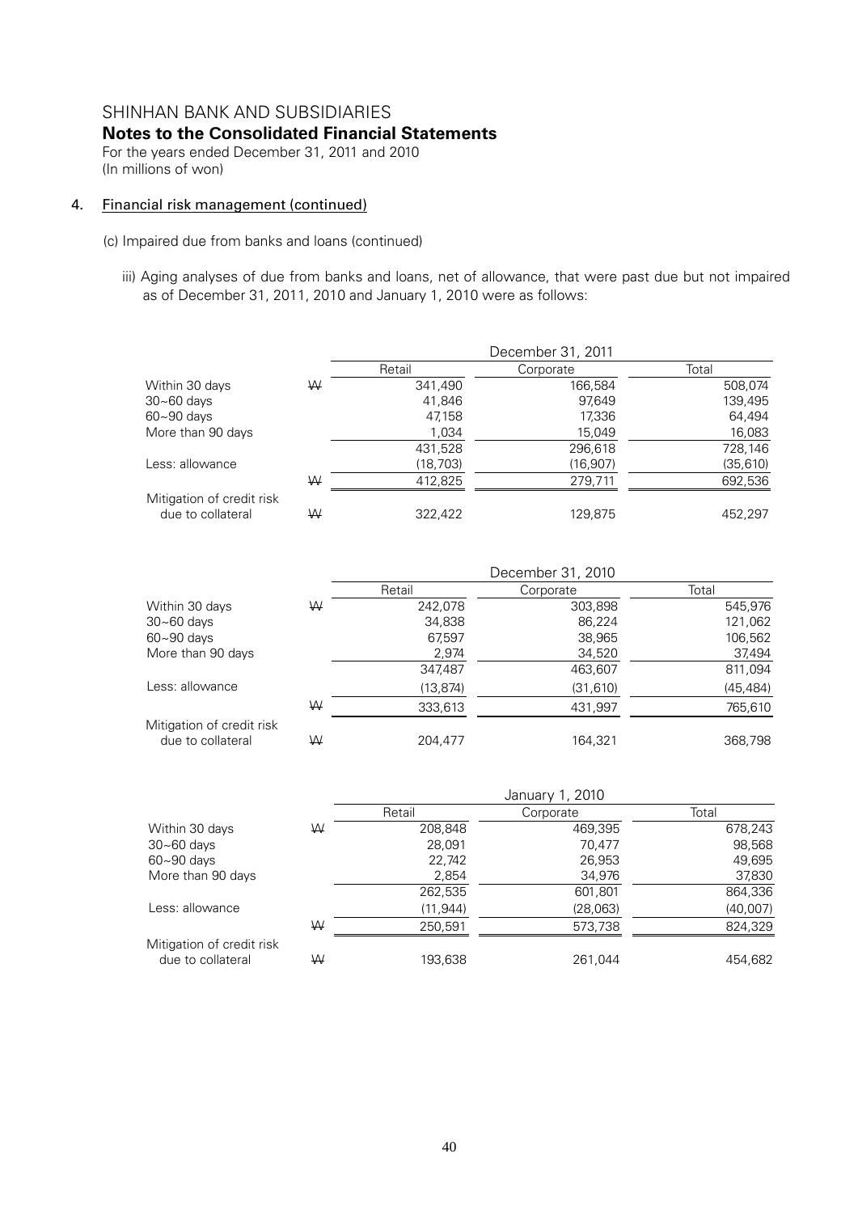SHINHAN BANK AND SUBSIDIARIES
**Notes to the Consolidated Financial Statements**
For the years ended December 31, 2011 and 2010
(In millions of won)

## 4. Financial risk management (continued)

(c) Impaired due from banks and loans (continued)

iii) Aging analyses of due from banks and loans, net of allowance, that were past due but not impaired as of December 31, 2011, 2010 and January 1, 2010 were as follows:

| | | December 31, 2011 | | |
|---|---|---|---|---|
| | | Retail | Corporate | Total |
| Within 30 days | ₩ | 341,490 | 166,584 | 508,074 |
| 30~60 days | | 41,846 | 97,649 | 139,495 |
| 60~90 days | | 47,158 | 17,336 | 64,494 |
| More than 90 days | | 1,034 | 15,049 | 16,083 |
| | | 431,528 | 296,618 | 728,146 |
| Less: allowance | | (18,703) | (16,907) | (35,610) |
| | ₩ | 412,825 | 279,711 | 692,536 |
| Mitigation of credit risk due to collateral | ₩ | 322,422 | 129,875 | 452,297 |

| | | December 31, 2010 | | |
|---|---|---|---|---|
| | | Retail | Corporate | Total |
| Within 30 days | ₩ | 242,078 | 303,898 | 545,976 |
| 30~60 days | | 34,838 | 86,224 | 121,062 |
| 60~90 days | | 67,597 | 38,965 | 106,562 |
| More than 90 days | | 2,974 | 34,520 | 37,494 |
| | | 347,487 | 463,607 | 811,094 |
| Less: allowance | | (13,874) | (31,610) | (45,484) |
| | ₩ | 333,613 | 431,997 | 765,610 |
| Mitigation of credit risk due to collateral | ₩ | 204,477 | 164,321 | 368,798 |

| | | January 1, 2010 | | |
|---|---|---|---|---|
| | | Retail | Corporate | Total |
| Within 30 days | ₩ | 208,848 | 469,395 | 678,243 |
| 30~60 days | | 28,091 | 70,477 | 98,568 |
| 60~90 days | | 22,742 | 26,953 | 49,695 |
| More than 90 days | | 2,854 | 34,976 | 37,830 |
| | | 262,535 | 601,801 | 864,336 |
| Less: allowance | | (11,944) | (28,063) | (40,007) |
| | ₩ | 250,591 | 573,738 | 824,329 |
| Mitigation of credit risk due to collateral | ₩ | 193,638 | 261,044 | 454,682 |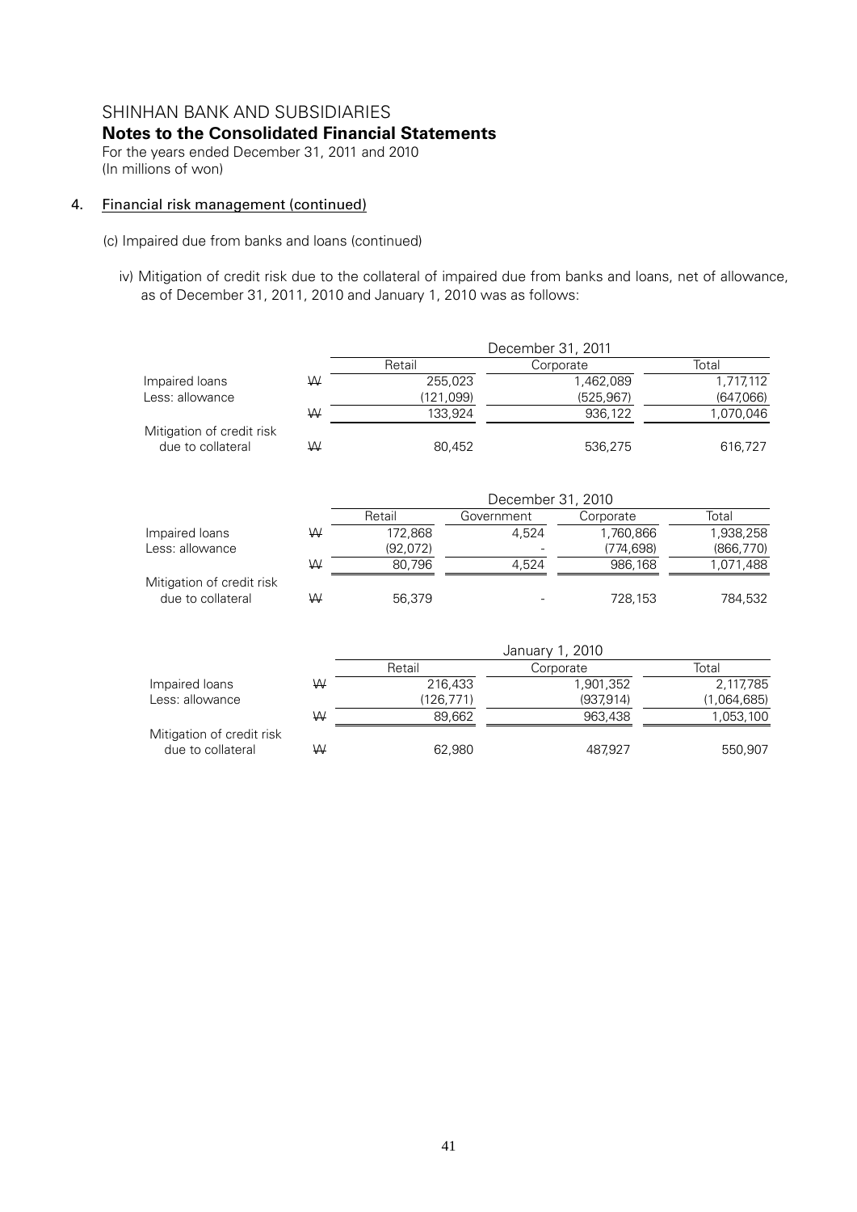# SHINHAN BANK AND SUBSIDIARIES
## Notes to the Consolidated Financial Statements
For the years ended December 31, 2011 and 2010
(In millions of won)

### 4. Financial risk management (continued)

(c) Impaired due from banks and loans (continued)

iv) Mitigation of credit risk due to the collateral of impaired due from banks and loans, net of allowance, as of December 31, 2011, 2010 and January 1, 2010 was as follows:

| | | December 31, 2011 | | |
|---|---|---|---|---|
| | | Retail | Corporate | Total |
| Impaired loans | ₩ | 255,023 | 1,462,089 | 1,717,112 |
| Less: allowance | | (121,099) | (525,967) | (647,066) |
| | ₩ | 133,924 | 936,122 | 1,070,046 |
| Mitigation of credit risk due to collateral | ₩ | 80,452 | 536,275 | 616,727 |

| | | December 31, 2010 | | | |
|---|---|---|---|---|---|
| | | Retail | Government | Corporate | Total |
| Impaired loans | ₩ | 172,868 | 4,524 | 1,760,866 | 1,938,258 |
| Less: allowance | | (92,072) | - | (774,698) | (866,770) |
| | ₩ | 80,796 | 4,524 | 986,168 | 1,071,488 |
| Mitigation of credit risk due to collateral | ₩ | 56,379 | - | 728,153 | 784,532 |

| | | January 1, 2010 | | |
|---|---|---|---|---|
| | | Retail | Corporate | Total |
| Impaired loans | ₩ | 216,433 | 1,901,352 | 2,117,785 |
| Less: allowance | | (126,771) | (937,914) | (1,064,685) |
| | ₩ | 89,662 | 963,438 | 1,053,100 |
| Mitigation of credit risk due to collateral | ₩ | 62,980 | 487,927 | 550,907 |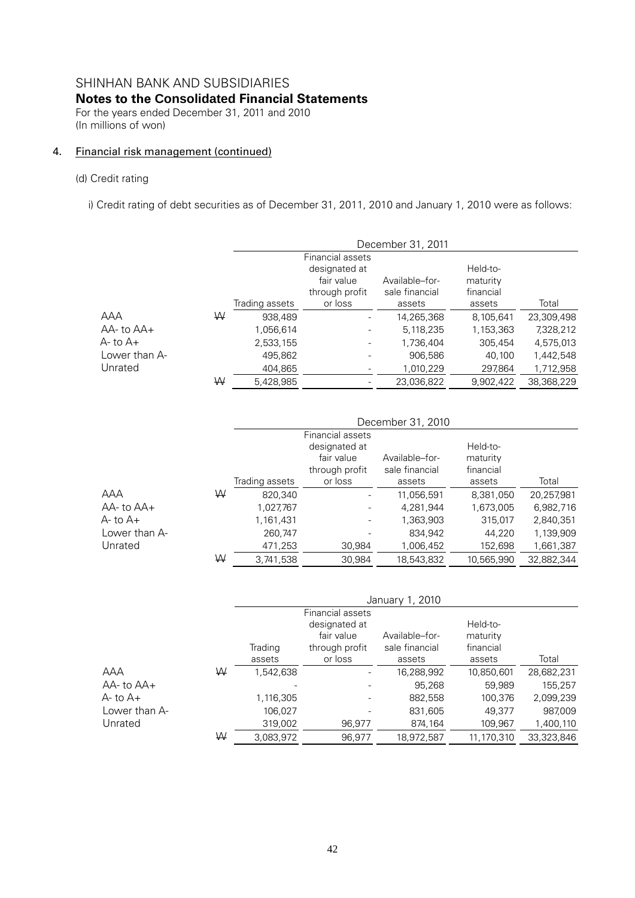# SHINHAN BANK AND SUBSIDIARIES

## Notes to the Consolidated Financial Statements

For the years ended December 31, 2011 and 2010
(In millions of won)

### 4. Financial risk management (continued)

(d) Credit rating

i) Credit rating of debt securities as of December 31, 2011, 2010 and January 1, 2010 were as follows:

| | | December 31, 2011 | | | | |
|---|---|---|---|---|---|---|
| | | Trading assets | Financial assets designated at fair value through profit or loss | Available–for-sale financial assets | Held-to-maturity financial assets | Total |
| AAA | ₩ | 938,489 | - | 14,265,368 | 8,105,641 | 23,309,498 |
| AA- to AA+ | | 1,056,614 | - | 5,118,235 | 1,153,363 | 7,328,212 |
| A- to A+ | | 2,533,155 | - | 1,736,404 | 305,454 | 4,575,013 |
| Lower than A- | | 495,862 | - | 906,586 | 40,100 | 1,442,548 |
| Unrated | | 404,865 | - | 1,010,229 | 297,864 | 1,712,958 |
| | ₩ | 5,428,985 | - | 23,036,822 | 9,902,422 | 38,368,229 |

| | | December 31, 2010 | | | | |
|---|---|---|---|---|---|---|
| | | Trading assets | Financial assets designated at fair value through profit or loss | Available–for-sale financial assets | Held-to-maturity financial assets | Total |
| AAA | ₩ | 820,340 | - | 11,056,591 | 8,381,050 | 20,257,981 |
| AA- to AA+ | | 1,027,767 | - | 4,281,944 | 1,673,005 | 6,982,716 |
| A- to A+ | | 1,161,431 | - | 1,363,903 | 315,017 | 2,840,351 |
| Lower than A- | | 260,747 | - | 834,942 | 44,220 | 1,139,909 |
| Unrated | | 471,253 | 30,984 | 1,006,452 | 152,698 | 1,661,387 |
| | ₩ | 3,741,538 | 30,984 | 18,543,832 | 10,565,990 | 32,882,344 |

| | | January 1, 2010 | | | | |
|---|---|---|---|---|---|---|
| | | Trading assets | Financial assets designated at fair value through profit or loss | Available–for-sale financial assets | Held-to-maturity financial assets | Total |
| AAA | ₩ | 1,542,638 | - | 16,288,992 | 10,850,601 | 28,682,231 |
| AA- to AA+ | | - | - | 95,268 | 59,989 | 155,257 |
| A- to A+ | | 1,116,305 | - | 882,558 | 100,376 | 2,099,239 |
| Lower than A- | | 106,027 | - | 831,605 | 49,377 | 987,009 |
| Unrated | | 319,002 | 96,977 | 874,164 | 109,967 | 1,400,110 |
| | ₩ | 3,083,972 | 96,977 | 18,972,587 | 11,170,310 | 33,323,846 |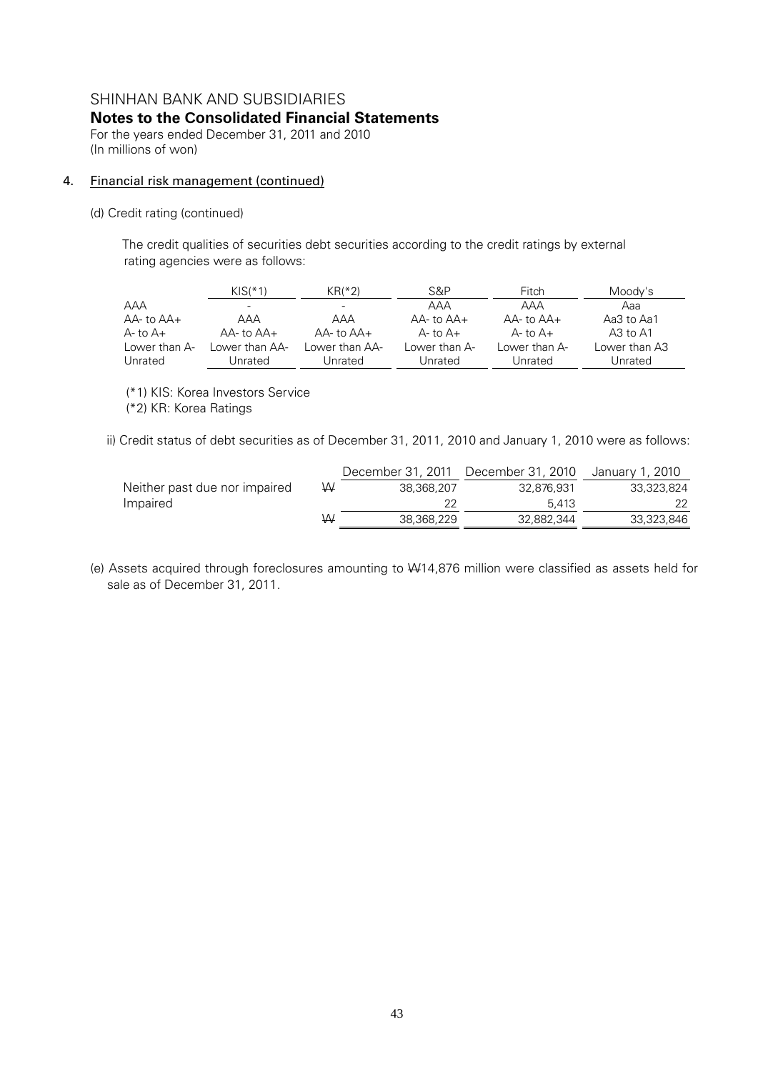SHINHAN BANK AND SUBSIDIARIES

**Notes to the Consolidated Financial Statements**

For the years ended December 31, 2011 and 2010
(In millions of won)

4. Financial risk management (continued)

(d) Credit rating (continued)

The credit qualities of securities debt securities according to the credit ratings by external rating agencies were as follows:

| | KIS(*1) | KR(*2) | S&P | Fitch | Moody's |
|---|---|---|---|---|---|
| AAA | - | - | AAA | AAA | Aaa |
| AA- to AA+ | AAA | AAA | AA- to AA+ | AA- to AA+ | Aa3 to Aa1 |
| A- to A+ | AA- to AA+ | AA- to AA+ | A- to A+ | A- to A+ | A3 to A1 |
| Lower than A- | Lower than AA- | Lower than AA- | Lower than A- | Lower than A- | Lower than A3 |
| Unrated | Unrated | Unrated | Unrated | Unrated | Unrated |

(*1) KIS: Korea Investors Service
(*2) KR: Korea Ratings

ii) Credit status of debt securities as of December 31, 2011, 2010 and January 1, 2010 were as follows:

| | | December 31, 2011 | December 31, 2010 | January 1, 2010 |
|---|---|---|---|---|
| Neither past due nor impaired | ₩ | 38,368,207 | 32,876,931 | 33,323,824 |
| Impaired | | 22 | 5,413 | 22 |
| | ₩ | 38,368,229 | 32,882,344 | 33,323,846 |

(e) Assets acquired through foreclosures amounting to ₩14,876 million were classified as assets held for sale as of December 31, 2011.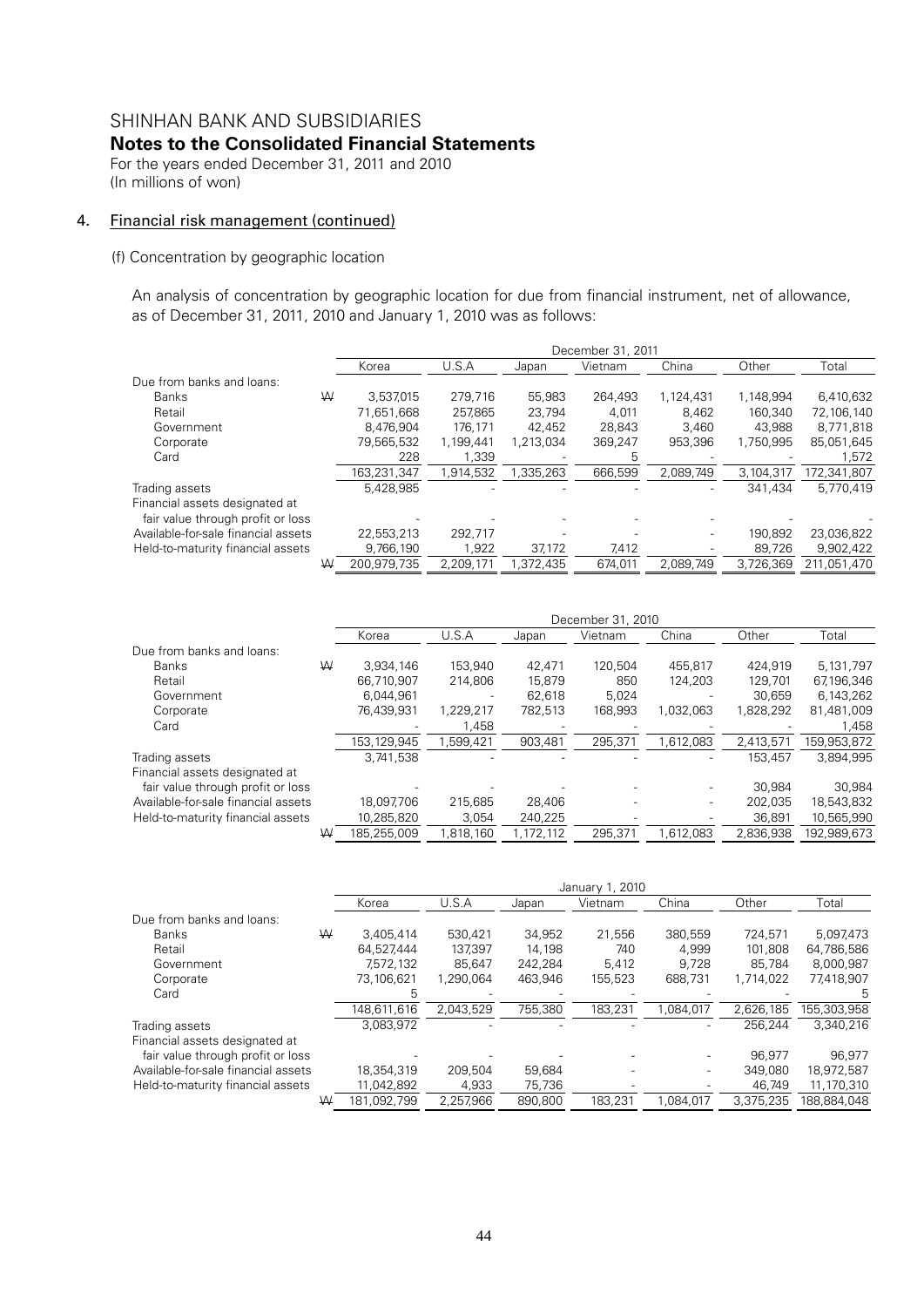SHINHAN BANK AND SUBSIDIARIES

**Notes to the Consolidated Financial Statements**

For the years ended December 31, 2011 and 2010
(In millions of won)

4. Financial risk management (continued)

(f) Concentration by geographic location

An analysis of concentration by geographic location for due from financial instrument, net of allowance, as of December 31, 2011, 2010 and January 1, 2010 was as follows:

| | | December 31, 2011 | | | | | | |
|---|---|---|---|---|---|---|---|---|
| | | Korea | U.S.A | Japan | Vietnam | China | Other | Total |
| Due from banks and loans: | | | | | | | | |
| Banks | ₩ | 3,537,015 | 279,716 | 55,983 | 264,493 | 1,124,431 | 1,148,994 | 6,410,632 |
| Retail | | 71,651,668 | 257,865 | 23,794 | 4,011 | 8,462 | 160,340 | 72,106,140 |
| Government | | 8,476,904 | 176,171 | 42,452 | 28,843 | 3,460 | 43,988 | 8,771,818 |
| Corporate | | 79,565,532 | 1,199,441 | 1,213,034 | 369,247 | 953,396 | 1,750,995 | 85,051,645 |
| Card | | 228 | 1,339 | - | 5 | - | - | 1,572 |
| | | 163,231,347 | 1,914,532 | 1,335,263 | 666,599 | 2,089,749 | 3,104,317 | 172,341,807 |
| Trading assets | | 5,428,985 | - | - | - | - | 341,434 | 5,770,419 |
| Financial assets designated at fair value through profit or loss | | - | - | - | - | - | - | - |
| Available-for-sale financial assets | | 22,553,213 | 292,717 | - | - | - | 190,892 | 23,036,822 |
| Held-to-maturity financial assets | | 9,766,190 | 1,922 | 37,172 | 7,412 | - | 89,726 | 9,902,422 |
| | ₩ | 200,979,735 | 2,209,171 | 1,372,435 | 674,011 | 2,089,749 | 3,726,369 | 211,051,470 |

| | | December 31, 2010 | | | | | | |
|---|---|---|---|---|---|---|---|---|
| | | Korea | U.S.A | Japan | Vietnam | China | Other | Total |
| Due from banks and loans: | | | | | | | | |
| Banks | ₩ | 3,934,146 | 153,940 | 42,471 | 120,504 | 455,817 | 424,919 | 5,131,797 |
| Retail | | 66,710,907 | 214,806 | 15,879 | 850 | 124,203 | 129,701 | 67,196,346 |
| Government | | 6,044,961 | - | 62,618 | 5,024 | - | 30,659 | 6,143,262 |
| Corporate | | 76,439,931 | 1,229,217 | 782,513 | 168,993 | 1,032,063 | 1,828,292 | 81,481,009 |
| Card | | - | 1,458 | - | - | - | - | 1,458 |
| | | 153,129,945 | 1,599,421 | 903,481 | 295,371 | 1,612,083 | 2,413,571 | 159,953,872 |
| Trading assets | | 3,741,538 | - | - | - | - | 153,457 | 3,894,995 |
| Financial assets designated at fair value through profit or loss | | - | - | - | - | - | 30,984 | 30,984 |
| Available-for-sale financial assets | | 18,097,706 | 215,685 | 28,406 | - | - | 202,035 | 18,543,832 |
| Held-to-maturity financial assets | | 10,285,820 | 3,054 | 240,225 | - | - | 36,891 | 10,565,990 |
| | ₩ | 185,255,009 | 1,818,160 | 1,172,112 | 295,371 | 1,612,083 | 2,836,938 | 192,989,673 |

| | | January 1, 2010 | | | | | | |
|---|---|---|---|---|---|---|---|---|
| | | Korea | U.S.A | Japan | Vietnam | China | Other | Total |
| Due from banks and loans: | | | | | | | | |
| Banks | ₩ | 3,405,414 | 530,421 | 34,952 | 21,556 | 380,559 | 724,571 | 5,097,473 |
| Retail | | 64,527,444 | 137,397 | 14,198 | 740 | 4,999 | 101,808 | 64,786,586 |
| Government | | 7,572,132 | 85,647 | 242,284 | 5,412 | 9,728 | 85,784 | 8,000,987 |
| Corporate | | 73,106,621 | 1,290,064 | 463,946 | 155,523 | 688,731 | 1,714,022 | 77,418,907 |
| Card | | 5 | - | - | - | - | - | 5 |
| | | 148,611,616 | 2,043,529 | 755,380 | 183,231 | 1,084,017 | 2,626,185 | 155,303,958 |
| Trading assets | | 3,083,972 | - | - | - | - | 256,244 | 3,340,216 |
| Financial assets designated at fair value through profit or loss | | - | - | - | - | - | 96,977 | 96,977 |
| Available-for-sale financial assets | | 18,354,319 | 209,504 | 59,684 | - | - | 349,080 | 18,972,587 |
| Held-to-maturity financial assets | | 11,042,892 | 4,933 | 75,736 | - | - | 46,749 | 11,170,310 |
| | ₩ | 181,092,799 | 2,257,966 | 890,800 | 183,231 | 1,084,017 | 3,375,235 | 188,884,048 |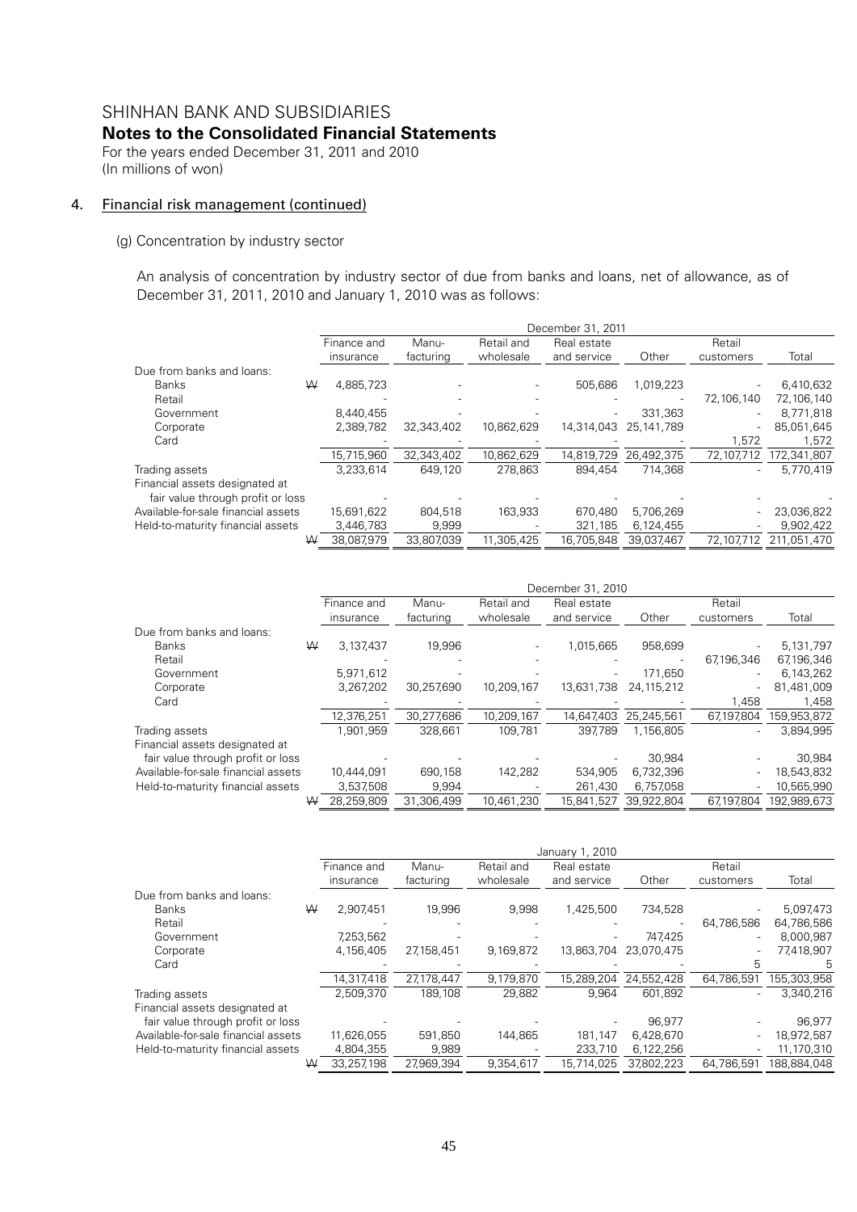# SHINHAN BANK AND SUBSIDIARIES

## Notes to the Consolidated Financial Statements

For the years ended December 31, 2011 and 2010
(In millions of won)

## 4. Financial risk management (continued)

### (g) Concentration by industry sector

An analysis of concentration by industry sector of due from banks and loans, net of allowance, as of December 31, 2011, 2010 and January 1, 2010 was as follows:

| | | December 31, 2011 | | | | | | |
|---|---|---|---|---|---|---|---|---|
| | | Finance and insurance | Manu-facturing | Retail and wholesale | Real estate and service | Other | Retail customers | Total |
| Due from banks and loans: | | | | | | | | |
| Banks | ₩ | 4,885,723 | - | - | 505,686 | 1,019,223 | - | 6,410,632 |
| Retail | | - | - | - | - | - | 72,106,140 | 72,106,140 |
| Government | | 8,440,455 | - | - | - | 331,363 | - | 8,771,818 |
| Corporate | | 2,389,782 | 32,343,402 | 10,862,629 | 14,314,043 | 25,141,789 | - | 85,051,645 |
| Card | | - | - | - | - | - | 1,572 | 1,572 |
| | | 15,715,960 | 32,343,402 | 10,862,629 | 14,819,729 | 26,492,375 | 72,107,712 | 172,341,807 |
| Trading assets | | 3,233,614 | 649,120 | 278,863 | 894,454 | 714,368 | - | 5,770,419 |
| Financial assets designated at fair value through profit or loss | | - | - | - | - | - | - | - |
| Available-for-sale financial assets | | 15,691,622 | 804,518 | 163,933 | 670,480 | 5,706,269 | - | 23,036,822 |
| Held-to-maturity financial assets | | 3,446,783 | 9,999 | - | 321,185 | 6,124,455 | - | 9,902,422 |
| | ₩ | 38,087,979 | 33,807,039 | 11,305,425 | 16,705,848 | 39,037,467 | 72,107,712 | 211,051,470 |

| | | December 31, 2010 | | | | | | |
|---|---|---|---|---|---|---|---|---|
| | | Finance and insurance | Manu-facturing | Retail and wholesale | Real estate and service | Other | Retail customers | Total |
| Due from banks and loans: | | | | | | | | |
| Banks | ₩ | 3,137,437 | 19,996 | - | 1,015,665 | 958,699 | - | 5,131,797 |
| Retail | | - | - | - | - | - | 67,196,346 | 67,196,346 |
| Government | | 5,971,612 | - | - | - | 171,650 | - | 6,143,262 |
| Corporate | | 3,267,202 | 30,257,690 | 10,209,167 | 13,631,738 | 24,115,212 | - | 81,481,009 |
| Card | | - | - | - | - | - | 1,458 | 1,458 |
| | | 12,376,251 | 30,277,686 | 10,209,167 | 14,647,403 | 25,245,561 | 67,197,804 | 159,953,872 |
| Trading assets | | 1,901,959 | 328,661 | 109,781 | 397,789 | 1,156,805 | - | 3,894,995 |
| Financial assets designated at fair value through profit or loss | | - | - | - | - | 30,984 | - | 30,984 |
| Available-for-sale financial assets | | 10,444,091 | 690,158 | 142,282 | 534,905 | 6,732,396 | - | 18,543,832 |
| Held-to-maturity financial assets | | 3,537,508 | 9,994 | - | 261,430 | 6,757,058 | - | 10,565,990 |
| | ₩ | 28,259,809 | 31,306,499 | 10,461,230 | 15,841,527 | 39,922,804 | 67,197,804 | 192,989,673 |

| | | January 1, 2010 | | | | | | |
|---|---|---|---|---|---|---|---|---|
| | | Finance and insurance | Manu-facturing | Retail and wholesale | Real estate and service | Other | Retail customers | Total |
| Due from banks and loans: | | | | | | | | |
| Banks | ₩ | 2,907,451 | 19,996 | 9,998 | 1,425,500 | 734,528 | - | 5,097,473 |
| Retail | | - | - | - | - | - | 64,786,586 | 64,786,586 |
| Government | | 7,253,562 | - | - | - | 747,425 | - | 8,000,987 |
| Corporate | | 4,156,405 | 27,158,451 | 9,169,872 | 13,863,704 | 23,070,475 | - | 77,418,907 |
| Card | | - | - | - | - | - | 5 | 5 |
| | | 14,317,418 | 27,178,447 | 9,179,870 | 15,289,204 | 24,552,428 | 64,786,591 | 155,303,958 |
| Trading assets | | 2,509,370 | 189,108 | 29,882 | 9,964 | 601,892 | - | 3,340,216 |
| Financial assets designated at fair value through profit or loss | | - | - | - | - | 96,977 | - | 96,977 |
| Available-for-sale financial assets | | 11,626,055 | 591,850 | 144,865 | 181,147 | 6,428,670 | - | 18,972,587 |
| Held-to-maturity financial assets | | 4,804,355 | 9,989 | - | 233,710 | 6,122,256 | - | 11,170,310 |
| | ₩ | 33,257,198 | 27,969,394 | 9,354,617 | 15,714,025 | 37,802,223 | 64,786,591 | 188,884,048 |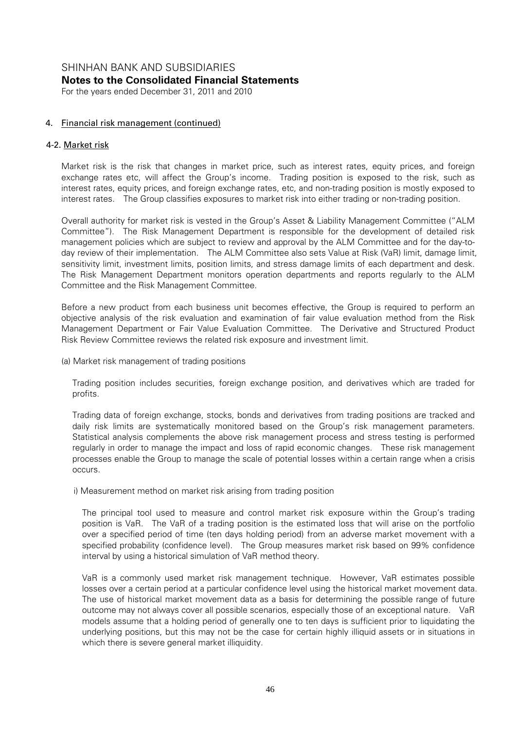## 4. Financial risk management (continued)

### 4-2. Market risk

Market risk is the risk that changes in market price, such as interest rates, equity prices, and foreign exchange rates etc, will affect the Group's income. Trading position is exposed to the risk, such as interest rates, equity prices, and foreign exchange rates, etc, and non-trading position is mostly exposed to interest rates. The Group classifies exposures to market risk into either trading or non-trading position.

Overall authority for market risk is vested in the Group's Asset & Liability Management Committee ("ALM Committee"). The Risk Management Department is responsible for the development of detailed risk management policies which are subject to review and approval by the ALM Committee and for the day-to-day review of their implementation. The ALM Committee also sets Value at Risk (VaR) limit, damage limit, sensitivity limit, investment limits, position limits, and stress damage limits of each department and desk. The Risk Management Department monitors operation departments and reports regularly to the ALM Committee and the Risk Management Committee.

Before a new product from each business unit becomes effective, the Group is required to perform an objective analysis of the risk evaluation and examination of fair value evaluation method from the Risk Management Department or Fair Value Evaluation Committee. The Derivative and Structured Product Risk Review Committee reviews the related risk exposure and investment limit.

(a) Market risk management of trading positions

Trading position includes securities, foreign exchange position, and derivatives which are traded for profits.

Trading data of foreign exchange, stocks, bonds and derivatives from trading positions are tracked and daily risk limits are systematically monitored based on the Group's risk management parameters. Statistical analysis complements the above risk management process and stress testing is performed regularly in order to manage the impact and loss of rapid economic changes. These risk management processes enable the Group to manage the scale of potential losses within a certain range when a crisis occurs.

i) Measurement method on market risk arising from trading position

The principal tool used to measure and control market risk exposure within the Group's trading position is VaR. The VaR of a trading position is the estimated loss that will arise on the portfolio over a specified period of time (ten days holding period) from an adverse market movement with a specified probability (confidence level). The Group measures market risk based on 99% confidence interval by using a historical simulation of VaR method theory.

VaR is a commonly used market risk management technique. However, VaR estimates possible losses over a certain period at a particular confidence level using the historical market movement data. The use of historical market movement data as a basis for determining the possible range of future outcome may not always cover all possible scenarios, especially those of an exceptional nature. VaR models assume that a holding period of generally one to ten days is sufficient prior to liquidating the underlying positions, but this may not be the case for certain highly illiquid assets or in situations in which there is severe general market illiquidity.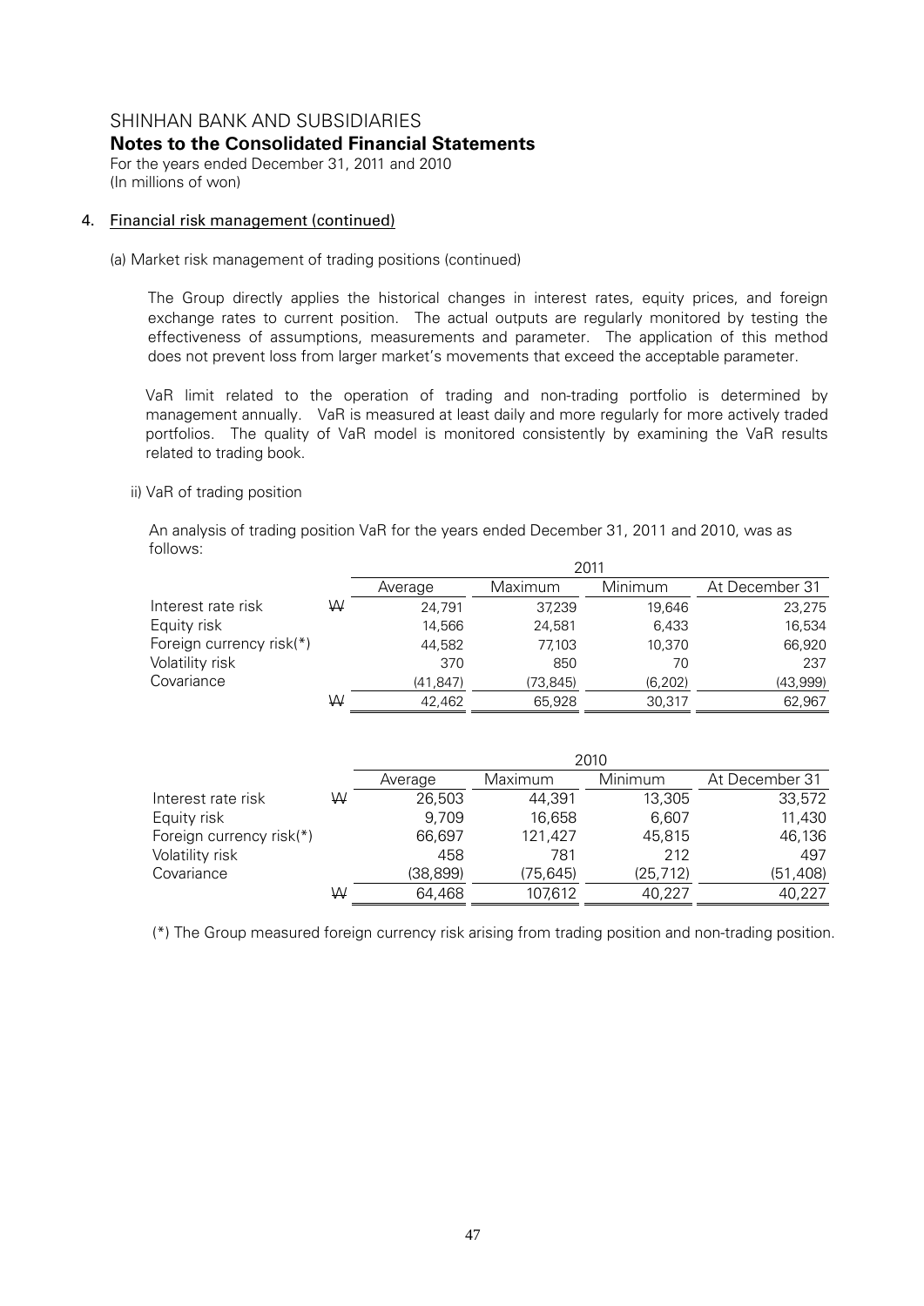# SHINHAN BANK AND SUBSIDIARIES

## Notes to the Consolidated Financial Statements

For the years ended December 31, 2011 and 2010
(In millions of won)

### 4. Financial risk management (continued)

(a) Market risk management of trading positions (continued)

The Group directly applies the historical changes in interest rates, equity prices, and foreign exchange rates to current position. The actual outputs are regularly monitored by testing the effectiveness of assumptions, measurements and parameter. The application of this method does not prevent loss from larger market's movements that exceed the acceptable parameter.

VaR limit related to the operation of trading and non-trading portfolio is determined by management annually. VaR is measured at least daily and more regularly for more actively traded portfolios. The quality of VaR model is monitored consistently by examining the VaR results related to trading book.

ii) VaR of trading position

An analysis of trading position VaR for the years ended December 31, 2011 and 2010, was as follows:

| | | 2011 | | | |
|---|---|---|---|---|---|
| | | Average | Maximum | Minimum | At December 31 |
| Interest rate risk | ₩ | 24,791 | 37,239 | 19,646 | 23,275 |
| Equity risk | | 14,566 | 24,581 | 6,433 | 16,534 |
| Foreign currency risk(*) | | 44,582 | 77,103 | 10,370 | 66,920 |
| Volatility risk | | 370 | 850 | 70 | 237 |
| Covariance | | (41,847) | (73,845) | (6,202) | (43,999) |
| | ₩ | 42,462 | 65,928 | 30,317 | 62,967 |

| | | 2010 | | | |
|---|---|---|---|---|---|
| | | Average | Maximum | Minimum | At December 31 |
| Interest rate risk | ₩ | 26,503 | 44,391 | 13,305 | 33,572 |
| Equity risk | | 9,709 | 16,658 | 6,607 | 11,430 |
| Foreign currency risk(*) | | 66,697 | 121,427 | 45,815 | 46,136 |
| Volatility risk | | 458 | 781 | 212 | 497 |
| Covariance | | (38,899) | (75,645) | (25,712) | (51,408) |
| | ₩ | 64,468 | 107,612 | 40,227 | 40,227 |

(*) The Group measured foreign currency risk arising from trading position and non-trading position.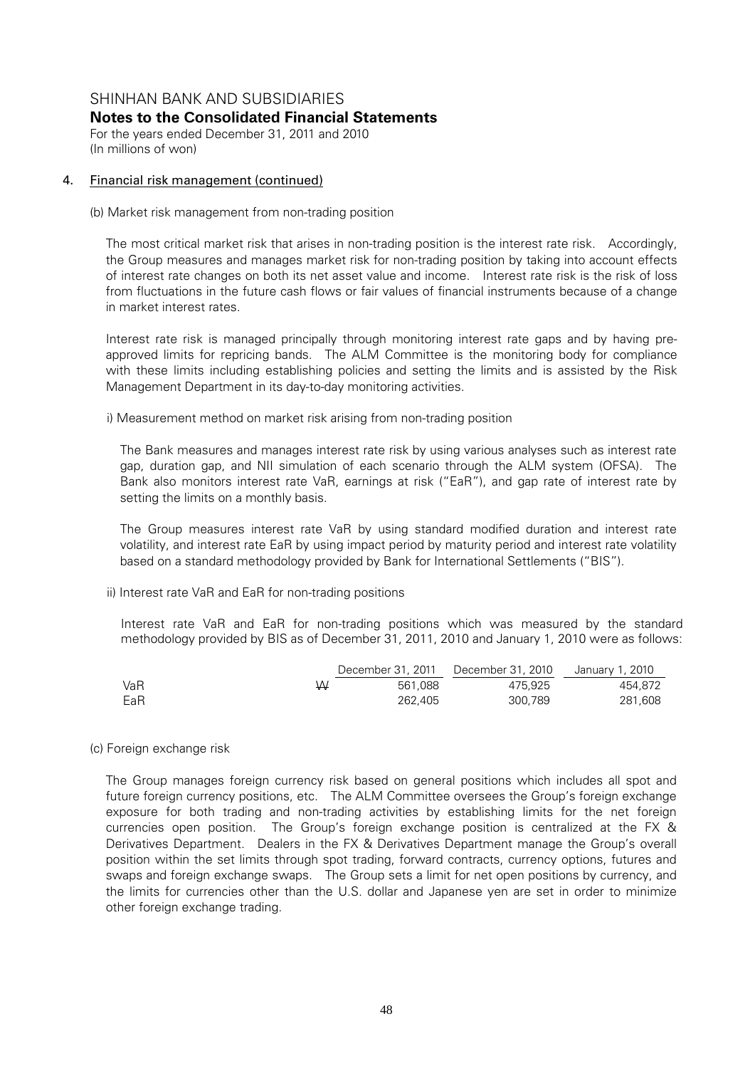## 4. Financial risk management (continued)

(b) Market risk management from non-trading position

The most critical market risk that arises in non-trading position is the interest rate risk. Accordingly, the Group measures and manages market risk for non-trading position by taking into account effects of interest rate changes on both its net asset value and income. Interest rate risk is the risk of loss from fluctuations in the future cash flows or fair values of financial instruments because of a change in market interest rates.

Interest rate risk is managed principally through monitoring interest rate gaps and by having pre-approved limits for repricing bands. The ALM Committee is the monitoring body for compliance with these limits including establishing policies and setting the limits and is assisted by the Risk Management Department in its day-to-day monitoring activities.

i) Measurement method on market risk arising from non-trading position

The Bank measures and manages interest rate risk by using various analyses such as interest rate gap, duration gap, and NII simulation of each scenario through the ALM system (OFSA). The Bank also monitors interest rate VaR, earnings at risk ("EaR"), and gap rate of interest rate by setting the limits on a monthly basis.

The Group measures interest rate VaR by using standard modified duration and interest rate volatility, and interest rate EaR by using impact period by maturity period and interest rate volatility based on a standard methodology provided by Bank for International Settlements ("BIS").

ii) Interest rate VaR and EaR for non-trading positions

Interest rate VaR and EaR for non-trading positions which was measured by the standard methodology provided by BIS as of December 31, 2011, 2010 and January 1, 2010 were as follows:

| | | December 31, 2011 | December 31, 2010 | January 1, 2010 |
|---|---|---|---|---|
| VaR | ₩ | 561,088 | 475,925 | 454,872 |
| EaR | | 262,405 | 300,789 | 281,608 |

(c) Foreign exchange risk

The Group manages foreign currency risk based on general positions which includes all spot and future foreign currency positions, etc. The ALM Committee oversees the Group's foreign exchange exposure for both trading and non-trading activities by establishing limits for the net foreign currencies open position. The Group's foreign exchange position is centralized at the FX & Derivatives Department. Dealers in the FX & Derivatives Department manage the Group's overall position within the set limits through spot trading, forward contracts, currency options, futures and swaps and foreign exchange swaps. The Group sets a limit for net open positions by currency, and the limits for currencies other than the U.S. dollar and Japanese yen are set in order to minimize other foreign exchange trading.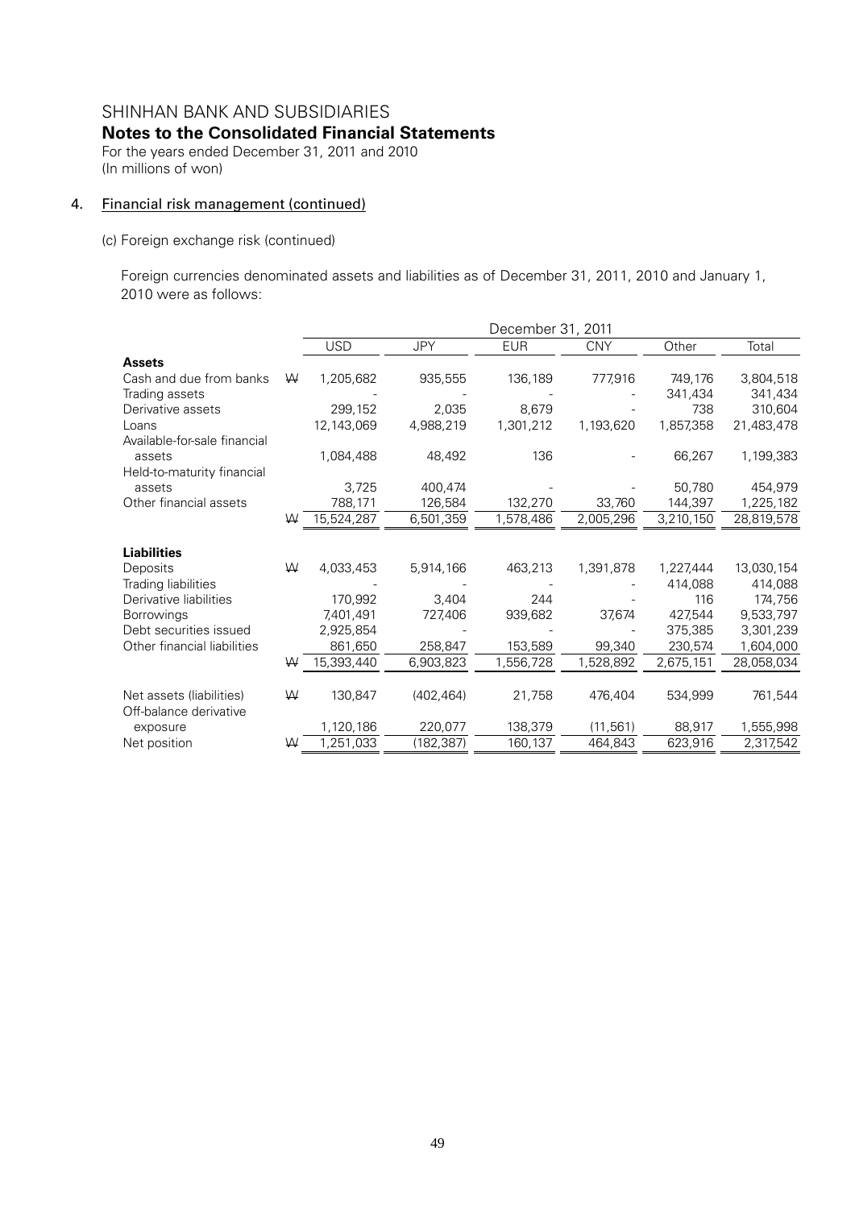# SHINHAN BANK AND SUBSIDIARIES

## Notes to the Consolidated Financial Statements

For the years ended December 31, 2011 and 2010
(In millions of won)

### 4. Financial risk management (continued)

(c) Foreign exchange risk (continued)

Foreign currencies denominated assets and liabilities as of December 31, 2011, 2010 and January 1, 2010 were as follows:

| | | December 31, 2011 | | | | | |
|---|---|---|---|---|---|---|---|
| | | USD | JPY | EUR | CNY | Other | Total |
| **Assets** | | | | | | | |
| Cash and due from banks | ₩ | 1,205,682 | 935,555 | 136,189 | 777,916 | 749,176 | 3,804,518 |
| Trading assets | | - | - | - | - | 341,434 | 341,434 |
| Derivative assets | | 299,152 | 2,035 | 8,679 | - | 738 | 310,604 |
| Loans | | 12,143,069 | 4,988,219 | 1,301,212 | 1,193,620 | 1,857,358 | 21,483,478 |
| Available-for-sale financial assets | | 1,084,488 | 48,492 | 136 | - | 66,267 | 1,199,383 |
| Held-to-maturity financial assets | | 3,725 | 400,474 | - | - | 50,780 | 454,979 |
| Other financial assets | | 788,171 | 126,584 | 132,270 | 33,760 | 144,397 | 1,225,182 |
| | ₩ | 15,524,287 | 6,501,359 | 1,578,486 | 2,005,296 | 3,210,150 | 28,819,578 |
| **Liabilities** | | | | | | | |
| Deposits | ₩ | 4,033,453 | 5,914,166 | 463,213 | 1,391,878 | 1,227,444 | 13,030,154 |
| Trading liabilities | | - | - | - | - | 414,088 | 414,088 |
| Derivative liabilities | | 170,992 | 3,404 | 244 | - | 116 | 174,756 |
| Borrowings | | 7,401,491 | 727,406 | 939,682 | 37,674 | 427,544 | 9,533,797 |
| Debt securities issued | | 2,925,854 | - | - | - | 375,385 | 3,301,239 |
| Other financial liabilities | | 861,650 | 258,847 | 153,589 | 99,340 | 230,574 | 1,604,000 |
| | ₩ | 15,393,440 | 6,903,823 | 1,556,728 | 1,528,892 | 2,675,151 | 28,058,034 |
| Net assets (liabilities) | ₩ | 130,847 | (402,464) | 21,758 | 476,404 | 534,999 | 761,544 |
| Off-balance derivative exposure | | 1,120,186 | 220,077 | 138,379 | (11,561) | 88,917 | 1,555,998 |
| Net position | ₩ | 1,251,033 | (182,387) | 160,137 | 464,843 | 623,916 | 2,317,542 |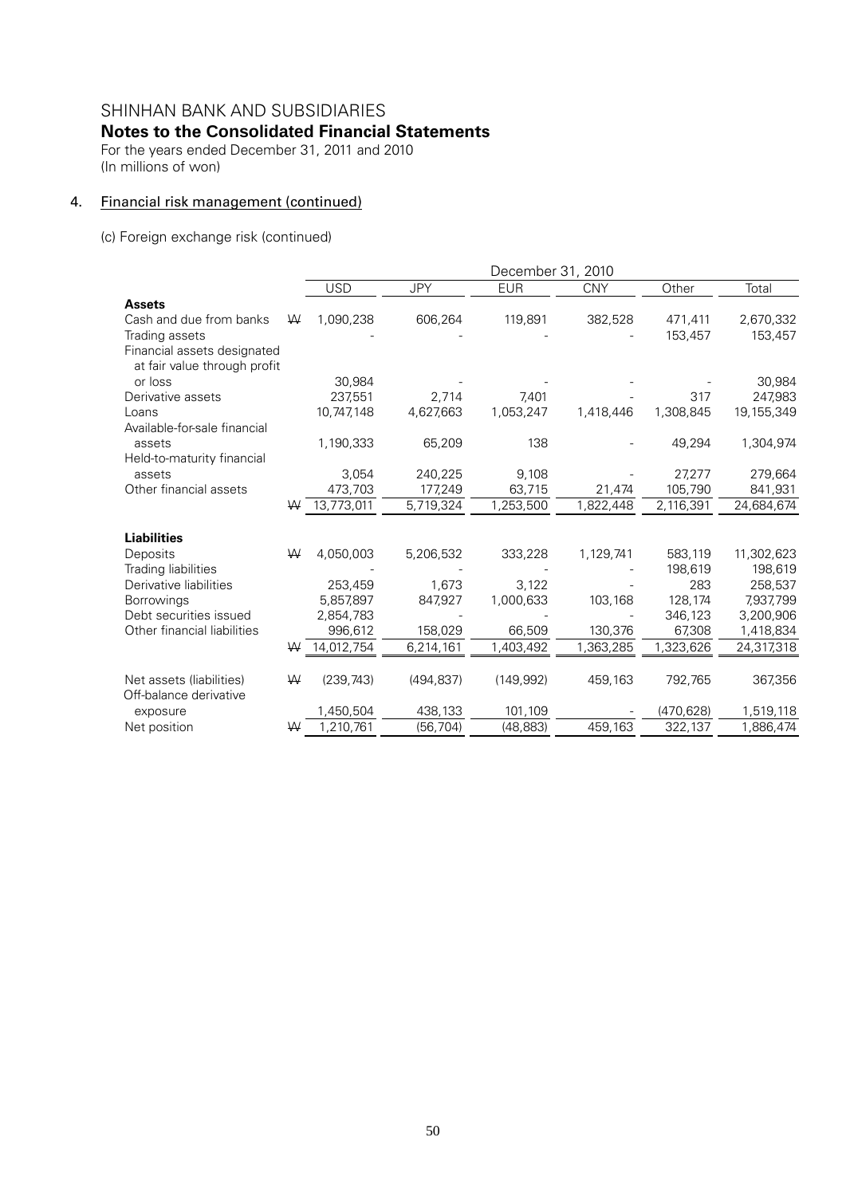# SHINHAN BANK AND SUBSIDIARIES

## Notes to the Consolidated Financial Statements

For the years ended December 31, 2011 and 2010
(In millions of won)

## 4. Financial risk management (continued)

(c) Foreign exchange risk (continued)

| | | December 31, 2010 | | | | | |
|---|---|---|---|---|---|---|---|
| | | USD | JPY | EUR | CNY | Other | Total |
| **Assets** | | | | | | | |
| Cash and due from banks | ₩ | 1,090,238 | 606,264 | 119,891 | 382,528 | 471,411 | 2,670,332 |
| Trading assets | | - | - | - | - | 153,457 | 153,457 |
| Financial assets designated at fair value through profit or loss | | 30,984 | - | - | - | - | 30,984 |
| Derivative assets | | 237,551 | 2,714 | 7,401 | - | 317 | 247,983 |
| Loans | | 10,747,148 | 4,627,663 | 1,053,247 | 1,418,446 | 1,308,845 | 19,155,349 |
| Available-for-sale financial assets | | 1,190,333 | 65,209 | 138 | - | 49,294 | 1,304,974 |
| Held-to-maturity financial assets | | 3,054 | 240,225 | 9,108 | - | 27,277 | 279,664 |
| Other financial assets | | 473,703 | 177,249 | 63,715 | 21,474 | 105,790 | 841,931 |
| | ₩ | 13,773,011 | 5,719,324 | 1,253,500 | 1,822,448 | 2,116,391 | 24,684,674 |
| **Liabilities** | | | | | | | |
| Deposits | ₩ | 4,050,003 | 5,206,532 | 333,228 | 1,129,741 | 583,119 | 11,302,623 |
| Trading liabilities | | - | - | - | - | 198,619 | 198,619 |
| Derivative liabilities | | 253,459 | 1,673 | 3,122 | - | 283 | 258,537 |
| Borrowings | | 5,857,897 | 847,927 | 1,000,633 | 103,168 | 128,174 | 7,937,799 |
| Debt securities issued | | 2,854,783 | - | - | - | 346,123 | 3,200,906 |
| Other financial liabilities | | 996,612 | 158,029 | 66,509 | 130,376 | 67,308 | 1,418,834 |
| | ₩ | 14,012,754 | 6,214,161 | 1,403,492 | 1,363,285 | 1,323,626 | 24,317,318 |
| Net assets (liabilities) | ₩ | (239,743) | (494,837) | (149,992) | 459,163 | 792,765 | 367,356 |
| Off-balance derivative exposure | | 1,450,504 | 438,133 | 101,109 | - | (470,628) | 1,519,118 |
| Net position | ₩ | 1,210,761 | (56,704) | (48,883) | 459,163 | 322,137 | 1,886,474 |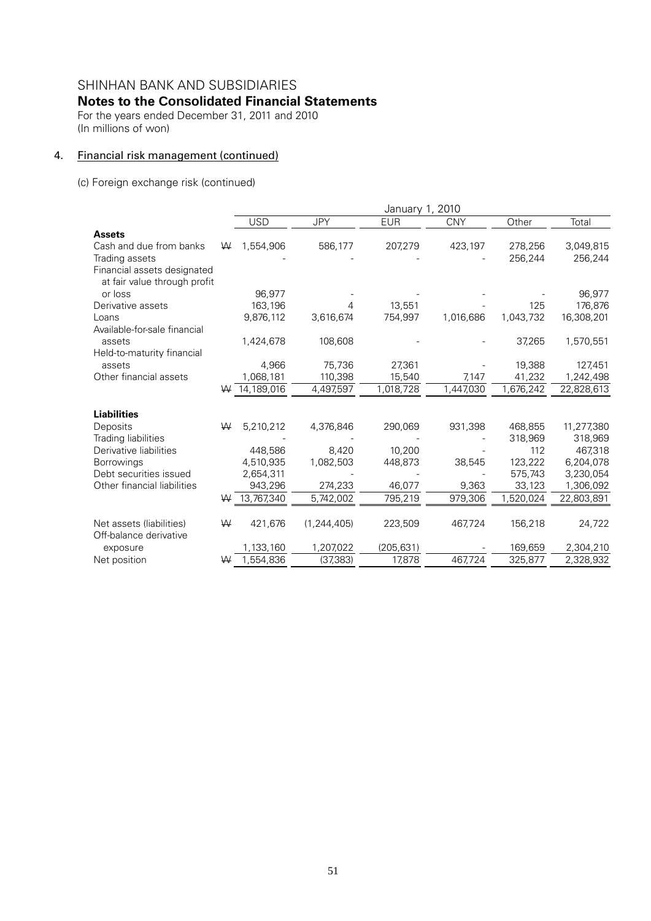SHINHAN BANK AND SUBSIDIARIES

**Notes to the Consolidated Financial Statements**

For the years ended December 31, 2011 and 2010
(In millions of won)

## 4. Financial risk management (continued)

(c) Foreign exchange risk (continued)

| | | January 1, 2010 | | | | | |
|---|---|---|---|---|---|---|---|
| | | USD | JPY | EUR | CNY | Other | Total |
| **Assets** | | | | | | | |
| Cash and due from banks | ₩ | 1,554,906 | 586,177 | 207,279 | 423,197 | 278,256 | 3,049,815 |
| Trading assets | | - | - | - | - | 256,244 | 256,244 |
| Financial assets designated at fair value through profit or loss | | 96,977 | - | - | - | - | 96,977 |
| Derivative assets | | 163,196 | 4 | 13,551 | - | 125 | 176,876 |
| Loans | | 9,876,112 | 3,616,674 | 754,997 | 1,016,686 | 1,043,732 | 16,308,201 |
| Available-for-sale financial assets | | 1,424,678 | 108,608 | - | - | 37,265 | 1,570,551 |
| Held-to-maturity financial assets | | 4,966 | 75,736 | 27,361 | - | 19,388 | 127,451 |
| Other financial assets | | 1,068,181 | 110,398 | 15,540 | 7,147 | 41,232 | 1,242,498 |
| | ₩ | 14,189,016 | 4,497,597 | 1,018,728 | 1,447,030 | 1,676,242 | 22,828,613 |
| **Liabilities** | | | | | | | |
| Deposits | ₩ | 5,210,212 | 4,376,846 | 290,069 | 931,398 | 468,855 | 11,277,380 |
| Trading liabilities | | - | - | - | - | 318,969 | 318,969 |
| Derivative liabilities | | 448,586 | 8,420 | 10,200 | - | 112 | 467,318 |
| Borrowings | | 4,510,935 | 1,082,503 | 448,873 | 38,545 | 123,222 | 6,204,078 |
| Debt securities issued | | 2,654,311 | - | - | - | 575,743 | 3,230,054 |
| Other financial liabilities | | 943,296 | 274,233 | 46,077 | 9,363 | 33,123 | 1,306,092 |
| | ₩ | 13,767,340 | 5,742,002 | 795,219 | 979,306 | 1,520,024 | 22,803,891 |
| Net assets (liabilities) | ₩ | 421,676 | (1,244,405) | 223,509 | 467,724 | 156,218 | 24,722 |
| Off-balance derivative exposure | | 1,133,160 | 1,207,022 | (205,631) | - | 169,659 | 2,304,210 |
| Net position | ₩ | 1,554,836 | (37,383) | 17,878 | 467,724 | 325,877 | 2,328,932 |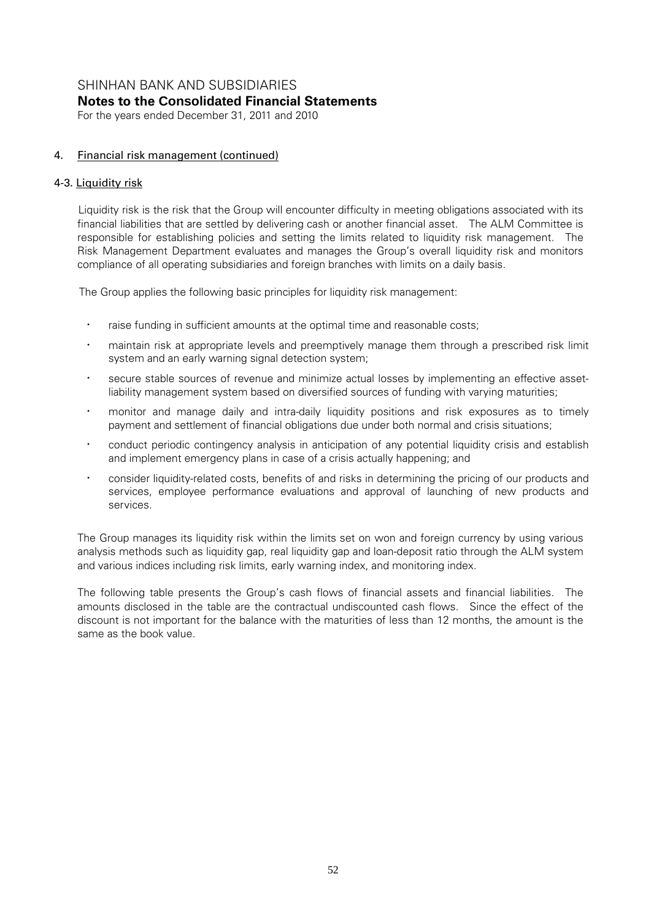## 4. Financial risk management (continued)

### 4-3. Liquidity risk

Liquidity risk is the risk that the Group will encounter difficulty in meeting obligations associated with its financial liabilities that are settled by delivering cash or another financial asset. The ALM Committee is responsible for establishing policies and setting the limits related to liquidity risk management. The Risk Management Department evaluates and manages the Group's overall liquidity risk and monitors compliance of all operating subsidiaries and foreign branches with limits on a daily basis.

The Group applies the following basic principles for liquidity risk management:

- raise funding in sufficient amounts at the optimal time and reasonable costs;
- maintain risk at appropriate levels and preemptively manage them through a prescribed risk limit system and an early warning signal detection system;
- secure stable sources of revenue and minimize actual losses by implementing an effective asset-liability management system based on diversified sources of funding with varying maturities;
- monitor and manage daily and intra-daily liquidity positions and risk exposures as to timely payment and settlement of financial obligations due under both normal and crisis situations;
- conduct periodic contingency analysis in anticipation of any potential liquidity crisis and establish and implement emergency plans in case of a crisis actually happening; and
- consider liquidity-related costs, benefits of and risks in determining the pricing of our products and services, employee performance evaluations and approval of launching of new products and services.

The Group manages its liquidity risk within the limits set on won and foreign currency by using various analysis methods such as liquidity gap, real liquidity gap and loan-deposit ratio through the ALM system and various indices including risk limits, early warning index, and monitoring index.

The following table presents the Group's cash flows of financial assets and financial liabilities. The amounts disclosed in the table are the contractual undiscounted cash flows. Since the effect of the discount is not important for the balance with the maturities of less than 12 months, the amount is the same as the book value.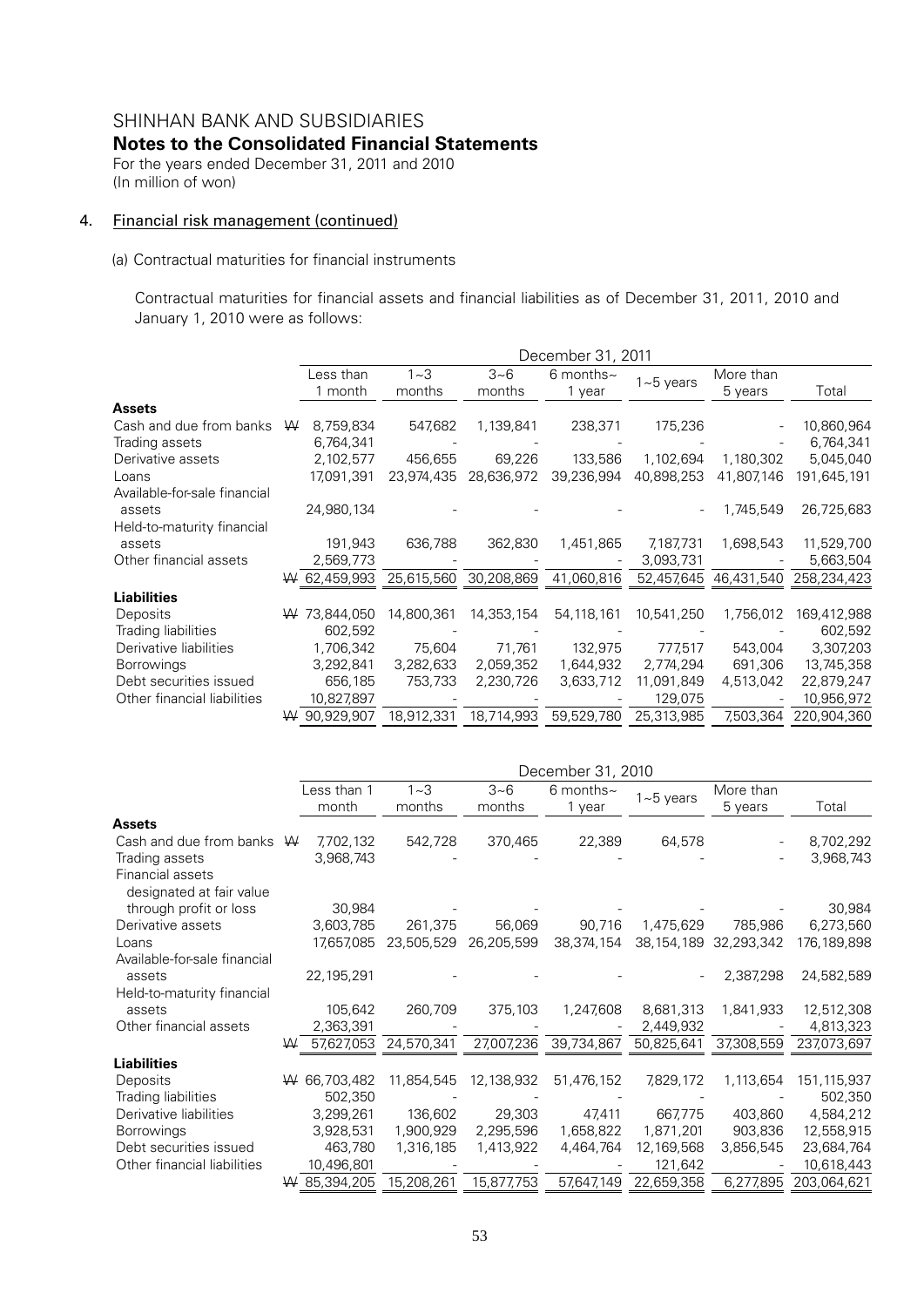# SHINHAN BANK AND SUBSIDIARIES

## Notes to the Consolidated Financial Statements

For the years ended December 31, 2011 and 2010
(In million of won)

### 4. Financial risk management (continued)

(a) Contractual maturities for financial instruments

Contractual maturities for financial assets and financial liabilities as of December 31, 2011, 2010 and January 1, 2010 were as follows:

| | December 31, 2011 | | | | | | |
|---|---|---|---|---|---|---|---|
| | Less than 1 month | 1~3 months | 3~6 months | 6 months~ 1 year | 1~5 years | More than 5 years | Total |
| **Assets** | | | | | | | |
| Cash and due from banks | ₩ 8,759,834 | 547,682 | 1,139,841 | 238,371 | 175,236 | - | 10,860,964 |
| Trading assets | 6,764,341 | - | - | - | - | - | 6,764,341 |
| Derivative assets | 2,102,577 | 456,655 | 69,226 | 133,586 | 1,102,694 | 1,180,302 | 5,045,040 |
| Loans | 17,091,391 | 23,974,435 | 28,636,972 | 39,236,994 | 40,898,253 | 41,807,146 | 191,645,191 |
| Available-for-sale financial assets | 24,980,134 | - | - | - | - | 1,745,549 | 26,725,683 |
| Held-to-maturity financial assets | 191,943 | 636,788 | 362,830 | 1,451,865 | 7,187,731 | 1,698,543 | 11,529,700 |
| Other financial assets | 2,569,773 | - | - | - | 3,093,731 | - | 5,663,504 |
| | ₩ 62,459,993 | 25,615,560 | 30,208,869 | 41,060,816 | 52,457,645 | 46,431,540 | 258,234,423 |
| **Liabilities** | | | | | | | |
| Deposits | ₩ 73,844,050 | 14,800,361 | 14,353,154 | 54,118,161 | 10,541,250 | 1,756,012 | 169,412,988 |
| Trading liabilities | 602,592 | - | - | - | - | - | 602,592 |
| Derivative liabilities | 1,706,342 | 75,604 | 71,761 | 132,975 | 777,517 | 543,004 | 3,307,203 |
| Borrowings | 3,292,841 | 3,282,633 | 2,059,352 | 1,644,932 | 2,774,294 | 691,306 | 13,745,358 |
| Debt securities issued | 656,185 | 753,733 | 2,230,726 | 3,633,712 | 11,091,849 | 4,513,042 | 22,879,247 |
| Other financial liabilities | 10,827,897 | - | - | - | 129,075 | - | 10,956,972 |
| | ₩ 90,929,907 | 18,912,331 | 18,714,993 | 59,529,780 | 25,313,985 | 7,503,364 | 220,904,360 |

| | December 31, 2010 | | | | | | |
|---|---|---|---|---|---|---|---|
| | Less than 1 month | 1~3 months | 3~6 months | 6 months~ 1 year | 1~5 years | More than 5 years | Total |
| **Assets** | | | | | | | |
| Cash and due from banks | ₩ 7,702,132 | 542,728 | 370,465 | 22,389 | 64,578 | - | 8,702,292 |
| Trading assets | 3,968,743 | - | - | - | - | - | 3,968,743 |
| Financial assets designated at fair value through profit or loss | 30,984 | - | - | - | - | - | 30,984 |
| Derivative assets | 3,603,785 | 261,375 | 56,069 | 90,716 | 1,475,629 | 785,986 | 6,273,560 |
| Loans | 17,657,085 | 23,505,529 | 26,205,599 | 38,374,154 | 38,154,189 | 32,293,342 | 176,189,898 |
| Available-for-sale financial assets | 22,195,291 | - | - | - | - | 2,387,298 | 24,582,589 |
| Held-to-maturity financial assets | 105,642 | 260,709 | 375,103 | 1,247,608 | 8,681,313 | 1,841,933 | 12,512,308 |
| Other financial assets | 2,363,391 | - | - | - | 2,449,932 | - | 4,813,323 |
| | ₩ 57,627,053 | 24,570,341 | 27,007,236 | 39,734,867 | 50,825,641 | 37,308,559 | 237,073,697 |
| **Liabilities** | | | | | | | |
| Deposits | ₩ 66,703,482 | 11,854,545 | 12,138,932 | 51,476,152 | 7,829,172 | 1,113,654 | 151,115,937 |
| Trading liabilities | 502,350 | - | - | - | - | - | 502,350 |
| Derivative liabilities | 3,299,261 | 136,602 | 29,303 | 47,411 | 667,775 | 403,860 | 4,584,212 |
| Borrowings | 3,928,531 | 1,900,929 | 2,295,596 | 1,658,822 | 1,871,201 | 903,836 | 12,558,915 |
| Debt securities issued | 463,780 | 1,316,185 | 1,413,922 | 4,464,764 | 12,169,568 | 3,856,545 | 23,684,764 |
| Other financial liabilities | 10,496,801 | - | - | - | 121,642 | - | 10,618,443 |
| | ₩ 85,394,205 | 15,208,261 | 15,877,753 | 57,647,149 | 22,659,358 | 6,277,895 | 203,064,621 |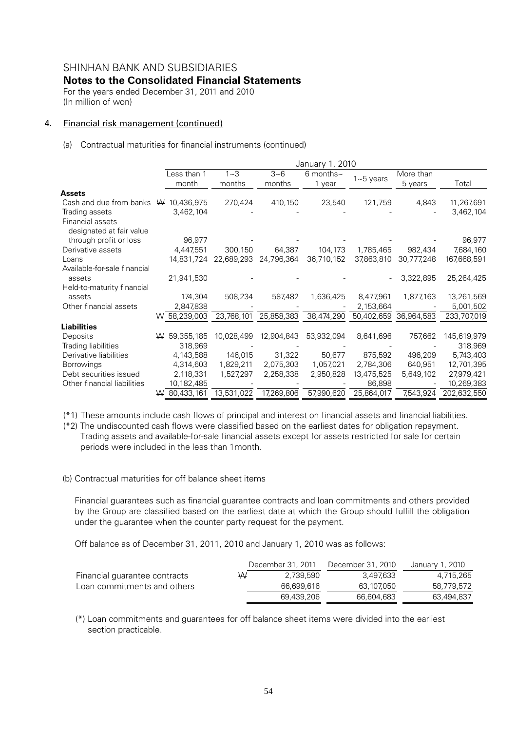## 4. Financial risk management (continued)

### (a) Contractual maturities for financial instruments (continued)

| | January 1, 2010 | | | | | | |
|---|---|---|---|---|---|---|---|
| | Less than 1 month | 1~3 months | 3~6 months | 6 months~ 1 year | 1~5 years | More than 5 years | Total |
| **Assets** | | | | | | | |
| Cash and due from banks | ₩ 10,436,975 | 270,424 | 410,150 | 23,540 | 121,759 | 4,843 | 11,267,691 |
| Trading assets | 3,462,104 | - | - | - | - | - | 3,462,104 |
| Financial assets designated at fair value through profit or loss | 96,977 | - | - | - | - | - | 96,977 |
| Derivative assets | 4,447,551 | 300,150 | 64,387 | 104,173 | 1,785,465 | 982,434 | 7,684,160 |
| Loans | 14,831,724 | 22,689,293 | 24,796,364 | 36,710,152 | 37,863,810 | 30,777,248 | 167,668,591 |
| Available-for-sale financial assets | 21,941,530 | - | - | - | - | 3,322,895 | 25,264,425 |
| Held-to-maturity financial assets | 174,304 | 508,234 | 587,482 | 1,636,425 | 8,477,961 | 1,877,163 | 13,261,569 |
| Other financial assets | 2,847,838 | - | - | - | 2,153,664 | - | 5,001,502 |
| | ₩ 58,239,003 | 23,768,101 | 25,858,383 | 38,474,290 | 50,402,659 | 36,964,583 | 233,707,019 |
| **Liabilities** | | | | | | | |
| Deposits | ₩ 59,355,185 | 10,028,499 | 12,904,843 | 53,932,094 | 8,641,696 | 757,662 | 145,619,979 |
| Trading liabilities | 318,969 | - | - | - | - | - | 318,969 |
| Derivative liabilities | 4,143,588 | 146,015 | 31,322 | 50,677 | 875,592 | 496,209 | 5,743,403 |
| Borrowings | 4,314,603 | 1,829,211 | 2,075,303 | 1,057,021 | 2,784,306 | 640,951 | 12,701,395 |
| Debt securities issued | 2,118,331 | 1,527,297 | 2,258,338 | 2,950,828 | 13,475,525 | 5,649,102 | 27,979,421 |
| Other financial liabilities | 10,182,485 | - | - | - | 86,898 | - | 10,269,383 |
| | ₩ 80,433,161 | 13,531,022 | 17,269,806 | 57,990,620 | 25,864,017 | 7,543,924 | 202,632,550 |

(*1) These amounts include cash flows of principal and interest on financial assets and financial liabilities.

(*2) The undiscounted cash flows were classified based on the earliest dates for obligation repayment. Trading assets and available-for-sale financial assets except for assets restricted for sale for certain periods were included in the less than 1month.

### (b) Contractual maturities for off balance sheet items

Financial guarantees such as financial guarantee contracts and loan commitments and others provided by the Group are classified based on the earliest date at which the Group should fulfill the obligation under the guarantee when the counter party request for the payment.

Off balance as of December 31, 2011, 2010 and January 1, 2010 was as follows:

| | December 31, 2011 | December 31, 2010 | January 1, 2010 |
|---|---|---|---|
| Financial guarantee contracts | ₩ 2,739,590 | 3,497,633 | 4,715,265 |
| Loan commitments and others | 66,699,616 | 63,107,050 | 58,779,572 |
| | 69,439,206 | 66,604,683 | 63,494,837 |

(*) Loan commitments and guarantees for off balance sheet items were divided into the earliest section practicable.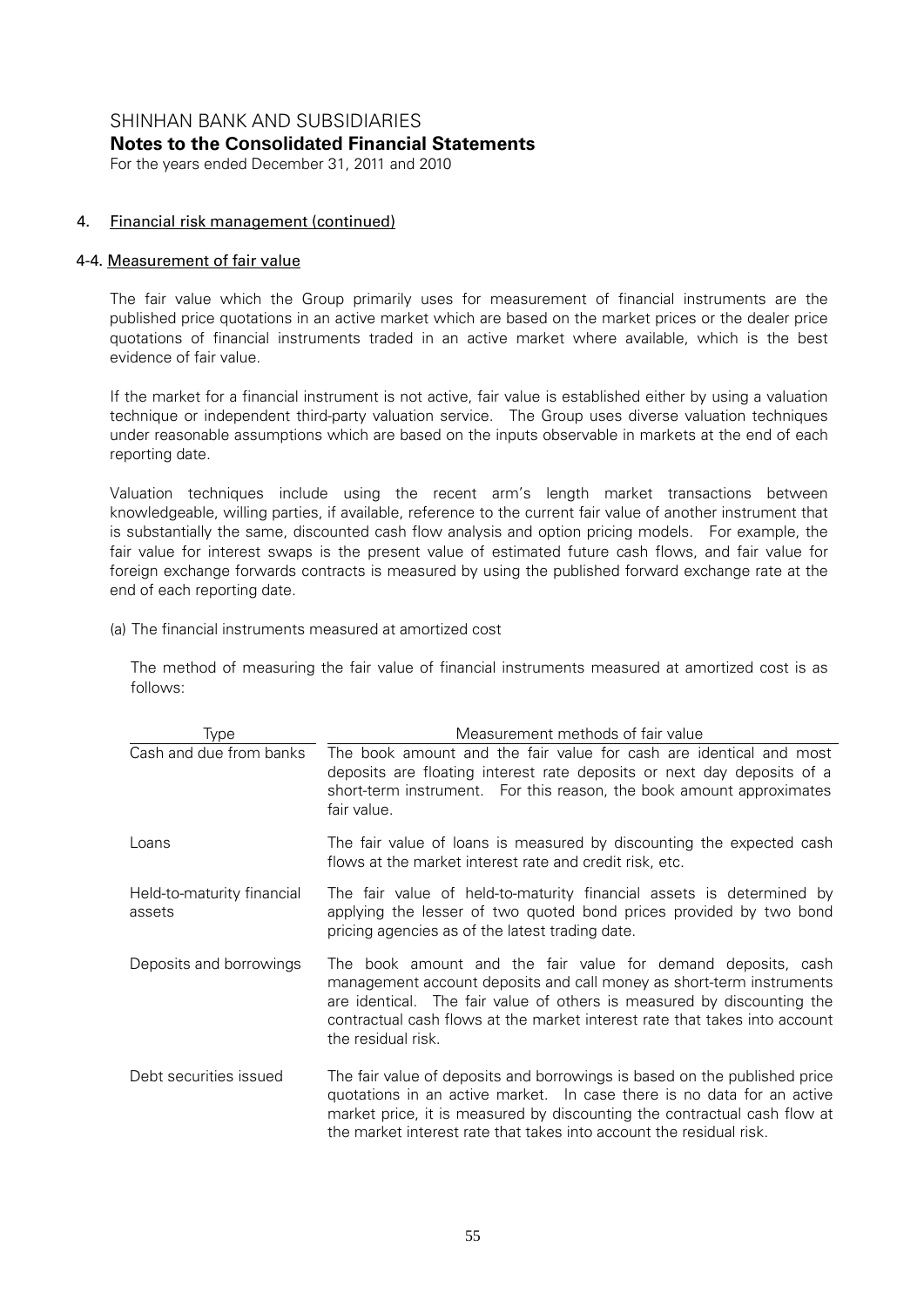## 4. Financial risk management (continued)

### 4-4. Measurement of fair value

The fair value which the Group primarily uses for measurement of financial instruments are the published price quotations in an active market which are based on the market prices or the dealer price quotations of financial instruments traded in an active market where available, which is the best evidence of fair value.

If the market for a financial instrument is not active, fair value is established either by using a valuation technique or independent third-party valuation service. The Group uses diverse valuation techniques under reasonable assumptions which are based on the inputs observable in markets at the end of each reporting date.

Valuation techniques include using the recent arm's length market transactions between knowledgeable, willing parties, if available, reference to the current fair value of another instrument that is substantially the same, discounted cash flow analysis and option pricing models. For example, the fair value for interest swaps is the present value of estimated future cash flows, and fair value for foreign exchange forwards contracts is measured by using the published forward exchange rate at the end of each reporting date.

(a) The financial instruments measured at amortized cost

The method of measuring the fair value of financial instruments measured at amortized cost is as follows:

| Type | Measurement methods of fair value |
|---|---|
| Cash and due from banks | The book amount and the fair value for cash are identical and most deposits are floating interest rate deposits or next day deposits of a short-term instrument. For this reason, the book amount approximates fair value. |
| Loans | The fair value of loans is measured by discounting the expected cash flows at the market interest rate and credit risk, etc. |
| Held-to-maturity financial assets | The fair value of held-to-maturity financial assets is determined by applying the lesser of two quoted bond prices provided by two bond pricing agencies as of the latest trading date. |
| Deposits and borrowings | The book amount and the fair value for demand deposits, cash management account deposits and call money as short-term instruments are identical. The fair value of others is measured by discounting the contractual cash flows at the market interest rate that takes into account the residual risk. |
| Debt securities issued | The fair value of deposits and borrowings is based on the published price quotations in an active market. In case there is no data for an active market price, it is measured by discounting the contractual cash flow at the market interest rate that takes into account the residual risk. |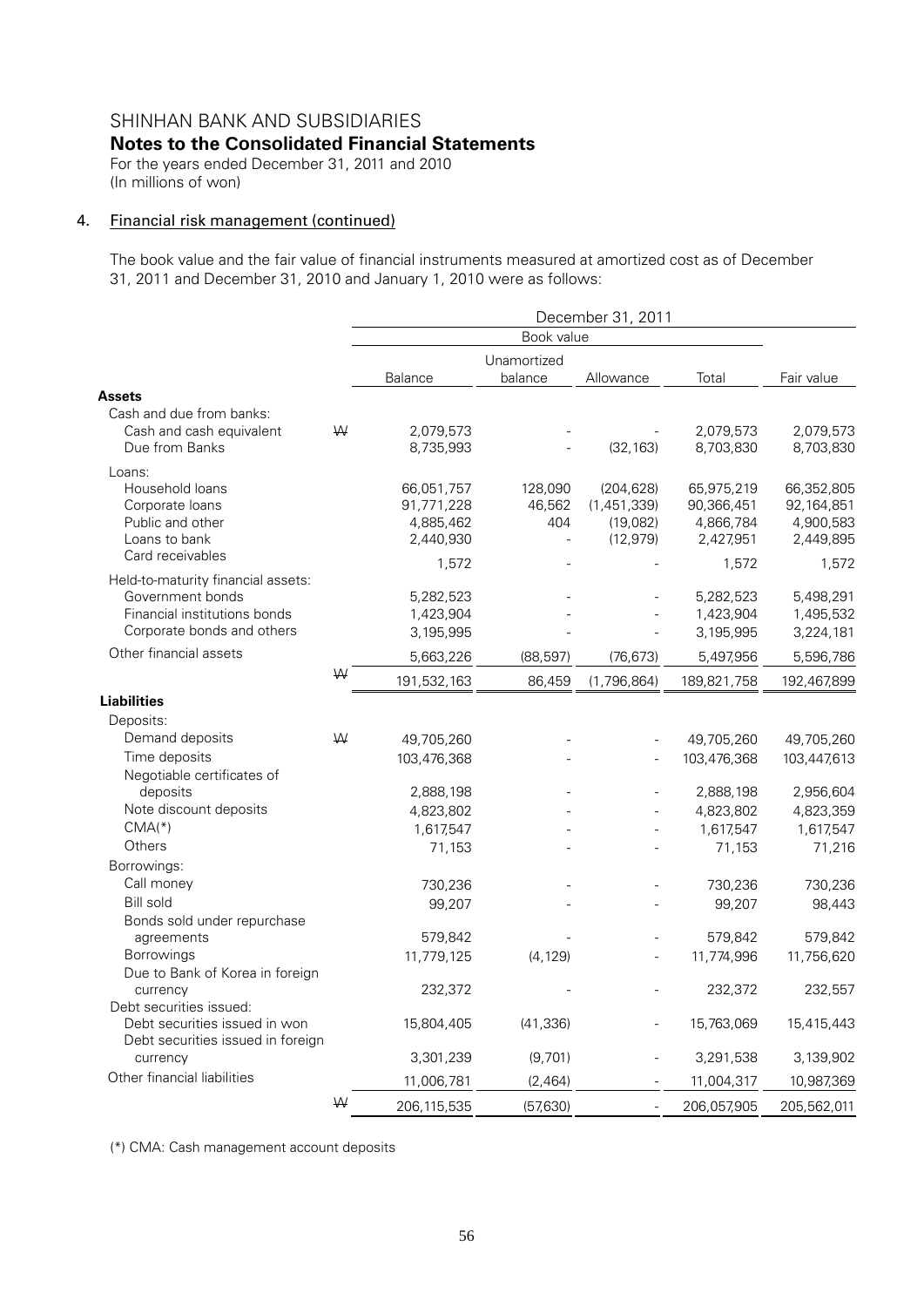# SHINHAN BANK AND SUBSIDIARIES

## Notes to the Consolidated Financial Statements

For the years ended December 31, 2011 and 2010
(In millions of won)

### 4. Financial risk management (continued)

The book value and the fair value of financial instruments measured at amortized cost as of December 31, 2011 and December 31, 2010 and January 1, 2010 were as follows:

| | | December 31, 2011 | | | | |
|---|---|---|---|---|---|---|
| | | Book value | | | | |
| | | Balance | Unamortized balance | Allowance | Total | Fair value |
| **Assets** | | | | | | |
| Cash and due from banks: | | | | | | |
| Cash and cash equivalent | ₩ | 2,079,573 | - | - | 2,079,573 | 2,079,573 |
| Due from Banks | | 8,735,993 | - | (32,163) | 8,703,830 | 8,703,830 |
| Loans: | | | | | | |
| Household loans | | 66,051,757 | 128,090 | (204,628) | 65,975,219 | 66,352,805 |
| Corporate loans | | 91,771,228 | 46,562 | (1,451,339) | 90,366,451 | 92,164,851 |
| Public and other | | 4,885,462 | 404 | (19,082) | 4,866,784 | 4,900,583 |
| Loans to bank | | 2,440,930 | - | (12,979) | 2,427,951 | 2,449,895 |
| Card receivables | | 1,572 | - | - | 1,572 | 1,572 |
| Held-to-maturity financial assets: | | | | | | |
| Government bonds | | 5,282,523 | - | - | 5,282,523 | 5,498,291 |
| Financial institutions bonds | | 1,423,904 | - | - | 1,423,904 | 1,495,532 |
| Corporate bonds and others | | 3,195,995 | - | - | 3,195,995 | 3,224,181 |
| Other financial assets | | 5,663,226 | (88,597) | (76,673) | 5,497,956 | 5,596,786 |
| | ₩ | 191,532,163 | 86,459 | (1,796,864) | 189,821,758 | 192,467,899 |
| **Liabilities** | | | | | | |
| Deposits: | | | | | | |
| Demand deposits | ₩ | 49,705,260 | - | - | 49,705,260 | 49,705,260 |
| Time deposits | | 103,476,368 | - | - | 103,476,368 | 103,447,613 |
| Negotiable certificates of deposits | | 2,888,198 | - | - | 2,888,198 | 2,956,604 |
| Note discount deposits | | 4,823,802 | - | - | 4,823,802 | 4,823,359 |
| CMA(*) | | 1,617,547 | - | - | 1,617,547 | 1,617,547 |
| Others | | 71,153 | - | - | 71,153 | 71,216 |
| Borrowings: | | | | | | |
| Call money | | 730,236 | - | - | 730,236 | 730,236 |
| Bill sold | | 99,207 | - | - | 99,207 | 98,443 |
| Bonds sold under repurchase agreements | | 579,842 | - | - | 579,842 | 579,842 |
| Borrowings | | 11,779,125 | (4,129) | - | 11,774,996 | 11,756,620 |
| Due to Bank of Korea in foreign currency | | 232,372 | - | - | 232,372 | 232,557 |
| Debt securities issued: | | | | | | |
| Debt securities issued in won | | 15,804,405 | (41,336) | - | 15,763,069 | 15,415,443 |
| Debt securities issued in foreign currency | | 3,301,239 | (9,701) | - | 3,291,538 | 3,139,902 |
| Other financial liabilities | | 11,006,781 | (2,464) | - | 11,004,317 | 10,987,369 |
| | ₩ | 206,115,535 | (57,630) | - | 206,057,905 | 205,562,011 |

(*) CMA: Cash management account deposits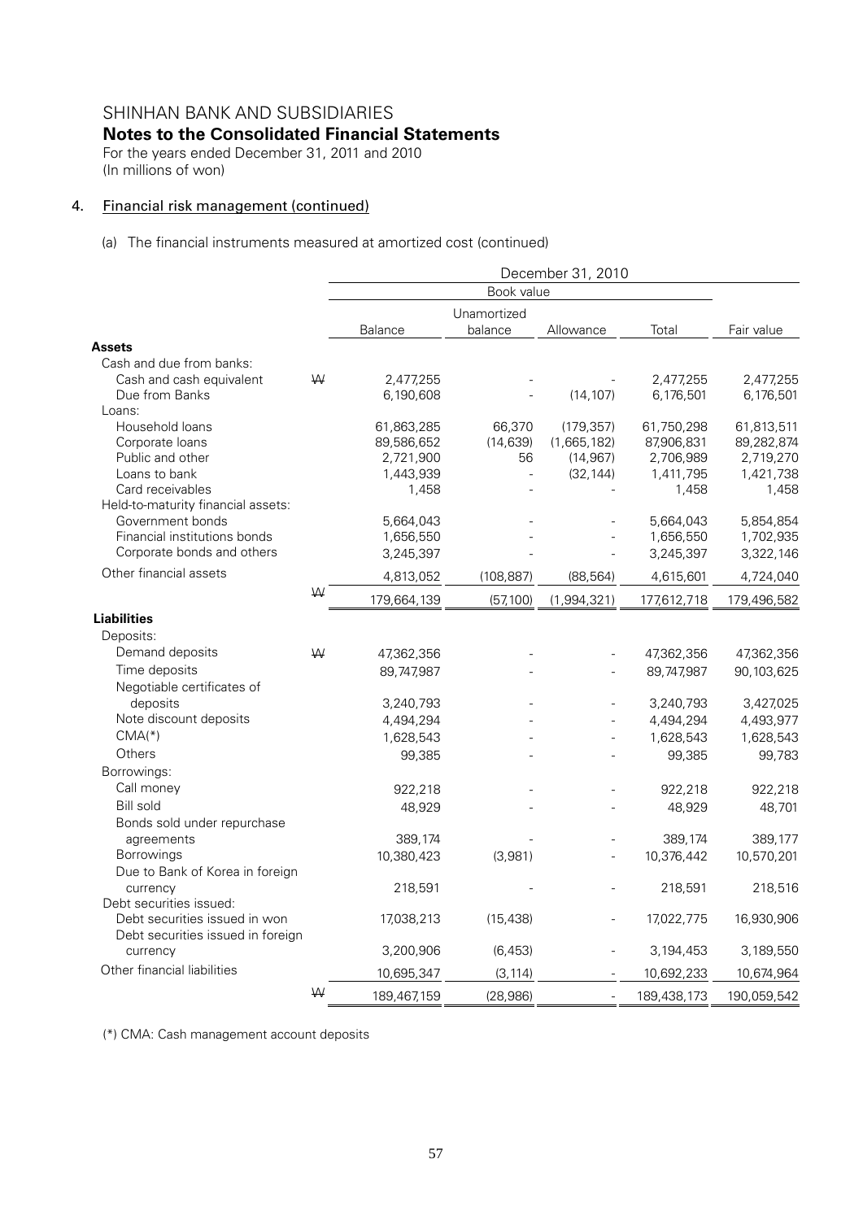# SHINHAN BANK AND SUBSIDIARIES

## Notes to the Consolidated Financial Statements

For the years ended December 31, 2011 and 2010
(In millions of won)

### 4. Financial risk management (continued)

(a) The financial instruments measured at amortized cost (continued)

| | | December 31, 2010 | | | | |
|---|---|---|---|---|---|---|
| | | Book value | | | | |
| | | Balance | Unamortized balance | Allowance | Total | Fair value |
| **Assets** | | | | | | |
| Cash and due from banks: | | | | | | |
| Cash and cash equivalent | ₩ | 2,477,255 | - | - | 2,477,255 | 2,477,255 |
| Due from Banks | | 6,190,608 | - | (14,107) | 6,176,501 | 6,176,501 |
| Loans: | | | | | | |
| Household loans | | 61,863,285 | 66,370 | (179,357) | 61,750,298 | 61,813,511 |
| Corporate loans | | 89,586,652 | (14,639) | (1,665,182) | 87,906,831 | 89,282,874 |
| Public and other | | 2,721,900 | 56 | (14,967) | 2,706,989 | 2,719,270 |
| Loans to bank | | 1,443,939 | - | (32,144) | 1,411,795 | 1,421,738 |
| Card receivables | | 1,458 | - | - | 1,458 | 1,458 |
| Held-to-maturity financial assets: | | | | | | |
| Government bonds | | 5,664,043 | - | - | 5,664,043 | 5,854,854 |
| Financial institutions bonds | | 1,656,550 | - | - | 1,656,550 | 1,702,935 |
| Corporate bonds and others | | 3,245,397 | - | - | 3,245,397 | 3,322,146 |
| Other financial assets | | 4,813,052 | (108,887) | (88,564) | 4,615,601 | 4,724,040 |
| | ₩ | 179,664,139 | (57,100) | (1,994,321) | 177,612,718 | 179,496,582 |
| **Liabilities** | | | | | | |
| Deposits: | | | | | | |
| Demand deposits | ₩ | 47,362,356 | - | - | 47,362,356 | 47,362,356 |
| Time deposits | | 89,747,987 | - | - | 89,747,987 | 90,103,625 |
| Negotiable certificates of deposits | | 3,240,793 | - | - | 3,240,793 | 3,427,025 |
| Note discount deposits | | 4,494,294 | - | - | 4,494,294 | 4,493,977 |
| CMA(*) | | 1,628,543 | - | - | 1,628,543 | 1,628,543 |
| Others | | 99,385 | - | - | 99,385 | 99,783 |
| Borrowings: | | | | | | |
| Call money | | 922,218 | - | - | 922,218 | 922,218 |
| Bill sold | | 48,929 | - | - | 48,929 | 48,701 |
| Bonds sold under repurchase agreements | | 389,174 | - | - | 389,174 | 389,177 |
| Borrowings | | 10,380,423 | (3,981) | - | 10,376,442 | 10,570,201 |
| Due to Bank of Korea in foreign currency | | 218,591 | - | - | 218,591 | 218,516 |
| Debt securities issued: | | | | | | |
| Debt securities issued in won | | 17,038,213 | (15,438) | - | 17,022,775 | 16,930,906 |
| Debt securities issued in foreign currency | | 3,200,906 | (6,453) | - | 3,194,453 | 3,189,550 |
| Other financial liabilities | | 10,695,347 | (3,114) | - | 10,692,233 | 10,674,964 |
| | ₩ | 189,467,159 | (28,986) | - | 189,438,173 | 190,059,542 |

(*) CMA: Cash management account deposits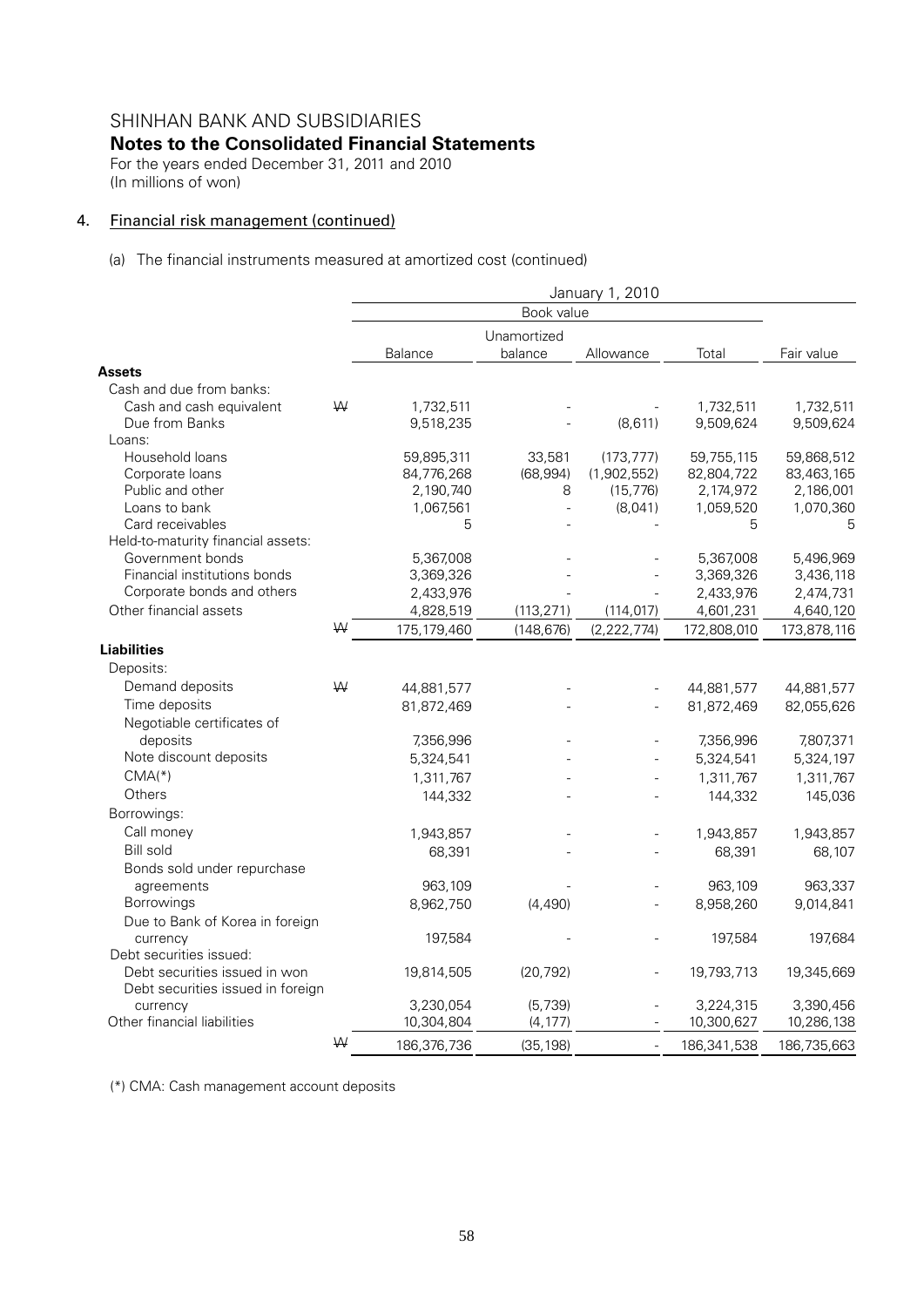SHINHAN BANK AND SUBSIDIARIES
**Notes to the Consolidated Financial Statements**
For the years ended December 31, 2011 and 2010
(In millions of won)

## 4. Financial risk management (continued)

(a) The financial instruments measured at amortized cost (continued)

| | | January 1, 2010 | | | | |
|---|---|---|---|---|---|---|
| | | Book value | | | | |
| | | Balance | Unamortized balance | Allowance | Total | Fair value |
| **Assets** | | | | | | |
| Cash and due from banks: | | | | | | |
| Cash and cash equivalent | ₩ | 1,732,511 | - | - | 1,732,511 | 1,732,511 |
| Due from Banks | | 9,518,235 | - | (8,611) | 9,509,624 | 9,509,624 |
| Loans: | | | | | | |
| Household loans | | 59,895,311 | 33,581 | (173,777) | 59,755,115 | 59,868,512 |
| Corporate loans | | 84,776,268 | (68,994) | (1,902,552) | 82,804,722 | 83,463,165 |
| Public and other | | 2,190,740 | 8 | (15,776) | 2,174,972 | 2,186,001 |
| Loans to bank | | 1,067,561 | - | (8,041) | 1,059,520 | 1,070,360 |
| Card receivables | | 5 | - | - | 5 | 5 |
| Held-to-maturity financial assets: | | | | | | |
| Government bonds | | 5,367,008 | - | - | 5,367,008 | 5,496,969 |
| Financial institutions bonds | | 3,369,326 | - | - | 3,369,326 | 3,436,118 |
| Corporate bonds and others | | 2,433,976 | - | - | 2,433,976 | 2,474,731 |
| Other financial assets | | 4,828,519 | (113,271) | (114,017) | 4,601,231 | 4,640,120 |
| | ₩ | 175,179,460 | (148,676) | (2,222,774) | 172,808,010 | 173,878,116 |
| **Liabilities** | | | | | | |
| Deposits: | | | | | | |
| Demand deposits | ₩ | 44,881,577 | - | - | 44,881,577 | 44,881,577 |
| Time deposits | | 81,872,469 | - | - | 81,872,469 | 82,055,626 |
| Negotiable certificates of deposits | | 7,356,996 | - | - | 7,356,996 | 7,807,371 |
| Note discount deposits | | 5,324,541 | - | - | 5,324,541 | 5,324,197 |
| CMA(*) | | 1,311,767 | - | - | 1,311,767 | 1,311,767 |
| Others | | 144,332 | - | - | 144,332 | 145,036 |
| Borrowings: | | | | | | |
| Call money | | 1,943,857 | - | - | 1,943,857 | 1,943,857 |
| Bill sold | | 68,391 | - | - | 68,391 | 68,107 |
| Bonds sold under repurchase agreements | | 963,109 | - | - | 963,109 | 963,337 |
| Borrowings | | 8,962,750 | (4,490) | - | 8,958,260 | 9,014,841 |
| Due to Bank of Korea in foreign currency | | 197,584 | - | - | 197,584 | 197,684 |
| Debt securities issued: | | | | | | |
| Debt securities issued in won | | 19,814,505 | (20,792) | - | 19,793,713 | 19,345,669 |
| Debt securities issued in foreign currency | | 3,230,054 | (5,739) | - | 3,224,315 | 3,390,456 |
| Other financial liabilities | | 10,304,804 | (4,177) | - | 10,300,627 | 10,286,138 |
| | ₩ | 186,376,736 | (35,198) | - | 186,341,538 | 186,735,663 |

(*) CMA: Cash management account deposits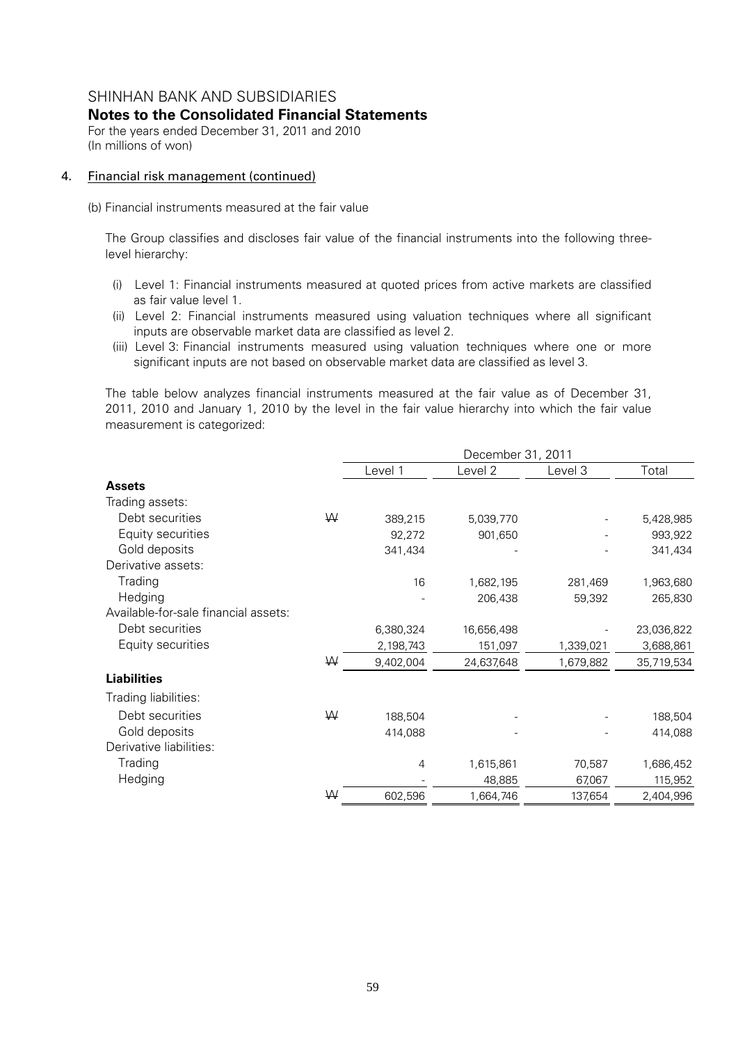SHINHAN BANK AND SUBSIDIARIES

**Notes to the Consolidated Financial Statements**

For the years ended December 31, 2011 and 2010
(In millions of won)

4. Financial risk management (continued)

(b) Financial instruments measured at the fair value

The Group classifies and discloses fair value of the financial instruments into the following three-level hierarchy:

(i) Level 1: Financial instruments measured at quoted prices from active markets are classified as fair value level 1.
(ii) Level 2: Financial instruments measured using valuation techniques where all significant inputs are observable market data are classified as level 2.
(iii) Level 3: Financial instruments measured using valuation techniques where one or more significant inputs are not based on observable market data are classified as level 3.

The table below analyzes financial instruments measured at the fair value as of December 31, 2011, 2010 and January 1, 2010 by the level in the fair value hierarchy into which the fair value measurement is categorized:

| | | December 31, 2011 | | | |
|---|---|---|---|---|---|
| | | Level 1 | Level 2 | Level 3 | Total |
| **Assets** | | | | | |
| Trading assets: | | | | | |
| Debt securities | ₩ | 389,215 | 5,039,770 | - | 5,428,985 |
| Equity securities | | 92,272 | 901,650 | - | 993,922 |
| Gold deposits | | 341,434 | - | - | 341,434 |
| Derivative assets: | | | | | |
| Trading | | 16 | 1,682,195 | 281,469 | 1,963,680 |
| Hedging | | - | 206,438 | 59,392 | 265,830 |
| Available-for-sale financial assets: | | | | | |
| Debt securities | | 6,380,324 | 16,656,498 | - | 23,036,822 |
| Equity securities | | 2,198,743 | 151,097 | 1,339,021 | 3,688,861 |
| | ₩ | 9,402,004 | 24,637,648 | 1,679,882 | 35,719,534 |
| **Liabilities** | | | | | |
| Trading liabilities: | | | | | |
| Debt securities | ₩ | 188,504 | - | - | 188,504 |
| Gold deposits | | 414,088 | - | - | 414,088 |
| Derivative liabilities: | | | | | |
| Trading | | 4 | 1,615,861 | 70,587 | 1,686,452 |
| Hedging | | - | 48,885 | 67,067 | 115,952 |
| | ₩ | 602,596 | 1,664,746 | 137,654 | 2,404,996 |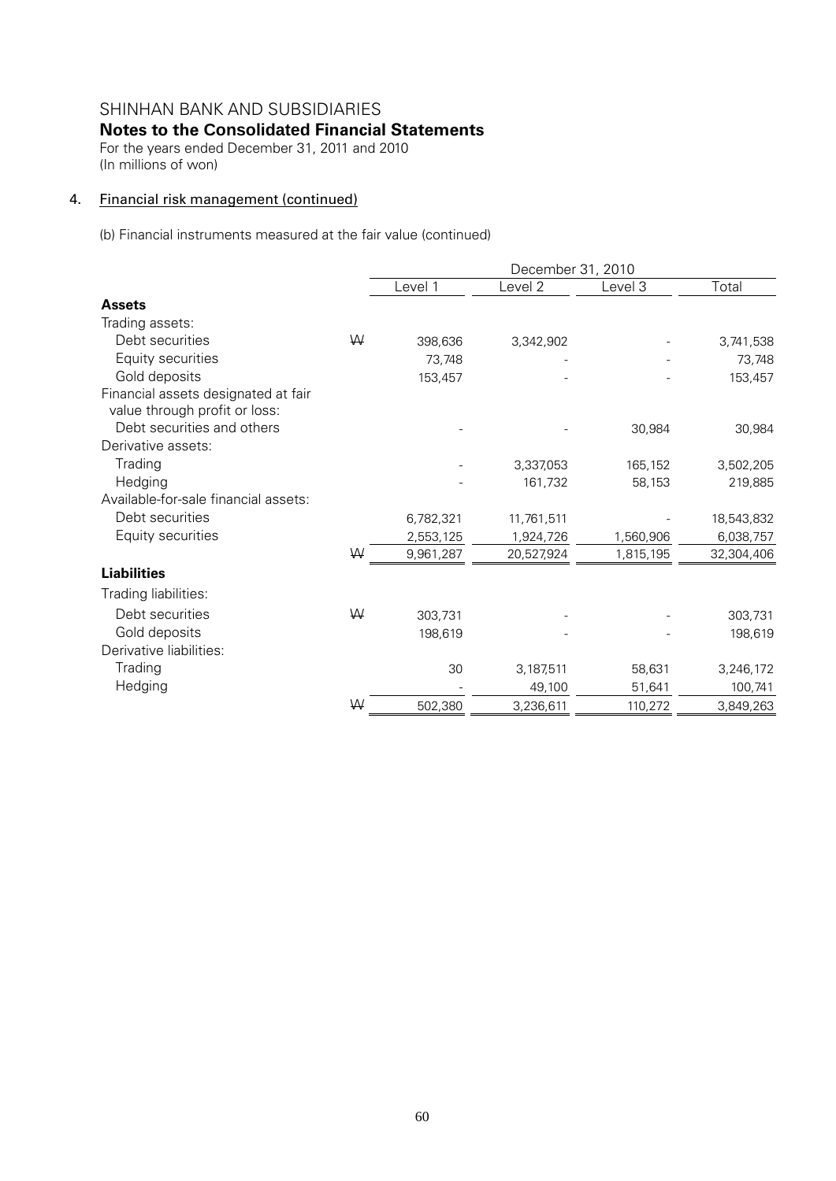# SHINHAN BANK AND SUBSIDIARIES

## Notes to the Consolidated Financial Statements

For the years ended December 31, 2011 and 2010
(In millions of won)

### 4. Financial risk management (continued)

(b) Financial instruments measured at the fair value (continued)

| | | December 31, 2010 | | | |
|---|---|---|---|---|---|
| | | Level 1 | Level 2 | Level 3 | Total |
| **Assets** | | | | | |
| Trading assets: | | | | | |
| Debt securities | ₩ | 398,636 | 3,342,902 | - | 3,741,538 |
| Equity securities | | 73,748 | - | - | 73,748 |
| Gold deposits | | 153,457 | - | - | 153,457 |
| Financial assets designated at fair value through profit or loss: | | | | | |
| Debt securities and others | | - | - | 30,984 | 30,984 |
| Derivative assets: | | | | | |
| Trading | | - | 3,337,053 | 165,152 | 3,502,205 |
| Hedging | | - | 161,732 | 58,153 | 219,885 |
| Available-for-sale financial assets: | | | | | |
| Debt securities | | 6,782,321 | 11,761,511 | - | 18,543,832 |
| Equity securities | | 2,553,125 | 1,924,726 | 1,560,906 | 6,038,757 |
| | ₩ | 9,961,287 | 20,527,924 | 1,815,195 | 32,304,406 |
| **Liabilities** | | | | | |
| Trading liabilities: | | | | | |
| Debt securities | ₩ | 303,731 | - | - | 303,731 |
| Gold deposits | | 198,619 | - | - | 198,619 |
| Derivative liabilities: | | | | | |
| Trading | | 30 | 3,187,511 | 58,631 | 3,246,172 |
| Hedging | | - | 49,100 | 51,641 | 100,741 |
| | ₩ | 502,380 | 3,236,611 | 110,272 | 3,849,263 |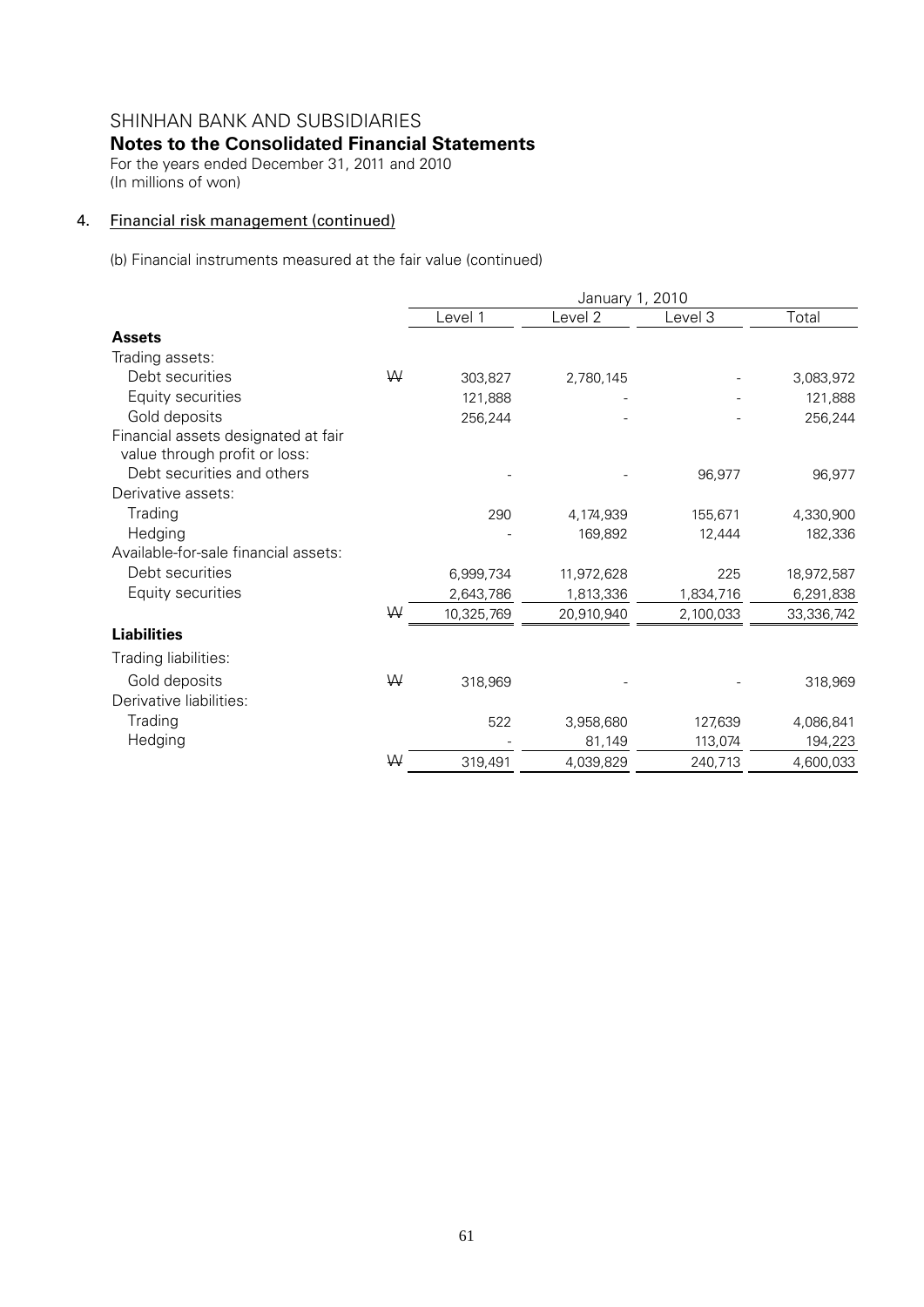# SHINHAN BANK AND SUBSIDIARIES

## Notes to the Consolidated Financial Statements

For the years ended December 31, 2011 and 2010
(In millions of won)

### 4. Financial risk management (continued)

(b) Financial instruments measured at the fair value (continued)

| | | January 1, 2010 | | | |
|---|---|---|---|---|---|
| | | Level 1 | Level 2 | Level 3 | Total |
| **Assets** | | | | | |
| Trading assets: | | | | | |
| Debt securities | ₩ | 303,827 | 2,780,145 | - | 3,083,972 |
| Equity securities | | 121,888 | - | - | 121,888 |
| Gold deposits | | 256,244 | - | - | 256,244 |
| Financial assets designated at fair value through profit or loss: | | | | | |
| Debt securities and others | | - | - | 96,977 | 96,977 |
| Derivative assets: | | | | | |
| Trading | | 290 | 4,174,939 | 155,671 | 4,330,900 |
| Hedging | | - | 169,892 | 12,444 | 182,336 |
| Available-for-sale financial assets: | | | | | |
| Debt securities | | 6,999,734 | 11,972,628 | 225 | 18,972,587 |
| Equity securities | | 2,643,786 | 1,813,336 | 1,834,716 | 6,291,838 |
| | ₩ | 10,325,769 | 20,910,940 | 2,100,033 | 33,336,742 |
| **Liabilities** | | | | | |
| Trading liabilities: | | | | | |
| Gold deposits | ₩ | 318,969 | - | - | 318,969 |
| Derivative liabilities: | | | | | |
| Trading | | 522 | 3,958,680 | 127,639 | 4,086,841 |
| Hedging | | - | 81,149 | 113,074 | 194,223 |
| | ₩ | 319,491 | 4,039,829 | 240,713 | 4,600,033 |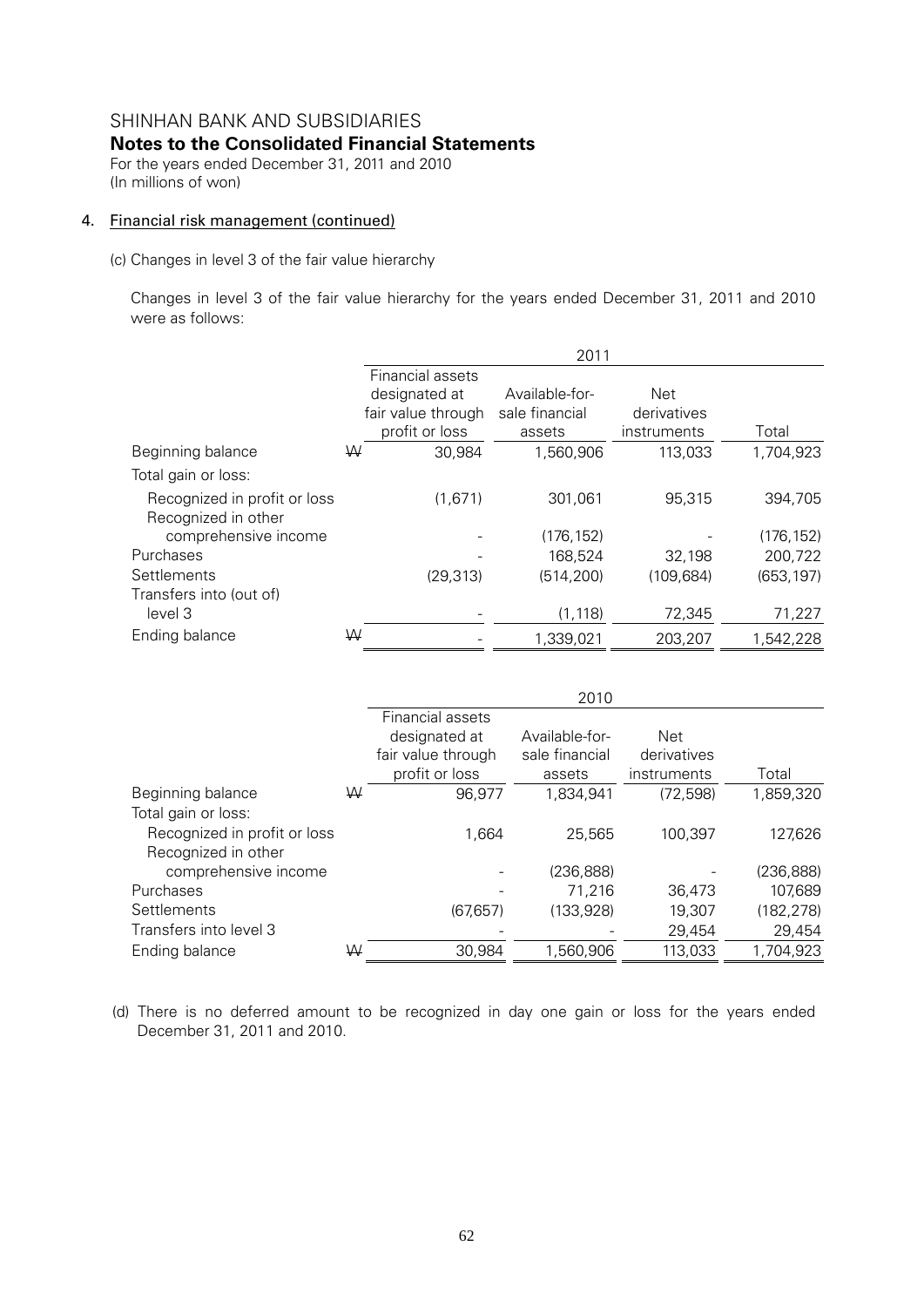SHINHAN BANK AND SUBSIDIARIES
**Notes to the Consolidated Financial Statements**
For the years ended December 31, 2011 and 2010
(In millions of won)

4. Financial risk management (continued)

(c) Changes in level 3 of the fair value hierarchy

Changes in level 3 of the fair value hierarchy for the years ended December 31, 2011 and 2010 were as follows:

| | | 2011 | | | |
|---|---|---|---|---|---|
| | | Financial assets designated at fair value through profit or loss | Available-for-sale financial assets | Net derivatives instruments | Total |
| Beginning balance | ₩ | 30,984 | 1,560,906 | 113,033 | 1,704,923 |
| Total gain or loss: | | | | | |
| Recognized in profit or loss | | (1,671) | 301,061 | 95,315 | 394,705 |
| Recognized in other comprehensive income | | - | (176,152) | - | (176,152) |
| Purchases | | - | 168,524 | 32,198 | 200,722 |
| Settlements | | (29,313) | (514,200) | (109,684) | (653,197) |
| Transfers into (out of) level 3 | | - | (1,118) | 72,345 | 71,227 |
| Ending balance | ₩ | - | 1,339,021 | 203,207 | 1,542,228 |

| | | 2010 | | | |
|---|---|---|---|---|---|
| | | Financial assets designated at fair value through profit or loss | Available-for-sale financial assets | Net derivatives instruments | Total |
| Beginning balance | ₩ | 96,977 | 1,834,941 | (72,598) | 1,859,320 |
| Total gain or loss: | | | | | |
| Recognized in profit or loss | | 1,664 | 25,565 | 100,397 | 127,626 |
| Recognized in other comprehensive income | | - | (236,888) | - | (236,888) |
| Purchases | | - | 71,216 | 36,473 | 107,689 |
| Settlements | | (67,657) | (133,928) | 19,307 | (182,278) |
| Transfers into level 3 | | - | - | 29,454 | 29,454 |
| Ending balance | ₩ | 30,984 | 1,560,906 | 113,033 | 1,704,923 |

(d) There is no deferred amount to be recognized in day one gain or loss for the years ended December 31, 2011 and 2010.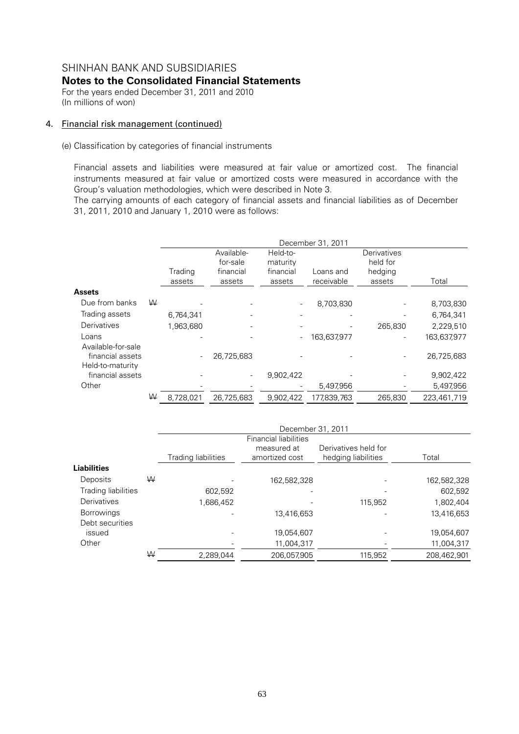SHINHAN BANK AND SUBSIDIARIES

**Notes to the Consolidated Financial Statements**

For the years ended December 31, 2011 and 2010
(In millions of won)

4. Financial risk management (continued)

(e) Classification by categories of financial instruments

Financial assets and liabilities were measured at fair value or amortized cost. The financial instruments measured at fair value or amortized costs were measured in accordance with the Group's valuation methodologies, which were described in Note 3.

The carrying amounts of each category of financial assets and financial liabilities as of December 31, 2011, 2010 and January 1, 2010 were as follows:

| | | December 31, 2011 | | | | | |
|---|---|---|---|---|---|---|---|
| | | Trading assets | Available-for-sale financial assets | Held-to-maturity financial assets | Loans and receivable | Derivatives held for hedging assets | Total |
| **Assets** | | | | | | | |
| Due from banks | ₩ | - | - | - | 8,703,830 | - | 8,703,830 |
| Trading assets | | 6,764,341 | - | - | - | - | 6,764,341 |
| Derivatives | | 1,963,680 | - | - | - | 265,830 | 2,229,510 |
| Loans | | - | - | - | 163,637,977 | - | 163,637,977 |
| Available-for-sale financial assets | | - | 26,725,683 | - | - | - | 26,725,683 |
| Held-to-maturity financial assets | | - | - | 9,902,422 | - | - | 9,902,422 |
| Other | | - | - | - | 5,497,956 | - | 5,497,956 |
| | ₩ | 8,728,021 | 26,725,683 | 9,902,422 | 177,839,763 | 265,830 | 223,461,719 |

| | | December 31, 2011 | | | |
|---|---|---|---|---|---|
| | | Trading liabilities | Financial liabilities measured at amortized cost | Derivatives held for hedging liabilities | Total |
| **Liabilities** | | | | | |
| Deposits | ₩ | - | 162,582,328 | - | 162,582,328 |
| Trading liabilities | | 602,592 | - | - | 602,592 |
| Derivatives | | 1,686,452 | - | 115,952 | 1,802,404 |
| Borrowings | | - | 13,416,653 | - | 13,416,653 |
| Debt securities issued | | - | 19,054,607 | - | 19,054,607 |
| Other | | - | 11,004,317 | - | 11,004,317 |
| | ₩ | 2,289,044 | 206,057,905 | 115,952 | 208,462,901 |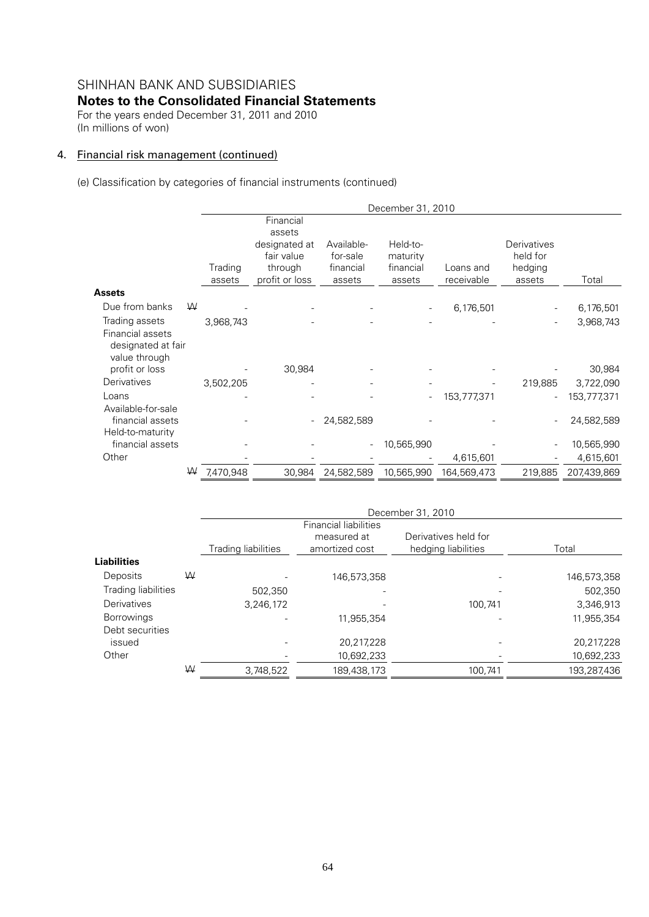# SHINHAN BANK AND SUBSIDIARIES

## Notes to the Consolidated Financial Statements

For the years ended December 31, 2011 and 2010
(In millions of won)

## 4. Financial risk management (continued)

(e) Classification by categories of financial instruments (continued)

| | | December 31, 2010 | | | | | | |
|---|---|---|---|---|---|---|---|---|
| | | Trading assets | Financial assets designated at fair value through profit or loss | Available-for-sale financial assets | Held-to-maturity financial assets | Loans and receivable | Derivatives held for hedging assets | Total |
| **Assets** | | | | | | | | |
| Due from banks | ₩ | - | - | - | - | 6,176,501 | - | 6,176,501 |
| Trading assets | | 3,968,743 | - | - | - | - | - | 3,968,743 |
| Financial assets designated at fair value through profit or loss | | - | 30,984 | - | - | - | - | 30,984 |
| Derivatives | | 3,502,205 | - | - | - | - | 219,885 | 3,722,090 |
| Loans | | - | - | - | - | 153,777,371 | - | 153,777,371 |
| Available-for-sale financial assets | | - | - | 24,582,589 | - | - | - | 24,582,589 |
| Held-to-maturity financial assets | | - | - | - | 10,565,990 | - | - | 10,565,990 |
| Other | | - | - | - | - | 4,615,601 | - | 4,615,601 |
| | ₩ | 7,470,948 | 30,984 | 24,582,589 | 10,565,990 | 164,569,473 | 219,885 | 207,439,869 |

| | | December 31, 2010 | | | |
|---|---|---|---|---|---|
| | | Trading liabilities | Financial liabilities measured at amortized cost | Derivatives held for hedging liabilities | Total |
| **Liabilities** | | | | | |
| Deposits | ₩ | - | 146,573,358 | - | 146,573,358 |
| Trading liabilities | | 502,350 | - | - | 502,350 |
| Derivatives | | 3,246,172 | - | 100,741 | 3,346,913 |
| Borrowings | | - | 11,955,354 | - | 11,955,354 |
| Debt securities issued | | - | 20,217,228 | - | 20,217,228 |
| Other | | - | 10,692,233 | - | 10,692,233 |
| | ₩ | 3,748,522 | 189,438,173 | 100,741 | 193,287,436 |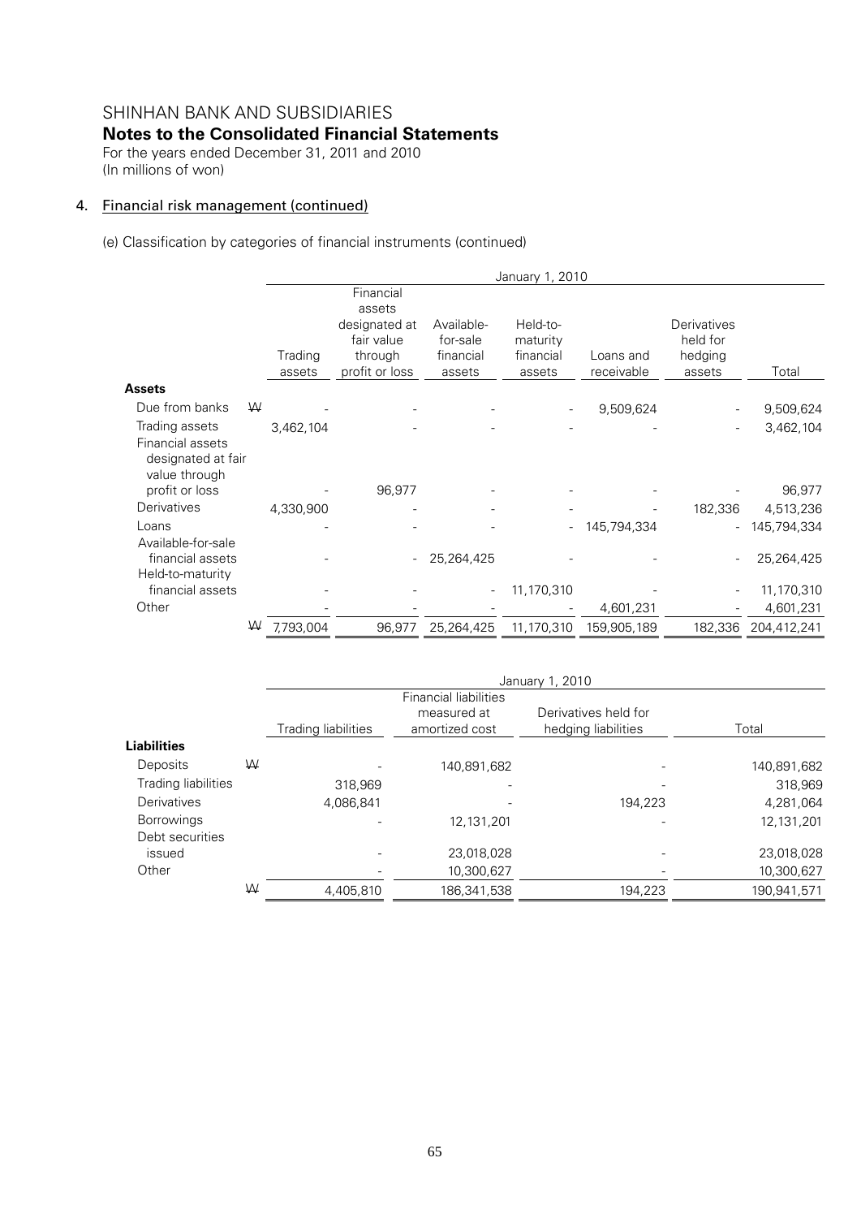# SHINHAN BANK AND SUBSIDIARIES

## Notes to the Consolidated Financial Statements

For the years ended December 31, 2011 and 2010
(In millions of won)

## 4. Financial risk management (continued)

(e) Classification by categories of financial instruments (continued)

| | January 1, 2010 | | | | | | | |
|---|---|---|---|---|---|---|---|---|
| | | Trading assets | Financial assets designated at fair value through profit or loss | Available-for-sale financial assets | Held-to-maturity financial assets | Loans and receivable | Derivatives held for hedging assets | Total |
| **Assets** | | | | | | | | |
| Due from banks | ₩ | - | - | - | - | 9,509,624 | - | 9,509,624 |
| Trading assets | | 3,462,104 | - | - | - | - | - | 3,462,104 |
| Financial assets designated at fair value through profit or loss | | - | 96,977 | - | - | - | - | 96,977 |
| Derivatives | | 4,330,900 | - | - | - | - | 182,336 | 4,513,236 |
| Loans | | - | - | - | - | 145,794,334 | - | 145,794,334 |
| Available-for-sale financial assets | | - | - | 25,264,425 | - | - | - | 25,264,425 |
| Held-to-maturity financial assets | | - | - | - | 11,170,310 | - | - | 11,170,310 |
| Other | | - | - | - | - | 4,601,231 | - | 4,601,231 |
| | ₩ | 7,793,004 | 96,977 | 25,264,425 | 11,170,310 | 159,905,189 | 182,336 | 204,412,241 |

| | January 1, 2010 | | | | |
|---|---|---|---|---|---|
| | | Trading liabilities | Financial liabilities measured at amortized cost | Derivatives held for hedging liabilities | Total |
| **Liabilities** | | | | | |
| Deposits | ₩ | - | 140,891,682 | - | 140,891,682 |
| Trading liabilities | | 318,969 | - | - | 318,969 |
| Derivatives | | 4,086,841 | - | 194,223 | 4,281,064 |
| Borrowings | | - | 12,131,201 | - | 12,131,201 |
| Debt securities issued | | - | 23,018,028 | - | 23,018,028 |
| Other | | - | 10,300,627 | - | 10,300,627 |
| | ₩ | 4,405,810 | 186,341,538 | 194,223 | 190,941,571 |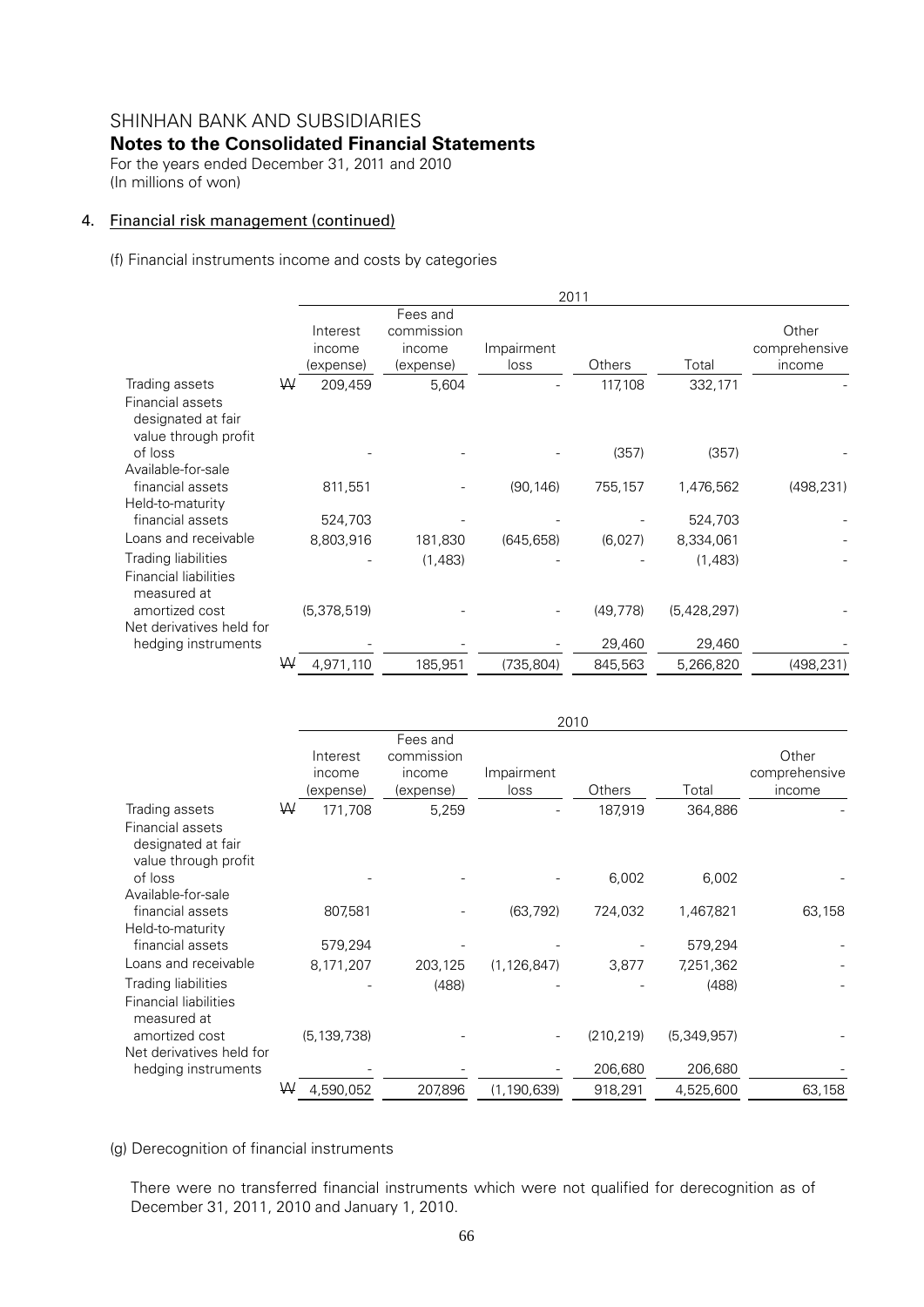# SHINHAN BANK AND SUBSIDIARIES

## Notes to the Consolidated Financial Statements

For the years ended December 31, 2011 and 2010
(In millions of won)

### 4. Financial risk management (continued)

(f) Financial instruments income and costs by categories

| | 2011 | | | | | |
|---|---|---|---|---|---|---|
| | Interest income (expense) | Fees and commission income (expense) | Impairment loss | Others | Total | Other comprehensive income |
| Trading assets | ₩ 209,459 | 5,604 | - | 117,108 | 332,171 | - |
| Financial assets designated at fair value through profit of loss | - | - | - | (357) | (357) | - |
| Available-for-sale financial assets | 811,551 | - | (90,146) | 755,157 | 1,476,562 | (498,231) |
| Held-to-maturity financial assets | 524,703 | - | - | - | 524,703 | - |
| Loans and receivable | 8,803,916 | 181,830 | (645,658) | (6,027) | 8,334,061 | - |
| Trading liabilities | - | (1,483) | - | - | (1,483) | - |
| Financial liabilities measured at amortized cost | (5,378,519) | - | - | (49,778) | (5,428,297) | - |
| Net derivatives held for hedging instruments | - | - | - | 29,460 | 29,460 | - |
| | ₩ 4,971,110 | 185,951 | (735,804) | 845,563 | 5,266,820 | (498,231) |

| | 2010 | | | | | |
|---|---|---|---|---|---|---|
| | Interest income (expense) | Fees and commission income (expense) | Impairment loss | Others | Total | Other comprehensive income |
| Trading assets | ₩ 171,708 | 5,259 | - | 187,919 | 364,886 | - |
| Financial assets designated at fair value through profit of loss | - | - | - | 6,002 | 6,002 | - |
| Available-for-sale financial assets | 807,581 | - | (63,792) | 724,032 | 1,467,821 | 63,158 |
| Held-to-maturity financial assets | 579,294 | - | - | - | 579,294 | - |
| Loans and receivable | 8,171,207 | 203,125 | (1,126,847) | 3,877 | 7,251,362 | - |
| Trading liabilities | - | (488) | - | - | (488) | - |
| Financial liabilities measured at amortized cost | (5,139,738) | - | - | (210,219) | (5,349,957) | - |
| Net derivatives held for hedging instruments | - | - | - | 206,680 | 206,680 | - |
| | ₩ 4,590,052 | 207,896 | (1,190,639) | 918,291 | 4,525,600 | 63,158 |

(g) Derecognition of financial instruments

There were no transferred financial instruments which were not qualified for derecognition as of December 31, 2011, 2010 and January 1, 2010.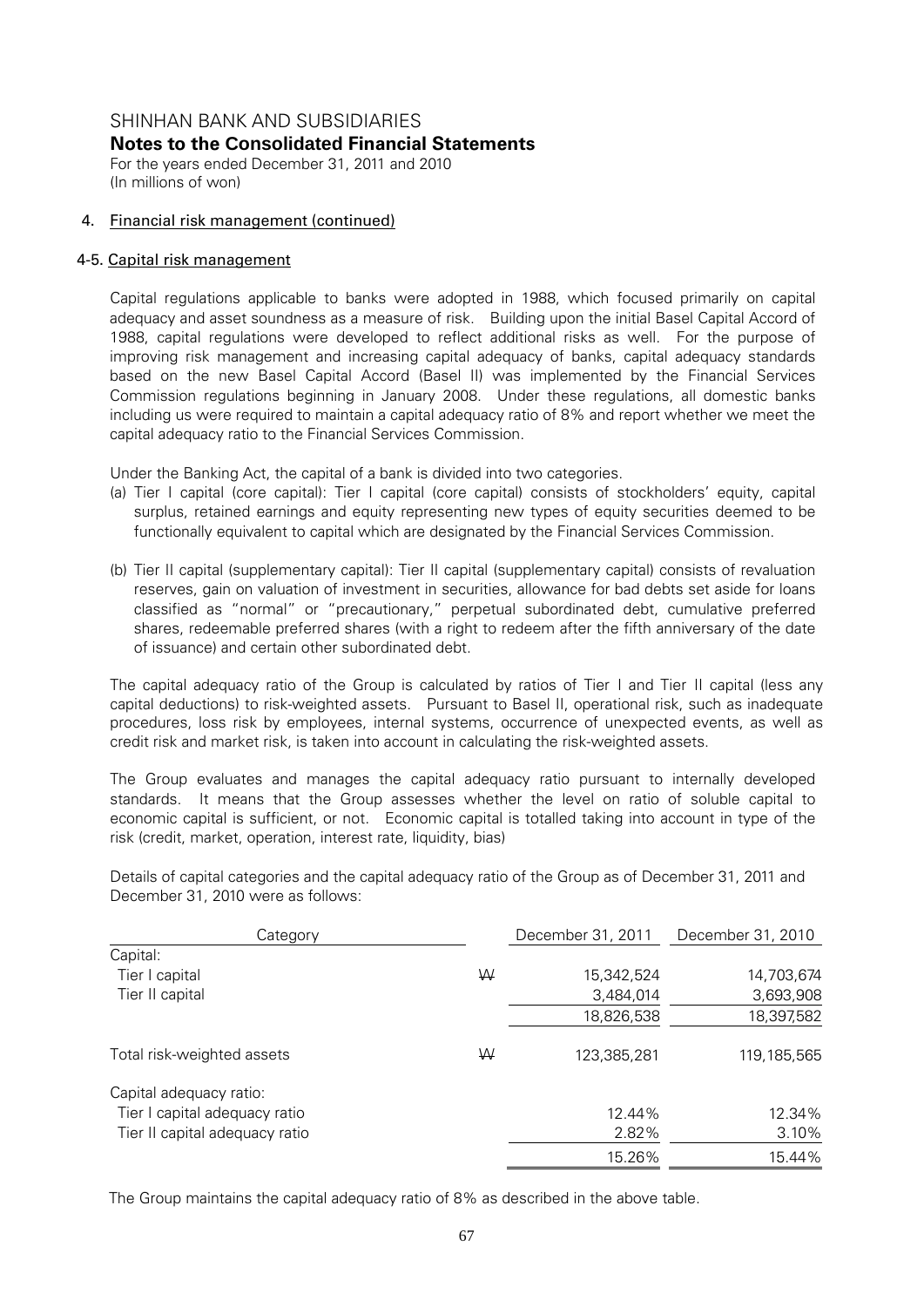SHINHAN BANK AND SUBSIDIARIES
**Notes to the Consolidated Financial Statements**
For the years ended December 31, 2011 and 2010
(In millions of won)

## 4. Financial risk management (continued)

### 4-5. Capital risk management

Capital regulations applicable to banks were adopted in 1988, which focused primarily on capital adequacy and asset soundness as a measure of risk. Building upon the initial Basel Capital Accord of 1988, capital regulations were developed to reflect additional risks as well. For the purpose of improving risk management and increasing capital adequacy of banks, capital adequacy standards based on the new Basel Capital Accord (Basel II) was implemented by the Financial Services Commission regulations beginning in January 2008. Under these regulations, all domestic banks including us were required to maintain a capital adequacy ratio of 8% and report whether we meet the capital adequacy ratio to the Financial Services Commission.

Under the Banking Act, the capital of a bank is divided into two categories.

(a) Tier I capital (core capital): Tier I capital (core capital) consists of stockholders' equity, capital surplus, retained earnings and equity representing new types of equity securities deemed to be functionally equivalent to capital which are designated by the Financial Services Commission.

(b) Tier II capital (supplementary capital): Tier II capital (supplementary capital) consists of revaluation reserves, gain on valuation of investment in securities, allowance for bad debts set aside for loans classified as "normal" or "precautionary," perpetual subordinated debt, cumulative preferred shares, redeemable preferred shares (with a right to redeem after the fifth anniversary of the date of issuance) and certain other subordinated debt.

The capital adequacy ratio of the Group is calculated by ratios of Tier I and Tier II capital (less any capital deductions) to risk-weighted assets. Pursuant to Basel II, operational risk, such as inadequate procedures, loss risk by employees, internal systems, occurrence of unexpected events, as well as credit risk and market risk, is taken into account in calculating the risk-weighted assets.

The Group evaluates and manages the capital adequacy ratio pursuant to internally developed standards. It means that the Group assesses whether the level on ratio of soluble capital to economic capital is sufficient, or not. Economic capital is totalled taking into account in type of the risk (credit, market, operation, interest rate, liquidity, bias)

Details of capital categories and the capital adequacy ratio of the Group as of December 31, 2011 and December 31, 2010 were as follows:

| Category | | December 31, 2011 | December 31, 2010 |
|---|---|---|---|
| Capital: | | | |
| Tier I capital | ₩ | 15,342,524 | 14,703,674 |
| Tier II capital | | 3,484,014 | 3,693,908 |
| | | 18,826,538 | 18,397,582 |
| Total risk-weighted assets | ₩ | 123,385,281 | 119,185,565 |
| Capital adequacy ratio: | | | |
| Tier I capital adequacy ratio | | 12.44% | 12.34% |
| Tier II capital adequacy ratio | | 2.82% | 3.10% |
| | | 15.26% | 15.44% |

The Group maintains the capital adequacy ratio of 8% as described in the above table.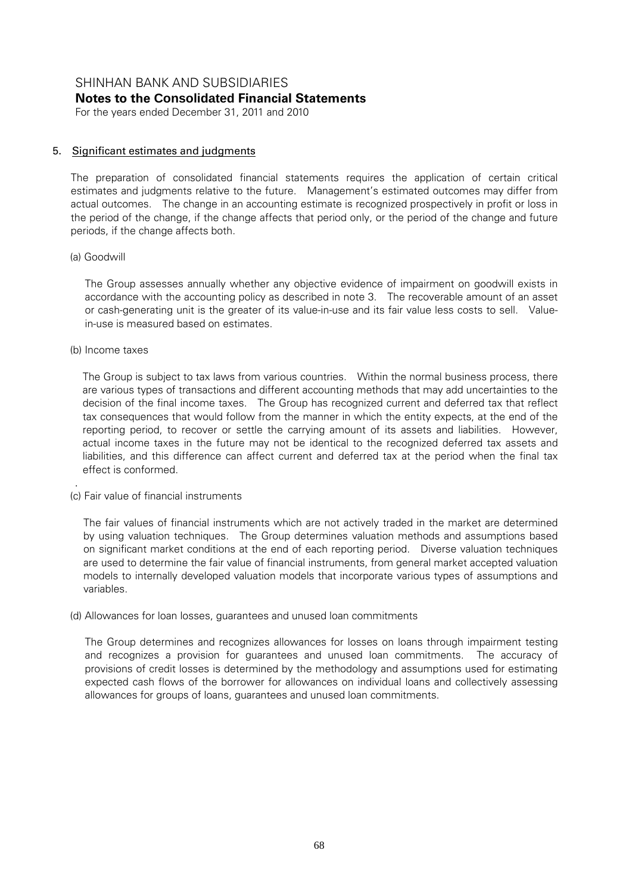## 5. Significant estimates and judgments

The preparation of consolidated financial statements requires the application of certain critical estimates and judgments relative to the future. Management's estimated outcomes may differ from actual outcomes. The change in an accounting estimate is recognized prospectively in profit or loss in the period of the change, if the change affects that period only, or the period of the change and future periods, if the change affects both.

(a) Goodwill

The Group assesses annually whether any objective evidence of impairment on goodwill exists in accordance with the accounting policy as described in note 3. The recoverable amount of an asset or cash-generating unit is the greater of its value-in-use and its fair value less costs to sell. Value-in-use is measured based on estimates.

(b) Income taxes

The Group is subject to tax laws from various countries. Within the normal business process, there are various types of transactions and different accounting methods that may add uncertainties to the decision of the final income taxes. The Group has recognized current and deferred tax that reflect tax consequences that would follow from the manner in which the entity expects, at the end of the reporting period, to recover or settle the carrying amount of its assets and liabilities. However, actual income taxes in the future may not be identical to the recognized deferred tax assets and liabilities, and this difference can affect current and deferred tax at the period when the final tax effect is conformed.

(c) Fair value of financial instruments

The fair values of financial instruments which are not actively traded in the market are determined by using valuation techniques. The Group determines valuation methods and assumptions based on significant market conditions at the end of each reporting period. Diverse valuation techniques are used to determine the fair value of financial instruments, from general market accepted valuation models to internally developed valuation models that incorporate various types of assumptions and variables.

(d) Allowances for loan losses, guarantees and unused loan commitments

The Group determines and recognizes allowances for losses on loans through impairment testing and recognizes a provision for guarantees and unused loan commitments. The accuracy of provisions of credit losses is determined by the methodology and assumptions used for estimating expected cash flows of the borrower for allowances on individual loans and collectively assessing allowances for groups of loans, guarantees and unused loan commitments.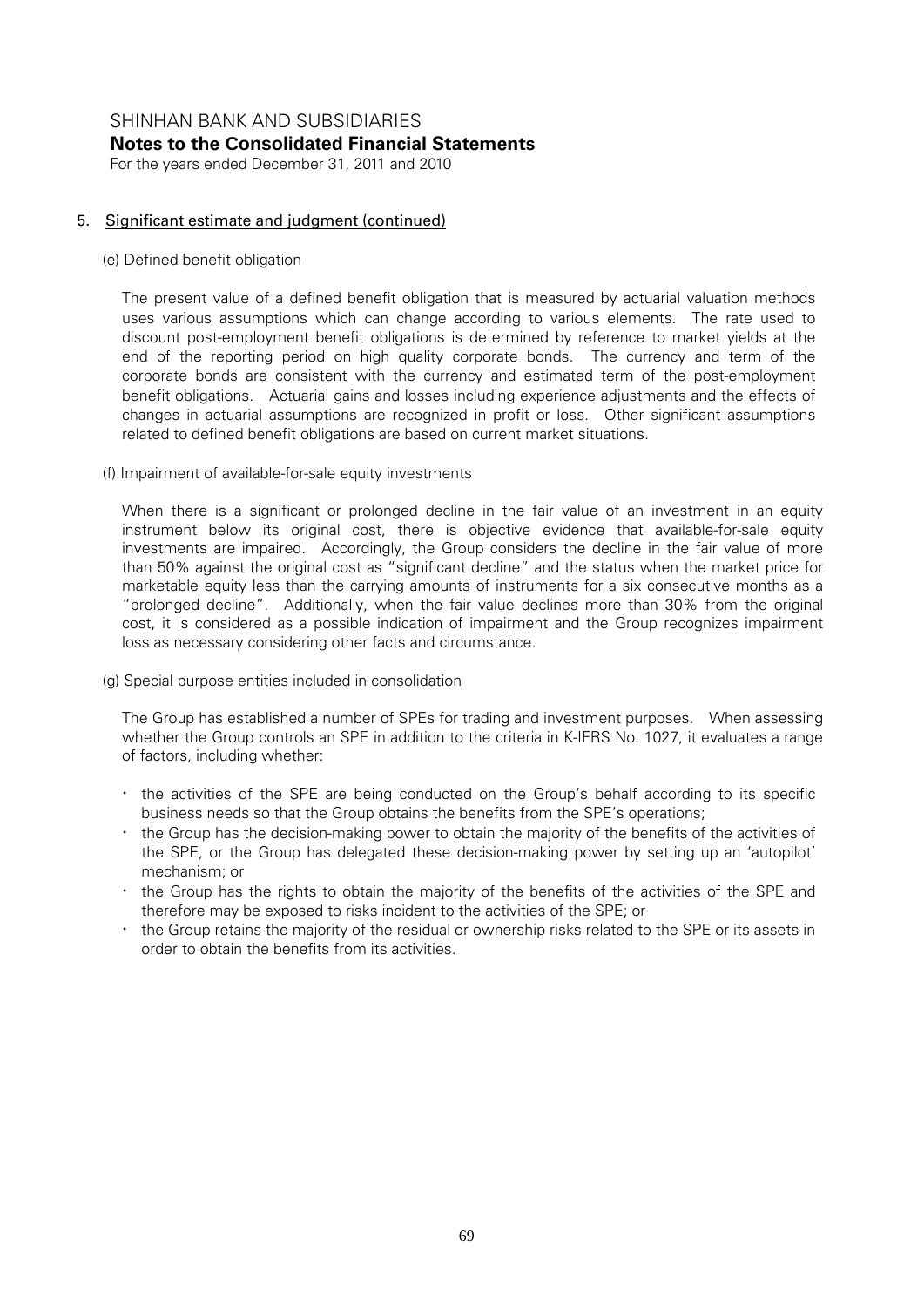## 5. Significant estimate and judgment (continued)

(e) Defined benefit obligation

The present value of a defined benefit obligation that is measured by actuarial valuation methods uses various assumptions which can change according to various elements. The rate used to discount post-employment benefit obligations is determined by reference to market yields at the end of the reporting period on high quality corporate bonds. The currency and term of the corporate bonds are consistent with the currency and estimated term of the post-employment benefit obligations. Actuarial gains and losses including experience adjustments and the effects of changes in actuarial assumptions are recognized in profit or loss. Other significant assumptions related to defined benefit obligations are based on current market situations.

(f) Impairment of available-for-sale equity investments

When there is a significant or prolonged decline in the fair value of an investment in an equity instrument below its original cost, there is objective evidence that available-for-sale equity investments are impaired. Accordingly, the Group considers the decline in the fair value of more than 50% against the original cost as "significant decline" and the status when the market price for marketable equity less than the carrying amounts of instruments for a six consecutive months as a "prolonged decline". Additionally, when the fair value declines more than 30% from the original cost, it is considered as a possible indication of impairment and the Group recognizes impairment loss as necessary considering other facts and circumstance.

(g) Special purpose entities included in consolidation

The Group has established a number of SPEs for trading and investment purposes. When assessing whether the Group controls an SPE in addition to the criteria in K-IFRS No. 1027, it evaluates a range of factors, including whether:

- the activities of the SPE are being conducted on the Group's behalf according to its specific business needs so that the Group obtains the benefits from the SPE's operations;
- the Group has the decision-making power to obtain the majority of the benefits of the activities of the SPE, or the Group has delegated these decision-making power by setting up an 'autopilot' mechanism; or
- the Group has the rights to obtain the majority of the benefits of the activities of the SPE and therefore may be exposed to risks incident to the activities of the SPE; or
- the Group retains the majority of the residual or ownership risks related to the SPE or its assets in order to obtain the benefits from its activities.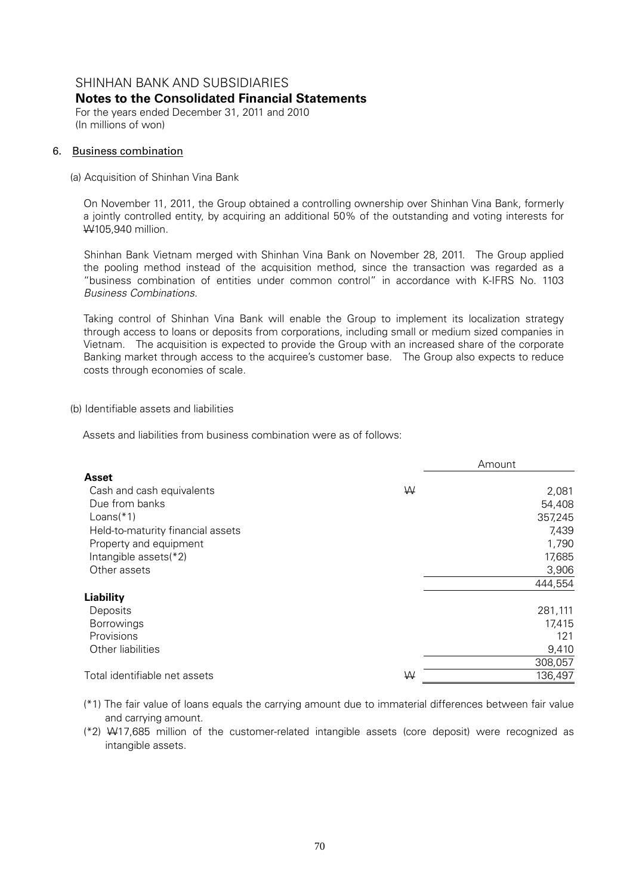## 6. Business combination

(a) Acquisition of Shinhan Vina Bank

On November 11, 2011, the Group obtained a controlling ownership over Shinhan Vina Bank, formerly a jointly controlled entity, by acquiring an additional 50% of the outstanding and voting interests for ₩105,940 million.

Shinhan Bank Vietnam merged with Shinhan Vina Bank on November 28, 2011. The Group applied the pooling method instead of the acquisition method, since the transaction was regarded as a "business combination of entities under common control" in accordance with K-IFRS No. 1103 *Business Combinations*.

Taking control of Shinhan Vina Bank will enable the Group to implement its localization strategy through access to loans or deposits from corporations, including small or medium sized companies in Vietnam. The acquisition is expected to provide the Group with an increased share of the corporate Banking market through access to the acquiree's customer base. The Group also expects to reduce costs through economies of scale.

(b) Identifiable assets and liabilities

Assets and liabilities from business combination were as of follows:

| | | Amount |
|---|---|---|
| **Asset** | | |
| Cash and cash equivalents | ₩ | 2,081 |
| Due from banks | | 54,408 |
| Loans(*1) | | 357,245 |
| Held-to-maturity financial assets | | 7,439 |
| Property and equipment | | 1,790 |
| Intangible assets(*2) | | 17,685 |
| Other assets | | 3,906 |
| | | 444,554 |
| **Liability** | | |
| Deposits | | 281,111 |
| Borrowings | | 17,415 |
| Provisions | | 121 |
| Other liabilities | | 9,410 |
| | | 308,057 |
| Total identifiable net assets | ₩ | 136,497 |

(*1) The fair value of loans equals the carrying amount due to immaterial differences between fair value and carrying amount.

(*2) ₩17,685 million of the customer-related intangible assets (core deposit) were recognized as intangible assets.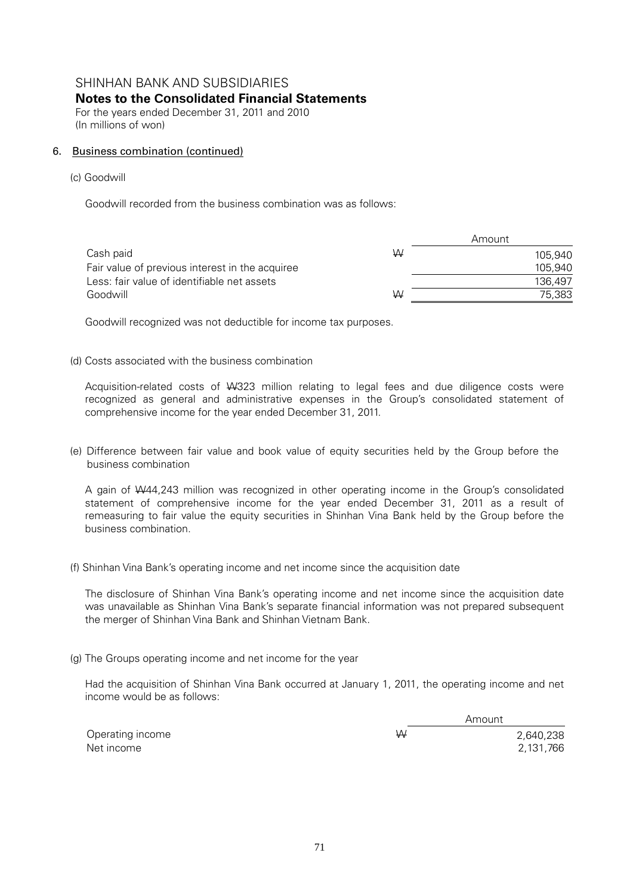SHINHAN BANK AND SUBSIDIARIES

**Notes to the Consolidated Financial Statements**

For the years ended December 31, 2011 and 2010
(In millions of won)

## 6. Business combination (continued)

(c) Goodwill

Goodwill recorded from the business combination was as follows:

| | | Amount |
|---|---|---|
| Cash paid | ₩ | 105,940 |
| Fair value of previous interest in the acquiree | | 105,940 |
| Less: fair value of identifiable net assets | | 136,497 |
| Goodwill | ₩ | 75,383 |

Goodwill recognized was not deductible for income tax purposes.

(d) Costs associated with the business combination

Acquisition-related costs of ₩323 million relating to legal fees and due diligence costs were recognized as general and administrative expenses in the Group's consolidated statement of comprehensive income for the year ended December 31, 2011.

(e) Difference between fair value and book value of equity securities held by the Group before the business combination

A gain of ₩44,243 million was recognized in other operating income in the Group's consolidated statement of comprehensive income for the year ended December 31, 2011 as a result of remeasuring to fair value the equity securities in Shinhan Vina Bank held by the Group before the business combination.

(f) Shinhan Vina Bank's operating income and net income since the acquisition date

The disclosure of Shinhan Vina Bank's operating income and net income since the acquisition date was unavailable as Shinhan Vina Bank's separate financial information was not prepared subsequent the merger of Shinhan Vina Bank and Shinhan Vietnam Bank.

(g) The Groups operating income and net income for the year

Had the acquisition of Shinhan Vina Bank occurred at January 1, 2011, the operating income and net income would be as follows:

| | | Amount |
|---|---|---|
| Operating income | ₩ | 2,640,238 |
| Net income | | 2,131,766 |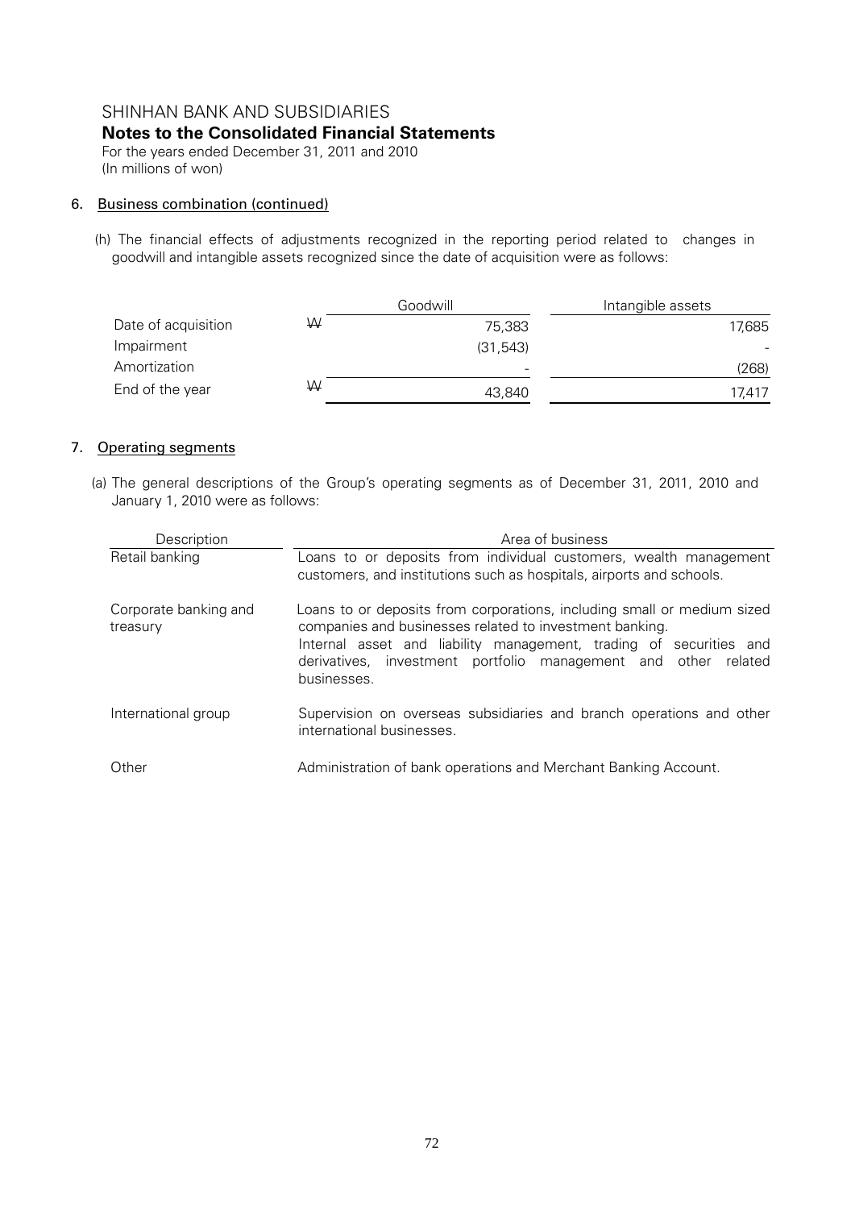# SHINHAN BANK AND SUBSIDIARIES

## Notes to the Consolidated Financial Statements

For the years ended December 31, 2011 and 2010
(In millions of won)

### 6. Business combination (continued)

(h) The financial effects of adjustments recognized in the reporting period related to changes in goodwill and intangible assets recognized since the date of acquisition were as follows:

| | | Goodwill | Intangible assets |
|---|---|---|---|
| Date of acquisition | ₩ | 75,383 | 17,685 |
| Impairment | | (31,543) | - |
| Amortization | | - | (268) |
| End of the year | ₩ | 43,840 | 17,417 |

### 7. Operating segments

(a) The general descriptions of the Group's operating segments as of December 31, 2011, 2010 and January 1, 2010 were as follows:

| Description | Area of business |
|---|---|
| Retail banking | Loans to or deposits from individual customers, wealth management customers, and institutions such as hospitals, airports and schools. |
| Corporate banking and treasury | Loans to or deposits from corporations, including small or medium sized companies and businesses related to investment banking. Internal asset and liability management, trading of securities and derivatives, investment portfolio management and other related businesses. |
| International group | Supervision on overseas subsidiaries and branch operations and other international businesses. |
| Other | Administration of bank operations and Merchant Banking Account. |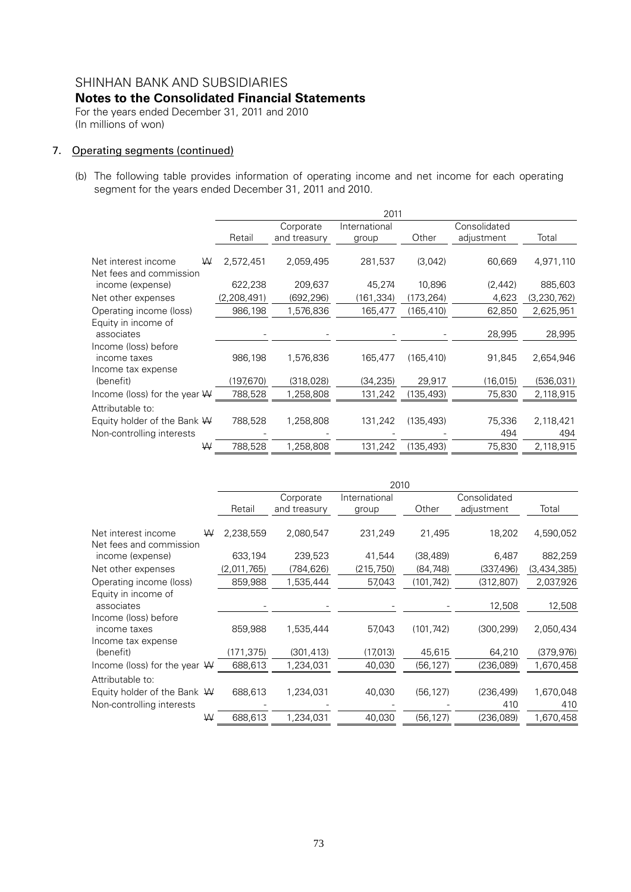# SHINHAN BANK AND SUBSIDIARIES

## Notes to the Consolidated Financial Statements

For the years ended December 31, 2011 and 2010
(In millions of won)

## 7. Operating segments (continued)

(b) The following table provides information of operating income and net income for each operating segment for the years ended December 31, 2011 and 2010.

| | | 2011 | | | | | |
|---|---|---|---|---|---|---|---|
| | | Retail | Corporate and treasury | International group | Other | Consolidated adjustment | Total |
| Net interest income | ₩ | 2,572,451 | 2,059,495 | 281,537 | (3,042) | 60,669 | 4,971,110 |
| Net fees and commission income (expense) | | 622,238 | 209,637 | 45,274 | 10,896 | (2,442) | 885,603 |
| Net other expenses | | (2,208,491) | (692,296) | (161,334) | (173,264) | 4,623 | (3,230,762) |
| Operating income (loss) | | 986,198 | 1,576,836 | 165,477 | (165,410) | 62,850 | 2,625,951 |
| Equity in income of associates | | - | - | - | - | 28,995 | 28,995 |
| Income (loss) before income taxes | | 986,198 | 1,576,836 | 165,477 | (165,410) | 91,845 | 2,654,946 |
| Income tax expense (benefit) | | (197,670) | (318,028) | (34,235) | 29,917 | (16,015) | (536,031) |
| Income (loss) for the year | ₩ | 788,528 | 1,258,808 | 131,242 | (135,493) | 75,830 | 2,118,915 |
| Attributable to: | | | | | | | |
| Equity holder of the Bank | ₩ | 788,528 | 1,258,808 | 131,242 | (135,493) | 75,336 | 2,118,421 |
| Non-controlling interests | | - | - | - | - | 494 | 494 |
| | ₩ | 788,528 | 1,258,808 | 131,242 | (135,493) | 75,830 | 2,118,915 |

| | | 2010 | | | | | |
|---|---|---|---|---|---|---|---|
| | | Retail | Corporate and treasury | International group | Other | Consolidated adjustment | Total |
| Net interest income | ₩ | 2,238,559 | 2,080,547 | 231,249 | 21,495 | 18,202 | 4,590,052 |
| Net fees and commission income (expense) | | 633,194 | 239,523 | 41,544 | (38,489) | 6,487 | 882,259 |
| Net other expenses | | (2,011,765) | (784,626) | (215,750) | (84,748) | (337,496) | (3,434,385) |
| Operating income (loss) | | 859,988 | 1,535,444 | 57,043 | (101,742) | (312,807) | 2,037,926 |
| Equity in income of associates | | - | - | - | - | 12,508 | 12,508 |
| Income (loss) before income taxes | | 859,988 | 1,535,444 | 57,043 | (101,742) | (300,299) | 2,050,434 |
| Income tax expense (benefit) | | (171,375) | (301,413) | (17,013) | 45,615 | 64,210 | (379,976) |
| Income (loss) for the year | ₩ | 688,613 | 1,234,031 | 40,030 | (56,127) | (236,089) | 1,670,458 |
| Attributable to: | | | | | | | |
| Equity holder of the Bank | ₩ | 688,613 | 1,234,031 | 40,030 | (56,127) | (236,499) | 1,670,048 |
| Non-controlling interests | | - | - | - | - | 410 | 410 |
| | ₩ | 688,613 | 1,234,031 | 40,030 | (56,127) | (236,089) | 1,670,458 |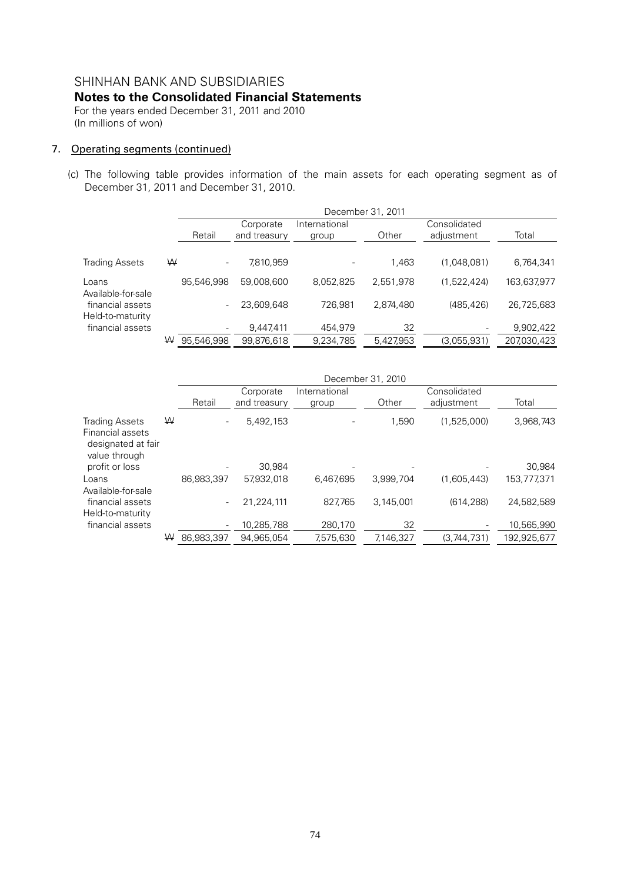# SHINHAN BANK AND SUBSIDIARIES

## Notes to the Consolidated Financial Statements

For the years ended December 31, 2011 and 2010
(In millions of won)

### 7. Operating segments (continued)

(c) The following table provides information of the main assets for each operating segment as of December 31, 2011 and December 31, 2010.

| | December 31, 2011 | | | | | |
|---|---|---|---|---|---|---|
| | Retail | Corporate and treasury | International group | Other | Consolidated adjustment | Total |
| Trading Assets | ₩ - | 7,810,959 | - | 1,463 | (1,048,081) | 6,764,341 |
| Loans | 95,546,998 | 59,008,600 | 8,052,825 | 2,551,978 | (1,522,424) | 163,637,977 |
| Available-for-sale financial assets | - | 23,609,648 | 726,981 | 2,874,480 | (485,426) | 26,725,683 |
| Held-to-maturity financial assets | - | 9,447,411 | 454,979 | 32 | - | 9,902,422 |
| | ₩ 95,546,998 | 99,876,618 | 9,234,785 | 5,427,953 | (3,055,931) | 207,030,423 |

| | December 31, 2010 | | | | | |
|---|---|---|---|---|---|---|
| | Retail | Corporate and treasury | International group | Other | Consolidated adjustment | Total |
| Trading Assets | ₩ - | 5,492,153 | - | 1,590 | (1,525,000) | 3,968,743 |
| Financial assets designated at fair value through profit or loss | - | 30,984 | - | - | - | 30,984 |
| Loans | 86,983,397 | 57,932,018 | 6,467,695 | 3,999,704 | (1,605,443) | 153,777,371 |
| Available-for-sale financial assets | - | 21,224,111 | 827,765 | 3,145,001 | (614,288) | 24,582,589 |
| Held-to-maturity financial assets | - | 10,285,788 | 280,170 | 32 | - | 10,565,990 |
| | ₩ 86,983,397 | 94,965,054 | 7,575,630 | 7,146,327 | (3,744,731) | 192,925,677 |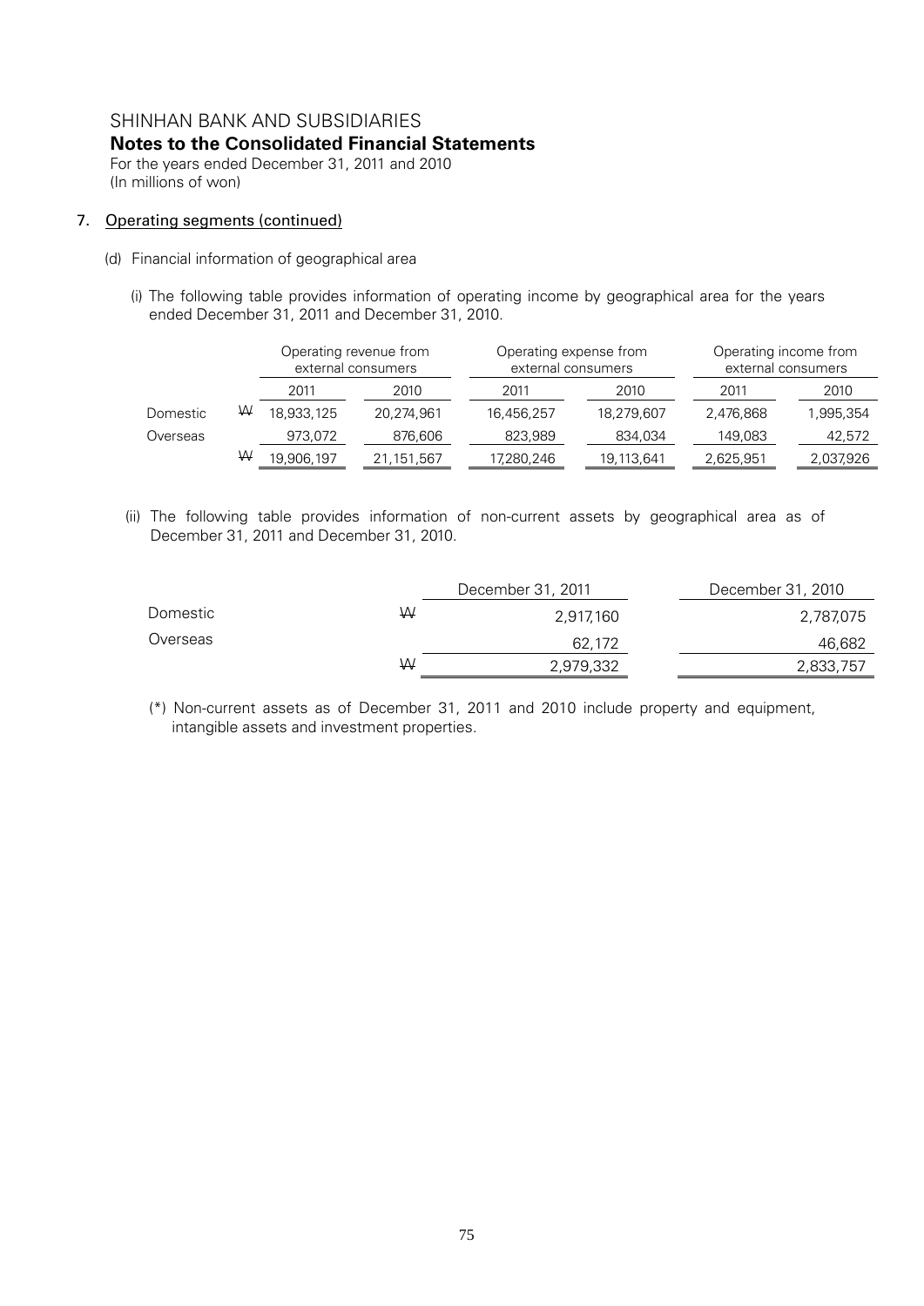SHINHAN BANK AND SUBSIDIARIES

**Notes to the Consolidated Financial Statements**

For the years ended December 31, 2011 and 2010
(In millions of won)

## 7. Operating segments (continued)

(d) Financial information of geographical area

(i) The following table provides information of operating income by geographical area for the years ended December 31, 2011 and December 31, 2010.

| | | Operating revenue from external consumers | | Operating expense from external consumers | | Operating income from external consumers | |
|---|---|---|---|---|---|---|---|
| | | 2011 | 2010 | 2011 | 2010 | 2011 | 2010 |
| Domestic | ₩ | 18,933,125 | 20,274,961 | 16,456,257 | 18,279,607 | 2,476,868 | 1,995,354 |
| Overseas | | 973,072 | 876,606 | 823,989 | 834,034 | 149,083 | 42,572 |
| | ₩ | 19,906,197 | 21,151,567 | 17,280,246 | 19,113,641 | 2,625,951 | 2,037,926 |

(ii) The following table provides information of non-current assets by geographical area as of December 31, 2011 and December 31, 2010.

| | | December 31, 2011 | December 31, 2010 |
|---|---|---|---|
| Domestic | ₩ | 2,917,160 | 2,787,075 |
| Overseas | | 62,172 | 46,682 |
| | ₩ | 2,979,332 | 2,833,757 |

(*) Non-current assets as of December 31, 2011 and 2010 include property and equipment, intangible assets and investment properties.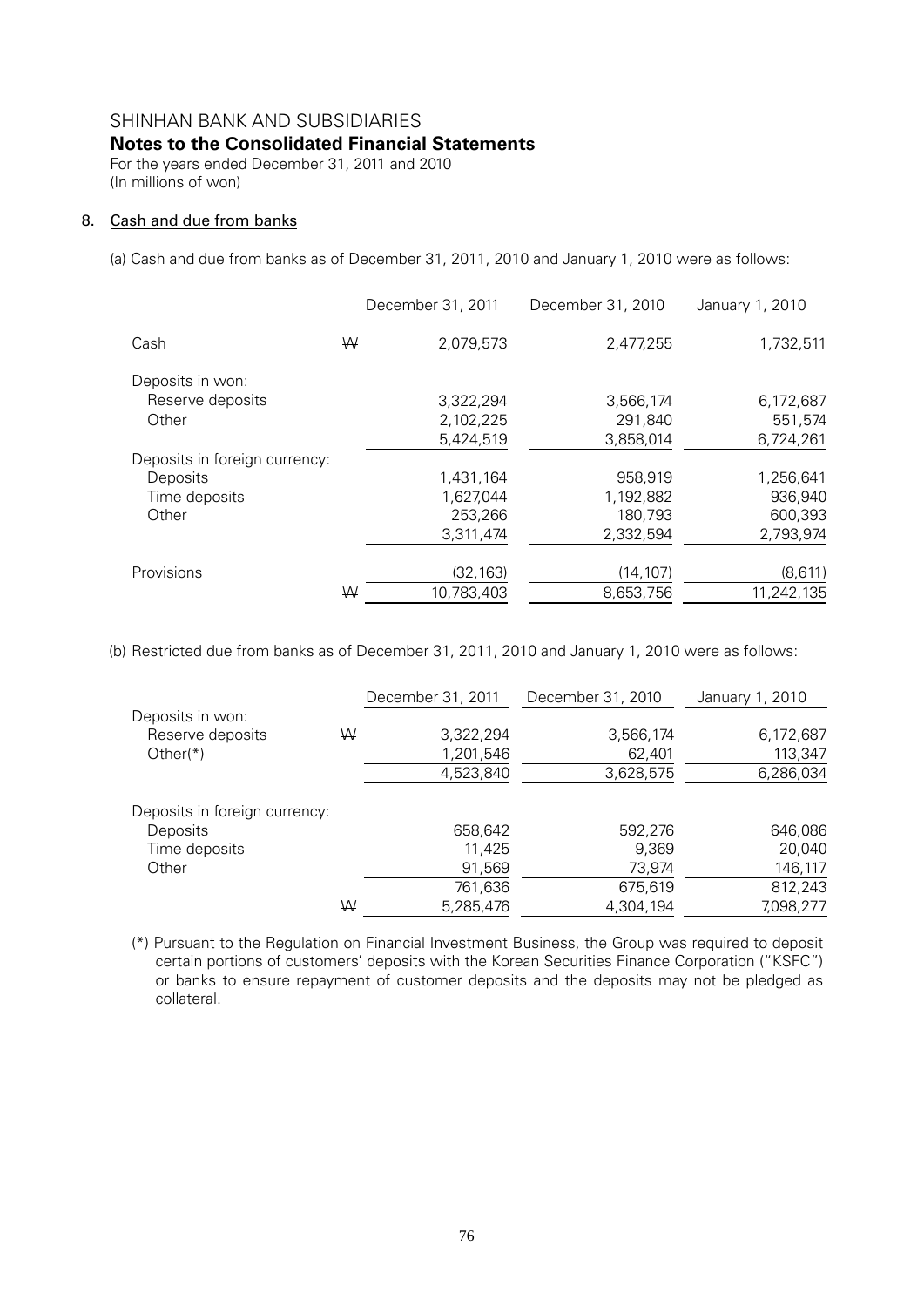SHINHAN BANK AND SUBSIDIARIES

**Notes to the Consolidated Financial Statements**

For the years ended December 31, 2011 and 2010

(In millions of won)

## 8. Cash and due from banks

(a) Cash and due from banks as of December 31, 2011, 2010 and January 1, 2010 were as follows:

| | | December 31, 2011 | December 31, 2010 | January 1, 2010 |
|---|---|---|---|---|
| Cash | ₩ | 2,079,573 | 2,477,255 | 1,732,511 |
| Deposits in won: | | | | |
| Reserve deposits | | 3,322,294 | 3,566,174 | 6,172,687 |
| Other | | 2,102,225 | 291,840 | 551,574 |
| | | 5,424,519 | 3,858,014 | 6,724,261 |
| Deposits in foreign currency: | | | | |
| Deposits | | 1,431,164 | 958,919 | 1,256,641 |
| Time deposits | | 1,627,044 | 1,192,882 | 936,940 |
| Other | | 253,266 | 180,793 | 600,393 |
| | | 3,311,474 | 2,332,594 | 2,793,974 |
| Provisions | | (32,163) | (14,107) | (8,611) |
| | ₩ | 10,783,403 | 8,653,756 | 11,242,135 |

(b) Restricted due from banks as of December 31, 2011, 2010 and January 1, 2010 were as follows:

| | | December 31, 2011 | December 31, 2010 | January 1, 2010 |
|---|---|---|---|---|
| Deposits in won: | | | | |
| Reserve deposits | ₩ | 3,322,294 | 3,566,174 | 6,172,687 |
| Other(*) | | 1,201,546 | 62,401 | 113,347 |
| | | 4,523,840 | 3,628,575 | 6,286,034 |
| Deposits in foreign currency: | | | | |
| Deposits | | 658,642 | 592,276 | 646,086 |
| Time deposits | | 11,425 | 9,369 | 20,040 |
| Other | | 91,569 | 73,974 | 146,117 |
| | | 761,636 | 675,619 | 812,243 |
| | ₩ | 5,285,476 | 4,304,194 | 7,098,277 |

(*) Pursuant to the Regulation on Financial Investment Business, the Group was required to deposit certain portions of customers' deposits with the Korean Securities Finance Corporation ("KSFC") or banks to ensure repayment of customer deposits and the deposits may not be pledged as collateral.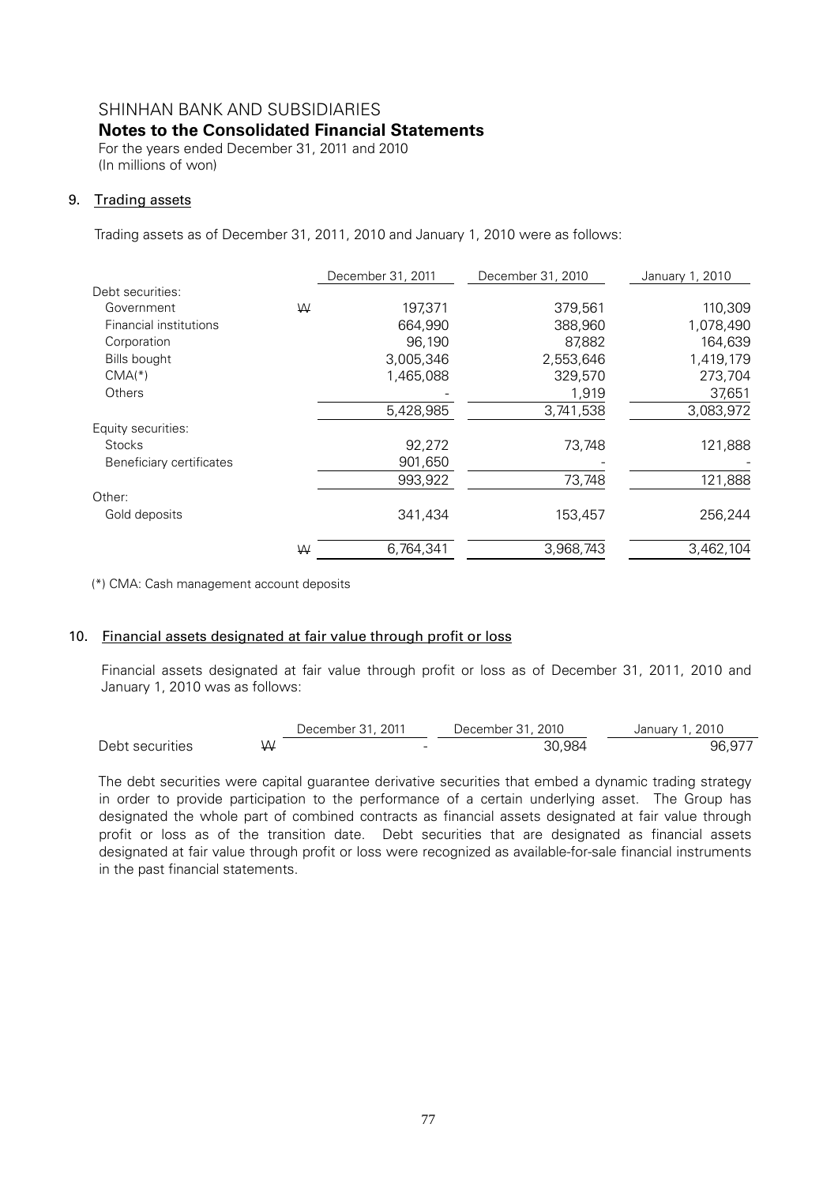# SHINHAN BANK AND SUBSIDIARIES
## Notes to the Consolidated Financial Statements
For the years ended December 31, 2011 and 2010
(In millions of won)

### 9. Trading assets

Trading assets as of December 31, 2011, 2010 and January 1, 2010 were as follows:

| | | December 31, 2011 | December 31, 2010 | January 1, 2010 |
|---|---|---|---|---|
| Debt securities: | | | | |
| Government | ₩ | 197,371 | 379,561 | 110,309 |
| Financial institutions | | 664,990 | 388,960 | 1,078,490 |
| Corporation | | 96,190 | 87,882 | 164,639 |
| Bills bought | | 3,005,346 | 2,553,646 | 1,419,179 |
| CMA(*) | | 1,465,088 | 329,570 | 273,704 |
| Others | | - | 1,919 | 37,651 |
| | | 5,428,985 | 3,741,538 | 3,083,972 |
| Equity securities: | | | | |
| Stocks | | 92,272 | 73,748 | 121,888 |
| Beneficiary certificates | | 901,650 | - | - |
| | | 993,922 | 73,748 | 121,888 |
| Other: | | | | |
| Gold deposits | | 341,434 | 153,457 | 256,244 |
| | ₩ | 6,764,341 | 3,968,743 | 3,462,104 |

(*) CMA: Cash management account deposits

### 10. Financial assets designated at fair value through profit or loss

Financial assets designated at fair value through profit or loss as of December 31, 2011, 2010 and January 1, 2010 was as follows:

| | | December 31, 2011 | December 31, 2010 | January 1, 2010 |
|---|---|---|---|---|
| Debt securities | ₩ | - | 30,984 | 96,977 |

The debt securities were capital guarantee derivative securities that embed a dynamic trading strategy in order to provide participation to the performance of a certain underlying asset. The Group has designated the whole part of combined contracts as financial assets designated at fair value through profit or loss as of the transition date. Debt securities that are designated as financial assets designated at fair value through profit or loss were recognized as available-for-sale financial instruments in the past financial statements.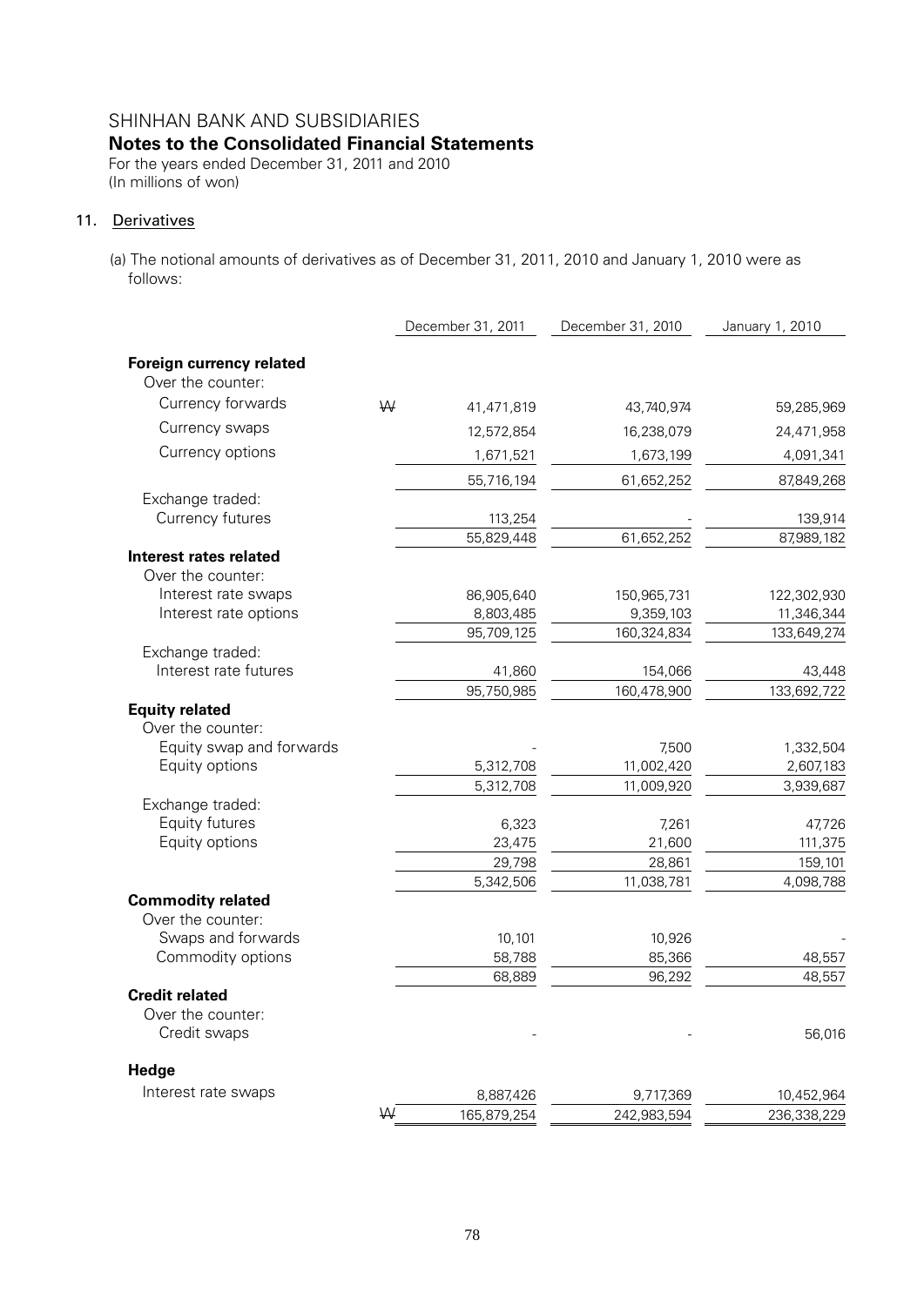SHINHAN BANK AND SUBSIDIARIES

**Notes to the Consolidated Financial Statements**

For the years ended December 31, 2011 and 2010
(In millions of won)

## 11. Derivatives

(a) The notional amounts of derivatives as of December 31, 2011, 2010 and January 1, 2010 were as follows:

| | | December 31, 2011 | December 31, 2010 | January 1, 2010 |
|---|---|---|---|---|
| **Foreign currency related** | | | | |
| Over the counter: | | | | |
| Currency forwards | ₩ | 41,471,819 | 43,740,974 | 59,285,969 |
| Currency swaps | | 12,572,854 | 16,238,079 | 24,471,958 |
| Currency options | | 1,671,521 | 1,673,199 | 4,091,341 |
| | | 55,716,194 | 61,652,252 | 87,849,268 |
| Exchange traded: | | | | |
| Currency futures | | 113,254 | - | 139,914 |
| | | 55,829,448 | 61,652,252 | 87,989,182 |
| **Interest rates related** | | | | |
| Over the counter: | | | | |
| Interest rate swaps | | 86,905,640 | 150,965,731 | 122,302,930 |
| Interest rate options | | 8,803,485 | 9,359,103 | 11,346,344 |
| | | 95,709,125 | 160,324,834 | 133,649,274 |
| Exchange traded: | | | | |
| Interest rate futures | | 41,860 | 154,066 | 43,448 |
| | | 95,750,985 | 160,478,900 | 133,692,722 |
| **Equity related** | | | | |
| Over the counter: | | | | |
| Equity swap and forwards | | - | 7,500 | 1,332,504 |
| Equity options | | 5,312,708 | 11,002,420 | 2,607,183 |
| | | 5,312,708 | 11,009,920 | 3,939,687 |
| Exchange traded: | | | | |
| Equity futures | | 6,323 | 7,261 | 47,726 |
| Equity options | | 23,475 | 21,600 | 111,375 |
| | | 29,798 | 28,861 | 159,101 |
| | | 5,342,506 | 11,038,781 | 4,098,788 |
| **Commodity related** | | | | |
| Over the counter: | | | | |
| Swaps and forwards | | 10,101 | 10,926 | - |
| Commodity options | | 58,788 | 85,366 | 48,557 |
| | | 68,889 | 96,292 | 48,557 |
| **Credit related** | | | | |
| Over the counter: | | | | |
| Credit swaps | | - | - | 56,016 |
| **Hedge** | | | | |
| Interest rate swaps | | 8,887,426 | 9,717,369 | 10,452,964 |
| | ₩ | 165,879,254 | 242,983,594 | 236,338,229 |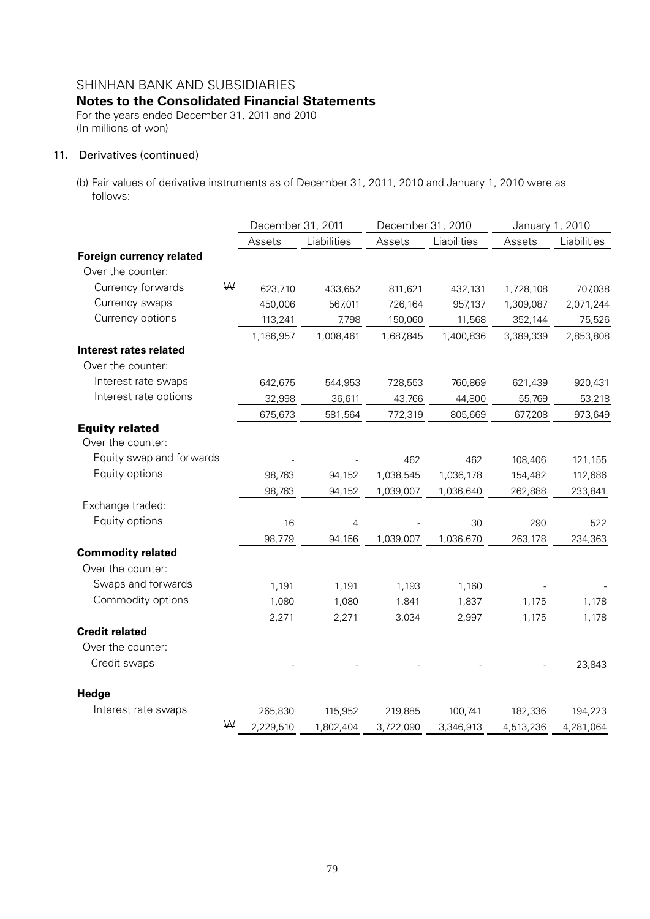# SHINHAN BANK AND SUBSIDIARIES

## Notes to the Consolidated Financial Statements

For the years ended December 31, 2011 and 2010
(In millions of won)

### 11. Derivatives (continued)

(b) Fair values of derivative instruments as of December 31, 2011, 2010 and January 1, 2010 were as follows:

| | | December 31, 2011 | | December 31, 2010 | | January 1, 2010 | |
|---|---|---|---|---|---|---|---|
| | | Assets | Liabilities | Assets | Liabilities | Assets | Liabilities |
| **Foreign currency related** | | | | | | | |
| Over the counter: | | | | | | | |
| Currency forwards | ₩ | 623,710 | 433,652 | 811,621 | 432,131 | 1,728,108 | 707,038 |
| Currency swaps | | 450,006 | 567,011 | 726,164 | 957,137 | 1,309,087 | 2,071,244 |
| Currency options | | 113,241 | 7,798 | 150,060 | 11,568 | 352,144 | 75,526 |
| | | 1,186,957 | 1,008,461 | 1,687,845 | 1,400,836 | 3,389,339 | 2,853,808 |
| **Interest rates related** | | | | | | | |
| Over the counter: | | | | | | | |
| Interest rate swaps | | 642,675 | 544,953 | 728,553 | 760,869 | 621,439 | 920,431 |
| Interest rate options | | 32,998 | 36,611 | 43,766 | 44,800 | 55,769 | 53,218 |
| | | 675,673 | 581,564 | 772,319 | 805,669 | 677,208 | 973,649 |
| **Equity related** | | | | | | | |
| Over the counter: | | | | | | | |
| Equity swap and forwards | | - | - | 462 | 462 | 108,406 | 121,155 |
| Equity options | | 98,763 | 94,152 | 1,038,545 | 1,036,178 | 154,482 | 112,686 |
| | | 98,763 | 94,152 | 1,039,007 | 1,036,640 | 262,888 | 233,841 |
| Exchange traded: | | | | | | | |
| Equity options | | 16 | 4 | - | 30 | 290 | 522 |
| | | 98,779 | 94,156 | 1,039,007 | 1,036,670 | 263,178 | 234,363 |
| **Commodity related** | | | | | | | |
| Over the counter: | | | | | | | |
| Swaps and forwards | | 1,191 | 1,191 | 1,193 | 1,160 | - | - |
| Commodity options | | 1,080 | 1,080 | 1,841 | 1,837 | 1,175 | 1,178 |
| | | 2,271 | 2,271 | 3,034 | 2,997 | 1,175 | 1,178 |
| **Credit related** | | | | | | | |
| Over the counter: | | | | | | | |
| Credit swaps | | - | - | - | - | - | 23,843 |
| **Hedge** | | | | | | | |
| Interest rate swaps | | 265,830 | 115,952 | 219,885 | 100,741 | 182,336 | 194,223 |
| | ₩ | 2,229,510 | 1,802,404 | 3,722,090 | 3,346,913 | 4,513,236 | 4,281,064 |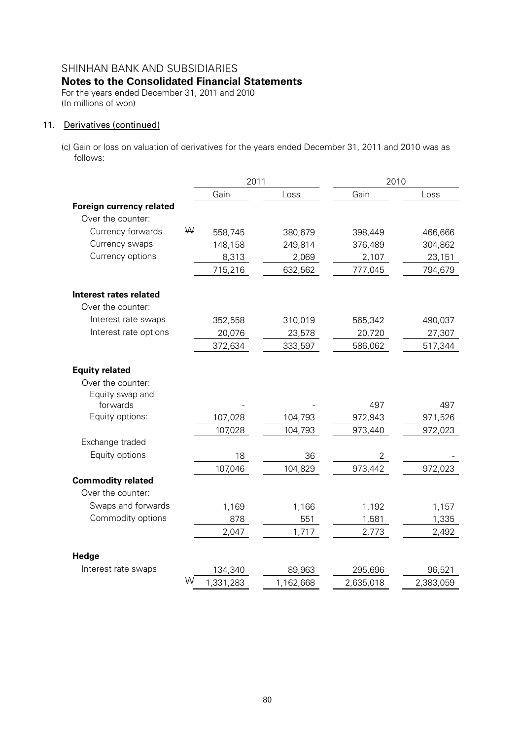SHINHAN BANK AND SUBSIDIARIES

**Notes to the Consolidated Financial Statements**

For the years ended December 31, 2011 and 2010
(In millions of won)

## 11. Derivatives (continued)

(c) Gain or loss on valuation of derivatives for the years ended December 31, 2011 and 2010 was as follows:

| | | 2011 | | 2010 | |
|---|---|---|---|---|---|
| | | Gain | Loss | Gain | Loss |
| **Foreign currency related** | | | | | |
| Over the counter: | | | | | |
| Currency forwards | W | 558,745 | 380,679 | 398,449 | 466,666 |
| Currency swaps | | 148,158 | 249,814 | 376,489 | 304,862 |
| Currency options | | 8,313 | 2,069 | 2,107 | 23,151 |
| | | 715,216 | 632,562 | 777,045 | 794,679 |
| **Interest rates related** | | | | | |
| Over the counter: | | | | | |
| Interest rate swaps | | 352,558 | 310,019 | 565,342 | 490,037 |
| Interest rate options | | 20,076 | 23,578 | 20,720 | 27,307 |
| | | 372,634 | 333,597 | 586,062 | 517,344 |
| **Equity related** | | | | | |
| Over the counter: | | | | | |
| Equity swap and forwards | | - | - | 497 | 497 |
| Equity options: | | 107,028 | 104,793 | 972,943 | 971,526 |
| | | 107,028 | 104,793 | 973,440 | 972,023 |
| Exchange traded | | | | | |
| Equity options | | 18 | 36 | 2 | - |
| | | 107,046 | 104,829 | 973,442 | 972,023 |
| **Commodity related** | | | | | |
| Over the counter: | | | | | |
| Swaps and forwards | | 1,169 | 1,166 | 1,192 | 1,157 |
| Commodity options | | 878 | 551 | 1,581 | 1,335 |
| | | 2,047 | 1,717 | 2,773 | 2,492 |
| **Hedge** | | | | | |
| Interest rate swaps | | 134,340 | 89,963 | 295,696 | 96,521 |
| | W | 1,331,283 | 1,162,668 | 2,635,018 | 2,383,059 |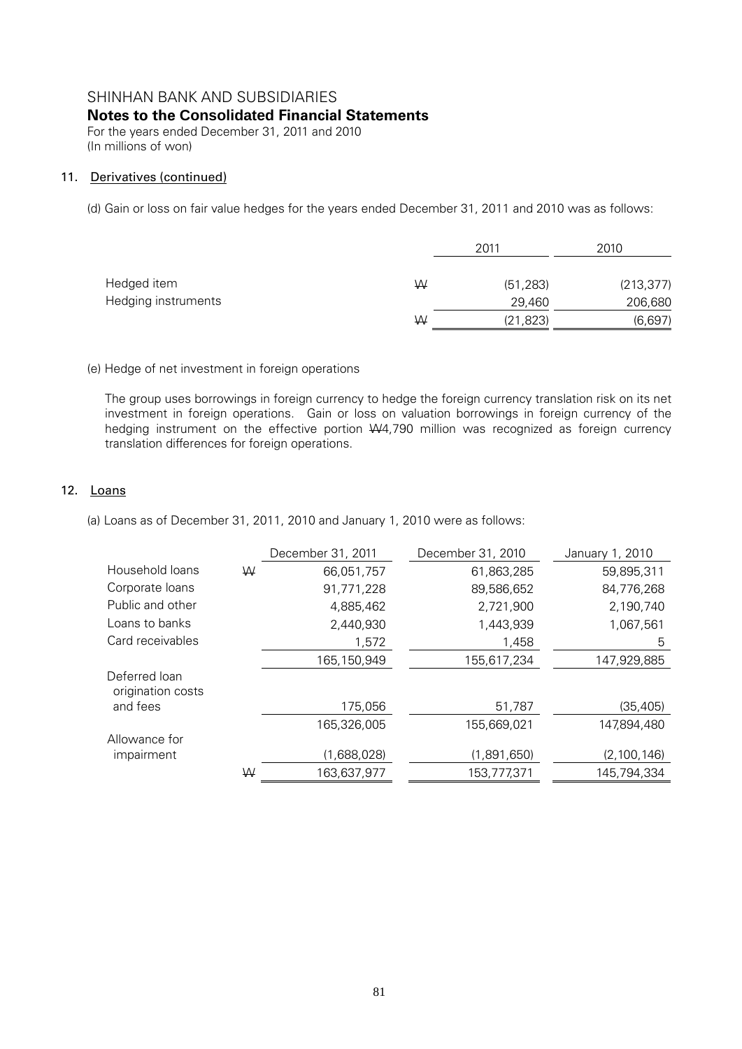## 11. Derivatives (continued)

(d) Gain or loss on fair value hedges for the years ended December 31, 2011 and 2010 was as follows:

| | | 2011 | 2010 |
|---|---|---|---|
| Hedged item | W | (51,283) | (213,377) |
| Hedging instruments | | 29,460 | 206,680 |
| | W | (21,823) | (6,697) |

(e) Hedge of net investment in foreign operations

The group uses borrowings in foreign currency to hedge the foreign currency translation risk on its net investment in foreign operations. Gain or loss on valuation borrowings in foreign currency of the hedging instrument on the effective portion W4,790 million was recognized as foreign currency translation differences for foreign operations.

## 12. Loans

(a) Loans as of December 31, 2011, 2010 and January 1, 2010 were as follows:

| | | December 31, 2011 | December 31, 2010 | January 1, 2010 |
|---|---|---|---|---|
| Household loans | W | 66,051,757 | 61,863,285 | 59,895,311 |
| Corporate loans | | 91,771,228 | 89,586,652 | 84,776,268 |
| Public and other | | 4,885,462 | 2,721,900 | 2,190,740 |
| Loans to banks | | 2,440,930 | 1,443,939 | 1,067,561 |
| Card receivables | | 1,572 | 1,458 | 5 |
| | | 165,150,949 | 155,617,234 | 147,929,885 |
| Deferred loan origination costs and fees | | 175,056 | 51,787 | (35,405) |
| | | 165,326,005 | 155,669,021 | 147,894,480 |
| Allowance for impairment | | (1,688,028) | (1,891,650) | (2,100,146) |
| | W | 163,637,977 | 153,777,371 | 145,794,334 |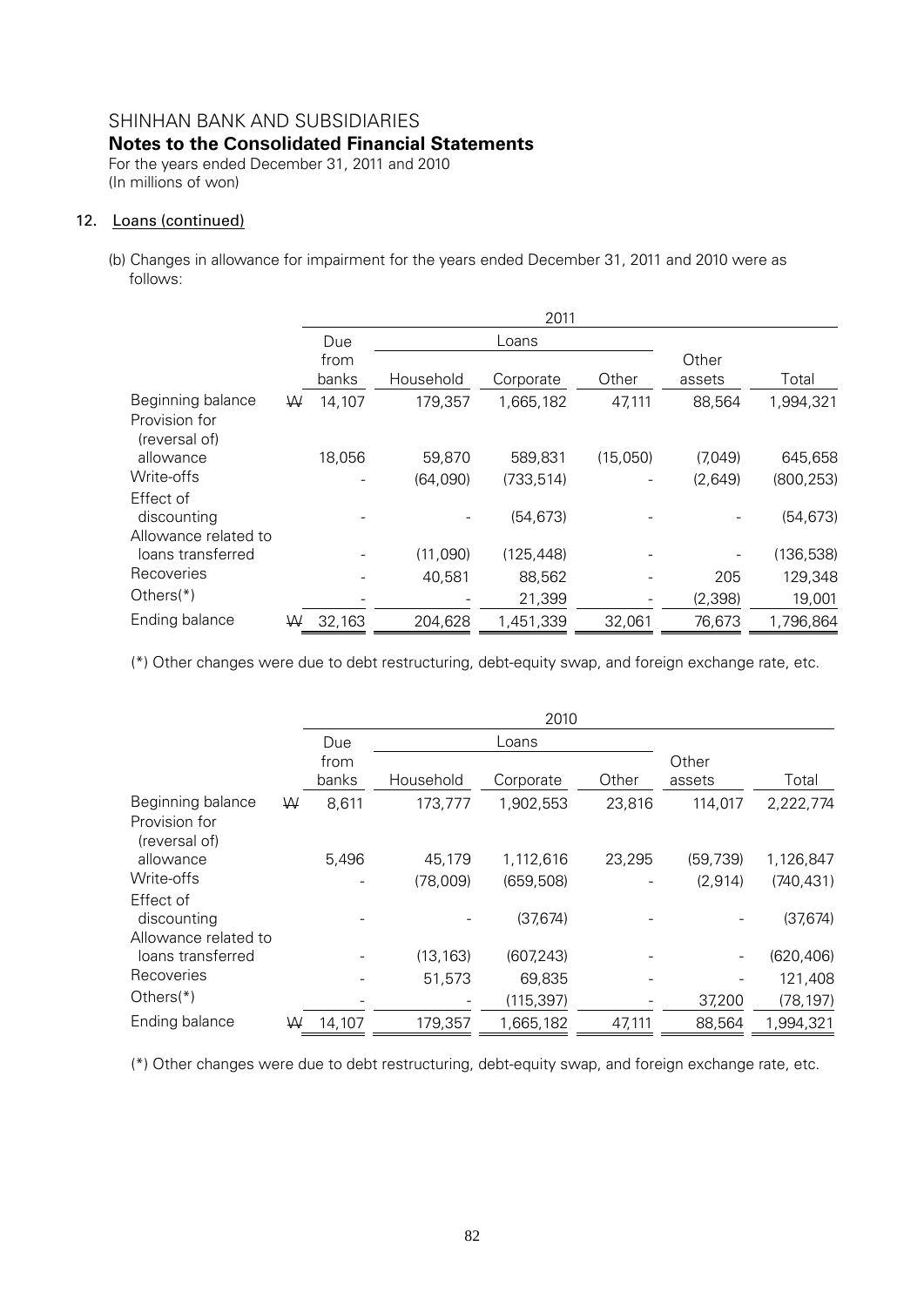SHINHAN BANK AND SUBSIDIARIES

**Notes to the Consolidated Financial Statements**

For the years ended December 31, 2011 and 2010
(In millions of won)

12. Loans (continued)

(b) Changes in allowance for impairment for the years ended December 31, 2011 and 2010 were as follows:

| | 2011 | | | | | |
|---|---|---|---|---|---|---|
| | Due from banks | Loans | | | Other assets | Total |
| | | Household | Corporate | Other | | |
| Beginning balance | ₩ 14,107 | 179,357 | 1,665,182 | 47,111 | 88,564 | 1,994,321 |
| Provision for (reversal of) allowance | 18,056 | 59,870 | 589,831 | (15,050) | (7,049) | 645,658 |
| Write-offs | - | (64,090) | (733,514) | - | (2,649) | (800,253) |
| Effect of discounting | - | - | (54,673) | - | - | (54,673) |
| Allowance related to loans transferred | - | (11,090) | (125,448) | - | - | (136,538) |
| Recoveries | - | 40,581 | 88,562 | - | 205 | 129,348 |
| Others(*) | - | - | 21,399 | - | (2,398) | 19,001 |
| Ending balance | ₩ 32,163 | 204,628 | 1,451,339 | 32,061 | 76,673 | 1,796,864 |

(*) Other changes were due to debt restructuring, debt-equity swap, and foreign exchange rate, etc.

| | 2010 | | | | | |
|---|---|---|---|---|---|---|
| | Due from banks | Loans | | | Other assets | Total |
| | | Household | Corporate | Other | | |
| Beginning balance | ₩ 8,611 | 173,777 | 1,902,553 | 23,816 | 114,017 | 2,222,774 |
| Provision for (reversal of) allowance | 5,496 | 45,179 | 1,112,616 | 23,295 | (59,739) | 1,126,847 |
| Write-offs | - | (78,009) | (659,508) | - | (2,914) | (740,431) |
| Effect of discounting | - | - | (37,674) | - | - | (37,674) |
| Allowance related to loans transferred | - | (13,163) | (607,243) | - | - | (620,406) |
| Recoveries | - | 51,573 | 69,835 | - | - | 121,408 |
| Others(*) | - | - | (115,397) | - | 37,200 | (78,197) |
| Ending balance | ₩ 14,107 | 179,357 | 1,665,182 | 47,111 | 88,564 | 1,994,321 |

(*) Other changes were due to debt restructuring, debt-equity swap, and foreign exchange rate, etc.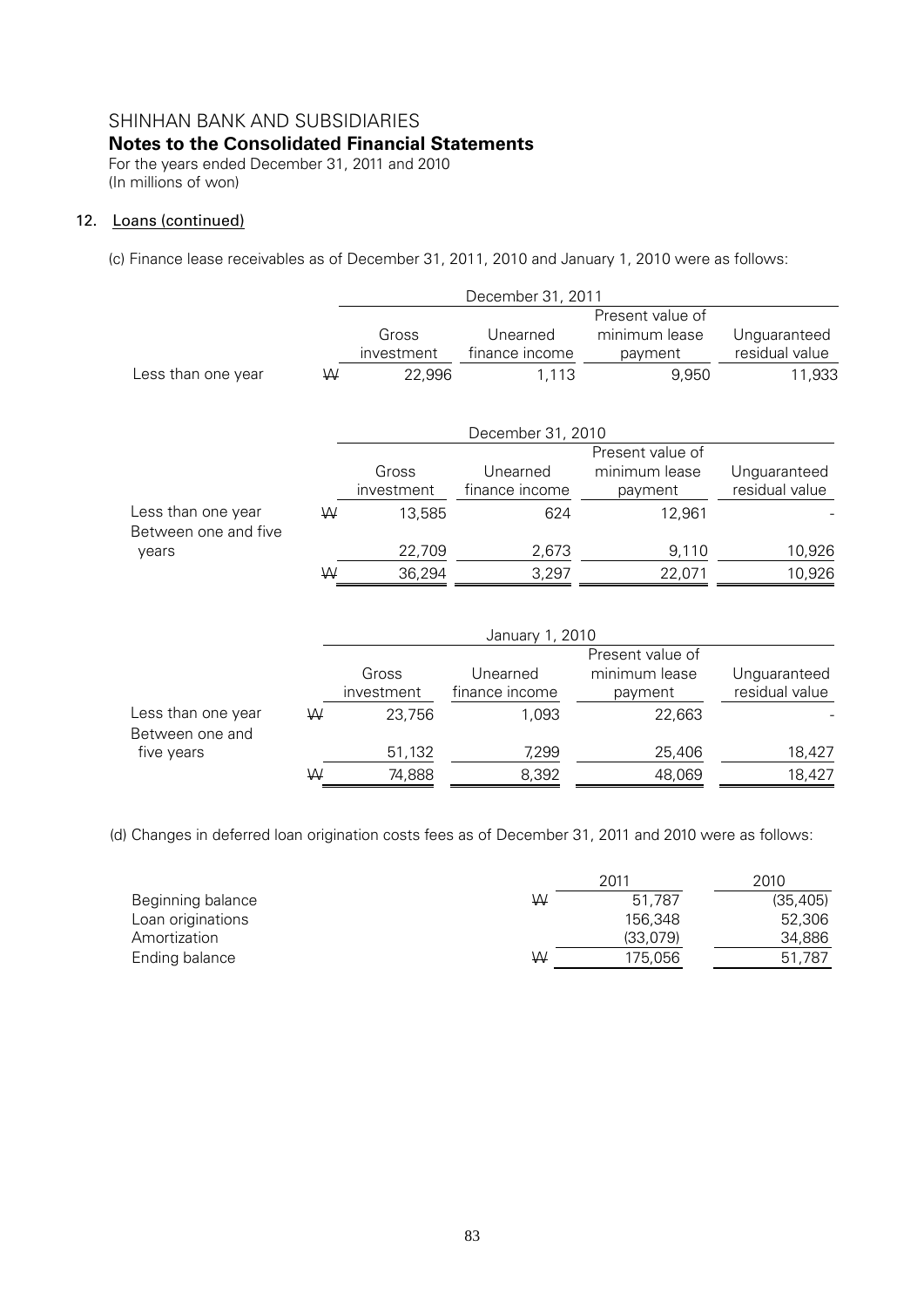SHINHAN BANK AND SUBSIDIARIES
**Notes to the Consolidated Financial Statements**
For the years ended December 31, 2011 and 2010
(In millions of won)

## 12. Loans (continued)

(c) Finance lease receivables as of December 31, 2011, 2010 and January 1, 2010 were as follows:

| | | December 31, 2011 | | | |
|---|---|---|---|---|---|
| | | Gross investment | Unearned finance income | Present value of minimum lease payment | Unguaranteed residual value |
| Less than one year | ₩ | 22,996 | 1,113 | 9,950 | 11,933 |

| | | December 31, 2010 | | | |
|---|---|---|---|---|---|
| | | Gross investment | Unearned finance income | Present value of minimum lease payment | Unguaranteed residual value |
| Less than one year | ₩ | 13,585 | 624 | 12,961 | - |
| Between one and five years | | 22,709 | 2,673 | 9,110 | 10,926 |
| | ₩ | 36,294 | 3,297 | 22,071 | 10,926 |

| | | January 1, 2010 | | | |
|---|---|---|---|---|---|
| | | Gross investment | Unearned finance income | Present value of minimum lease payment | Unguaranteed residual value |
| Less than one year | ₩ | 23,756 | 1,093 | 22,663 | - |
| Between one and five years | | 51,132 | 7,299 | 25,406 | 18,427 |
| | ₩ | 74,888 | 8,392 | 48,069 | 18,427 |

(d) Changes in deferred loan origination costs fees as of December 31, 2011 and 2010 were as follows:

| | | 2011 | 2010 |
|---|---|---|---|
| Beginning balance | ₩ | 51,787 | (35,405) |
| Loan originations | | 156,348 | 52,306 |
| Amortization | | (33,079) | 34,886 |
| Ending balance | ₩ | 175,056 | 51,787 |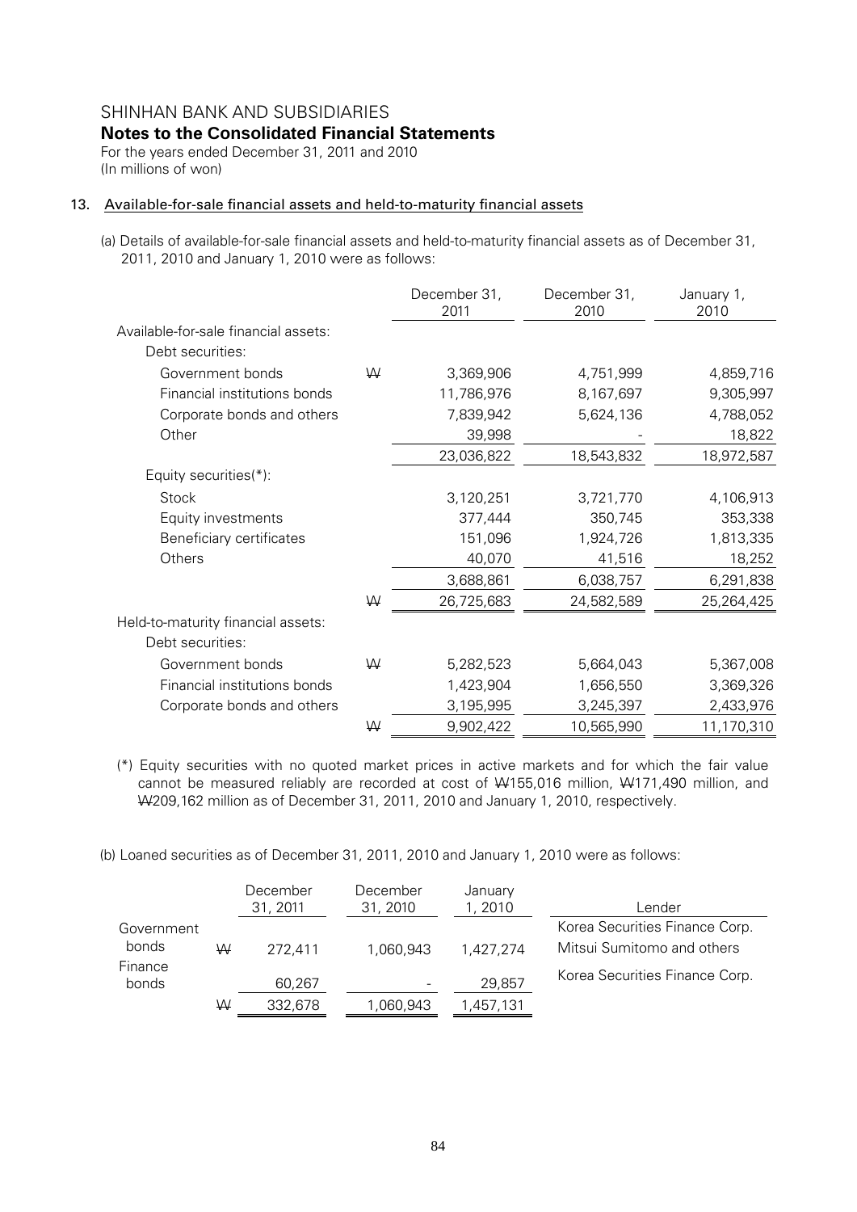SHINHAN BANK AND SUBSIDIARIES

**Notes to the Consolidated Financial Statements**

For the years ended December 31, 2011 and 2010
(In millions of won)

## 13. Available-for-sale financial assets and held-to-maturity financial assets

(a) Details of available-for-sale financial assets and held-to-maturity financial assets as of December 31, 2011, 2010 and January 1, 2010 were as follows:

| | | December 31, 2011 | December 31, 2010 | January 1, 2010 |
|---|---|---|---|---|
| Available-for-sale financial assets: | | | | |
| Debt securities: | | | | |
| Government bonds | ₩ | 3,369,906 | 4,751,999 | 4,859,716 |
| Financial institutions bonds | | 11,786,976 | 8,167,697 | 9,305,997 |
| Corporate bonds and others | | 7,839,942 | 5,624,136 | 4,788,052 |
| Other | | 39,998 | - | 18,822 |
| | | 23,036,822 | 18,543,832 | 18,972,587 |
| Equity securities(*): | | | | |
| Stock | | 3,120,251 | 3,721,770 | 4,106,913 |
| Equity investments | | 377,444 | 350,745 | 353,338 |
| Beneficiary certificates | | 151,096 | 1,924,726 | 1,813,335 |
| Others | | 40,070 | 41,516 | 18,252 |
| | | 3,688,861 | 6,038,757 | 6,291,838 |
| | ₩ | 26,725,683 | 24,582,589 | 25,264,425 |
| Held-to-maturity financial assets: | | | | |
| Debt securities: | | | | |
| Government bonds | ₩ | 5,282,523 | 5,664,043 | 5,367,008 |
| Financial institutions bonds | | 1,423,904 | 1,656,550 | 3,369,326 |
| Corporate bonds and others | | 3,195,995 | 3,245,397 | 2,433,976 |
| | ₩ | 9,902,422 | 10,565,990 | 11,170,310 |

(*) Equity securities with no quoted market prices in active markets and for which the fair value cannot be measured reliably are recorded at cost of ₩155,016 million, ₩171,490 million, and ₩209,162 million as of December 31, 2011, 2010 and January 1, 2010, respectively.

(b) Loaned securities as of December 31, 2011, 2010 and January 1, 2010 were as follows:

| | | December 31, 2011 | December 31, 2010 | January 1, 2010 | Lender |
|---|---|---|---|---|---|
| Government bonds | ₩ | 272,411 | 1,060,943 | 1,427,274 | Korea Securities Finance Corp. Mitsui Sumitomo and others |
| Finance bonds | | 60,267 | - | 29,857 | Korea Securities Finance Corp. |
| | ₩ | 332,678 | 1,060,943 | 1,457,131 | |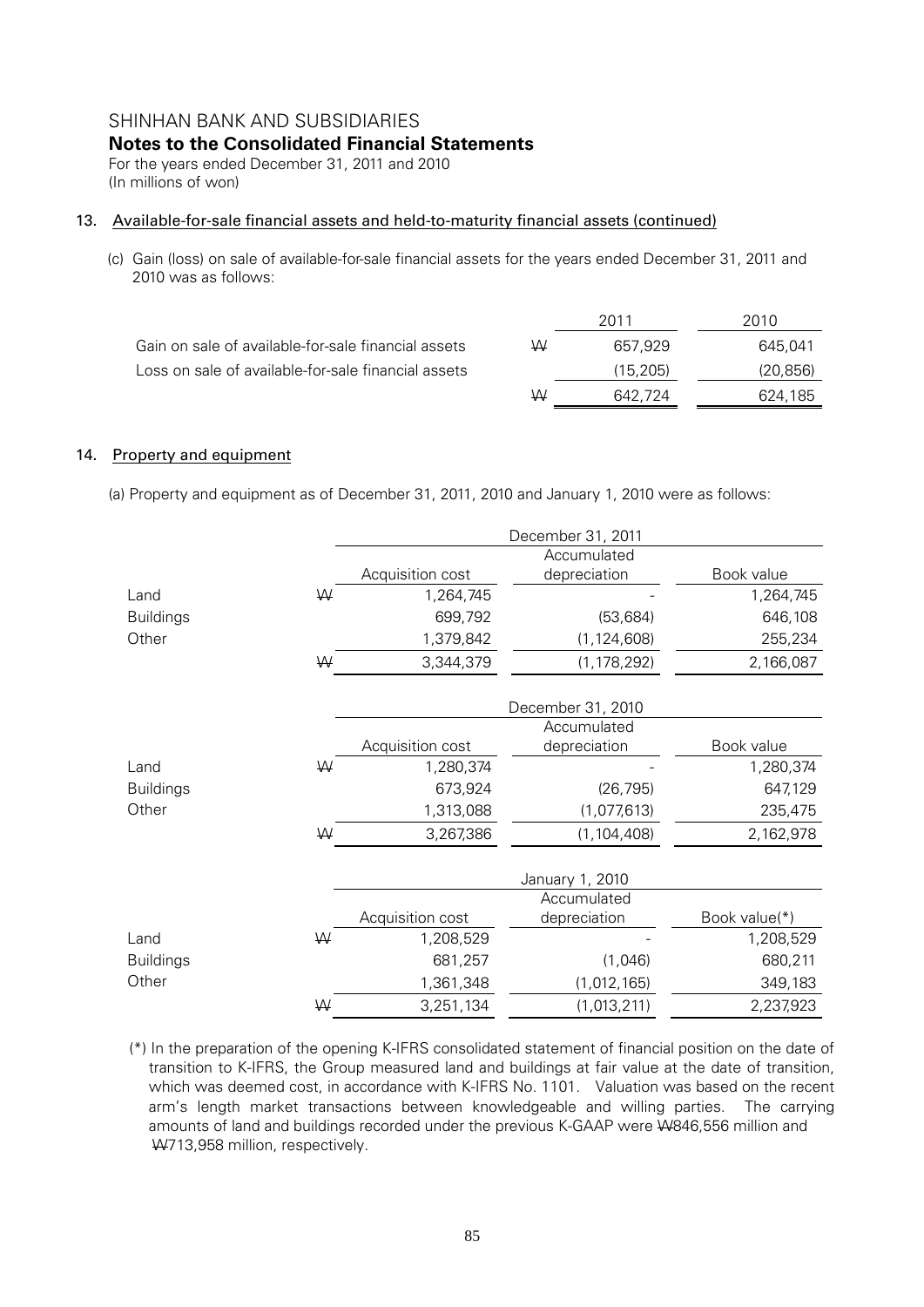SHINHAN BANK AND SUBSIDIARIES

**Notes to the Consolidated Financial Statements**

For the years ended December 31, 2011 and 2010

(In millions of won)

## 13. Available-for-sale financial assets and held-to-maturity financial assets (continued)

(c) Gain (loss) on sale of available-for-sale financial assets for the years ended December 31, 2011 and 2010 was as follows:

| | | 2011 | 2010 |
|---|---|---|---|
| Gain on sale of available-for-sale financial assets | ₩ | 657,929 | 645,041 |
| Loss on sale of available-for-sale financial assets | | (15,205) | (20,856) |
| | ₩ | 642,724 | 624,185 |

## 14. Property and equipment

(a) Property and equipment as of December 31, 2011, 2010 and January 1, 2010 were as follows:

| | | December 31, 2011 | | |
|---|---|---|---|---|
| | | Acquisition cost | Accumulated depreciation | Book value |
| Land | ₩ | 1,264,745 | - | 1,264,745 |
| Buildings | | 699,792 | (53,684) | 646,108 |
| Other | | 1,379,842 | (1,124,608) | 255,234 |
| | ₩ | 3,344,379 | (1,178,292) | 2,166,087 |

| | | December 31, 2010 | | |
|---|---|---|---|---|
| | | Acquisition cost | Accumulated depreciation | Book value |
| Land | ₩ | 1,280,374 | - | 1,280,374 |
| Buildings | | 673,924 | (26,795) | 647,129 |
| Other | | 1,313,088 | (1,077,613) | 235,475 |
| | ₩ | 3,267,386 | (1,104,408) | 2,162,978 |

| | | January 1, 2010 | | |
|---|---|---|---|---|
| | | Acquisition cost | Accumulated depreciation | Book value(*) |
| Land | ₩ | 1,208,529 | - | 1,208,529 |
| Buildings | | 681,257 | (1,046) | 680,211 |
| Other | | 1,361,348 | (1,012,165) | 349,183 |
| | ₩ | 3,251,134 | (1,013,211) | 2,237,923 |

(*) In the preparation of the opening K-IFRS consolidated statement of financial position on the date of transition to K-IFRS, the Group measured land and buildings at fair value at the date of transition, which was deemed cost, in accordance with K-IFRS No. 1101. Valuation was based on the recent arm's length market transactions between knowledgeable and willing parties. The carrying amounts of land and buildings recorded under the previous K-GAAP were ₩846,556 million and ₩713,958 million, respectively.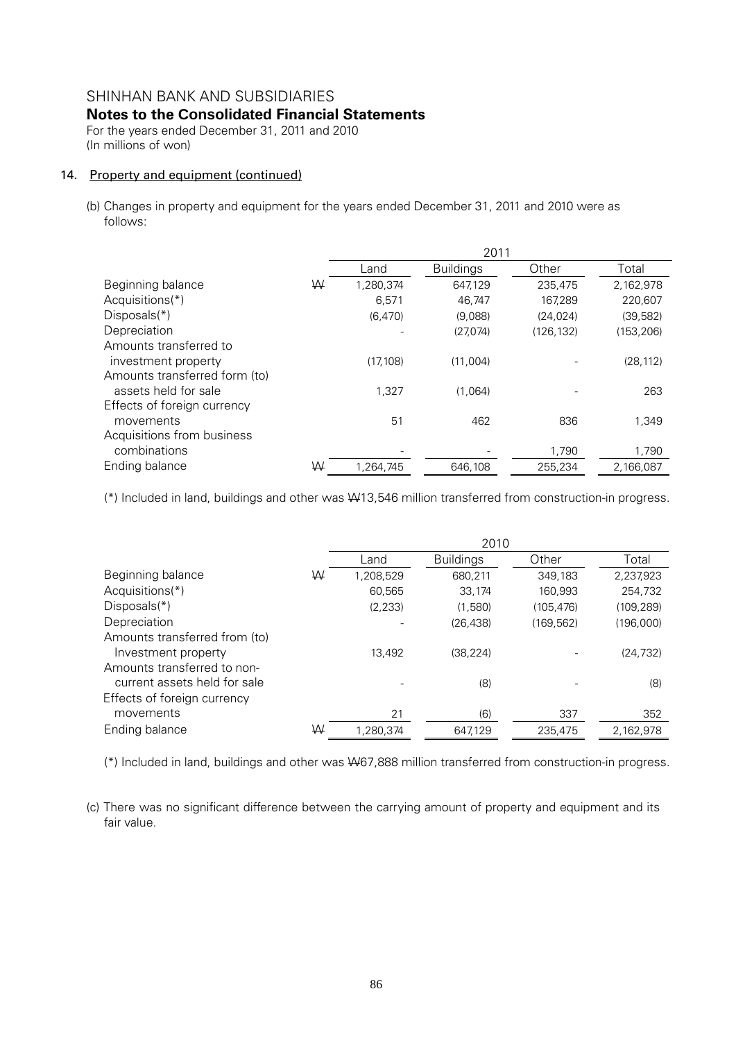SHINHAN BANK AND SUBSIDIARIES

**Notes to the Consolidated Financial Statements**

For the years ended December 31, 2011 and 2010
(In millions of won)

14. Property and equipment (continued)

(b) Changes in property and equipment for the years ended December 31, 2011 and 2010 were as follows:

| | | 2011 | | | |
|---|---|---|---|---|---|
| | | Land | Buildings | Other | Total |
| Beginning balance | ₩ | 1,280,374 | 647,129 | 235,475 | 2,162,978 |
| Acquisitions(*) | | 6,571 | 46,747 | 167,289 | 220,607 |
| Disposals(*) | | (6,470) | (9,088) | (24,024) | (39,582) |
| Depreciation | | - | (27,074) | (126,132) | (153,206) |
| Amounts transferred to investment property | | (17,108) | (11,004) | - | (28,112) |
| Amounts transferred form (to) assets held for sale | | 1,327 | (1,064) | - | 263 |
| Effects of foreign currency movements | | 51 | 462 | 836 | 1,349 |
| Acquisitions from business combinations | | - | - | 1,790 | 1,790 |
| Ending balance | ₩ | 1,264,745 | 646,108 | 255,234 | 2,166,087 |

(*) Included in land, buildings and other was ₩13,546 million transferred from construction-in progress.

| | | 2010 | | | |
|---|---|---|---|---|---|
| | | Land | Buildings | Other | Total |
| Beginning balance | ₩ | 1,208,529 | 680,211 | 349,183 | 2,237,923 |
| Acquisitions(*) | | 60,565 | 33,174 | 160,993 | 254,732 |
| Disposals(*) | | (2,233) | (1,580) | (105,476) | (109,289) |
| Depreciation | | - | (26,438) | (169,562) | (196,000) |
| Amounts transferred from (to) Investment property | | 13,492 | (38,224) | - | (24,732) |
| Amounts transferred to non-current assets held for sale | | - | (8) | - | (8) |
| Effects of foreign currency movements | | 21 | (6) | 337 | 352 |
| Ending balance | ₩ | 1,280,374 | 647,129 | 235,475 | 2,162,978 |

(*) Included in land, buildings and other was ₩67,888 million transferred from construction-in progress.

(c) There was no significant difference between the carrying amount of property and equipment and its fair value.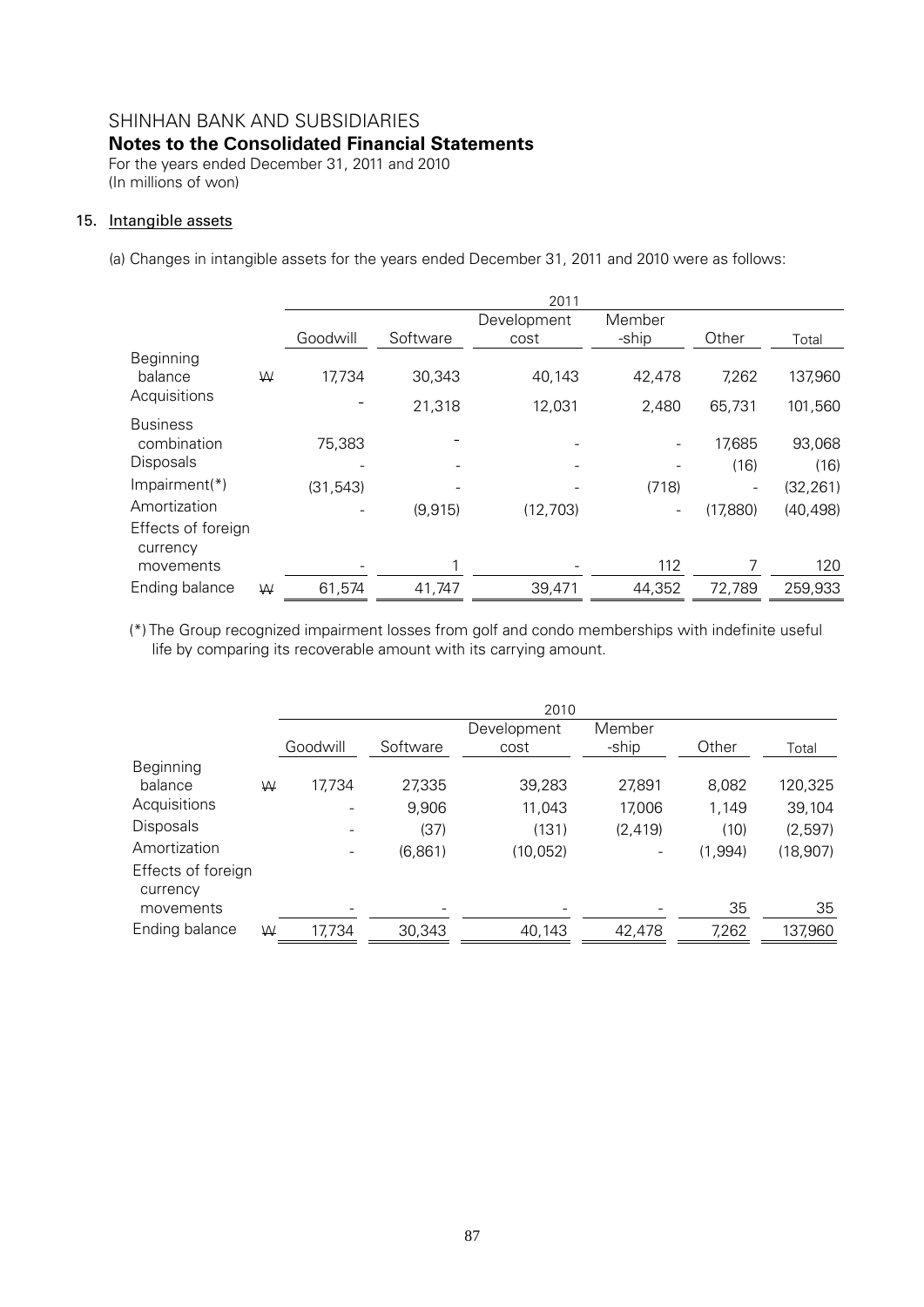SHINHAN BANK AND SUBSIDIARIES

**Notes to the Consolidated Financial Statements**

For the years ended December 31, 2011 and 2010
(In millions of won)

## 15. Intangible assets

(a) Changes in intangible assets for the years ended December 31, 2011 and 2010 were as follows:

| | | 2011 | | | | | |
|---|---|---|---|---|---|---|---|
| | | Goodwill | Software | Development cost | Member -ship | Other | Total |
| Beginning balance | ₩ | 17,734 | 30,343 | 40,143 | 42,478 | 7,262 | 137,960 |
| Acquisitions | | - | 21,318 | 12,031 | 2,480 | 65,731 | 101,560 |
| Business combination | | 75,383 | - | - | - | 17,685 | 93,068 |
| Disposals | | - | - | - | - | (16) | (16) |
| Impairment(*) | | (31,543) | - | - | (718) | - | (32,261) |
| Amortization | | - | (9,915) | (12,703) | - | (17,880) | (40,498) |
| Effects of foreign currency movements | | - | 1 | - | 112 | 7 | 120 |
| Ending balance | ₩ | 61,574 | 41,747 | 39,471 | 44,352 | 72,789 | 259,933 |

(*) The Group recognized impairment losses from golf and condo memberships with indefinite useful life by comparing its recoverable amount with its carrying amount.

| | | 2010 | | | | | |
|---|---|---|---|---|---|---|---|
| | | Goodwill | Software | Development cost | Member -ship | Other | Total |
| Beginning balance | ₩ | 17,734 | 27,335 | 39,283 | 27,891 | 8,082 | 120,325 |
| Acquisitions | | - | 9,906 | 11,043 | 17,006 | 1,149 | 39,104 |
| Disposals | | - | (37) | (131) | (2,419) | (10) | (2,597) |
| Amortization | | - | (6,861) | (10,052) | - | (1,994) | (18,907) |
| Effects of foreign currency movements | | - | - | - | - | 35 | 35 |
| Ending balance | ₩ | 17,734 | 30,343 | 40,143 | 42,478 | 7,262 | 137,960 |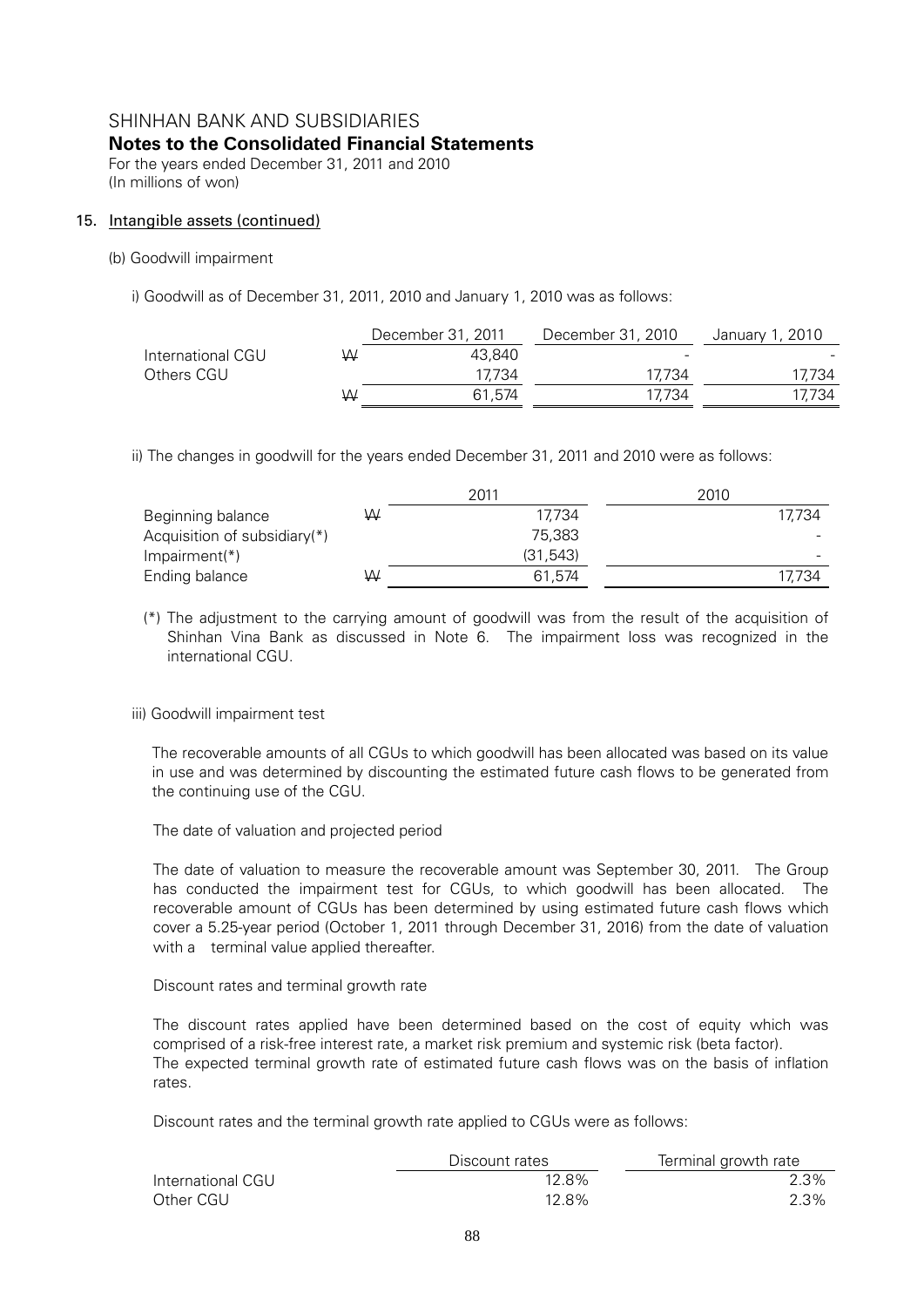# SHINHAN BANK AND SUBSIDIARIES

## Notes to the Consolidated Financial Statements

For the years ended December 31, 2011 and 2010
(In millions of won)

### 15. Intangible assets (continued)

(b) Goodwill impairment

i) Goodwill as of December 31, 2011, 2010 and January 1, 2010 was as follows:

| | | December 31, 2011 | December 31, 2010 | January 1, 2010 |
|---|---|---|---|---|
| International CGU | ₩ | 43,840 | - | - |
| Others CGU | | 17,734 | 17,734 | 17,734 |
| | ₩ | 61,574 | 17,734 | 17,734 |

ii) The changes in goodwill for the years ended December 31, 2011 and 2010 were as follows:

| | | 2011 | 2010 |
|---|---|---|---|
| Beginning balance | ₩ | 17,734 | 17,734 |
| Acquisition of subsidiary(*) | | 75,383 | - |
| Impairment(*) | | (31,543) | - |
| Ending balance | ₩ | 61,574 | 17,734 |

(*) The adjustment to the carrying amount of goodwill was from the result of the acquisition of Shinhan Vina Bank as discussed in Note 6. The impairment loss was recognized in the international CGU.

iii) Goodwill impairment test

The recoverable amounts of all CGUs to which goodwill has been allocated was based on its value in use and was determined by discounting the estimated future cash flows to be generated from the continuing use of the CGU.

The date of valuation and projected period

The date of valuation to measure the recoverable amount was September 30, 2011. The Group has conducted the impairment test for CGUs, to which goodwill has been allocated. The recoverable amount of CGUs has been determined by using estimated future cash flows which cover a 5.25-year period (October 1, 2011 through December 31, 2016) from the date of valuation with a terminal value applied thereafter.

Discount rates and terminal growth rate

The discount rates applied have been determined based on the cost of equity which was comprised of a risk-free interest rate, a market risk premium and systemic risk (beta factor).
The expected terminal growth rate of estimated future cash flows was on the basis of inflation rates.

Discount rates and the terminal growth rate applied to CGUs were as follows:

| | Discount rates | Terminal growth rate |
|---|---|---|
| International CGU | 12.8% | 2.3% |
| Other CGU | 12.8% | 2.3% |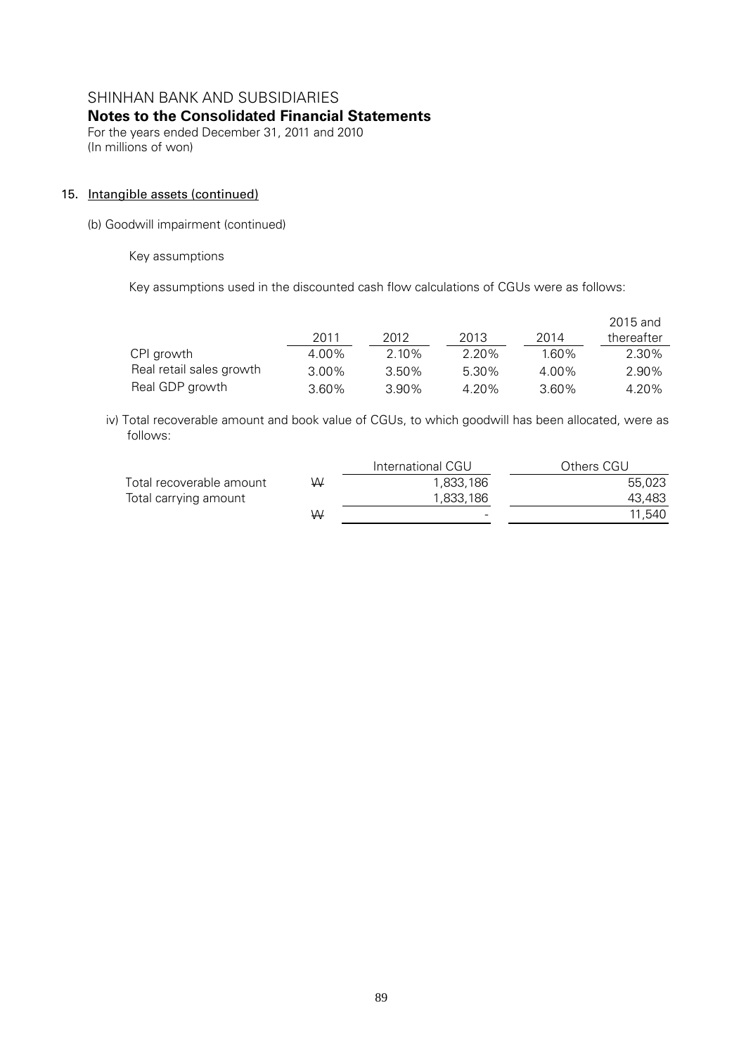# SHINHAN BANK AND SUBSIDIARIES

## Notes to the Consolidated Financial Statements

For the years ended December 31, 2011 and 2010
(In millions of won)

### 15. Intangible assets (continued)

(b) Goodwill impairment (continued)

Key assumptions

Key assumptions used in the discounted cash flow calculations of CGUs were as follows:

| | 2011 | 2012 | 2013 | 2014 | 2015 and thereafter |
|---|---|---|---|---|---|
| CPI growth | 4.00% | 2.10% | 2.20% | 1.60% | 2.30% |
| Real retail sales growth | 3.00% | 3.50% | 5.30% | 4.00% | 2.90% |
| Real GDP growth | 3.60% | 3.90% | 4.20% | 3.60% | 4.20% |

iv) Total recoverable amount and book value of CGUs, to which goodwill has been allocated, were as follows:

| | | International CGU | Others CGU |
|---|---|---|---|
| Total recoverable amount | ₩ | 1,833,186 | 55,023 |
| Total carrying amount | | 1,833,186 | 43,483 |
| | ₩ | - | 11,540 |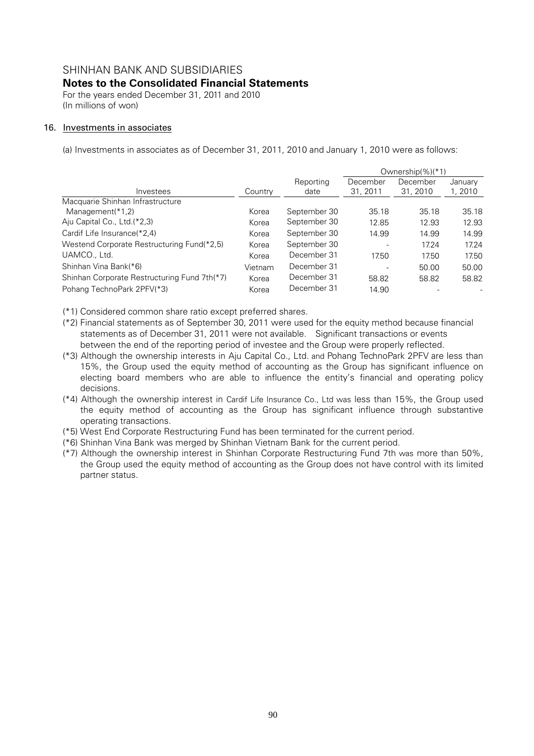# SHINHAN BANK AND SUBSIDIARIES

## Notes to the Consolidated Financial Statements

For the years ended December 31, 2011 and 2010
(In millions of won)

### 16. Investments in associates

(a) Investments in associates as of December 31, 2011, 2010 and January 1, 2010 were as follows:

| Investees | Country | Reporting date | Ownership(%)(*1) | | |
|---|---|---|---|---|---|
| | | | December 31, 2011 | December 31, 2010 | January 1, 2010 |
| Macquarie Shinhan Infrastructure Management(*1,2) | Korea | September 30 | 35.18 | 35.18 | 35.18 |
| Aju Capital Co., Ltd.(*2,3) | Korea | September 30 | 12.85 | 12.93 | 12.93 |
| Cardif Life Insurance(*2,4) | Korea | September 30 | 14.99 | 14.99 | 14.99 |
| Westend Corporate Restructuring Fund(*2,5) | Korea | September 30 | - | 17.24 | 17.24 |
| UAMCO., Ltd. | Korea | December 31 | 17.50 | 17.50 | 17.50 |
| Shinhan Vina Bank(*6) | Vietnam | December 31 | - | 50.00 | 50.00 |
| Shinhan Corporate Restructuring Fund 7th(*7) | Korea | December 31 | 58.82 | 58.82 | 58.82 |
| Pohang TechnoPark 2PFV(*3) | Korea | December 31 | 14.90 | - | - |

(*1) Considered common share ratio except preferred shares.

(*2) Financial statements as of September 30, 2011 were used for the equity method because financial statements as of December 31, 2011 were not available. Significant transactions or events between the end of the reporting period of investee and the Group were properly reflected.

(*3) Although the ownership interests in Aju Capital Co., Ltd. and Pohang TechnoPark 2PFV are less than 15%, the Group used the equity method of accounting as the Group has significant influence on electing board members who are able to influence the entity's financial and operating policy decisions.

(*4) Although the ownership interest in Cardif Life Insurance Co., Ltd was less than 15%, the Group used the equity method of accounting as the Group has significant influence through substantive operating transactions.

(*5) West End Corporate Restructuring Fund has been terminated for the current period.

(*6) Shinhan Vina Bank was merged by Shinhan Vietnam Bank for the current period.

(*7) Although the ownership interest in Shinhan Corporate Restructuring Fund 7th was more than 50%, the Group used the equity method of accounting as the Group does not have control with its limited partner status.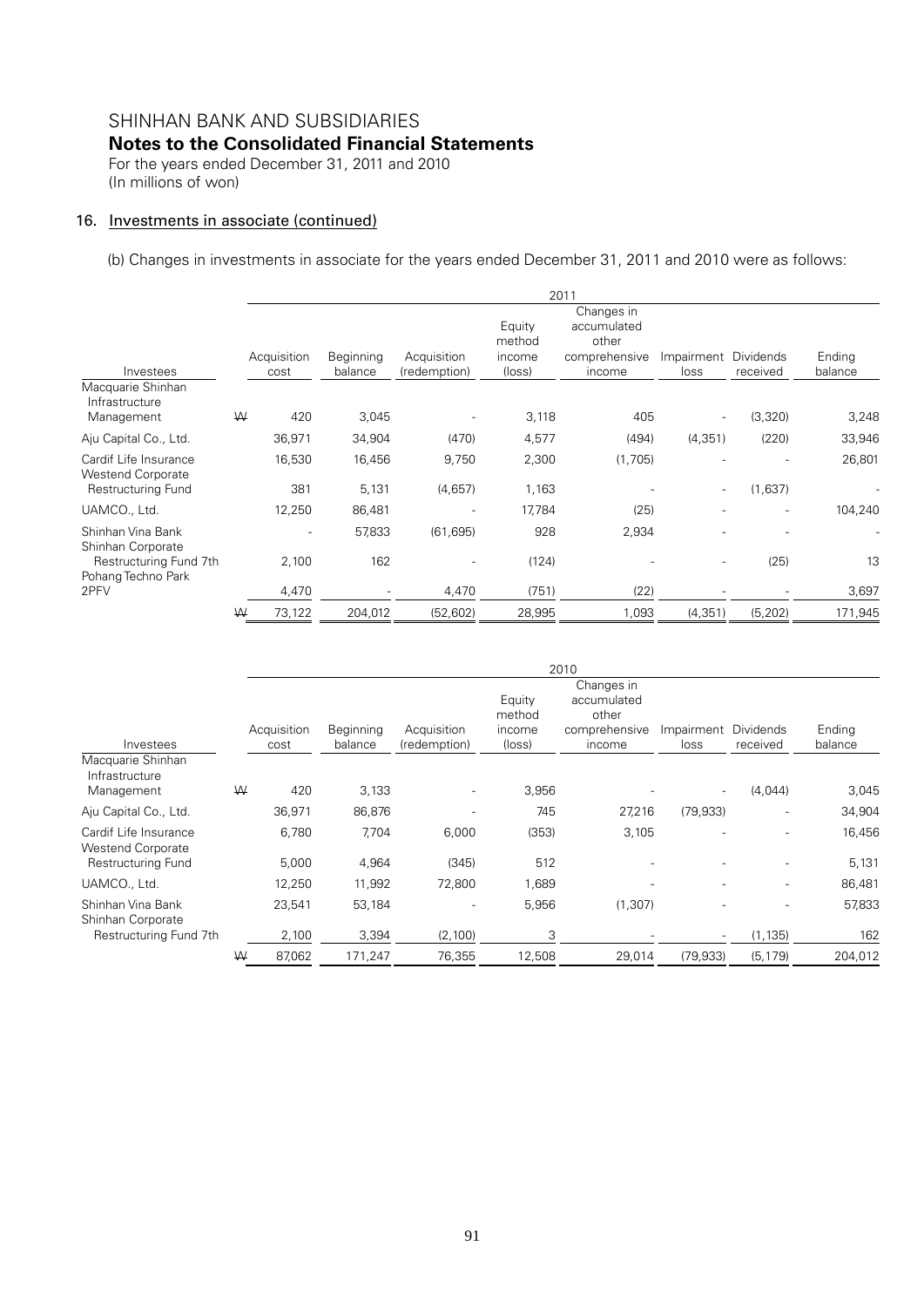# SHINHAN BANK AND SUBSIDIARIES

## Notes to the Consolidated Financial Statements

For the years ended December 31, 2011 and 2010
(In millions of won)

### 16. Investments in associate (continued)

(b) Changes in investments in associate for the years ended December 31, 2011 and 2010 were as follows:

| | 2011 | | | | | | | |
|---|---|---|---|---|---|---|---|---|
| Investees | Acquisition cost | Beginning balance | Acquisition (redemption) | Equity method income (loss) | Changes in accumulated other comprehensive income | Impairment loss | Dividends received | Ending balance |
| Macquarie Shinhan Infrastructure Management | ₩ 420 | 3,045 | - | 3,118 | 405 | - | (3,320) | 3,248 |
| Aju Capital Co., Ltd. | 36,971 | 34,904 | (470) | 4,577 | (494) | (4,351) | (220) | 33,946 |
| Cardif Life Insurance | 16,530 | 16,456 | 9,750 | 2,300 | (1,705) | - | - | 26,801 |
| Westend Corporate Restructuring Fund | 381 | 5,131 | (4,657) | 1,163 | - | - | (1,637) | - |
| UAMCO., Ltd. | 12,250 | 86,481 | - | 17,784 | (25) | - | - | 104,240 |
| Shinhan Vina Bank | - | 57,833 | (61,695) | 928 | 2,934 | - | - | - |
| Shinhan Corporate Restructuring Fund 7th | 2,100 | 162 | - | (124) | - | - | (25) | 13 |
| Pohang Techno Park 2PFV | 4,470 | - | 4,470 | (751) | (22) | - | - | 3,697 |
| | ₩ 73,122 | 204,012 | (52,602) | 28,995 | 1,093 | (4,351) | (5,202) | 171,945 |

| | 2010 | | | | | | | |
|---|---|---|---|---|---|---|---|---|
| Investees | Acquisition cost | Beginning balance | Acquisition (redemption) | Equity method income (loss) | Changes in accumulated other comprehensive income | Impairment loss | Dividends received | Ending balance |
| Macquarie Shinhan Infrastructure Management | ₩ 420 | 3,133 | - | 3,956 | - | - | (4,044) | 3,045 |
| Aju Capital Co., Ltd. | 36,971 | 86,876 | - | 745 | 27,216 | (79,933) | - | 34,904 |
| Cardif Life Insurance | 6,780 | 7,704 | 6,000 | (353) | 3,105 | - | - | 16,456 |
| Westend Corporate Restructuring Fund | 5,000 | 4,964 | (345) | 512 | - | - | - | 5,131 |
| UAMCO., Ltd. | 12,250 | 11,992 | 72,800 | 1,689 | - | - | - | 86,481 |
| Shinhan Vina Bank | 23,541 | 53,184 | - | 5,956 | (1,307) | - | - | 57,833 |
| Shinhan Corporate Restructuring Fund 7th | 2,100 | 3,394 | (2,100) | 3 | - | - | (1,135) | 162 |
| | ₩ 87,062 | 171,247 | 76,355 | 12,508 | 29,014 | (79,933) | (5,179) | 204,012 |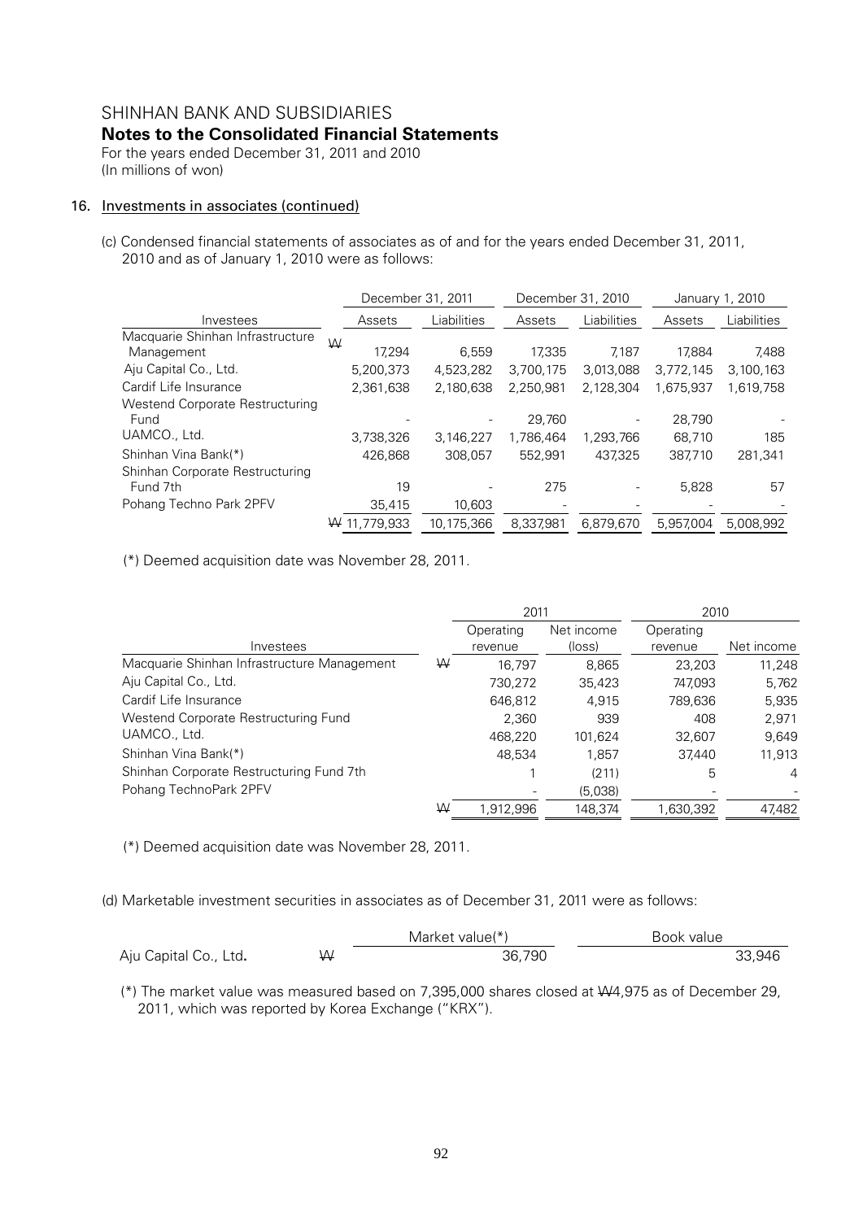# SHINHAN BANK AND SUBSIDIARIES

## Notes to the Consolidated Financial Statements

For the years ended December 31, 2011 and 2010
(In millions of won)

### 16. Investments in associates (continued)

(c) Condensed financial statements of associates as of and for the years ended December 31, 2011, 2010 and as of January 1, 2010 were as follows:

| | December 31, 2011 | | December 31, 2010 | | January 1, 2010 | |
|---|---|---|---|---|---|---|
| Investees | Assets | Liabilities | Assets | Liabilities | Assets | Liabilities |
| Macquarie Shinhan Infrastructure Management | ₩ 17,294 | 6,559 | 17,335 | 7,187 | 17,884 | 7,488 |
| Aju Capital Co., Ltd. | 5,200,373 | 4,523,282 | 3,700,175 | 3,013,088 | 3,772,145 | 3,100,163 |
| Cardif Life Insurance | 2,361,638 | 2,180,638 | 2,250,981 | 2,128,304 | 1,675,937 | 1,619,758 |
| Westend Corporate Restructuring Fund | - | - | 29,760 | - | 28,790 | - |
| UAMCO., Ltd. | 3,738,326 | 3,146,227 | 1,786,464 | 1,293,766 | 68,710 | 185 |
| Shinhan Vina Bank(*) | 426,868 | 308,057 | 552,991 | 437,325 | 387,710 | 281,341 |
| Shinhan Corporate Restructuring Fund 7th | 19 | - | 275 | - | 5,828 | 57 |
| Pohang Techno Park 2PFV | 35,415 | 10,603 | - | - | - | - |
| | ₩ 11,779,933 | 10,175,366 | 8,337,981 | 6,879,670 | 5,957,004 | 5,008,992 |

(*) Deemed acquisition date was November 28, 2011.

| | 2011 | | 2010 | |
|---|---|---|---|---|
| Investees | Operating revenue | Net income (loss) | Operating revenue | Net income |
| Macquarie Shinhan Infrastructure Management | ₩ 16,797 | 8,865 | 23,203 | 11,248 |
| Aju Capital Co., Ltd. | 730,272 | 35,423 | 747,093 | 5,762 |
| Cardif Life Insurance | 646,812 | 4,915 | 789,636 | 5,935 |
| Westend Corporate Restructuring Fund | 2,360 | 939 | 408 | 2,971 |
| UAMCO., Ltd. | 468,220 | 101,624 | 32,607 | 9,649 |
| Shinhan Vina Bank(*) | 48,534 | 1,857 | 37,440 | 11,913 |
| Shinhan Corporate Restructuring Fund 7th | 1 | (211) | 5 | 4 |
| Pohang TechnoPark 2PFV | - | (5,038) | - | - |
| | ₩ 1,912,996 | 148,374 | 1,630,392 | 47,482 |

(*) Deemed acquisition date was November 28, 2011.

(d) Marketable investment securities in associates as of December 31, 2011 were as follows:

| | Market value(*) | Book value |
|---|---|---|
| **Aju Capital Co., Ltd.** | ₩ 36,790 | 33,946 |

(*) The market value was measured based on 7,395,000 shares closed at ₩4,975 as of December 29, 2011, which was reported by Korea Exchange ("KRX").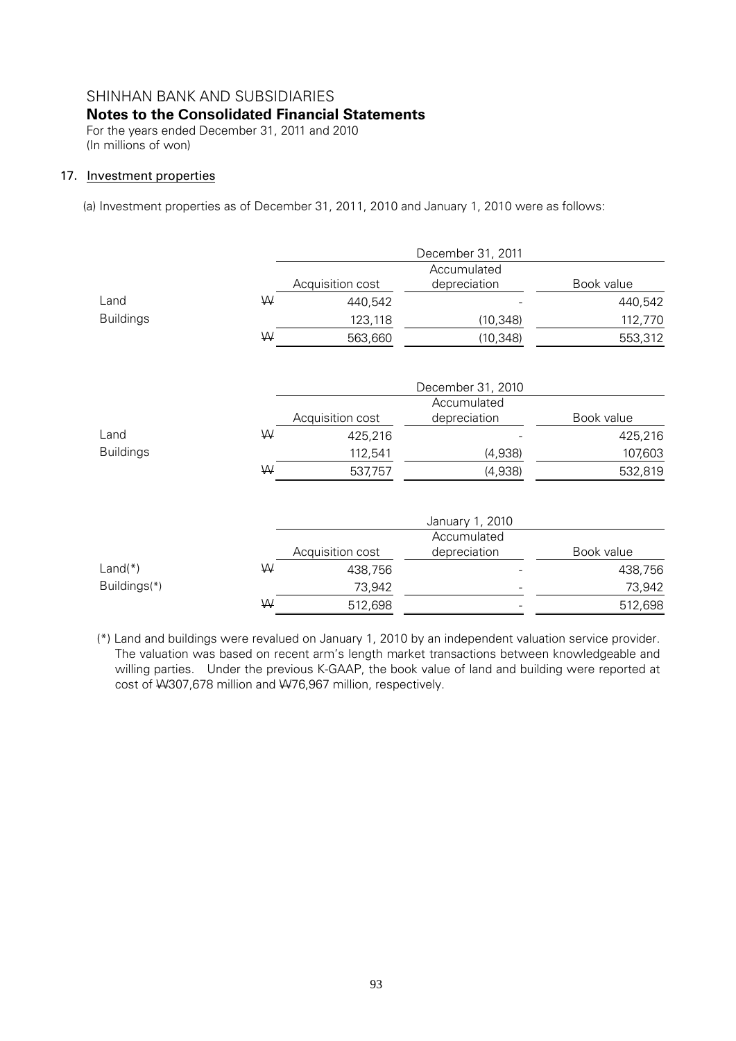SHINHAN BANK AND SUBSIDIARIES

**Notes to the Consolidated Financial Statements**

For the years ended December 31, 2011 and 2010

(In millions of won)

## 17. Investment properties

(a) Investment properties as of December 31, 2011, 2010 and January 1, 2010 were as follows:

| | | December 31, 2011 | | |
|---|---|---|---|---|
| | | Acquisition cost | Accumulated depreciation | Book value |
| Land | ₩ | 440,542 | - | 440,542 |
| Buildings | | 123,118 | (10,348) | 112,770 |
| | ₩ | 563,660 | (10,348) | 553,312 |

| | | December 31, 2010 | | |
|---|---|---|---|---|
| | | Acquisition cost | Accumulated depreciation | Book value |
| Land | ₩ | 425,216 | - | 425,216 |
| Buildings | | 112,541 | (4,938) | 107,603 |
| | ₩ | 537,757 | (4,938) | 532,819 |

| | | January 1, 2010 | | |
|---|---|---|---|---|
| | | Acquisition cost | Accumulated depreciation | Book value |
| Land(*) | ₩ | 438,756 | - | 438,756 |
| Buildings(*) | | 73,942 | - | 73,942 |
| | ₩ | 512,698 | - | 512,698 |

(*) Land and buildings were revalued on January 1, 2010 by an independent valuation service provider. The valuation was based on recent arm's length market transactions between knowledgeable and willing parties. Under the previous K-GAAP, the book value of land and building were reported at cost of ₩307,678 million and ₩76,967 million, respectively.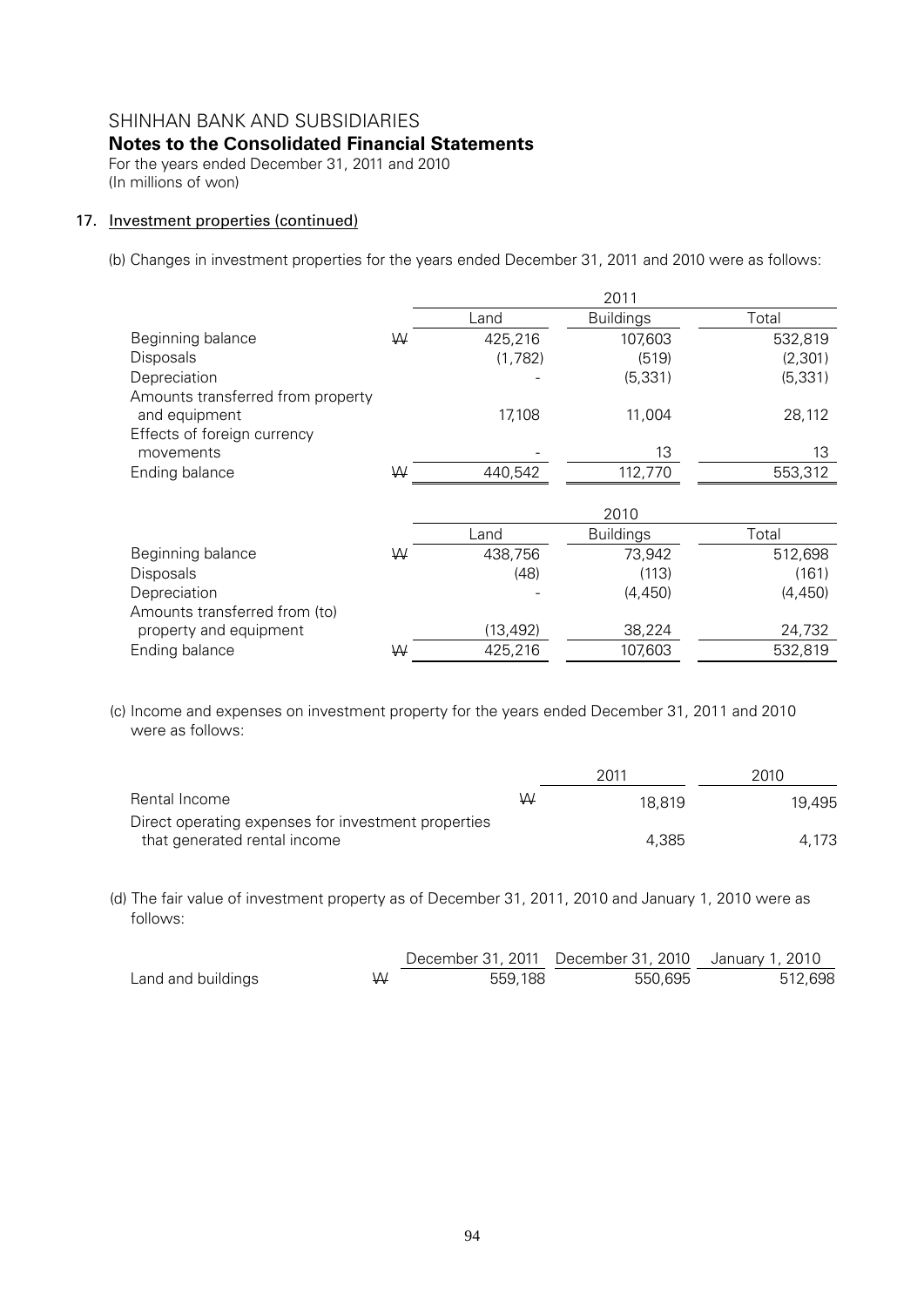## 17. Investment properties (continued)

(b) Changes in investment properties for the years ended December 31, 2011 and 2010 were as follows:

| | | 2011 | | |
|---|---|---|---|---|
| | | Land | Buildings | Total |
| Beginning balance | ₩ | 425,216 | 107,603 | 532,819 |
| Disposals | | (1,782) | (519) | (2,301) |
| Depreciation | | - | (5,331) | (5,331) |
| Amounts transferred from property and equipment | | 17,108 | 11,004 | 28,112 |
| Effects of foreign currency movements | | - | 13 | 13 |
| Ending balance | ₩ | 440,542 | 112,770 | 553,312 |

| | | 2010 | | |
|---|---|---|---|---|
| | | Land | Buildings | Total |
| Beginning balance | ₩ | 438,756 | 73,942 | 512,698 |
| Disposals | | (48) | (113) | (161) |
| Depreciation | | - | (4,450) | (4,450) |
| Amounts transferred from (to) property and equipment | | (13,492) | 38,224 | 24,732 |
| Ending balance | ₩ | 425,216 | 107,603 | 532,819 |

(c) Income and expenses on investment property for the years ended December 31, 2011 and 2010 were as follows:

| | | 2011 | 2010 |
|---|---|---|---|
| Rental Income | ₩ | 18,819 | 19,495 |
| Direct operating expenses for investment properties that generated rental income | | 4,385 | 4,173 |

(d) The fair value of investment property as of December 31, 2011, 2010 and January 1, 2010 were as follows:

| | | December 31, 2011 | December 31, 2010 | January 1, 2010 |
|---|---|---|---|---|
| Land and buildings | ₩ | 559,188 | 550,695 | 512,698 |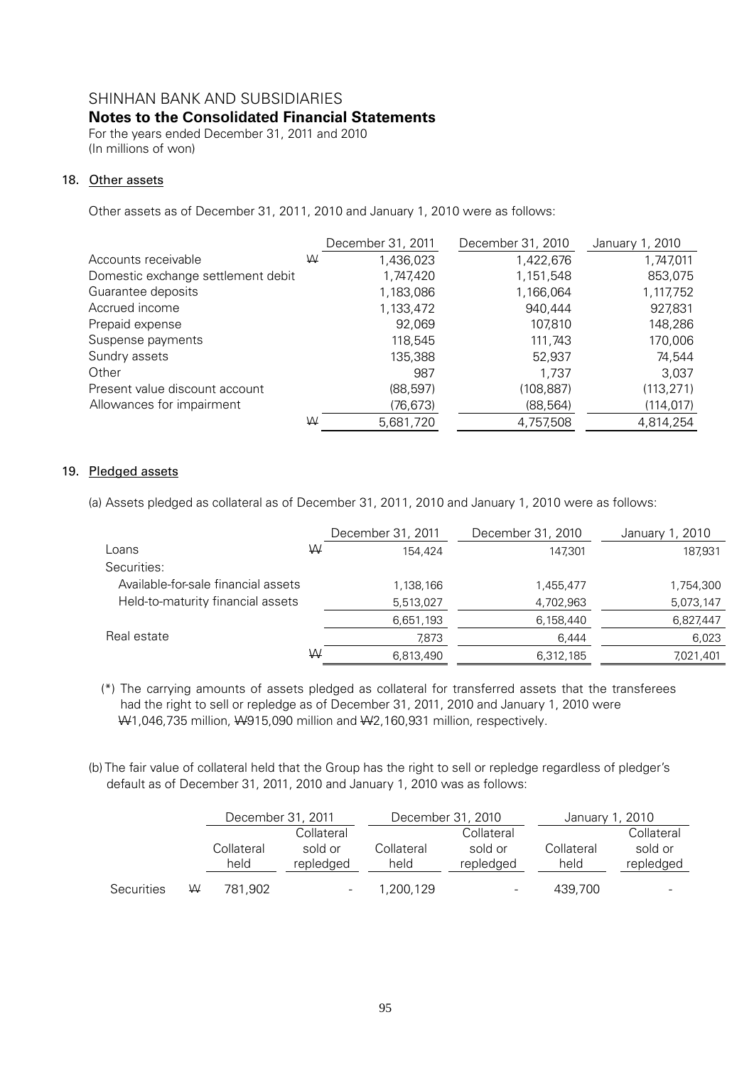SHINHAN BANK AND SUBSIDIARIES

**Notes to the Consolidated Financial Statements**

For the years ended December 31, 2011 and 2010
(In millions of won)

## 18. Other assets

Other assets as of December 31, 2011, 2010 and January 1, 2010 were as follows:

| | | December 31, 2011 | December 31, 2010 | January 1, 2010 |
|---|---|---|---|---|
| Accounts receivable | ₩ | 1,436,023 | 1,422,676 | 1,747,011 |
| Domestic exchange settlement debit | | 1,747,420 | 1,151,548 | 853,075 |
| Guarantee deposits | | 1,183,086 | 1,166,064 | 1,117,752 |
| Accrued income | | 1,133,472 | 940,444 | 927,831 |
| Prepaid expense | | 92,069 | 107,810 | 148,286 |
| Suspense payments | | 118,545 | 111,743 | 170,006 |
| Sundry assets | | 135,388 | 52,937 | 74,544 |
| Other | | 987 | 1,737 | 3,037 |
| Present value discount account | | (88,597) | (108,887) | (113,271) |
| Allowances for impairment | | (76,673) | (88,564) | (114,017) |
| | ₩ | 5,681,720 | 4,757,508 | 4,814,254 |

## 19. Pledged assets

(a) Assets pledged as collateral as of December 31, 2011, 2010 and January 1, 2010 were as follows:

| | | December 31, 2011 | December 31, 2010 | January 1, 2010 |
|---|---|---|---|---|
| Loans | ₩ | 154,424 | 147,301 | 187,931 |
| Securities: | | | | |
| Available-for-sale financial assets | | 1,138,166 | 1,455,477 | 1,754,300 |
| Held-to-maturity financial assets | | 5,513,027 | 4,702,963 | 5,073,147 |
| | | 6,651,193 | 6,158,440 | 6,827,447 |
| Real estate | | 7,873 | 6,444 | 6,023 |
| | ₩ | 6,813,490 | 6,312,185 | 7,021,401 |

(*) The carrying amounts of assets pledged as collateral for transferred assets that the transferees had the right to sell or repledge as of December 31, 2011, 2010 and January 1, 2010 were ₩1,046,735 million, ₩915,090 million and ₩2,160,931 million, respectively.

(b) The fair value of collateral held that the Group has the right to sell or repledge regardless of pledger's default as of December 31, 2011, 2010 and January 1, 2010 was as follows:

| | | December 31, 2011 | | December 31, 2010 | | January 1, 2010 | |
|---|---|---|---|---|---|---|---|
| | | Collateral held | Collateral sold or repledged | Collateral held | Collateral sold or repledged | Collateral held | Collateral sold or repledged |
| Securities | ₩ | 781,902 | - | 1,200,129 | - | 439,700 | - |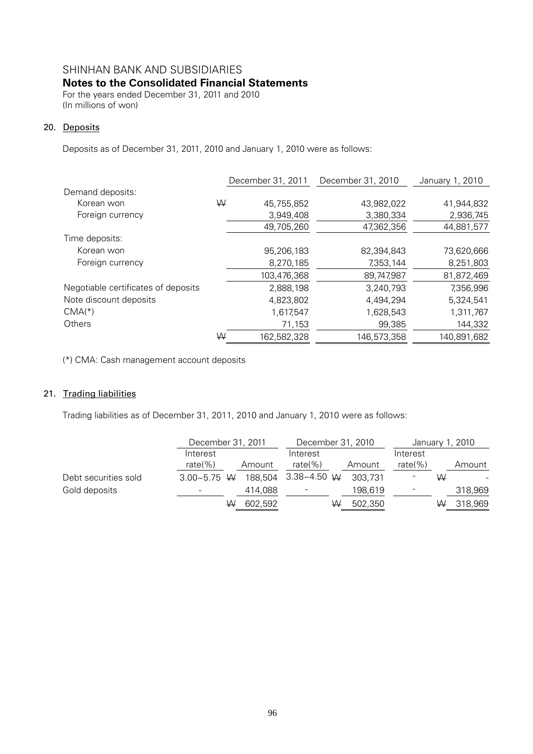# SHINHAN BANK AND SUBSIDIARIES

## Notes to the Consolidated Financial Statements

For the years ended December 31, 2011 and 2010
(In millions of won)

### 20. Deposits

Deposits as of December 31, 2011, 2010 and January 1, 2010 were as follows:

| | | December 31, 2011 | December 31, 2010 | January 1, 2010 |
|---|---|---|---|---|
| Demand deposits: | | | | |
| Korean won | ₩ | 45,755,852 | 43,982,022 | 41,944,832 |
| Foreign currency | | 3,949,408 | 3,380,334 | 2,936,745 |
| | | 49,705,260 | 47,362,356 | 44,881,577 |
| Time deposits: | | | | |
| Korean won | | 95,206,183 | 82,394,843 | 73,620,666 |
| Foreign currency | | 8,270,185 | 7,353,144 | 8,251,803 |
| | | 103,476,368 | 89,747,987 | 81,872,469 |
| Negotiable certificates of deposits | | 2,888,198 | 3,240,793 | 7,356,996 |
| Note discount deposits | | 4,823,802 | 4,494,294 | 5,324,541 |
| CMA(*) | | 1,617,547 | 1,628,543 | 1,311,767 |
| Others | | 71,153 | 99,385 | 144,332 |
| | ₩ | 162,582,328 | 146,573,358 | 140,891,682 |

(*) CMA: Cash management account deposits

### 21. Trading liabilities

Trading liabilities as of December 31, 2011, 2010 and January 1, 2010 were as follows:

| | December 31, 2011 | | December 31, 2010 | | January 1, 2010 | |
|---|---|---|---|---|---|---|
| | Interest rate(%) | Amount | Interest rate(%) | Amount | Interest rate(%) | Amount |
| Debt securities sold | 3.00~5.75 | ₩ 188,504 | 3.38~4.50 | ₩ 303,731 | - | ₩ - |
| Gold deposits | - | 414,088 | - | 198,619 | - | 318,969 |
| | | ₩ 602,592 | | ₩ 502,350 | | ₩ 318,969 |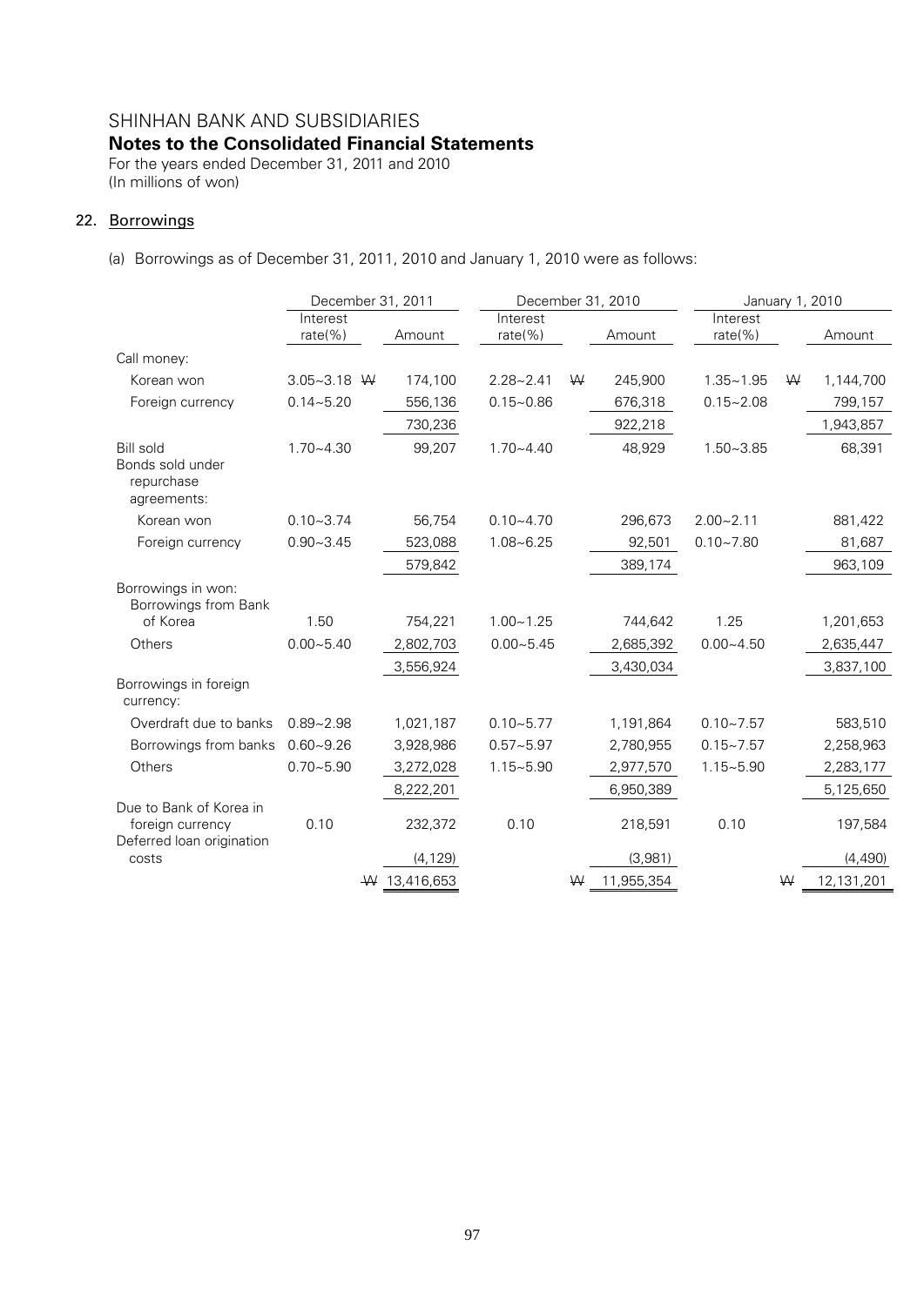# SHINHAN BANK AND SUBSIDIARIES

## Notes to the Consolidated Financial Statements

For the years ended December 31, 2011 and 2010
(In millions of won)

### 22. Borrowings

(a) Borrowings as of December 31, 2011, 2010 and January 1, 2010 were as follows:

| | December 31, 2011 | | December 31, 2010 | | January 1, 2010 | |
|---|---|---|---|---|---|---|
| | Interest rate(%) | Amount | Interest rate(%) | Amount | Interest rate(%) | Amount |
| Call money: | | | | | | |
| Korean won | 3.05~3.18 | ₩ 174,100 | 2.28~2.41 | ₩ 245,900 | 1.35~1.95 | ₩ 1,144,700 |
| Foreign currency | 0.14~5.20 | 556,136 | 0.15~0.86 | 676,318 | 0.15~2.08 | 799,157 |
| | | 730,236 | | 922,218 | | 1,943,857 |
| Bill sold | 1.70~4.30 | 99,207 | 1.70~4.40 | 48,929 | 1.50~3.85 | 68,391 |
| Bonds sold under repurchase agreements: | | | | | | |
| Korean won | 0.10~3.74 | 56,754 | 0.10~4.70 | 296,673 | 2.00~2.11 | 881,422 |
| Foreign currency | 0.90~3.45 | 523,088 | 1.08~6.25 | 92,501 | 0.10~7.80 | 81,687 |
| | | 579,842 | | 389,174 | | 963,109 |
| Borrowings in won: | | | | | | |
| Borrowings from Bank of Korea | 1.50 | 754,221 | 1.00~1.25 | 744,642 | 1.25 | 1,201,653 |
| Others | 0.00~5.40 | 2,802,703 | 0.00~5.45 | 2,685,392 | 0.00~4.50 | 2,635,447 |
| | | 3,556,924 | | 3,430,034 | | 3,837,100 |
| Borrowings in foreign currency: | | | | | | |
| Overdraft due to banks | 0.89~2.98 | 1,021,187 | 0.10~5.77 | 1,191,864 | 0.10~7.57 | 583,510 |
| Borrowings from banks | 0.60~9.26 | 3,928,986 | 0.57~5.97 | 2,780,955 | 0.15~7.57 | 2,258,963 |
| Others | 0.70~5.90 | 3,272,028 | 1.15~5.90 | 2,977,570 | 1.15~5.90 | 2,283,177 |
| | | 8,222,201 | | 6,950,389 | | 5,125,650 |
| Due to Bank of Korea in foreign currency | 0.10 | 232,372 | 0.10 | 218,591 | 0.10 | 197,584 |
| Deferred loan origination costs | | (4,129) | | (3,981) | | (4,490) |
| | | ₩ 13,416,653 | | ₩ 11,955,354 | | ₩ 12,131,201 |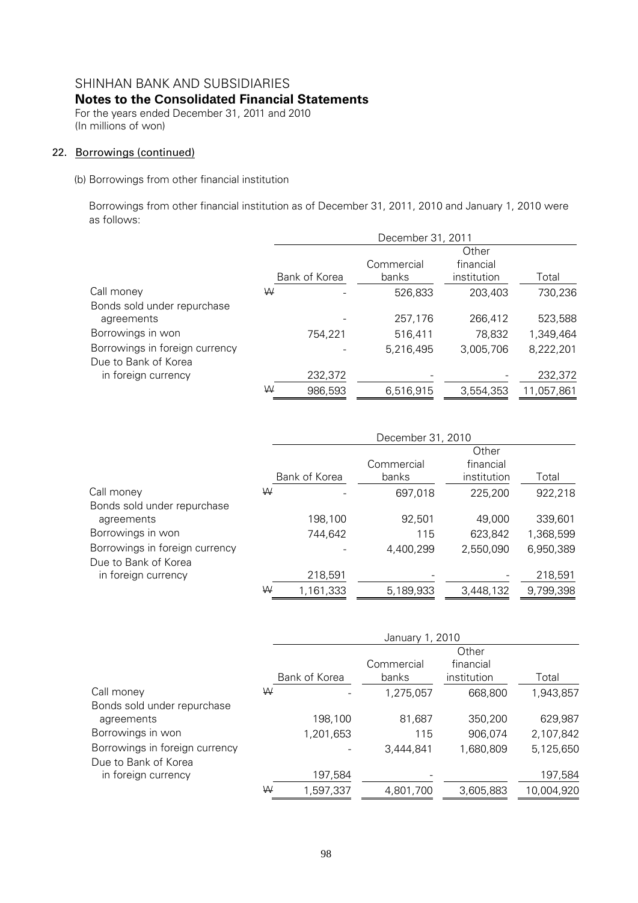# SHINHAN BANK AND SUBSIDIARIES
## Notes to the Consolidated Financial Statements
For the years ended December 31, 2011 and 2010
(In millions of won)

### 22. Borrowings (continued)

(b) Borrowings from other financial institution

Borrowings from other financial institution as of December 31, 2011, 2010 and January 1, 2010 were as follows:

| | December 31, 2011 | | | |
|---|---|---|---|---|
| | Bank of Korea | Commercial banks | Other financial institution | Total |
| Call money | ₩ - | 526,833 | 203,403 | 730,236 |
| Bonds sold under repurchase agreements | - | 257,176 | 266,412 | 523,588 |
| Borrowings in won | 754,221 | 516,411 | 78,832 | 1,349,464 |
| Borrowings in foreign currency | - | 5,216,495 | 3,005,706 | 8,222,201 |
| Due to Bank of Korea in foreign currency | 232,372 | - | - | 232,372 |
| | ₩ 986,593 | 6,516,915 | 3,554,353 | 11,057,861 |

| | December 31, 2010 | | | |
|---|---|---|---|---|
| | Bank of Korea | Commercial banks | Other financial institution | Total |
| Call money | ₩ - | 697,018 | 225,200 | 922,218 |
| Bonds sold under repurchase agreements | 198,100 | 92,501 | 49,000 | 339,601 |
| Borrowings in won | 744,642 | 115 | 623,842 | 1,368,599 |
| Borrowings in foreign currency | - | 4,400,299 | 2,550,090 | 6,950,389 |
| Due to Bank of Korea in foreign currency | 218,591 | - | - | 218,591 |
| | ₩ 1,161,333 | 5,189,933 | 3,448,132 | 9,799,398 |

| | January 1, 2010 | | | |
|---|---|---|---|---|
| | Bank of Korea | Commercial banks | Other financial institution | Total |
| Call money | ₩ - | 1,275,057 | 668,800 | 1,943,857 |
| Bonds sold under repurchase agreements | 198,100 | 81,687 | 350,200 | 629,987 |
| Borrowings in won | 1,201,653 | 115 | 906,074 | 2,107,842 |
| Borrowings in foreign currency | - | 3,444,841 | 1,680,809 | 5,125,650 |
| Due to Bank of Korea in foreign currency | 197,584 | - | | 197,584 |
| | ₩ 1,597,337 | 4,801,700 | 3,605,883 | 10,004,920 |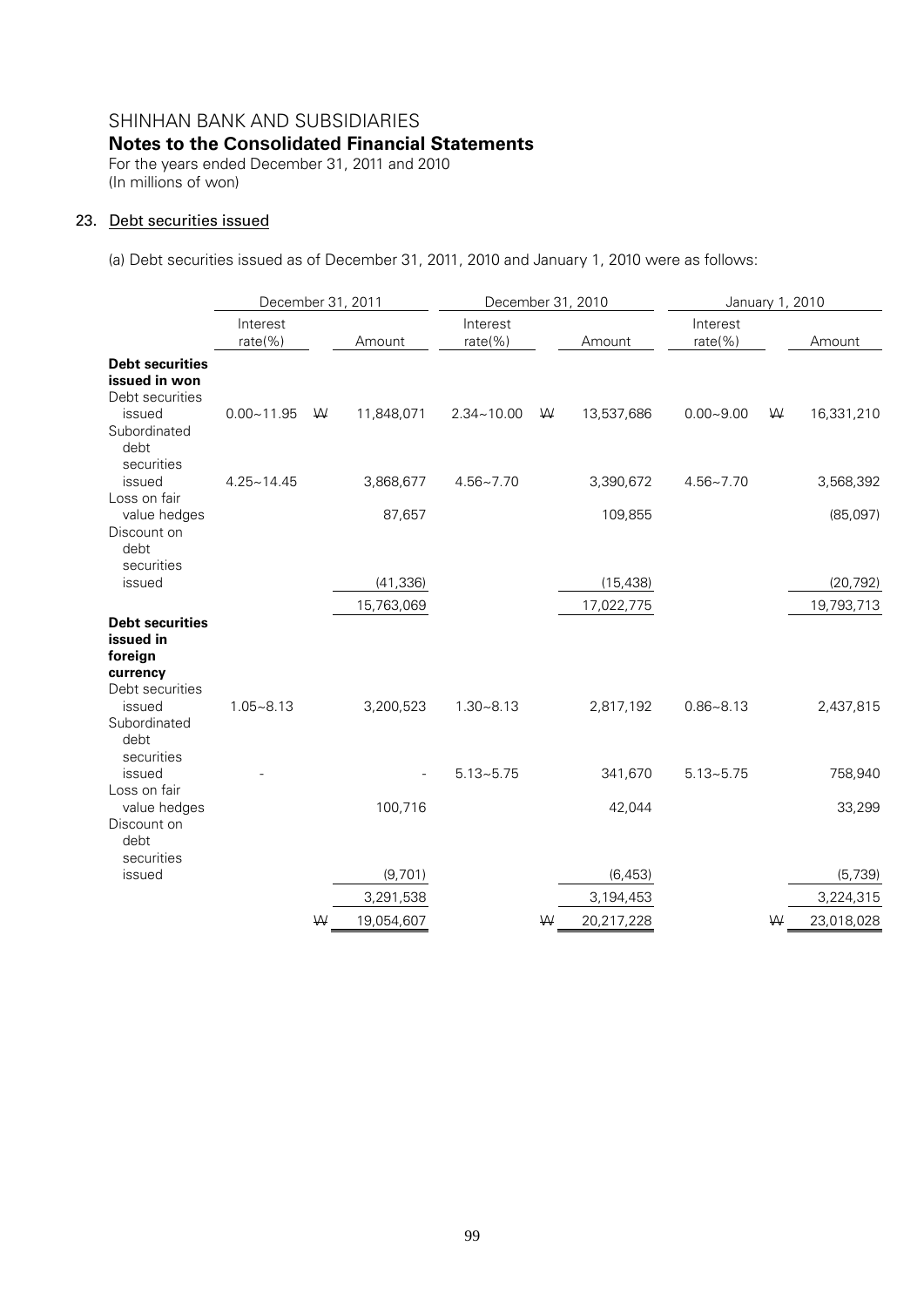SHINHAN BANK AND SUBSIDIARIES

**Notes to the Consolidated Financial Statements**

For the years ended December 31, 2011 and 2010

(In millions of won)

## 23. Debt securities issued

(a) Debt securities issued as of December 31, 2011, 2010 and January 1, 2010 were as follows:

| | December 31, 2011 | | December 31, 2010 | | January 1, 2010 | |
|---|---|---|---|---|---|---|
| | Interest rate(%) | Amount | Interest rate(%) | Amount | Interest rate(%) | Amount |
| **Debt securities issued in won** | | | | | | |
| Debt securities issued | 0.00~11.95 | ₩ 11,848,071 | 2.34~10.00 | ₩ 13,537,686 | 0.00~9.00 | ₩ 16,331,210 |
| Subordinated debt securities issued | 4.25~14.45 | 3,868,677 | 4.56~7.70 | 3,390,672 | 4.56~7.70 | 3,568,392 |
| Loss on fair value hedges | | 87,657 | | 109,855 | | (85,097) |
| Discount on debt securities issued | | (41,336) | | (15,438) | | (20,792) |
| | | 15,763,069 | | 17,022,775 | | 19,793,713 |
| **Debt securities issued in foreign currency** | | | | | | |
| Debt securities issued | 1.05~8.13 | 3,200,523 | 1.30~8.13 | 2,817,192 | 0.86~8.13 | 2,437,815 |
| Subordinated debt securities issued | - | - | 5.13~5.75 | 341,670 | 5.13~5.75 | 758,940 |
| Loss on fair value hedges | | 100,716 | | 42,044 | | 33,299 |
| Discount on debt securities issued | | (9,701) | | (6,453) | | (5,739) |
| | | 3,291,538 | | 3,194,453 | | 3,224,315 |
| | | ₩ 19,054,607 | | ₩ 20,217,228 | | ₩ 23,018,028 |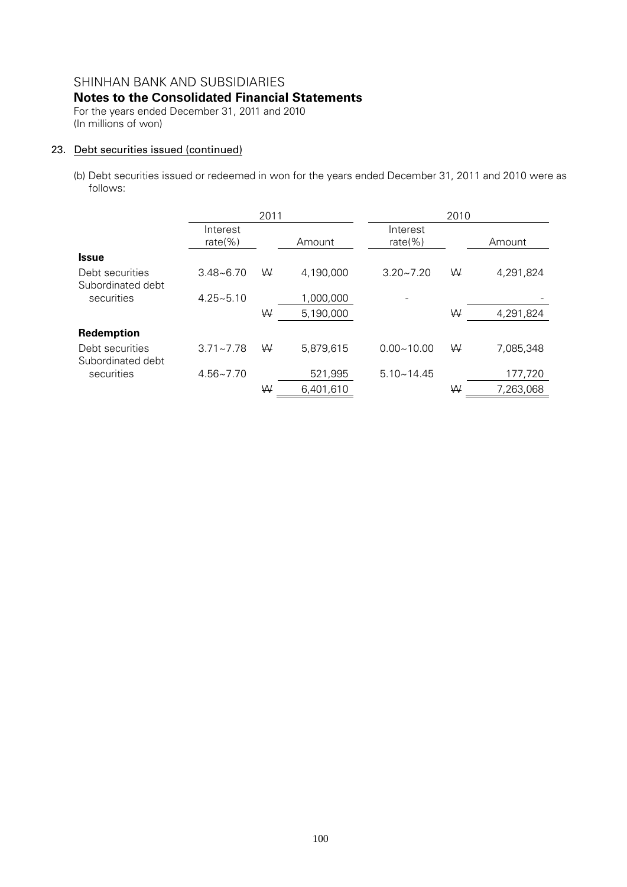# SHINHAN BANK AND SUBSIDIARIES

## Notes to the Consolidated Financial Statements

For the years ended December 31, 2011 and 2010
(In millions of won)

### 23. Debt securities issued (continued)

(b) Debt securities issued or redeemed in won for the years ended December 31, 2011 and 2010 were as follows:

| | 2011 | | | 2010 | | |
|---|---|---|---|---|---|---|
| | Interest rate(%) | | Amount | Interest rate(%) | | Amount |
| **Issue** | | | | | | |
| Debt securities | 3.48~6.70 | ₩ | 4,190,000 | 3.20~7.20 | ₩ | 4,291,824 |
| Subordinated debt securities | 4.25~5.10 | | 1,000,000 | - | | - |
| | | ₩ | 5,190,000 | | ₩ | 4,291,824 |
| **Redemption** | | | | | | |
| Debt securities | 3.71~7.78 | ₩ | 5,879,615 | 0.00~10.00 | ₩ | 7,085,348 |
| Subordinated debt securities | 4.56~7.70 | | 521,995 | 5.10~14.45 | | 177,720 |
| | | ₩ | 6,401,610 | | ₩ | 7,263,068 |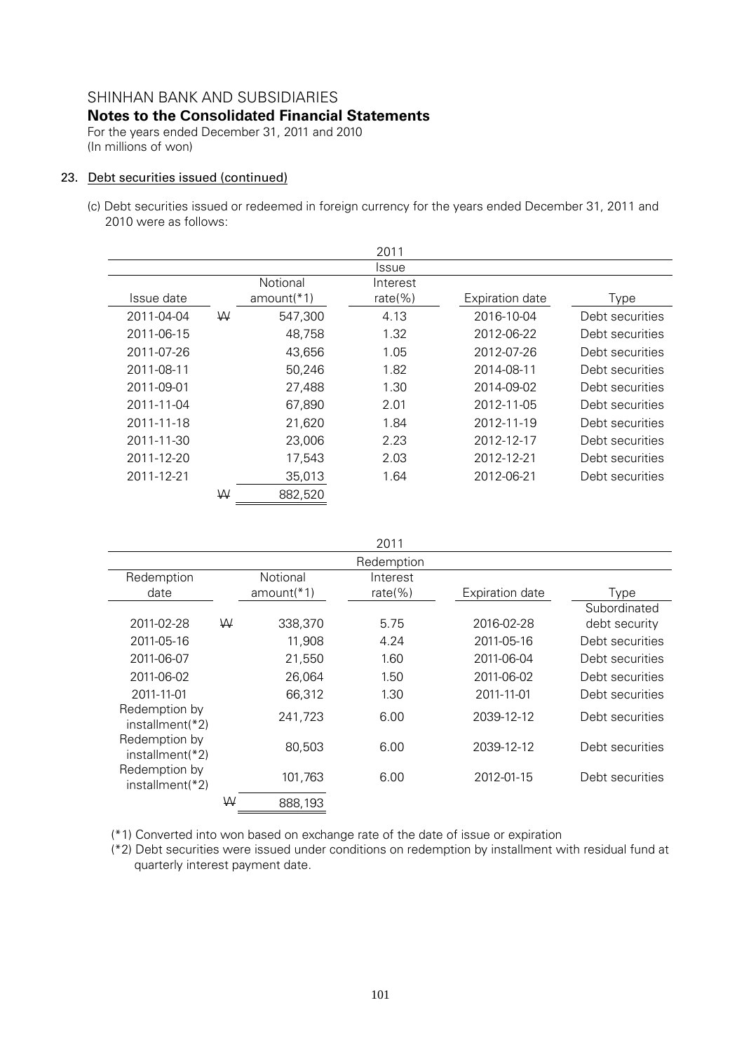SHINHAN BANK AND SUBSIDIARIES

**Notes to the Consolidated Financial Statements**

For the years ended December 31, 2011 and 2010

(In millions of won)

23. Debt securities issued (continued)

(c) Debt securities issued or redeemed in foreign currency for the years ended December 31, 2011 and 2010 were as follows:

| 2011 | | | | | |
|---|---|---|---|---|---|
| Issue | | | | | |
| Issue date | | Notional amount(*1) | Interest rate(%) | Expiration date | Type |
| 2011-04-04 | ₩ | 547,300 | 4.13 | 2016-10-04 | Debt securities |
| 2011-06-15 | | 48,758 | 1.32 | 2012-06-22 | Debt securities |
| 2011-07-26 | | 43,656 | 1.05 | 2012-07-26 | Debt securities |
| 2011-08-11 | | 50,246 | 1.82 | 2014-08-11 | Debt securities |
| 2011-09-01 | | 27,488 | 1.30 | 2014-09-02 | Debt securities |
| 2011-11-04 | | 67,890 | 2.01 | 2012-11-05 | Debt securities |
| 2011-11-18 | | 21,620 | 1.84 | 2012-11-19 | Debt securities |
| 2011-11-30 | | 23,006 | 2.23 | 2012-12-17 | Debt securities |
| 2011-12-20 | | 17,543 | 2.03 | 2012-12-21 | Debt securities |
| 2011-12-21 | | 35,013 | 1.64 | 2012-06-21 | Debt securities |
| | ₩ | 882,520 | | | |

| 2011 | | | | | |
|---|---|---|---|---|---|
| Redemption | | | | | |
| Redemption date | | Notional amount(*1) | Interest rate(%) | Expiration date | Type |
| 2011-02-28 | ₩ | 338,370 | 5.75 | 2016-02-28 | Subordinated debt security |
| 2011-05-16 | | 11,908 | 4.24 | 2011-05-16 | Debt securities |
| 2011-06-07 | | 21,550 | 1.60 | 2011-06-04 | Debt securities |
| 2011-06-02 | | 26,064 | 1.50 | 2011-06-02 | Debt securities |
| 2011-11-01 | | 66,312 | 1.30 | 2011-11-01 | Debt securities |
| Redemption by installment(*2) | | 241,723 | 6.00 | 2039-12-12 | Debt securities |
| Redemption by installment(*2) | | 80,503 | 6.00 | 2039-12-12 | Debt securities |
| Redemption by installment(*2) | | 101,763 | 6.00 | 2012-01-15 | Debt securities |
| | ₩ | 888,193 | | | |

(*1) Converted into won based on exchange rate of the date of issue or expiration

(*2) Debt securities were issued under conditions on redemption by installment with residual fund at quarterly interest payment date.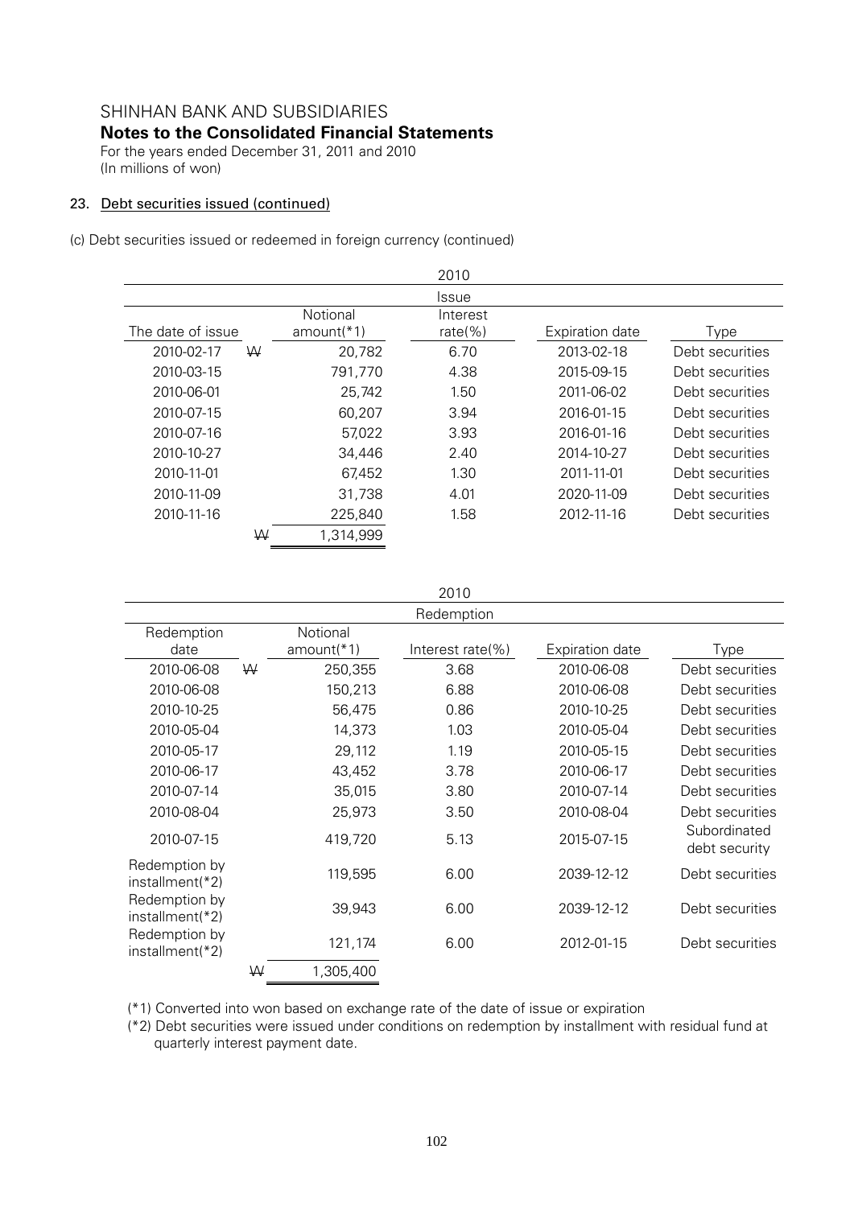SHINHAN BANK AND SUBSIDIARIES

**Notes to the Consolidated Financial Statements**

For the years ended December 31, 2011 and 2010
(In millions of won)

## 23. Debt securities issued (continued)

(c) Debt securities issued or redeemed in foreign currency (continued)

| 2010 | | | | | |
|---|---|---|---|---|---|
| Issue | | | | | |
| The date of issue | | Notional amount(*1) | Interest rate(%) | Expiration date | Type |
| 2010-02-17 | ₩ | 20,782 | 6.70 | 2013-02-18 | Debt securities |
| 2010-03-15 | | 791,770 | 4.38 | 2015-09-15 | Debt securities |
| 2010-06-01 | | 25,742 | 1.50 | 2011-06-02 | Debt securities |
| 2010-07-15 | | 60,207 | 3.94 | 2016-01-15 | Debt securities |
| 2010-07-16 | | 57,022 | 3.93 | 2016-01-16 | Debt securities |
| 2010-10-27 | | 34,446 | 2.40 | 2014-10-27 | Debt securities |
| 2010-11-01 | | 67,452 | 1.30 | 2011-11-01 | Debt securities |
| 2010-11-09 | | 31,738 | 4.01 | 2020-11-09 | Debt securities |
| 2010-11-16 | | 225,840 | 1.58 | 2012-11-16 | Debt securities |
| | ₩ | 1,314,999 | | | |

| 2010 | | | | | |
|---|---|---|---|---|---|
| Redemption | | | | | |
| Redemption date | | Notional amount(*1) | Interest rate(%) | Expiration date | Type |
| 2010-06-08 | ₩ | 250,355 | 3.68 | 2010-06-08 | Debt securities |
| 2010-06-08 | | 150,213 | 6.88 | 2010-06-08 | Debt securities |
| 2010-10-25 | | 56,475 | 0.86 | 2010-10-25 | Debt securities |
| 2010-05-04 | | 14,373 | 1.03 | 2010-05-04 | Debt securities |
| 2010-05-17 | | 29,112 | 1.19 | 2010-05-15 | Debt securities |
| 2010-06-17 | | 43,452 | 3.78 | 2010-06-17 | Debt securities |
| 2010-07-14 | | 35,015 | 3.80 | 2010-07-14 | Debt securities |
| 2010-08-04 | | 25,973 | 3.50 | 2010-08-04 | Debt securities |
| 2010-07-15 | | 419,720 | 5.13 | 2015-07-15 | Subordinated debt security |
| Redemption by installment(*2) | | 119,595 | 6.00 | 2039-12-12 | Debt securities |
| Redemption by installment(*2) | | 39,943 | 6.00 | 2039-12-12 | Debt securities |
| Redemption by installment(*2) | | 121,174 | 6.00 | 2012-01-15 | Debt securities |
| | ₩ | 1,305,400 | | | |

(*1) Converted into won based on exchange rate of the date of issue or expiration

(*2) Debt securities were issued under conditions on redemption by installment with residual fund at quarterly interest payment date.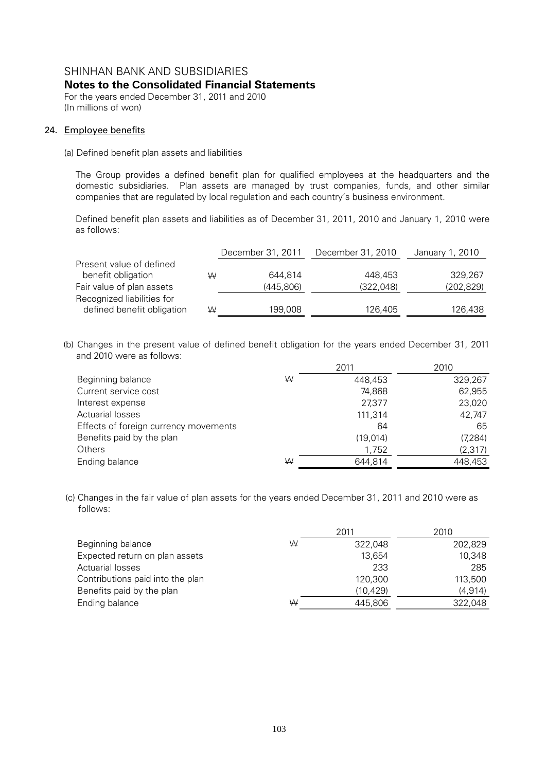SHINHAN BANK AND SUBSIDIARIES

**Notes to the Consolidated Financial Statements**

For the years ended December 31, 2011 and 2010

(In millions of won)

## 24. Employee benefits

(a) Defined benefit plan assets and liabilities

The Group provides a defined benefit plan for qualified employees at the headquarters and the domestic subsidiaries. Plan assets are managed by trust companies, funds, and other similar companies that are regulated by local regulation and each country's business environment.

Defined benefit plan assets and liabilities as of December 31, 2011, 2010 and January 1, 2010 were as follows:

| | | December 31, 2011 | December 31, 2010 | January 1, 2010 |
|---|---|---|---|---|
| Present value of defined benefit obligation | ₩ | 644,814 | 448,453 | 329,267 |
| Fair value of plan assets | | (445,806) | (322,048) | (202,829) |
| Recognized liabilities for defined benefit obligation | ₩ | 199,008 | 126,405 | 126,438 |

(b) Changes in the present value of defined benefit obligation for the years ended December 31, 2011 and 2010 were as follows:

| | | 2011 | 2010 |
|---|---|---|---|
| Beginning balance | ₩ | 448,453 | 329,267 |
| Current service cost | | 74,868 | 62,955 |
| Interest expense | | 27,377 | 23,020 |
| Actuarial losses | | 111,314 | 42,747 |
| Effects of foreign currency movements | | 64 | 65 |
| Benefits paid by the plan | | (19,014) | (7,284) |
| Others | | 1,752 | (2,317) |
| Ending balance | ₩ | 644,814 | 448,453 |

(c) Changes in the fair value of plan assets for the years ended December 31, 2011 and 2010 were as follows:

| | | 2011 | 2010 |
|---|---|---|---|
| Beginning balance | ₩ | 322,048 | 202,829 |
| Expected return on plan assets | | 13,654 | 10,348 |
| Actuarial losses | | 233 | 285 |
| Contributions paid into the plan | | 120,300 | 113,500 |
| Benefits paid by the plan | | (10,429) | (4,914) |
| Ending balance | ₩ | 445,806 | 322,048 |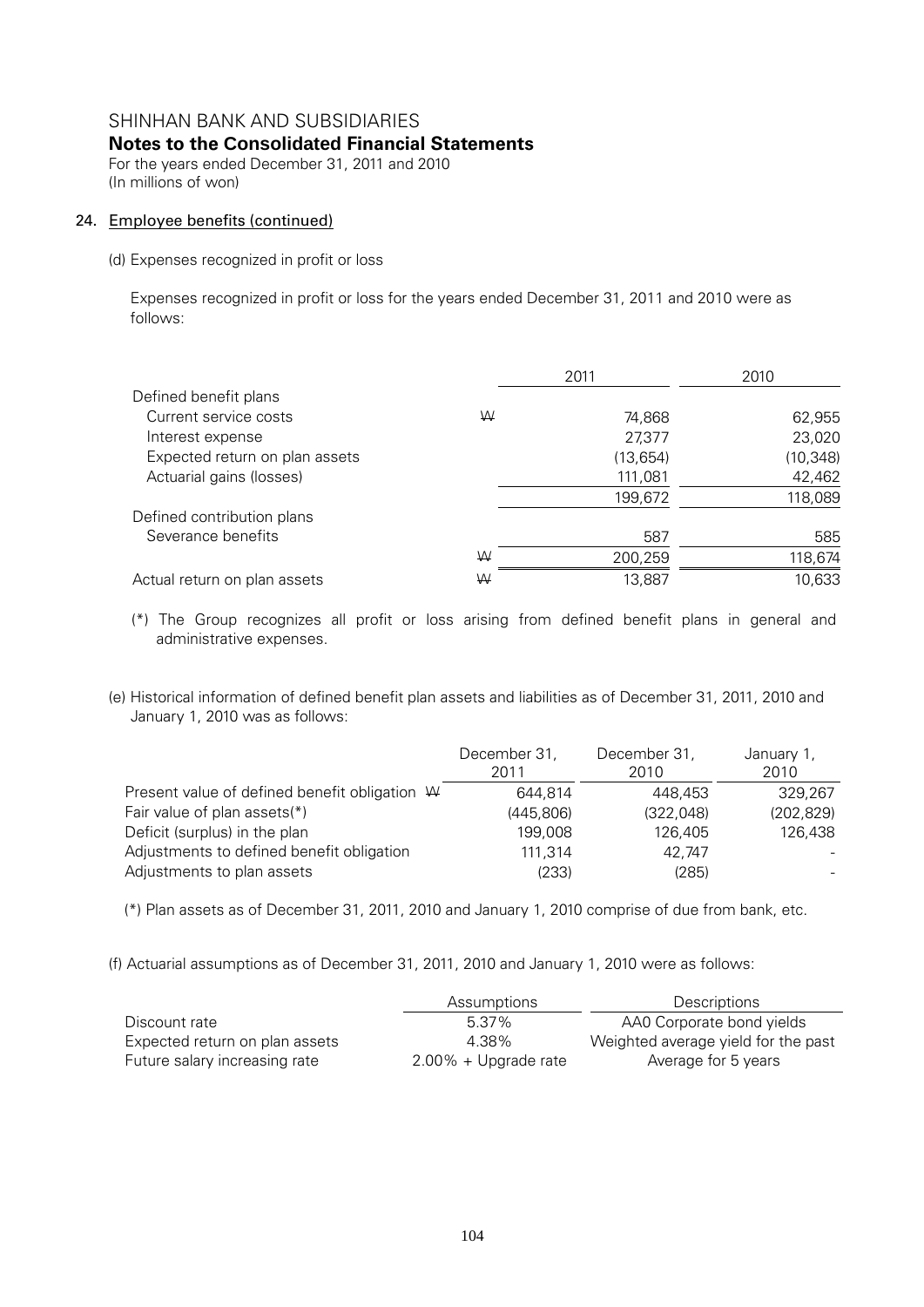SHINHAN BANK AND SUBSIDIARIES
**Notes to the Consolidated Financial Statements**
For the years ended December 31, 2011 and 2010
(In millions of won)

## 24. Employee benefits (continued)

(d) Expenses recognized in profit or loss

Expenses recognized in profit or loss for the years ended December 31, 2011 and 2010 were as follows:

| | | 2011 | 2010 |
|---|---|---|---|
| Defined benefit plans | | | |
| Current service costs | ₩ | 74,868 | 62,955 |
| Interest expense | | 27,377 | 23,020 |
| Expected return on plan assets | | (13,654) | (10,348) |
| Actuarial gains (losses) | | 111,081 | 42,462 |
| | | 199,672 | 118,089 |
| Defined contribution plans | | | |
| Severance benefits | | 587 | 585 |
| | ₩ | 200,259 | 118,674 |
| Actual return on plan assets | ₩ | 13,887 | 10,633 |

(*) The Group recognizes all profit or loss arising from defined benefit plans in general and administrative expenses.

(e) Historical information of defined benefit plan assets and liabilities as of December 31, 2011, 2010 and January 1, 2010 was as follows:

| | December 31, 2011 | December 31, 2010 | January 1, 2010 |
|---|---|---|---|
| Present value of defined benefit obligation ₩ | 644,814 | 448,453 | 329,267 |
| Fair value of plan assets(*) | (445,806) | (322,048) | (202,829) |
| Deficit (surplus) in the plan | 199,008 | 126,405 | 126,438 |
| Adjustments to defined benefit obligation | 111,314 | 42,747 | - |
| Adjustments to plan assets | (233) | (285) | - |

(*) Plan assets as of December 31, 2011, 2010 and January 1, 2010 comprise of due from bank, etc.

(f) Actuarial assumptions as of December 31, 2011, 2010 and January 1, 2010 were as follows:

| | Assumptions | Descriptions |
|---|---|---|
| Discount rate | 5.37% | AA0 Corporate bond yields |
| Expected return on plan assets | 4.38% | Weighted average yield for the past |
| Future salary increasing rate | 2.00% + Upgrade rate | Average for 5 years |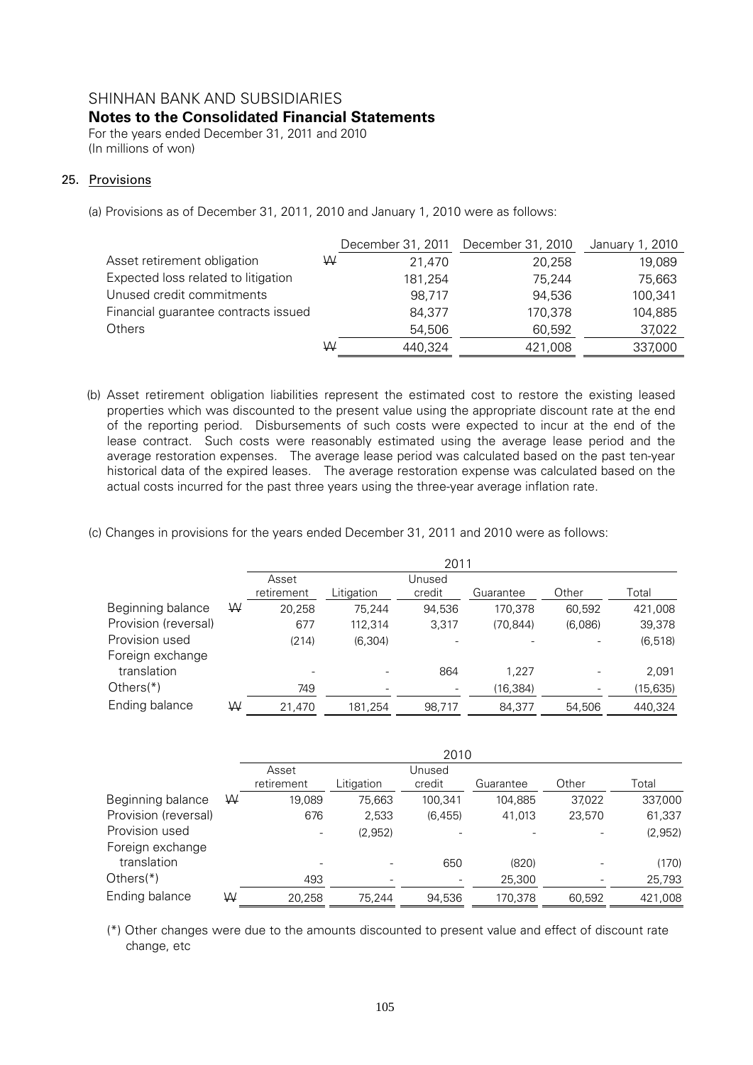# SHINHAN BANK AND SUBSIDIARIES

## Notes to the Consolidated Financial Statements

For the years ended December 31, 2011 and 2010
(In millions of won)

### 25. Provisions

(a) Provisions as of December 31, 2011, 2010 and January 1, 2010 were as follows:

| | | December 31, 2011 | December 31, 2010 | January 1, 2010 |
|---|---|---|---|---|
| Asset retirement obligation | ₩ | 21,470 | 20,258 | 19,089 |
| Expected loss related to litigation | | 181,254 | 75,244 | 75,663 |
| Unused credit commitments | | 98,717 | 94,536 | 100,341 |
| Financial guarantee contracts issued | | 84,377 | 170,378 | 104,885 |
| Others | | 54,506 | 60,592 | 37,022 |
| | ₩ | 440,324 | 421,008 | 337,000 |

(b) Asset retirement obligation liabilities represent the estimated cost to restore the existing leased properties which was discounted to the present value using the appropriate discount rate at the end of the reporting period. Disbursements of such costs were expected to incur at the end of the lease contract. Such costs were reasonably estimated using the average lease period and the average restoration expenses. The average lease period was calculated based on the past ten-year historical data of the expired leases. The average restoration expense was calculated based on the actual costs incurred for the past three years using the three-year average inflation rate.

(c) Changes in provisions for the years ended December 31, 2011 and 2010 were as follows:

| | | 2011 | | | | | |
|---|---|---|---|---|---|---|---|
| | | Asset retirement | Litigation | Unused credit | Guarantee | Other | Total |
| Beginning balance | ₩ | 20,258 | 75,244 | 94,536 | 170,378 | 60,592 | 421,008 |
| Provision (reversal) | | 677 | 112,314 | 3,317 | (70,844) | (6,086) | 39,378 |
| Provision used | | (214) | (6,304) | - | - | - | (6,518) |
| Foreign exchange translation | | - | - | 864 | 1,227 | - | 2,091 |
| Others(*) | | 749 | - | - | (16,384) | - | (15,635) |
| Ending balance | ₩ | 21,470 | 181,254 | 98,717 | 84,377 | 54,506 | 440,324 |

| | | 2010 | | | | | |
|---|---|---|---|---|---|---|---|
| | | Asset retirement | Litigation | Unused credit | Guarantee | Other | Total |
| Beginning balance | ₩ | 19,089 | 75,663 | 100,341 | 104,885 | 37,022 | 337,000 |
| Provision (reversal) | | 676 | 2,533 | (6,455) | 41,013 | 23,570 | 61,337 |
| Provision used | | - | (2,952) | - | - | - | (2,952) |
| Foreign exchange translation | | - | - | 650 | (820) | - | (170) |
| Others(*) | | 493 | - | - | 25,300 | - | 25,793 |
| Ending balance | ₩ | 20,258 | 75,244 | 94,536 | 170,378 | 60,592 | 421,008 |

(*) Other changes were due to the amounts discounted to present value and effect of discount rate change, etc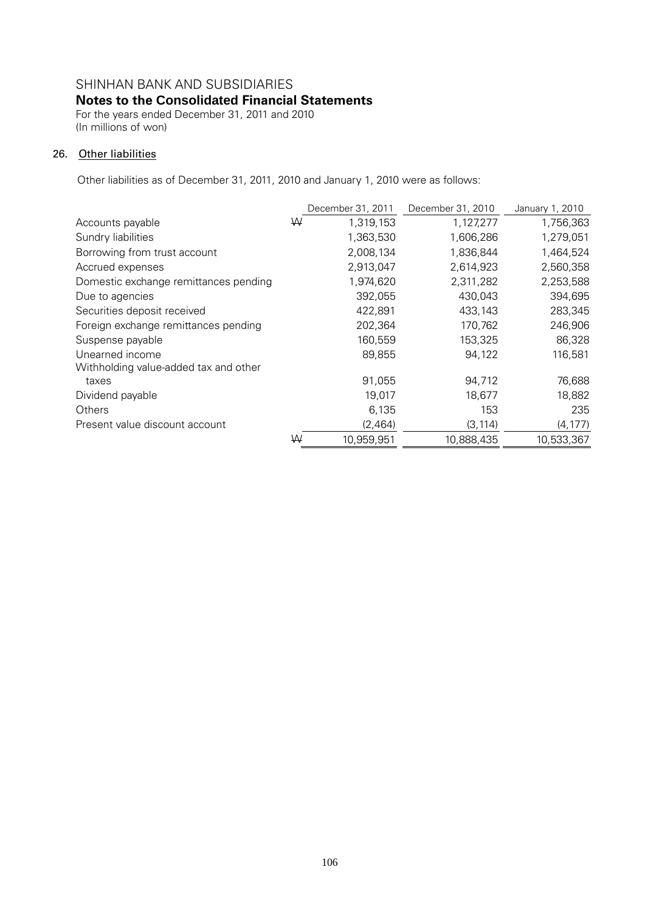SHINHAN BANK AND SUBSIDIARIES

**Notes to the Consolidated Financial Statements**

For the years ended December 31, 2011 and 2010
(In millions of won)

## 26. Other liabilities

Other liabilities as of December 31, 2011, 2010 and January 1, 2010 were as follows:

| | | December 31, 2011 | December 31, 2010 | January 1, 2010 |
|---|---|---|---|---|
| Accounts payable | ₩ | 1,319,153 | 1,127,277 | 1,756,363 |
| Sundry liabilities | | 1,363,530 | 1,606,286 | 1,279,051 |
| Borrowing from trust account | | 2,008,134 | 1,836,844 | 1,464,524 |
| Accrued expenses | | 2,913,047 | 2,614,923 | 2,560,358 |
| Domestic exchange remittances pending | | 1,974,620 | 2,311,282 | 2,253,588 |
| Due to agencies | | 392,055 | 430,043 | 394,695 |
| Securities deposit received | | 422,891 | 433,143 | 283,345 |
| Foreign exchange remittances pending | | 202,364 | 170,762 | 246,906 |
| Suspense payable | | 160,559 | 153,325 | 86,328 |
| Unearned income | | 89,855 | 94,122 | 116,581 |
| Withholding value-added tax and other taxes | | 91,055 | 94,712 | 76,688 |
| Dividend payable | | 19,017 | 18,677 | 18,882 |
| Others | | 6,135 | 153 | 235 |
| Present value discount account | | (2,464) | (3,114) | (4,177) |
| | ₩ | 10,959,951 | 10,888,435 | 10,533,367 |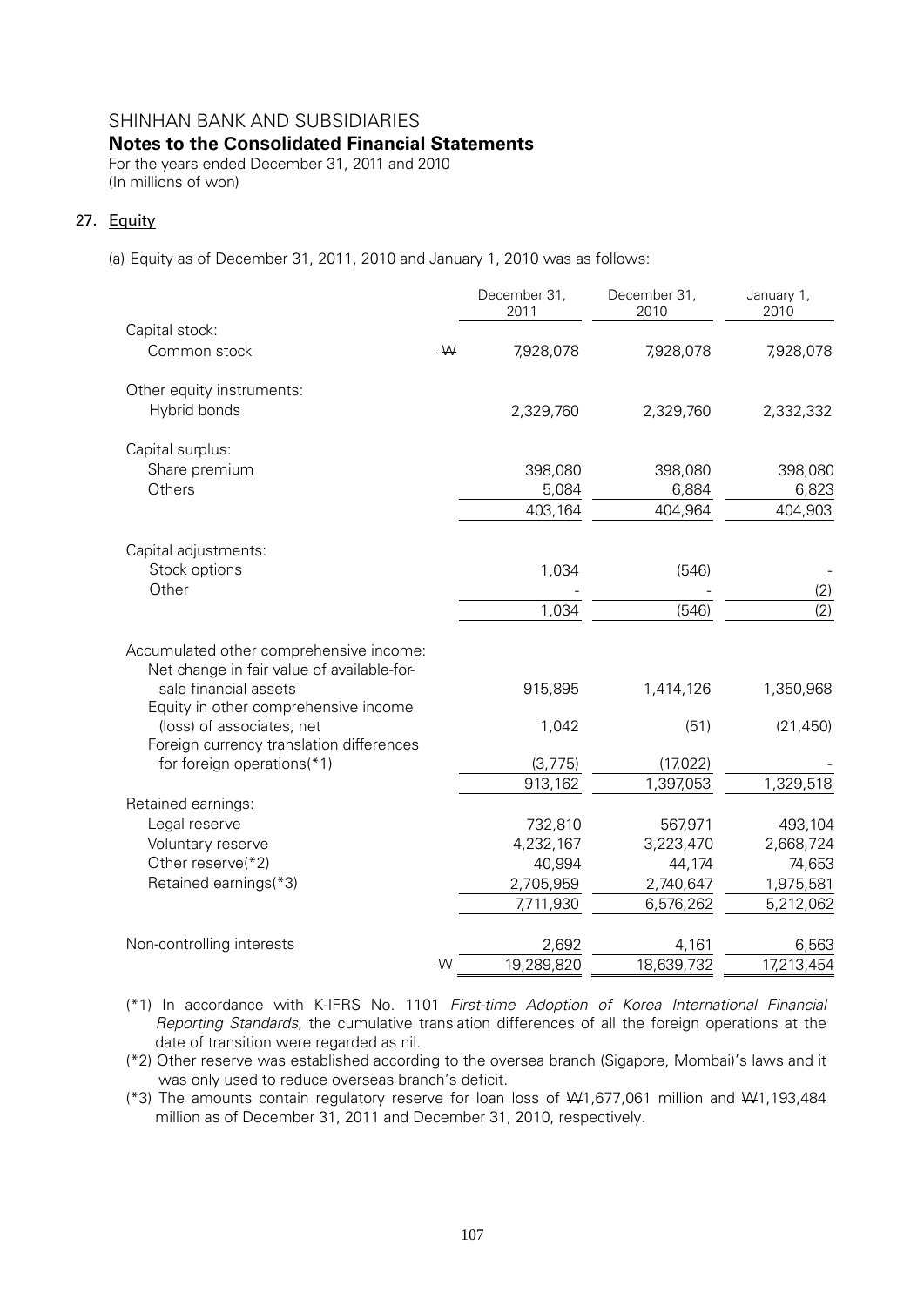SHINHAN BANK AND SUBSIDIARIES

**Notes to the Consolidated Financial Statements**

For the years ended December 31, 2011 and 2010
(In millions of won)

## 27. Equity

(a) Equity as of December 31, 2011, 2010 and January 1, 2010 was as follows:

| | | December 31, 2011 | December 31, 2010 | January 1, 2010 |
|---|---|---|---|---|
| Capital stock: | | | | |
| Common stock | ₩ | 7,928,078 | 7,928,078 | 7,928,078 |
| Other equity instruments: | | | | |
| Hybrid bonds | | 2,329,760 | 2,329,760 | 2,332,332 |
| Capital surplus: | | | | |
| Share premium | | 398,080 | 398,080 | 398,080 |
| Others | | 5,084 | 6,884 | 6,823 |
| | | 403,164 | 404,964 | 404,903 |
| Capital adjustments: | | | | |
| Stock options | | 1,034 | (546) | - |
| Other | | - | - | (2) |
| | | 1,034 | (546) | (2) |
| Accumulated other comprehensive income: | | | | |
| Net change in fair value of available-for-sale financial assets | | 915,895 | 1,414,126 | 1,350,968 |
| Equity in other comprehensive income (loss) of associates, net | | 1,042 | (51) | (21,450) |
| Foreign currency translation differences for foreign operations(*1) | | (3,775) | (17,022) | - |
| | | 913,162 | 1,397,053 | 1,329,518 |
| Retained earnings: | | | | |
| Legal reserve | | 732,810 | 567,971 | 493,104 |
| Voluntary reserve | | 4,232,167 | 3,223,470 | 2,668,724 |
| Other reserve(*2) | | 40,994 | 44,174 | 74,653 |
| Retained earnings(*3) | | 2,705,959 | 2,740,647 | 1,975,581 |
| | | 7,711,930 | 6,576,262 | 5,212,062 |
| Non-controlling interests | | 2,692 | 4,161 | 6,563 |
| | ₩ | 19,289,820 | 18,639,732 | 17,213,454 |

(*1) In accordance with K-IFRS No. 1101 *First-time Adoption of Korea International Financial Reporting Standards*, the cumulative translation differences of all the foreign operations at the date of transition were regarded as nil.

(*2) Other reserve was established according to the oversea branch (Sigapore, Mombai)'s laws and it was only used to reduce overseas branch's deficit.

(*3) The amounts contain regulatory reserve for loan loss of ₩1,677,061 million and ₩1,193,484 million as of December 31, 2011 and December 31, 2010, respectively.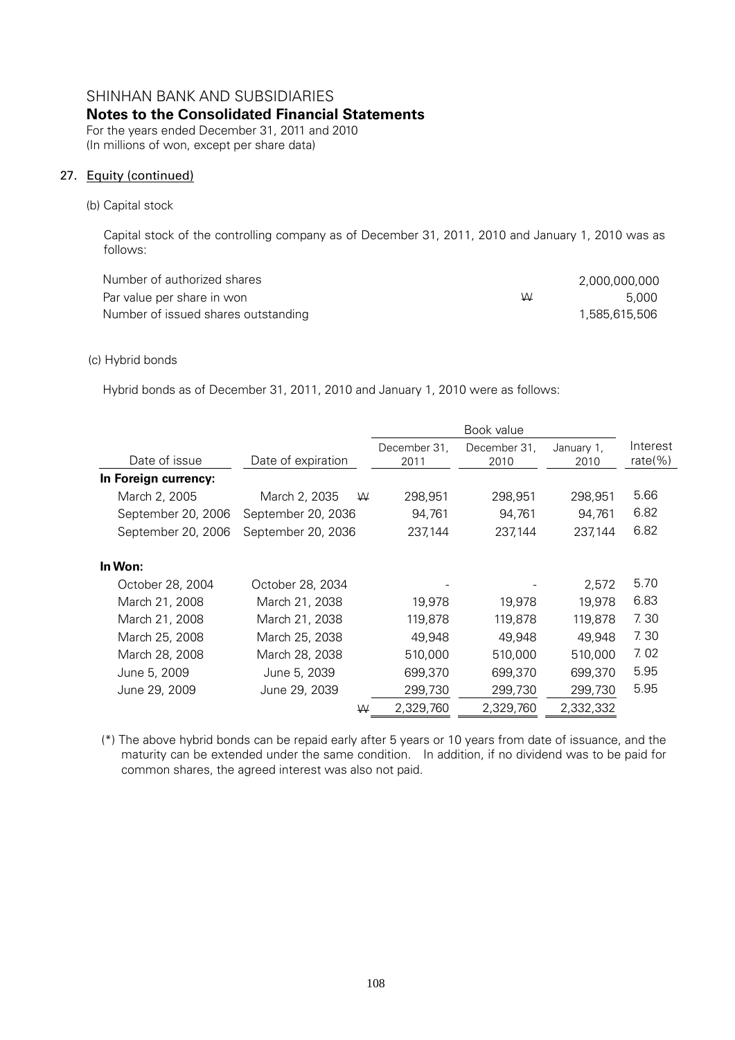## 27. Equity (continued)

(b) Capital stock

Capital stock of the controlling company as of December 31, 2011, 2010 and January 1, 2010 was as follows:

| | | |
|---|---|---|
| Number of authorized shares | | 2,000,000,000 |
| Par value per share in won | ₩ | 5,000 |
| Number of issued shares outstanding | | 1,585,615,506 |

(c) Hybrid bonds

Hybrid bonds as of December 31, 2011, 2010 and January 1, 2010 were as follows:

| | | | Book value | | |
|---|---|---|---|---|---|
| Date of issue | Date of expiration | December 31, 2011 | December 31, 2010 | January 1, 2010 | Interest rate(%) |
| **In Foreign currency:** | | | | | |
| March 2, 2005 | March 2, 2035 | ₩ 298,951 | 298,951 | 298,951 | 5.66 |
| September 20, 2006 | September 20, 2036 | 94,761 | 94,761 | 94,761 | 6.82 |
| September 20, 2006 | September 20, 2036 | 237,144 | 237,144 | 237,144 | 6.82 |
| **In Won:** | | | | | |
| October 28, 2004 | October 28, 2034 | - | - | 2,572 | 5.70 |
| March 21, 2008 | March 21, 2038 | 19,978 | 19,978 | 19,978 | 6.83 |
| March 21, 2008 | March 21, 2038 | 119,878 | 119,878 | 119,878 | 7.30 |
| March 25, 2008 | March 25, 2038 | 49,948 | 49,948 | 49,948 | 7.30 |
| March 28, 2008 | March 28, 2038 | 510,000 | 510,000 | 510,000 | 7.02 |
| June 5, 2009 | June 5, 2039 | 699,370 | 699,370 | 699,370 | 5.95 |
| June 29, 2009 | June 29, 2039 | 299,730 | 299,730 | 299,730 | 5.95 |
| | | ₩ 2,329,760 | 2,329,760 | 2,332,332 | |

(*) The above hybrid bonds can be repaid early after 5 years or 10 years from date of issuance, and the maturity can be extended under the same condition. In addition, if no dividend was to be paid for common shares, the agreed interest was also not paid.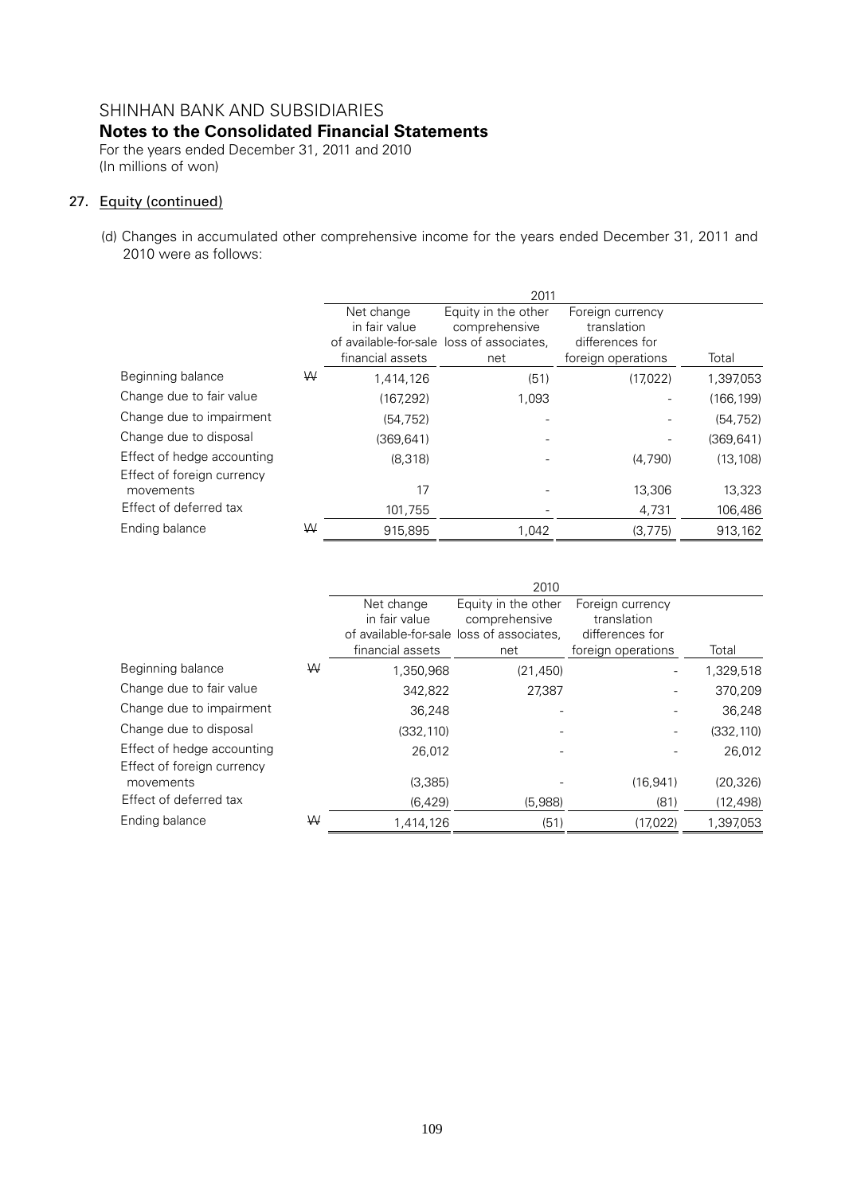SHINHAN BANK AND SUBSIDIARIES

**Notes to the Consolidated Financial Statements**

For the years ended December 31, 2011 and 2010
(In millions of won)

## 27. Equity (continued)

(d) Changes in accumulated other comprehensive income for the years ended December 31, 2011 and 2010 were as follows:

| | | 2011 | | | |
|---|---|---|---|---|---|
| | | Net change in fair value of available-for-sale financial assets | Equity in the other comprehensive loss of associates, net | Foreign currency translation differences for foreign operations | Total |
| Beginning balance | ₩ | 1,414,126 | (51) | (17,022) | 1,397,053 |
| Change due to fair value | | (167,292) | 1,093 | - | (166,199) |
| Change due to impairment | | (54,752) | - | - | (54,752) |
| Change due to disposal | | (369,641) | - | - | (369,641) |
| Effect of hedge accounting | | (8,318) | - | (4,790) | (13,108) |
| Effect of foreign currency movements | | 17 | - | 13,306 | 13,323 |
| Effect of deferred tax | | 101,755 | - | 4,731 | 106,486 |
| Ending balance | ₩ | 915,895 | 1,042 | (3,775) | 913,162 |

| | | 2010 | | | |
|---|---|---|---|---|---|
| | | Net change in fair value of available-for-sale financial assets | Equity in the other comprehensive loss of associates, net | Foreign currency translation differences for foreign operations | Total |
| Beginning balance | ₩ | 1,350,968 | (21,450) | - | 1,329,518 |
| Change due to fair value | | 342,822 | 27,387 | - | 370,209 |
| Change due to impairment | | 36,248 | - | - | 36,248 |
| Change due to disposal | | (332,110) | - | - | (332,110) |
| Effect of hedge accounting | | 26,012 | - | - | 26,012 |
| Effect of foreign currency movements | | (3,385) | - | (16,941) | (20,326) |
| Effect of deferred tax | | (6,429) | (5,988) | (81) | (12,498) |
| Ending balance | ₩ | 1,414,126 | (51) | (17,022) | 1,397,053 |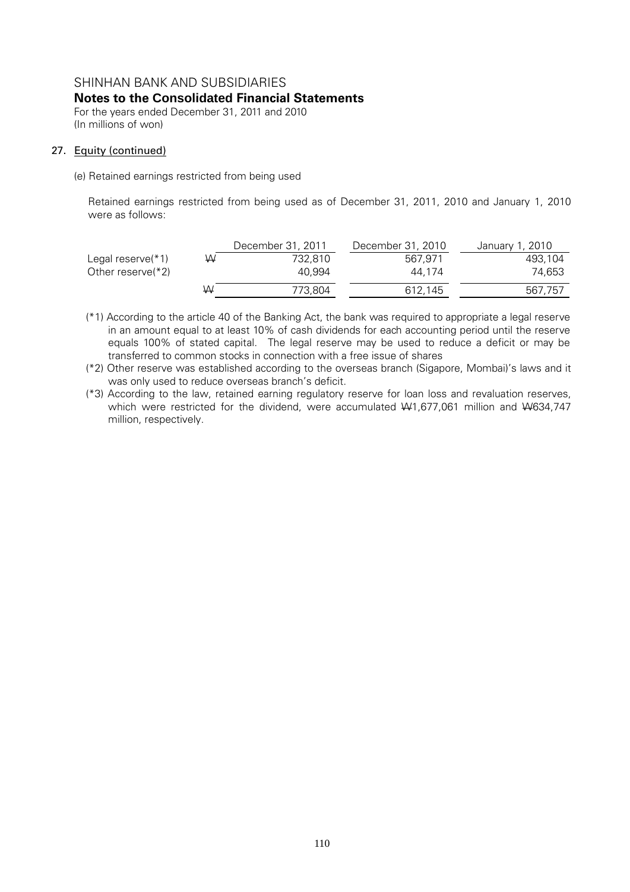SHINHAN BANK AND SUBSIDIARIES
**Notes to the Consolidated Financial Statements**
For the years ended December 31, 2011 and 2010
(In millions of won)

27. Equity (continued)

(e) Retained earnings restricted from being used

Retained earnings restricted from being used as of December 31, 2011, 2010 and January 1, 2010 were as follows:

| | | December 31, 2011 | December 31, 2010 | January 1, 2010 |
|---|---|---|---|---|
| Legal reserve(*1) | ₩ | 732,810 | 567,971 | 493,104 |
| Other reserve(*2) | | 40,994 | 44,174 | 74,653 |
| | ₩ | 773,804 | 612,145 | 567,757 |

(*1) According to the article 40 of the Banking Act, the bank was required to appropriate a legal reserve in an amount equal to at least 10% of cash dividends for each accounting period until the reserve equals 100% of stated capital. The legal reserve may be used to reduce a deficit or may be transferred to common stocks in connection with a free issue of shares

(*2) Other reserve was established according to the overseas branch (Sigapore, Mombai)'s laws and it was only used to reduce overseas branch's deficit.

(*3) According to the law, retained earning regulatory reserve for loan loss and revaluation reserves, which were restricted for the dividend, were accumulated ₩1,677,061 million and ₩634,747 million, respectively.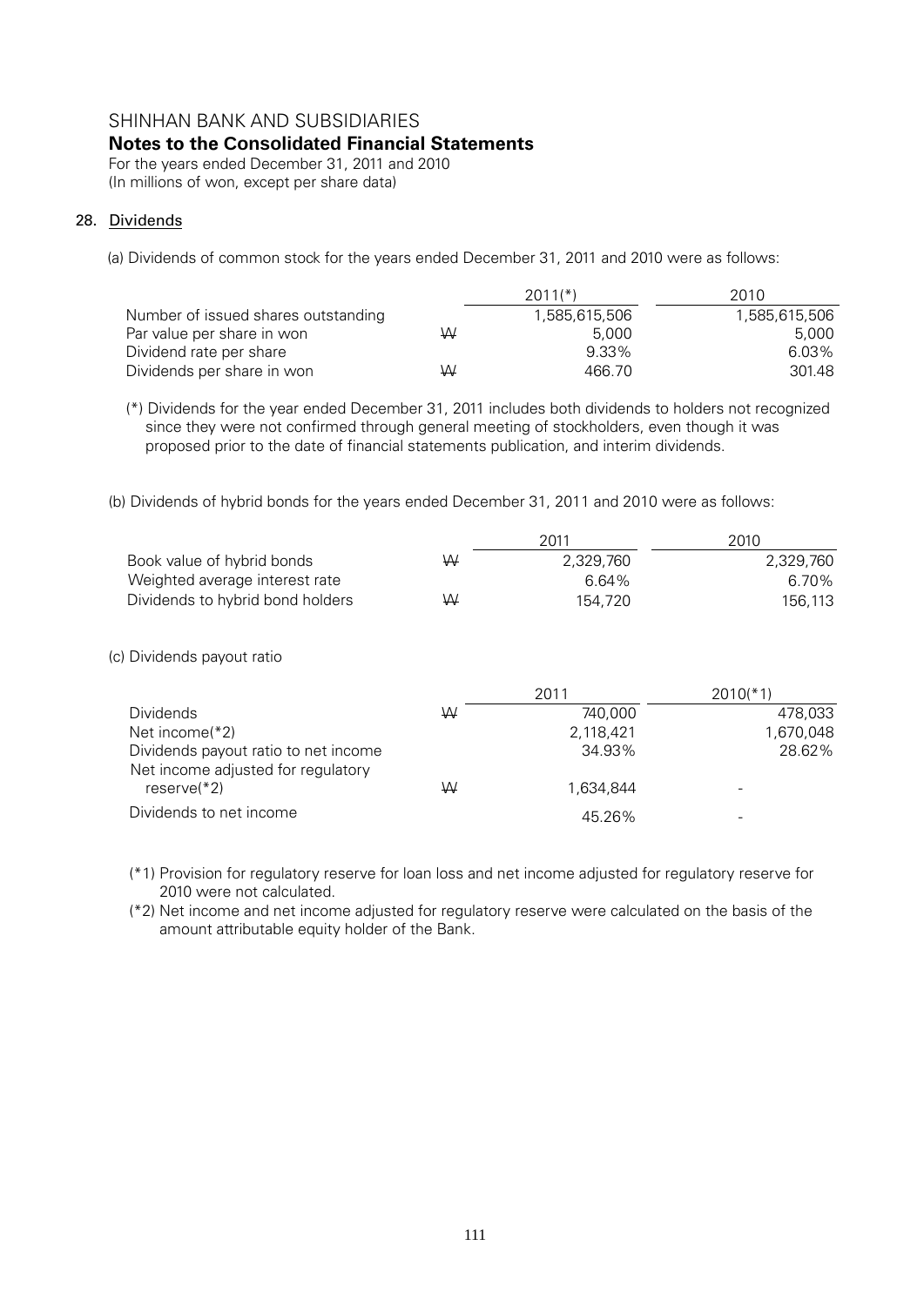SHINHAN BANK AND SUBSIDIARIES

**Notes to the Consolidated Financial Statements**

For the years ended December 31, 2011 and 2010

(In millions of won, except per share data)

## 28. Dividends

(a) Dividends of common stock for the years ended December 31, 2011 and 2010 were as follows:

| | | 2011(*) | 2010 |
|---|---|---|---|
| Number of issued shares outstanding | | 1,585,615,506 | 1,585,615,506 |
| Par value per share in won | ₩ | 5,000 | 5,000 |
| Dividend rate per share | | 9.33% | 6.03% |
| Dividends per share in won | ₩ | 466.70 | 301.48 |

(*) Dividends for the year ended December 31, 2011 includes both dividends to holders not recognized since they were not confirmed through general meeting of stockholders, even though it was proposed prior to the date of financial statements publication, and interim dividends.

(b) Dividends of hybrid bonds for the years ended December 31, 2011 and 2010 were as follows:

| | | 2011 | 2010 |
|---|---|---|---|
| Book value of hybrid bonds | ₩ | 2,329,760 | 2,329,760 |
| Weighted average interest rate | | 6.64% | 6.70% |
| Dividends to hybrid bond holders | ₩ | 154,720 | 156,113 |

(c) Dividends payout ratio

| | | 2011 | 2010(*1) |
|---|---|---|---|
| Dividends | ₩ | 740,000 | 478,033 |
| Net income(*2) | | 2,118,421 | 1,670,048 |
| Dividends payout ratio to net income | | 34.93% | 28.62% |
| Net income adjusted for regulatory reserve(*2) | ₩ | 1,634,844 | - |
| Dividends to net income | | 45.26% | - |

(*1) Provision for regulatory reserve for loan loss and net income adjusted for regulatory reserve for 2010 were not calculated.

(*2) Net income and net income adjusted for regulatory reserve were calculated on the basis of the amount attributable equity holder of the Bank.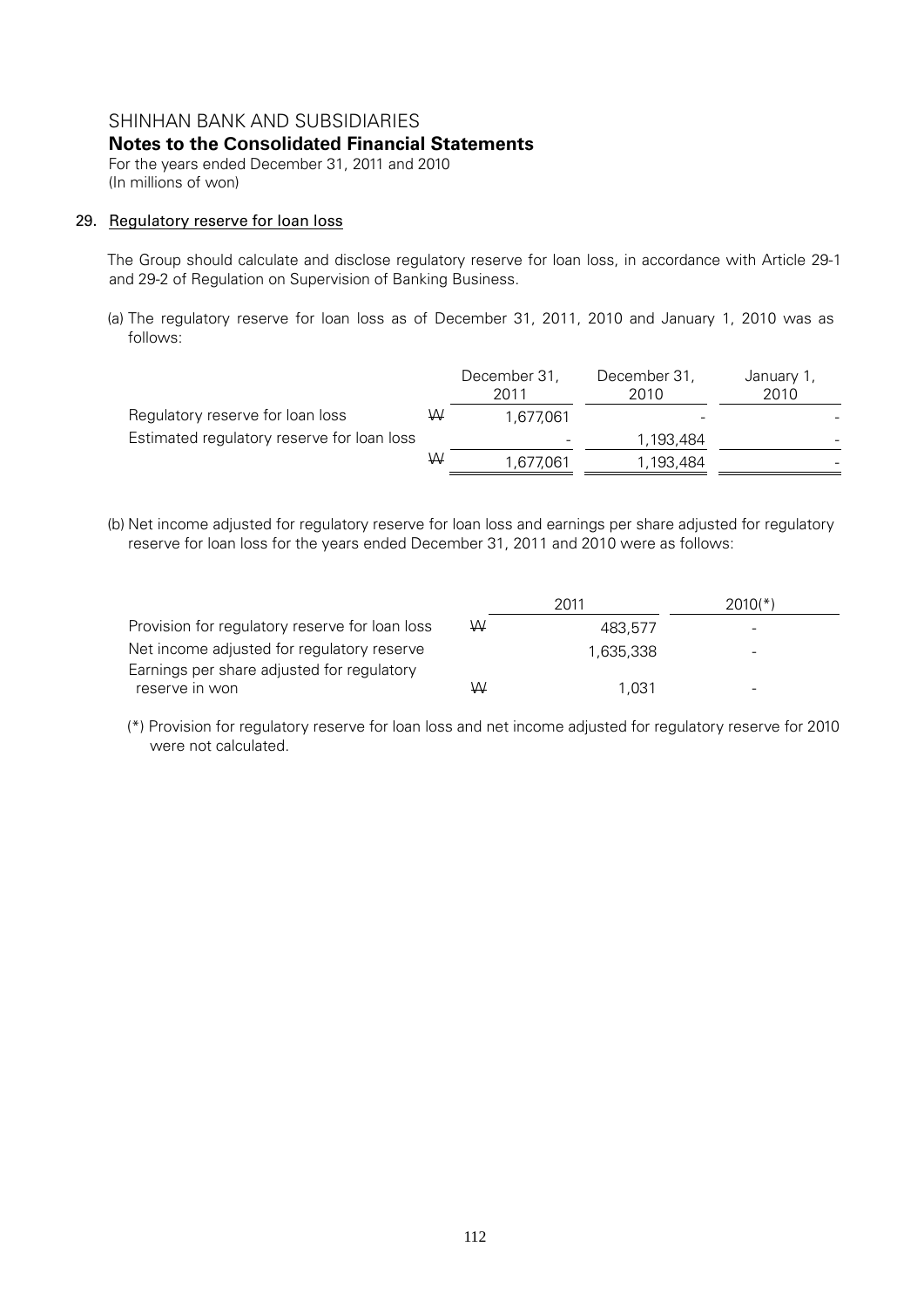SHINHAN BANK AND SUBSIDIARIES
**Notes to the Consolidated Financial Statements**
For the years ended December 31, 2011 and 2010
(In millions of won)

## 29. Regulatory reserve for loan loss

The Group should calculate and disclose regulatory reserve for loan loss, in accordance with Article 29-1 and 29-2 of Regulation on Supervision of Banking Business.

(a) The regulatory reserve for loan loss as of December 31, 2011, 2010 and January 1, 2010 was as follows:

| | | December 31, 2011 | December 31, 2010 | January 1, 2010 |
|---|---|---|---|---|
| Regulatory reserve for loan loss | ₩ | 1,677,061 | - | - |
| Estimated regulatory reserve for loan loss | | - | 1,193,484 | - |
| | ₩ | 1,677,061 | 1,193,484 | - |

(b) Net income adjusted for regulatory reserve for loan loss and earnings per share adjusted for regulatory reserve for loan loss for the years ended December 31, 2011 and 2010 were as follows:

| | | 2011 | 2010(*) |
|---|---|---|---|
| Provision for regulatory reserve for loan loss | ₩ | 483,577 | - |
| Net income adjusted for regulatory reserve | | 1,635,338 | - |
| Earnings per share adjusted for regulatory reserve in won | ₩ | 1,031 | - |

(*) Provision for regulatory reserve for loan loss and net income adjusted for regulatory reserve for 2010 were not calculated.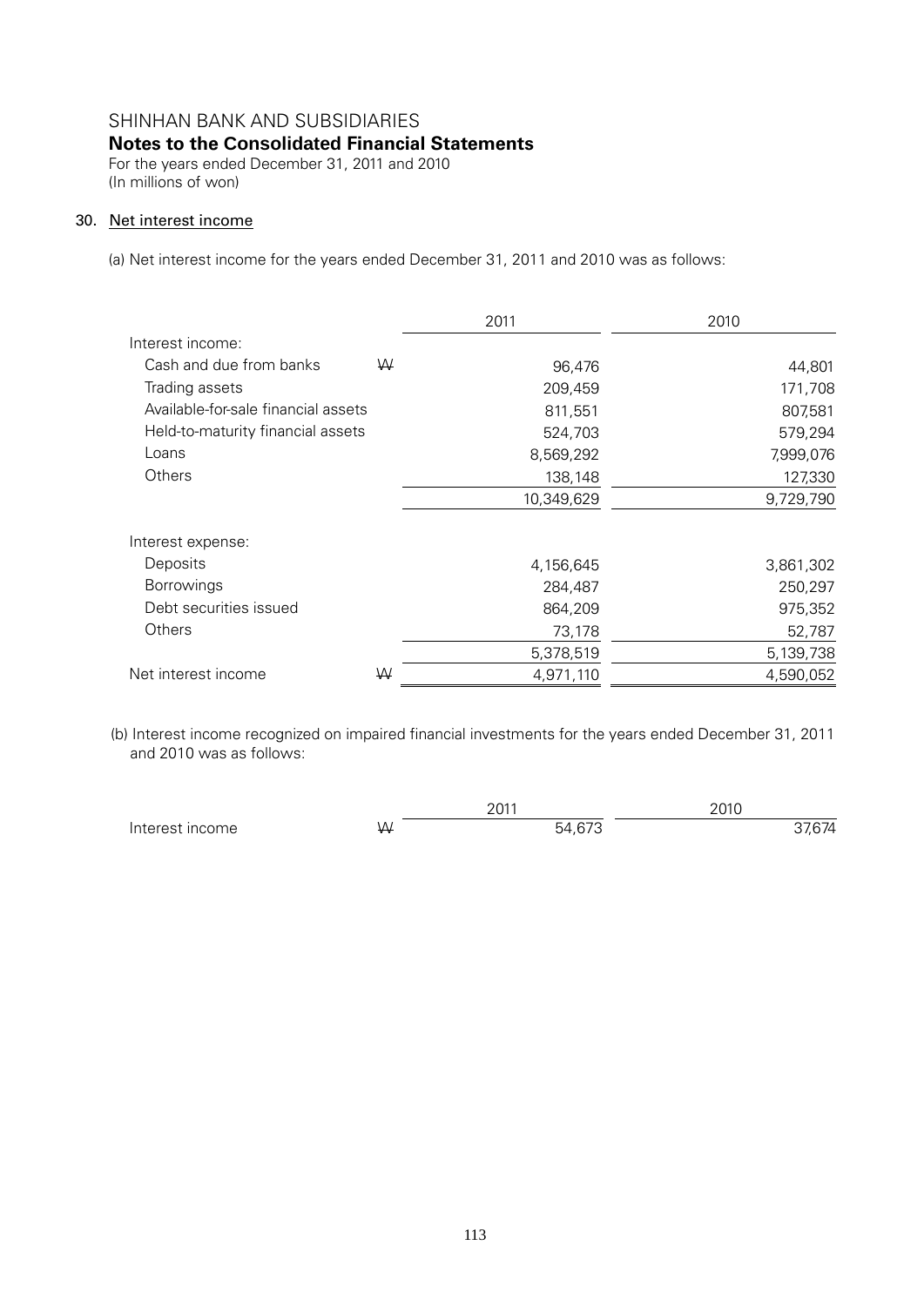SHINHAN BANK AND SUBSIDIARIES

**Notes to the Consolidated Financial Statements**

For the years ended December 31, 2011 and 2010
(In millions of won)

## 30. Net interest income

(a) Net interest income for the years ended December 31, 2011 and 2010 was as follows:

| | | 2011 | 2010 |
|---|---|---|---|
| Interest income: | | | |
| Cash and due from banks | ₩ | 96,476 | 44,801 |
| Trading assets | | 209,459 | 171,708 |
| Available-for-sale financial assets | | 811,551 | 807,581 |
| Held-to-maturity financial assets | | 524,703 | 579,294 |
| Loans | | 8,569,292 | 7,999,076 |
| Others | | 138,148 | 127,330 |
| | | 10,349,629 | 9,729,790 |
| Interest expense: | | | |
| Deposits | | 4,156,645 | 3,861,302 |
| Borrowings | | 284,487 | 250,297 |
| Debt securities issued | | 864,209 | 975,352 |
| Others | | 73,178 | 52,787 |
| | | 5,378,519 | 5,139,738 |
| Net interest income | ₩ | 4,971,110 | 4,590,052 |

(b) Interest income recognized on impaired financial investments for the years ended December 31, 2011 and 2010 was as follows:

| | | 2011 | 2010 |
|---|---|---|---|
| Interest income | ₩ | 54,673 | 37,674 |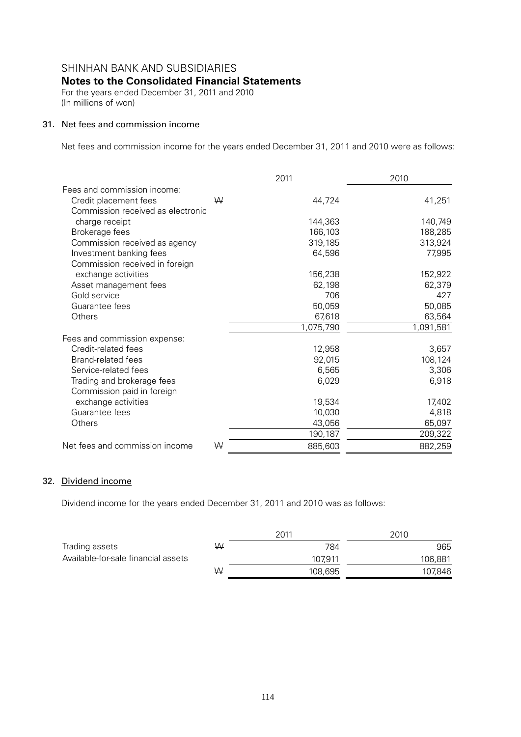# SHINHAN BANK AND SUBSIDIARIES

## Notes to the Consolidated Financial Statements

For the years ended December 31, 2011 and 2010
(In millions of won)

### 31. Net fees and commission income

Net fees and commission income for the years ended December 31, 2011 and 2010 were as follows:

| | | 2011 | 2010 |
|---|---|---|---|
| Fees and commission income: | | | |
| Credit placement fees | ₩ | 44,724 | 41,251 |
| Commission received as electronic charge receipt | | 144,363 | 140,749 |
| Brokerage fees | | 166,103 | 188,285 |
| Commission received as agency | | 319,185 | 313,924 |
| Investment banking fees | | 64,596 | 77,995 |
| Commission received in foreign exchange activities | | 156,238 | 152,922 |
| Asset management fees | | 62,198 | 62,379 |
| Gold service | | 706 | 427 |
| Guarantee fees | | 50,059 | 50,085 |
| Others | | 67,618 | 63,564 |
| | | 1,075,790 | 1,091,581 |
| Fees and commission expense: | | | |
| Credit-related fees | | 12,958 | 3,657 |
| Brand-related fees | | 92,015 | 108,124 |
| Service-related fees | | 6,565 | 3,306 |
| Trading and brokerage fees | | 6,029 | 6,918 |
| Commission paid in foreign exchange activities | | 19,534 | 17,402 |
| Guarantee fees | | 10,030 | 4,818 |
| Others | | 43,056 | 65,097 |
| | | 190,187 | 209,322 |
| Net fees and commission income | ₩ | 885,603 | 882,259 |

### 32. Dividend income

Dividend income for the years ended December 31, 2011 and 2010 was as follows:

| | | 2011 | 2010 |
|---|---|---|---|
| Trading assets | ₩ | 784 | 965 |
| Available-for-sale financial assets | | 107,911 | 106,881 |
| | ₩ | 108,695 | 107,846 |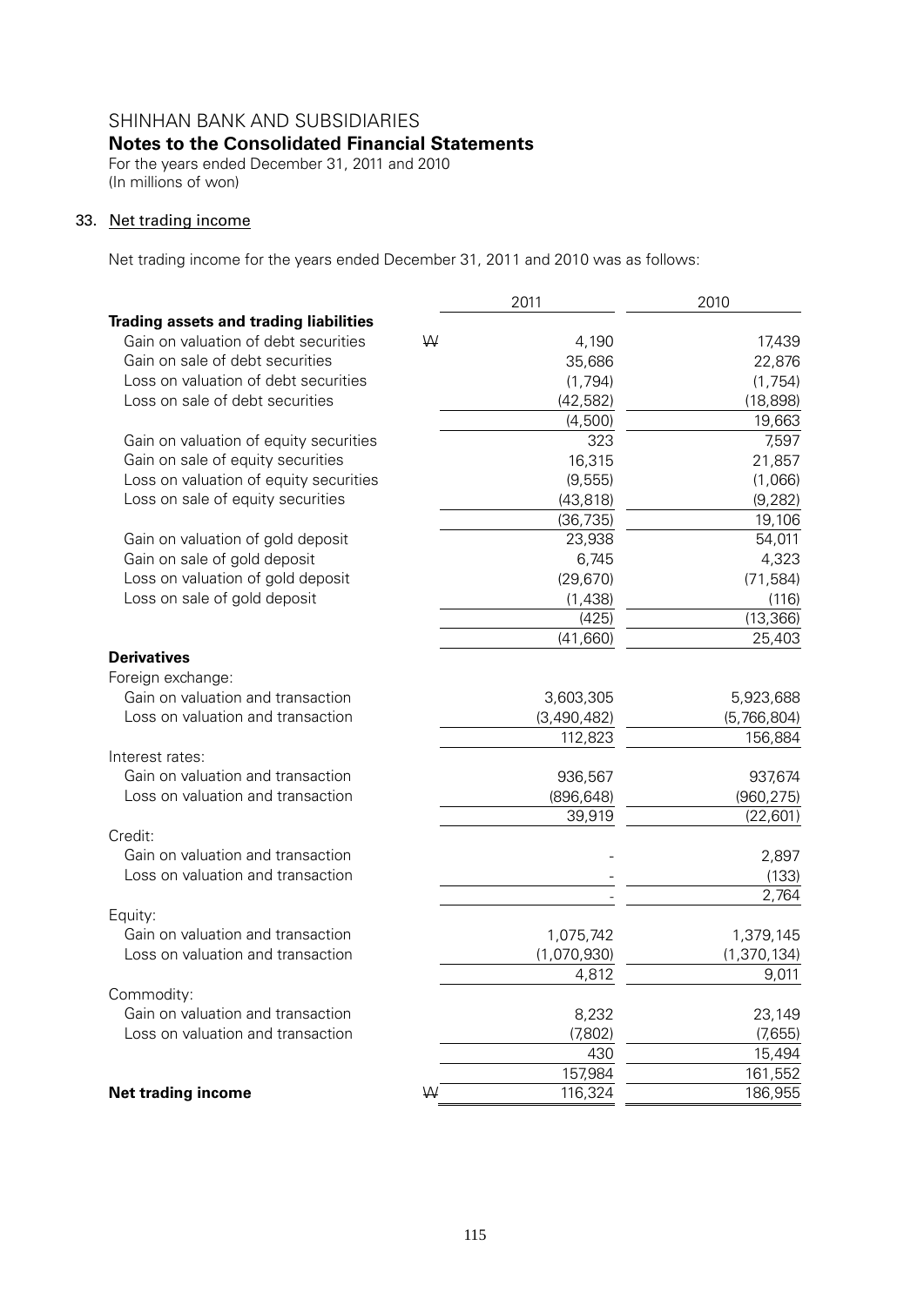SHINHAN BANK AND SUBSIDIARIES

**Notes to the Consolidated Financial Statements**

For the years ended December 31, 2011 and 2010
(In millions of won)

## 33. Net trading income

Net trading income for the years ended December 31, 2011 and 2010 was as follows:

| | | 2011 | 2010 |
|---|---|---|---|
| **Trading assets and trading liabilities** | | | |
| Gain on valuation of debt securities | ₩ | 4,190 | 17,439 |
| Gain on sale of debt securities | | 35,686 | 22,876 |
| Loss on valuation of debt securities | | (1,794) | (1,754) |
| Loss on sale of debt securities | | (42,582) | (18,898) |
| | | (4,500) | 19,663 |
| Gain on valuation of equity securities | | 323 | 7,597 |
| Gain on sale of equity securities | | 16,315 | 21,857 |
| Loss on valuation of equity securities | | (9,555) | (1,066) |
| Loss on sale of equity securities | | (43,818) | (9,282) |
| | | (36,735) | 19,106 |
| Gain on valuation of gold deposit | | 23,938 | 54,011 |
| Gain on sale of gold deposit | | 6,745 | 4,323 |
| Loss on valuation of gold deposit | | (29,670) | (71,584) |
| Loss on sale of gold deposit | | (1,438) | (116) |
| | | (425) | (13,366) |
| | | (41,660) | 25,403 |
| **Derivatives** | | | |
| Foreign exchange: | | | |
| Gain on valuation and transaction | | 3,603,305 | 5,923,688 |
| Loss on valuation and transaction | | (3,490,482) | (5,766,804) |
| | | 112,823 | 156,884 |
| Interest rates: | | | |
| Gain on valuation and transaction | | 936,567 | 937,674 |
| Loss on valuation and transaction | | (896,648) | (960,275) |
| | | 39,919 | (22,601) |
| Credit: | | | |
| Gain on valuation and transaction | | - | 2,897 |
| Loss on valuation and transaction | | - | (133) |
| | | - | 2,764 |
| Equity: | | | |
| Gain on valuation and transaction | | 1,075,742 | 1,379,145 |
| Loss on valuation and transaction | | (1,070,930) | (1,370,134) |
| | | 4,812 | 9,011 |
| Commodity: | | | |
| Gain on valuation and transaction | | 8,232 | 23,149 |
| Loss on valuation and transaction | | (7,802) | (7,655) |
| | | 430 | 15,494 |
| | | 157,984 | 161,552 |
| **Net trading income** | ₩ | 116,324 | 186,955 |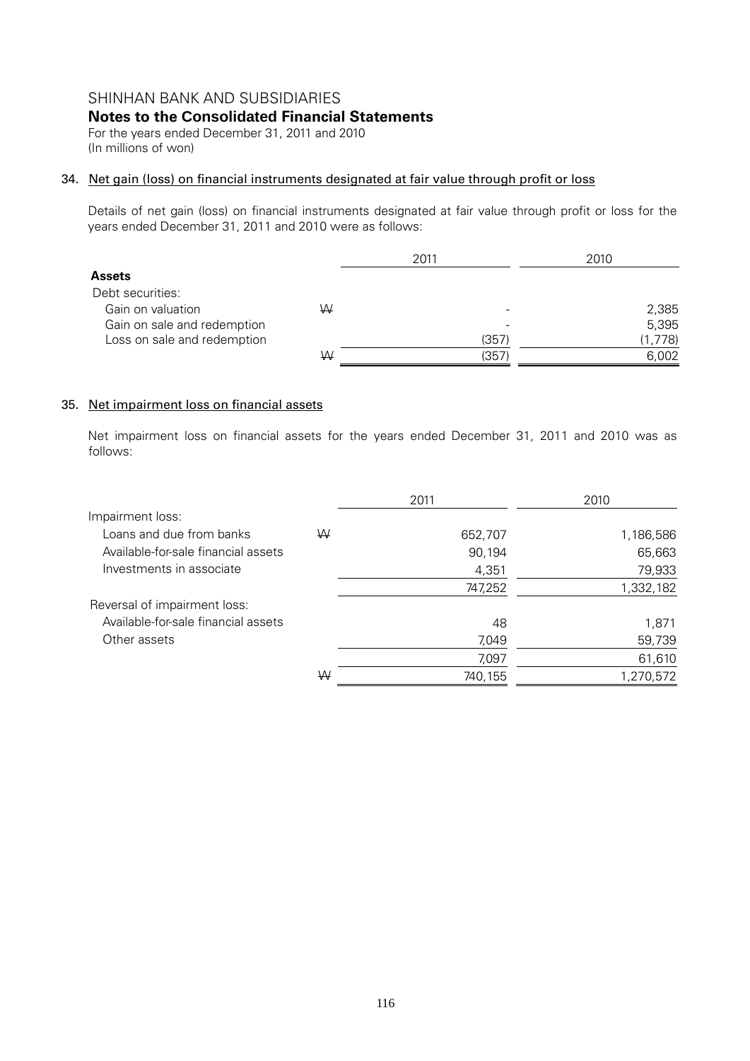# SHINHAN BANK AND SUBSIDIARIES

## Notes to the Consolidated Financial Statements

For the years ended December 31, 2011 and 2010
(In millions of won)

### 34. Net gain (loss) on financial instruments designated at fair value through profit or loss

Details of net gain (loss) on financial instruments designated at fair value through profit or loss for the years ended December 31, 2011 and 2010 were as follows:

| | | 2011 | 2010 |
|---|---|---|---|
| **Assets** | | | |
| Debt securities: | | | |
| Gain on valuation | ₩ | - | 2,385 |
| Gain on sale and redemption | | - | 5,395 |
| Loss on sale and redemption | | (357) | (1,778) |
| | ₩ | (357) | 6,002 |

### 35. Net impairment loss on financial assets

Net impairment loss on financial assets for the years ended December 31, 2011 and 2010 was as follows:

| | | 2011 | 2010 |
|---|---|---|---|
| Impairment loss: | | | |
| Loans and due from banks | ₩ | 652,707 | 1,186,586 |
| Available-for-sale financial assets | | 90,194 | 65,663 |
| Investments in associate | | 4,351 | 79,933 |
| | | 747,252 | 1,332,182 |
| Reversal of impairment loss: | | | |
| Available-for-sale financial assets | | 48 | 1,871 |
| Other assets | | 7,049 | 59,739 |
| | | 7,097 | 61,610 |
| | ₩ | 740,155 | 1,270,572 |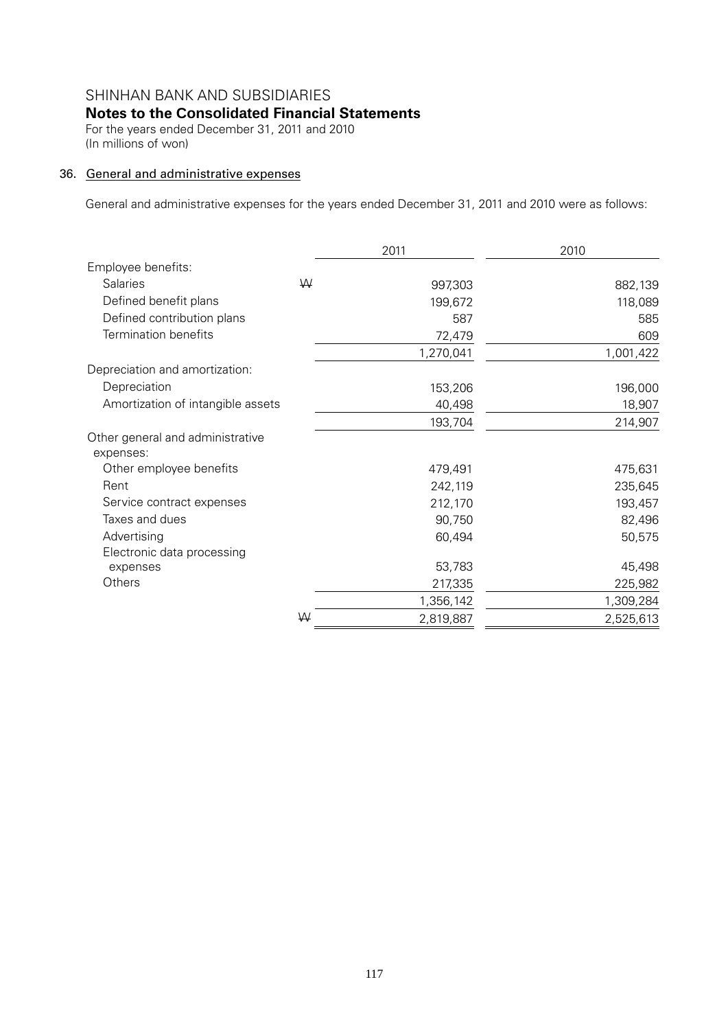# SHINHAN BANK AND SUBSIDIARIES

## Notes to the Consolidated Financial Statements

For the years ended December 31, 2011 and 2010
(In millions of won)

### 36. General and administrative expenses

General and administrative expenses for the years ended December 31, 2011 and 2010 were as follows:

| | | 2011 | 2010 |
|---|---|---|---|
| Employee benefits: | | | |
| Salaries | ₩ | 997,303 | 882,139 |
| Defined benefit plans | | 199,672 | 118,089 |
| Defined contribution plans | | 587 | 585 |
| Termination benefits | | 72,479 | 609 |
| | | 1,270,041 | 1,001,422 |
| Depreciation and amortization: | | | |
| Depreciation | | 153,206 | 196,000 |
| Amortization of intangible assets | | 40,498 | 18,907 |
| | | 193,704 | 214,907 |
| Other general and administrative expenses: | | | |
| Other employee benefits | | 479,491 | 475,631 |
| Rent | | 242,119 | 235,645 |
| Service contract expenses | | 212,170 | 193,457 |
| Taxes and dues | | 90,750 | 82,496 |
| Advertising | | 60,494 | 50,575 |
| Electronic data processing expenses | | 53,783 | 45,498 |
| Others | | 217,335 | 225,982 |
| | | 1,356,142 | 1,309,284 |
| | ₩ | 2,819,887 | 2,525,613 |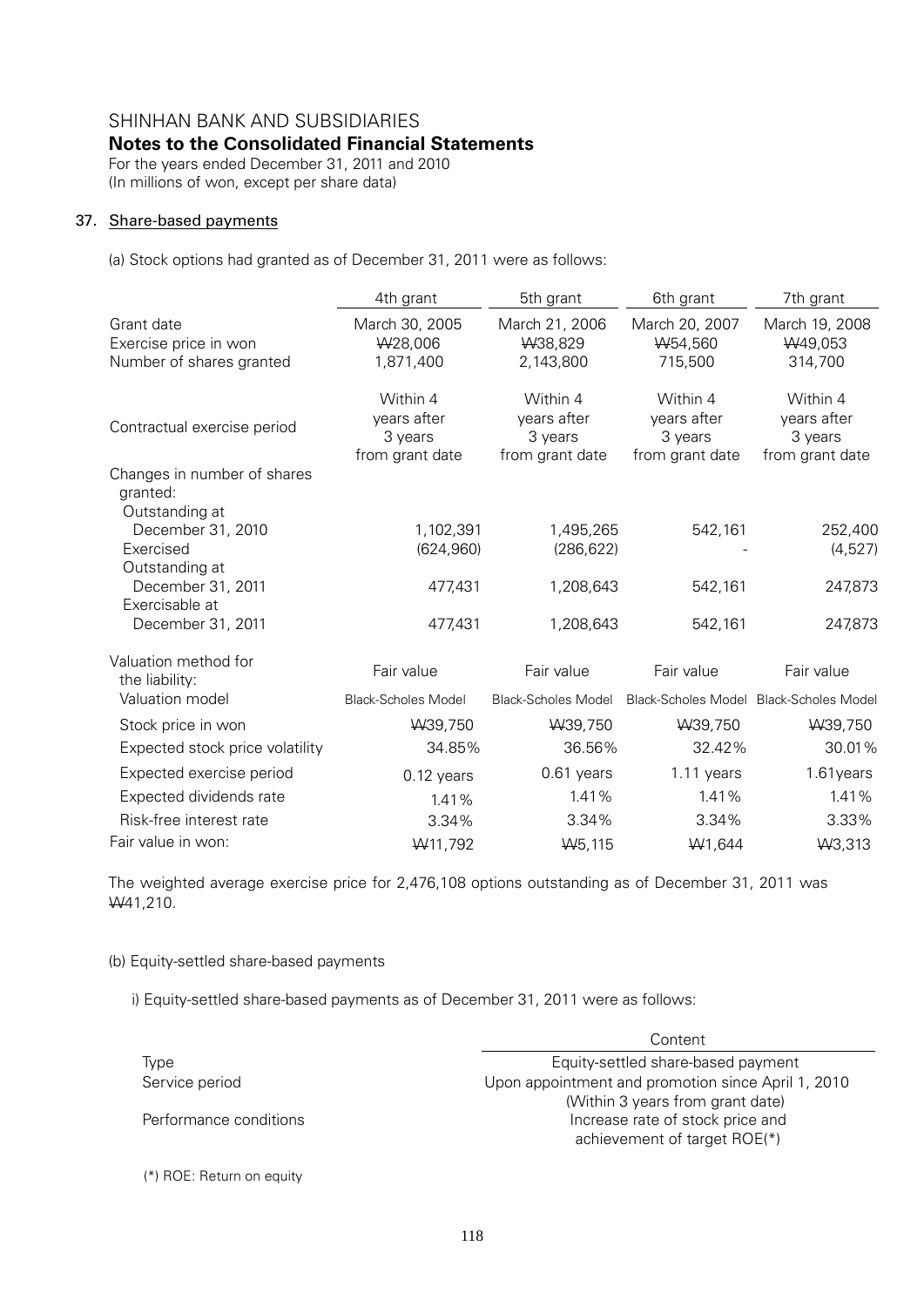# SHINHAN BANK AND SUBSIDIARIES

## Notes to the Consolidated Financial Statements

For the years ended December 31, 2011 and 2010
(In millions of won, except per share data)

### 37. Share-based payments

(a) Stock options had granted as of December 31, 2011 were as follows:

| | 4th grant | 5th grant | 6th grant | 7th grant |
|---|---|---|---|---|
| Grant date | March 30, 2005 | March 21, 2006 | March 20, 2007 | March 19, 2008 |
| Exercise price in won | ₩28,006 | ₩38,829 | ₩54,560 | ₩49,053 |
| Number of shares granted | 1,871,400 | 2,143,800 | 715,500 | 314,700 |
| Contractual exercise period | Within 4 years after 3 years from grant date | Within 4 years after 3 years from grant date | Within 4 years after 3 years from grant date | Within 4 years after 3 years from grant date |
| Changes in number of shares granted: | | | | |
| Outstanding at December 31, 2010 | 1,102,391 | 1,495,265 | 542,161 | 252,400 |
| Exercised | (624,960) | (286,622) | - | (4,527) |
| Outstanding at December 31, 2011 | 477,431 | 1,208,643 | 542,161 | 247,873 |
| Exercisable at December 31, 2011 | 477,431 | 1,208,643 | 542,161 | 247,873 |
| Valuation method for the liability: | Fair value | Fair value | Fair value | Fair value |
| Valuation model | Black-Scholes Model | Black-Scholes Model | Black-Scholes Model | Black-Scholes Model |
| Stock price in won | ₩39,750 | ₩39,750 | ₩39,750 | ₩39,750 |
| Expected stock price volatility | 34.85% | 36.56% | 32.42% | 30.01% |
| Expected exercise period | 0.12 years | 0.61 years | 1.11 years | 1.61years |
| Expected dividends rate | 1.41% | 1.41% | 1.41% | 1.41% |
| Risk-free interest rate | 3.34% | 3.34% | 3.34% | 3.33% |
| Fair value in won: | ₩11,792 | ₩5,115 | ₩1,644 | ₩3,313 |

The weighted average exercise price for 2,476,108 options outstanding as of December 31, 2011 was ₩41,210.

(b) Equity-settled share-based payments

i) Equity-settled share-based payments as of December 31, 2011 were as follows:

| | Content |
|---|---|
| Type | Equity-settled share-based payment |
| Service period | Upon appointment and promotion since April 1, 2010 (Within 3 years from grant date) |
| Performance conditions | Increase rate of stock price and achievement of target ROE(*) |

(*) ROE: Return on equity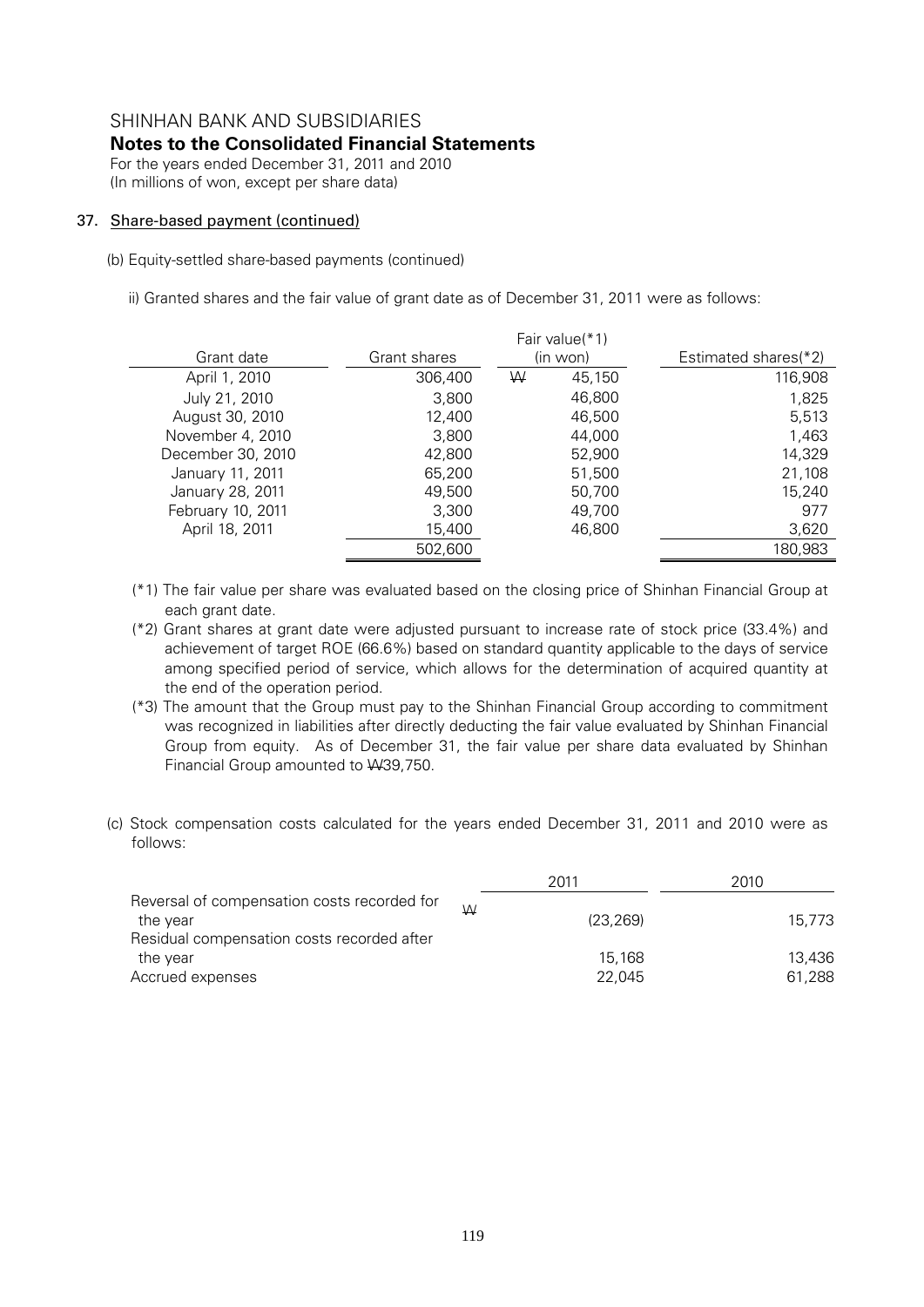## 37. Share-based payment (continued)

(b) Equity-settled share-based payments (continued)

ii) Granted shares and the fair value of grant date as of December 31, 2011 were as follows:

| Grant date | Grant shares | Fair value(*1) (in won) | Estimated shares(*2) |
|---|---|---|---|
| April 1, 2010 | 306,400 | ₩ 45,150 | 116,908 |
| July 21, 2010 | 3,800 | 46,800 | 1,825 |
| August 30, 2010 | 12,400 | 46,500 | 5,513 |
| November 4, 2010 | 3,800 | 44,000 | 1,463 |
| December 30, 2010 | 42,800 | 52,900 | 14,329 |
| January 11, 2011 | 65,200 | 51,500 | 21,108 |
| January 28, 2011 | 49,500 | 50,700 | 15,240 |
| February 10, 2011 | 3,300 | 49,700 | 977 |
| April 18, 2011 | 15,400 | 46,800 | 3,620 |
| | 502,600 | | 180,983 |

(*1) The fair value per share was evaluated based on the closing price of Shinhan Financial Group at each grant date.

(*2) Grant shares at grant date were adjusted pursuant to increase rate of stock price (33.4%) and achievement of target ROE (66.6%) based on standard quantity applicable to the days of service among specified period of service, which allows for the determination of acquired quantity at the end of the operation period.

(*3) The amount that the Group must pay to the Shinhan Financial Group according to commitment was recognized in liabilities after directly deducting the fair value evaluated by Shinhan Financial Group from equity. As of December 31, the fair value per share data evaluated by Shinhan Financial Group amounted to ₩39,750.

(c) Stock compensation costs calculated for the years ended December 31, 2011 and 2010 were as follows:

| | 2011 | 2010 |
|---|---|---|
| Reversal of compensation costs recorded for the year | ₩ (23,269) | 15,773 |
| Residual compensation costs recorded after the year | 15,168 | 13,436 |
| Accrued expenses | 22,045 | 61,288 |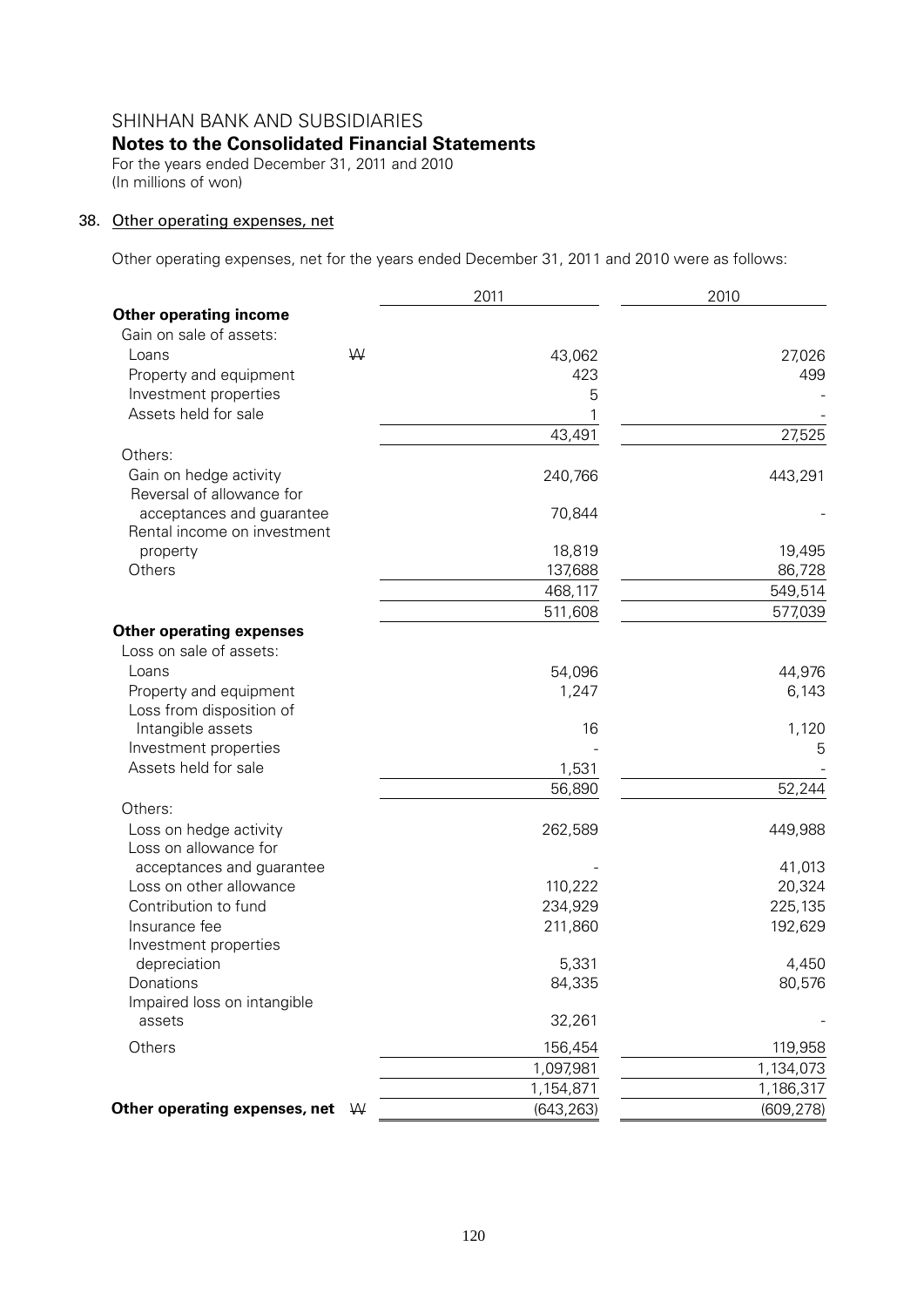SHINHAN BANK AND SUBSIDIARIES

**Notes to the Consolidated Financial Statements**

For the years ended December 31, 2011 and 2010

(In millions of won)

## 38. Other operating expenses, net

Other operating expenses, net for the years ended December 31, 2011 and 2010 were as follows:

| | | 2011 | 2010 |
|---|---|---|---|
| **Other operating income** | | | |
| Gain on sale of assets: | | | |
| Loans | ₩ | 43,062 | 27,026 |
| Property and equipment | | 423 | 499 |
| Investment properties | | 5 | - |
| Assets held for sale | | 1 | - |
| | | 43,491 | 27,525 |
| Others: | | | |
| Gain on hedge activity | | 240,766 | 443,291 |
| Reversal of allowance for acceptances and guarantee | | 70,844 | - |
| Rental income on investment property | | 18,819 | 19,495 |
| Others | | 137,688 | 86,728 |
| | | 468,117 | 549,514 |
| | | 511,608 | 577,039 |
| **Other operating expenses** | | | |
| Loss on sale of assets: | | | |
| Loans | | 54,096 | 44,976 |
| Property and equipment | | 1,247 | 6,143 |
| Loss from disposition of Intangible assets | | 16 | 1,120 |
| Investment properties | | - | 5 |
| Assets held for sale | | 1,531 | - |
| | | 56,890 | 52,244 |
| Others: | | | |
| Loss on hedge activity | | 262,589 | 449,988 |
| Loss on allowance for acceptances and guarantee | | - | 41,013 |
| Loss on other allowance | | 110,222 | 20,324 |
| Contribution to fund | | 234,929 | 225,135 |
| Insurance fee | | 211,860 | 192,629 |
| Investment properties depreciation | | 5,331 | 4,450 |
| Donations | | 84,335 | 80,576 |
| Impaired loss on intangible assets | | 32,261 | - |
| Others | | 156,454 | 119,958 |
| | | 1,097,981 | 1,134,073 |
| | | 1,154,871 | 1,186,317 |
| **Other operating expenses, net** | ₩ | (643,263) | (609,278) |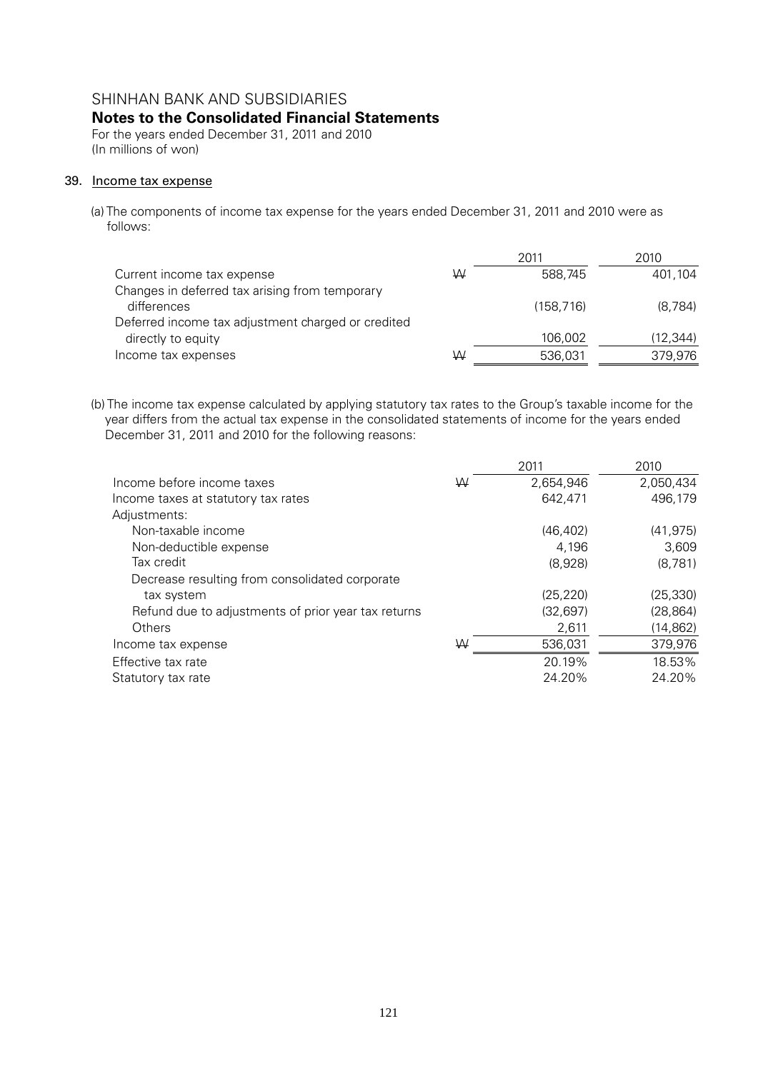# SHINHAN BANK AND SUBSIDIARIES

## Notes to the Consolidated Financial Statements

For the years ended December 31, 2011 and 2010
(In millions of won)

### 39. Income tax expense

(a) The components of income tax expense for the years ended December 31, 2011 and 2010 were as follows:

| | | 2011 | 2010 |
|---|---|---|---|
| Current income tax expense | ₩ | 588,745 | 401,104 |
| Changes in deferred tax arising from temporary differences | | (158,716) | (8,784) |
| Deferred income tax adjustment charged or credited directly to equity | | 106,002 | (12,344) |
| Income tax expenses | ₩ | 536,031 | 379,976 |

(b) The income tax expense calculated by applying statutory tax rates to the Group's taxable income for the year differs from the actual tax expense in the consolidated statements of income for the years ended December 31, 2011 and 2010 for the following reasons:

| | | 2011 | 2010 |
|---|---|---|---|
| Income before income taxes | ₩ | 2,654,946 | 2,050,434 |
| Income taxes at statutory tax rates | | 642,471 | 496,179 |
| Adjustments: | | | |
| Non-taxable income | | (46,402) | (41,975) |
| Non-deductible expense | | 4,196 | 3,609 |
| Tax credit | | (8,928) | (8,781) |
| Decrease resulting from consolidated corporate tax system | | (25,220) | (25,330) |
| Refund due to adjustments of prior year tax returns | | (32,697) | (28,864) |
| Others | | 2,611 | (14,862) |
| Income tax expense | ₩ | 536,031 | 379,976 |
| Effective tax rate | | 20.19% | 18.53% |
| Statutory tax rate | | 24.20% | 24.20% |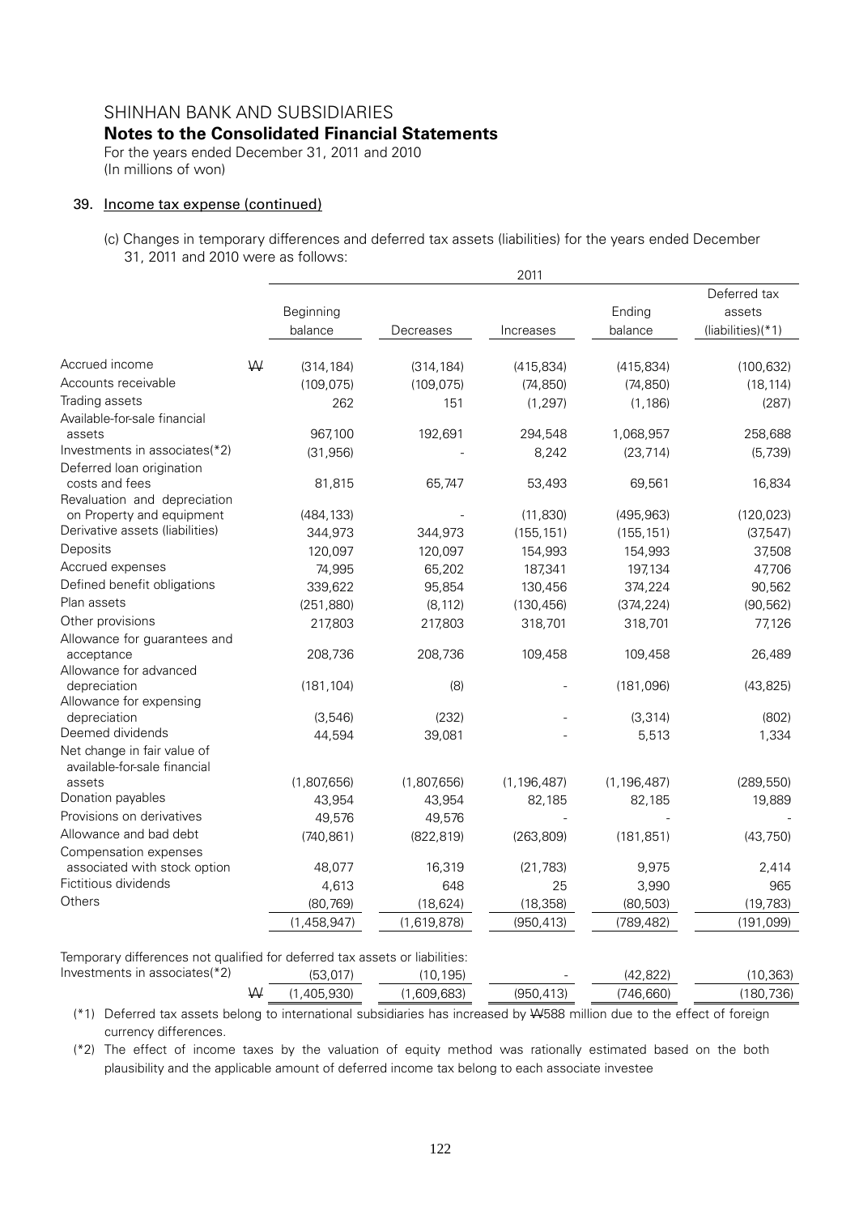SHINHAN BANK AND SUBSIDIARIES

**Notes to the Consolidated Financial Statements**

For the years ended December 31, 2011 and 2010
(In millions of won)

## 39. Income tax expense (continued)

(c) Changes in temporary differences and deferred tax assets (liabilities) for the years ended December 31, 2011 and 2010 were as follows:

| | | 2011 | | | | |
|---|---|---|---|---|---|---|
| | | Beginning balance | Decreases | Increases | Ending balance | Deferred tax assets (liabilities)(*1) |
| Accrued income | ₩ | (314,184) | (314,184) | (415,834) | (415,834) | (100,632) |
| Accounts receivable | | (109,075) | (109,075) | (74,850) | (74,850) | (18,114) |
| Trading assets | | 262 | 151 | (1,297) | (1,186) | (287) |
| Available-for-sale financial assets | | 967,100 | 192,691 | 294,548 | 1,068,957 | 258,688 |
| Investments in associates(*2) | | (31,956) | - | 8,242 | (23,714) | (5,739) |
| Deferred loan origination costs and fees | | 81,815 | 65,747 | 53,493 | 69,561 | 16,834 |
| Revaluation and depreciation on Property and equipment | | (484,133) | - | (11,830) | (495,963) | (120,023) |
| Derivative assets (liabilities) | | 344,973 | 344,973 | (155,151) | (155,151) | (37,547) |
| Deposits | | 120,097 | 120,097 | 154,993 | 154,993 | 37,508 |
| Accrued expenses | | 74,995 | 65,202 | 187,341 | 197,134 | 47,706 |
| Defined benefit obligations | | 339,622 | 95,854 | 130,456 | 374,224 | 90,562 |
| Plan assets | | (251,880) | (8,112) | (130,456) | (374,224) | (90,562) |
| Other provisions | | 217,803 | 217,803 | 318,701 | 318,701 | 77,126 |
| Allowance for guarantees and acceptance | | 208,736 | 208,736 | 109,458 | 109,458 | 26,489 |
| Allowance for advanced depreciation | | (181,104) | (8) | - | (181,096) | (43,825) |
| Allowance for expensing depreciation | | (3,546) | (232) | - | (3,314) | (802) |
| Deemed dividends | | 44,594 | 39,081 | - | 5,513 | 1,334 |
| Net change in fair value of available-for-sale financial assets | | (1,807,656) | (1,807,656) | (1,196,487) | (1,196,487) | (289,550) |
| Donation payables | | 43,954 | 43,954 | 82,185 | 82,185 | 19,889 |
| Provisions on derivatives | | 49,576 | 49,576 | - | - | - |
| Allowance and bad debt | | (740,861) | (822,819) | (263,809) | (181,851) | (43,750) |
| Compensation expenses associated with stock option | | 48,077 | 16,319 | (21,783) | 9,975 | 2,414 |
| Fictitious dividends | | 4,613 | 648 | 25 | 3,990 | 965 |
| Others | | (80,769) | (18,624) | (18,358) | (80,503) | (19,783) |
| | | (1,458,947) | (1,619,878) | (950,413) | (789,482) | (191,099) |
| Temporary differences not qualified for deferred tax assets or liabilities: | | | | | | |
| Investments in associates(*2) | | (53,017) | (10,195) | - | (42,822) | (10,363) |
| | ₩ | (1,405,930) | (1,609,683) | (950,413) | (746,660) | (180,736) |

(*1) Deferred tax assets belong to international subsidiaries has increased by ₩588 million due to the effect of foreign currency differences.

(*2) The effect of income taxes by the valuation of equity method was rationally estimated based on the both plausibility and the applicable amount of deferred income tax belong to each associate investee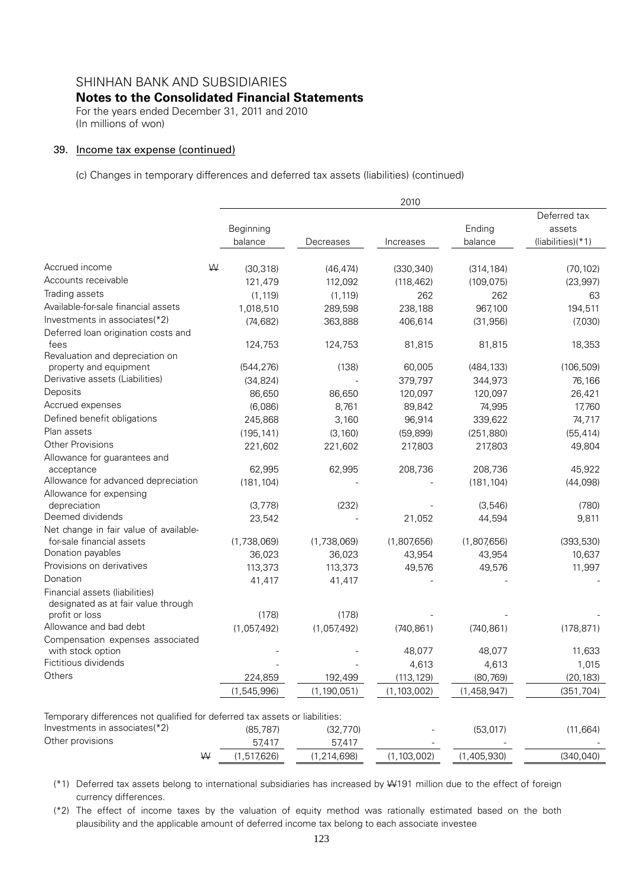# SHINHAN BANK AND SUBSIDIARIES
## Notes to the Consolidated Financial Statements
For the years ended December 31, 2011 and 2010
(In millions of won)

### 39. Income tax expense (continued)

(c) Changes in temporary differences and deferred tax assets (liabilities) (continued)

| | 2010 | | | | |
|---|---|---|---|---|---|
| | Beginning balance | Decreases | Increases | Ending balance | Deferred tax assets (liabilities)(*1) |
| Accrued income | ₩ (30,318) | (46,474) | (330,340) | (314,184) | (70,102) |
| Accounts receivable | 121,479 | 112,092 | (118,462) | (109,075) | (23,997) |
| Trading assets | (1,119) | (1,119) | 262 | 262 | 63 |
| Available-for-sale financial assets | 1,018,510 | 289,598 | 238,188 | 967,100 | 194,511 |
| Investments in associates(*2) | (74,682) | 363,888 | 406,614 | (31,956) | (7,030) |
| Deferred loan origination costs and fees | 124,753 | 124,753 | 81,815 | 81,815 | 18,353 |
| Revaluation and depreciation on property and equipment | (544,276) | (138) | 60,005 | (484,133) | (106,509) |
| Derivative assets (Liabilities) | (34,824) | - | 379,797 | 344,973 | 76,166 |
| Deposits | 86,650 | 86,650 | 120,097 | 120,097 | 26,421 |
| Accrued expenses | (6,086) | 8,761 | 89,842 | 74,995 | 17,760 |
| Defined benefit obligations | 245,868 | 3,160 | 96,914 | 339,622 | 74,717 |
| Plan assets | (195,141) | (3,160) | (59,899) | (251,880) | (55,414) |
| Other Provisions | 221,602 | 221,602 | 217,803 | 217,803 | 49,804 |
| Allowance for guarantees and acceptance | 62,995 | 62,995 | 208,736 | 208,736 | 45,922 |
| Allowance for advanced depreciation | (181,104) | - | - | (181,104) | (44,098) |
| Allowance for expensing depreciation | (3,778) | (232) | - | (3,546) | (780) |
| Deemed dividends | 23,542 | - | 21,052 | 44,594 | 9,811 |
| Net change in fair value of available-for-sale financial assets | (1,738,069) | (1,738,069) | (1,807,656) | (1,807,656) | (393,530) |
| Donation payables | 36,023 | 36,023 | 43,954 | 43,954 | 10,637 |
| Provisions on derivatives | 113,373 | 113,373 | 49,576 | 49,576 | 11,997 |
| Donation | 41,417 | 41,417 | - | - | - |
| Financial assets (liabilities) designated as at fair value through profit or loss | (178) | (178) | - | - | - |
| Allowance and bad debt | (1,057,492) | (1,057,492) | (740,861) | (740,861) | (178,871) |
| Compensation expenses associated with stock option | - | - | 48,077 | 48,077 | 11,633 |
| Fictitious dividends | - | - | 4,613 | 4,613 | 1,015 |
| Others | 224,859 | 192,499 | (113,129) | (80,769) | (20,183) |
| | (1,545,996) | (1,190,051) | (1,103,002) | (1,458,947) | (351,704) |
| Temporary differences not qualified for deferred tax assets or liabilities: | | | | | |
| Investments in associates(*2) | (85,787) | (32,770) | - | (53,017) | (11,664) |
| Other provisions | 57,417 | 57,417 | - | - | - |
| ₩ | (1,517,626) | (1,214,698) | (1,103,002) | (1,405,930) | (340,040) |

(*1) Deferred tax assets belong to international subsidiaries has increased by ₩191 million due to the effect of foreign currency differences.

(*2) The effect of income taxes by the valuation of equity method was rationally estimated based on the both plausibility and the applicable amount of deferred income tax belong to each associate investee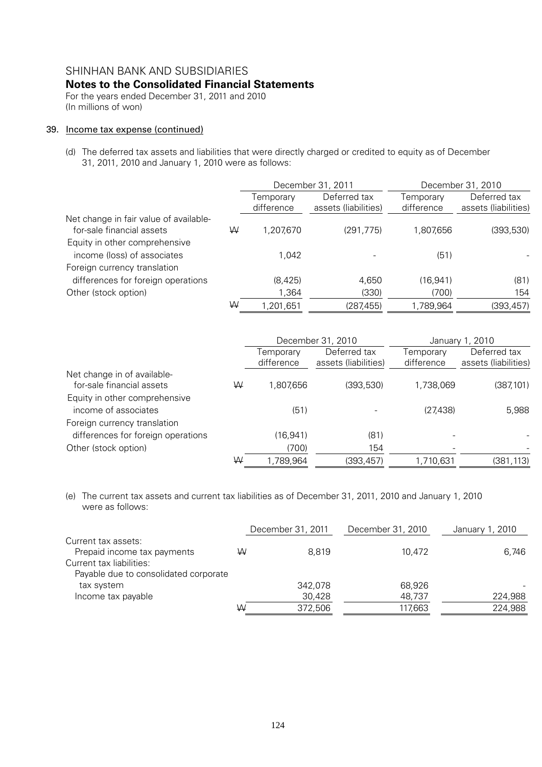SHINHAN BANK AND SUBSIDIARIES

**Notes to the Consolidated Financial Statements**

For the years ended December 31, 2011 and 2010

(In millions of won)

39. Income tax expense (continued)

(d) The deferred tax assets and liabilities that were directly charged or credited to equity as of December 31, 2011, 2010 and January 1, 2010 were as follows:

| | | December 31, 2011 | | December 31, 2010 | |
|---|---|---|---|---|---|
| | | Temporary difference | Deferred tax assets (liabilities) | Temporary difference | Deferred tax assets (liabilities) |
| Net change in fair value of available-for-sale financial assets | ₩ | 1,207,670 | (291,775) | 1,807,656 | (393,530) |
| Equity in other comprehensive income (loss) of associates | | 1,042 | - | (51) | - |
| Foreign currency translation differences for foreign operations | | (8,425) | 4,650 | (16,941) | (81) |
| Other (stock option) | | 1,364 | (330) | (700) | 154 |
| | ₩ | 1,201,651 | (287,455) | 1,789,964 | (393,457) |

| | | December 31, 2010 | | January 1, 2010 | |
|---|---|---|---|---|---|
| | | Temporary difference | Deferred tax assets (liabilities) | Temporary difference | Deferred tax assets (liabilities) |
| Net change in of available-for-sale financial assets | ₩ | 1,807,656 | (393,530) | 1,738,069 | (387,101) |
| Equity in other comprehensive income of associates | | (51) | - | (27,438) | 5,988 |
| Foreign currency translation differences for foreign operations | | (16,941) | (81) | - | - |
| Other (stock option) | | (700) | 154 | - | - |
| | ₩ | 1,789,964 | (393,457) | 1,710,631 | (381,113) |

(e) The current tax assets and current tax liabilities as of December 31, 2011, 2010 and January 1, 2010 were as follows:

| | | December 31, 2011 | December 31, 2010 | January 1, 2010 |
|---|---|---|---|---|
| Current tax assets: | | | | |
| Prepaid income tax payments | ₩ | 8,819 | 10,472 | 6,746 |
| Current tax liabilities: | | | | |
| Payable due to consolidated corporate tax system | | 342,078 | 68,926 | - |
| Income tax payable | | 30,428 | 48,737 | 224,988 |
| | ₩ | 372,506 | 117,663 | 224,988 |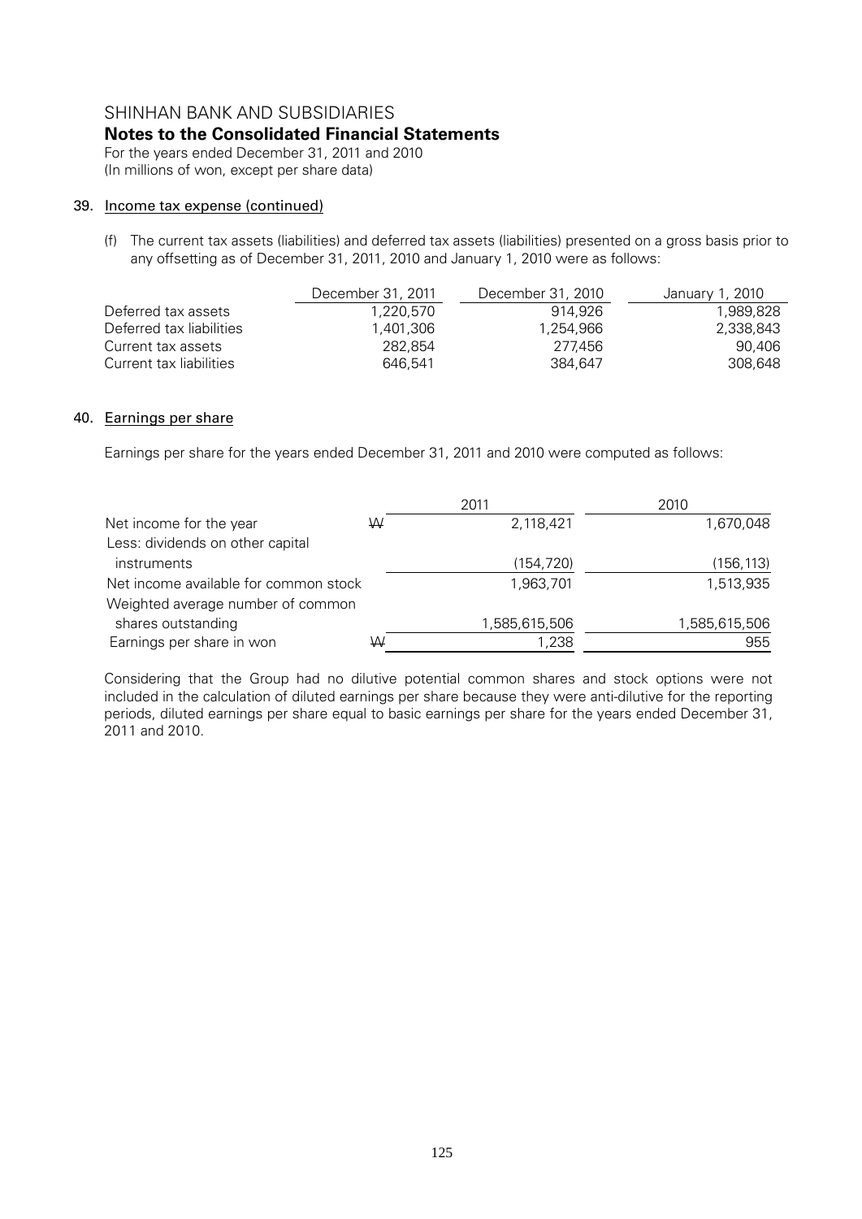# SHINHAN BANK AND SUBSIDIARIES

## Notes to the Consolidated Financial Statements

For the years ended December 31, 2011 and 2010
(In millions of won, except per share data)

### 39. Income tax expense (continued)

(f) The current tax assets (liabilities) and deferred tax assets (liabilities) presented on a gross basis prior to any offsetting as of December 31, 2011, 2010 and January 1, 2010 were as follows:

| | December 31, 2011 | December 31, 2010 | January 1, 2010 |
|---|---|---|---|
| Deferred tax assets | 1,220,570 | 914,926 | 1,989,828 |
| Deferred tax liabilities | 1,401,306 | 1,254,966 | 2,338,843 |
| Current tax assets | 282,854 | 277,456 | 90,406 |
| Current tax liabilities | 646,541 | 384,647 | 308,648 |

### 40. Earnings per share

Earnings per share for the years ended December 31, 2011 and 2010 were computed as follows:

| | | 2011 | 2010 |
|---|---|---|---|
| Net income for the year | ₩ | 2,118,421 | 1,670,048 |
| Less: dividends on other capital instruments | | (154,720) | (156,113) |
| Net income available for common stock | | 1,963,701 | 1,513,935 |
| Weighted average number of common shares outstanding | | 1,585,615,506 | 1,585,615,506 |
| Earnings per share in won | ₩ | 1,238 | 955 |

Considering that the Group had no dilutive potential common shares and stock options were not included in the calculation of diluted earnings per share because they were anti-dilutive for the reporting periods, diluted earnings per share equal to basic earnings per share for the years ended December 31, 2011 and 2010.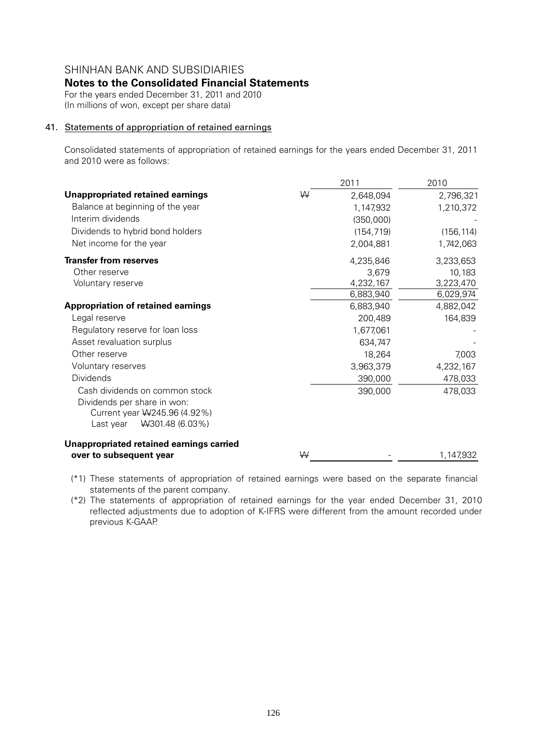SHINHAN BANK AND SUBSIDIARIES
**Notes to the Consolidated Financial Statements**
For the years ended December 31, 2011 and 2010
(In millions of won, except per share data)

## 41. Statements of appropriation of retained earnings

Consolidated statements of appropriation of retained earnings for the years ended December 31, 2011 and 2010 were as follows:

| | | 2011 | 2010 |
|---|---|---|---|
| **Unappropriated retained earnings** | ₩ | 2,648,094 | 2,796,321 |
| Balance at beginning of the year | | 1,147,932 | 1,210,372 |
| Interim dividends | | (350,000) | - |
| Dividends to hybrid bond holders | | (154,719) | (156,114) |
| Net income for the year | | 2,004,881 | 1,742,063 |
| **Transfer from reserves** | | 4,235,846 | 3,233,653 |
| Other reserve | | 3,679 | 10,183 |
| Voluntary reserve | | 4,232,167 | 3,223,470 |
| | | 6,883,940 | 6,029,974 |
| **Appropriation of retained earnings** | | 6,883,940 | 4,882,042 |
| Legal reserve | | 200,489 | 164,839 |
| Regulatory reserve for loan loss | | 1,677,061 | - |
| Asset revaluation surplus | | 634,747 | - |
| Other reserve | | 18,264 | 7,003 |
| Voluntary reserves | | 3,963,379 | 4,232,167 |
| Dividends | | 390,000 | 478,033 |
| Cash dividends on common stock | | 390,000 | 478,033 |
| Dividends per share in won: | | | |
| Current year ₩245.96 (4.92%) | | | |
| Last year ₩301.48 (6.03%) | | | |
| **Unappropriated retained earnings carried over to subsequent year** | ₩ | - | 1,147,932 |

(*1) These statements of appropriation of retained earnings were based on the separate financial statements of the parent company.

(*2) The statements of appropriation of retained earnings for the year ended December 31, 2010 reflected adjustments due to adoption of K-IFRS were different from the amount recorded under previous K-GAAP.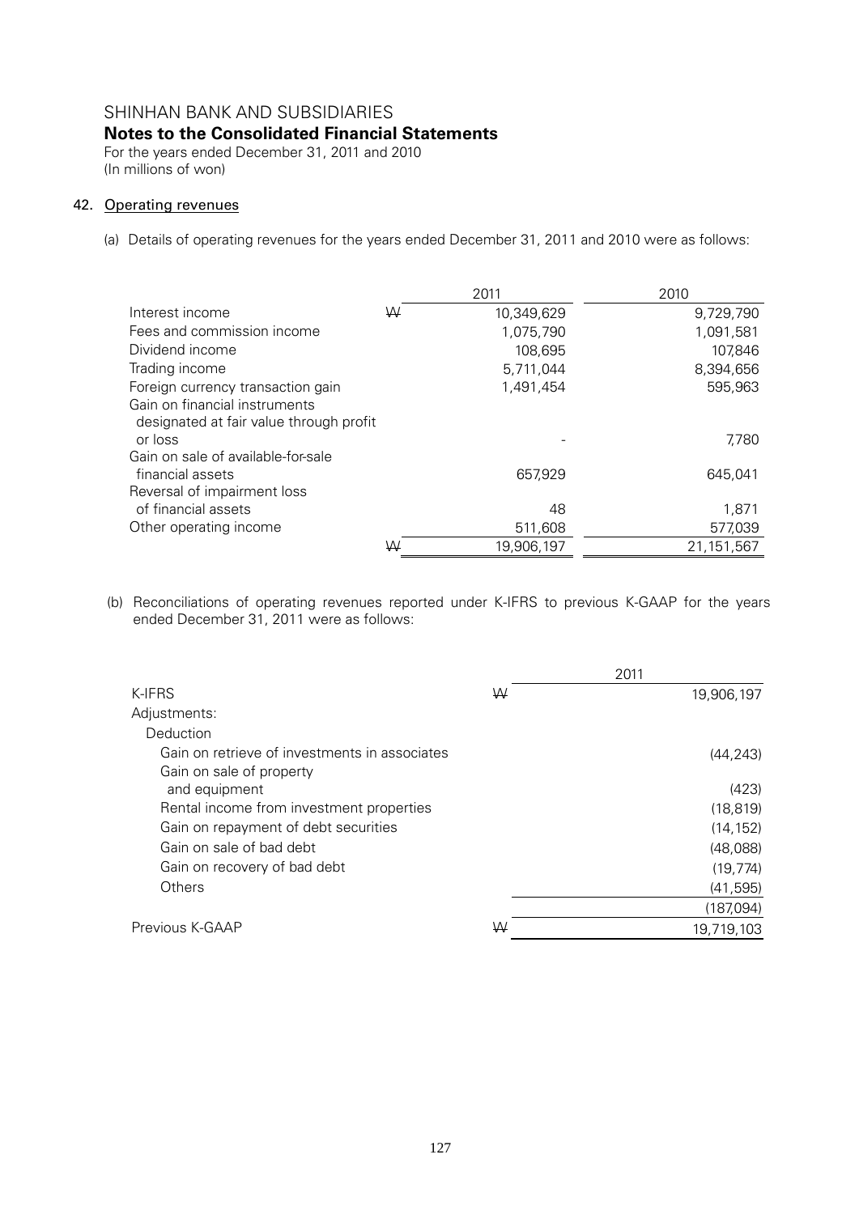SHINHAN BANK AND SUBSIDIARIES

**Notes to the Consolidated Financial Statements**

For the years ended December 31, 2011 and 2010
(In millions of won)

## 42. Operating revenues

(a) Details of operating revenues for the years ended December 31, 2011 and 2010 were as follows:

| | | 2011 | 2010 |
|---|---|---|---|
| Interest income | ₩ | 10,349,629 | 9,729,790 |
| Fees and commission income | | 1,075,790 | 1,091,581 |
| Dividend income | | 108,695 | 107,846 |
| Trading income | | 5,711,044 | 8,394,656 |
| Foreign currency transaction gain | | 1,491,454 | 595,963 |
| Gain on financial instruments designated at fair value through profit or loss | | - | 7,780 |
| Gain on sale of available-for-sale financial assets | | 657,929 | 645,041 |
| Reversal of impairment loss of financial assets | | 48 | 1,871 |
| Other operating income | | 511,608 | 577,039 |
| | ₩ | 19,906,197 | 21,151,567 |

(b) Reconciliations of operating revenues reported under K-IFRS to previous K-GAAP for the years ended December 31, 2011 were as follows:

| | | 2011 |
|---|---|---|
| K-IFRS | ₩ | 19,906,197 |
| Adjustments: | | |
| Deduction | | |
| Gain on retrieve of investments in associates | | (44,243) |
| Gain on sale of property and equipment | | (423) |
| Rental income from investment properties | | (18,819) |
| Gain on repayment of debt securities | | (14,152) |
| Gain on sale of bad debt | | (48,088) |
| Gain on recovery of bad debt | | (19,774) |
| Others | | (41,595) |
| | | (187,094) |
| Previous K-GAAP | ₩ | 19,719,103 |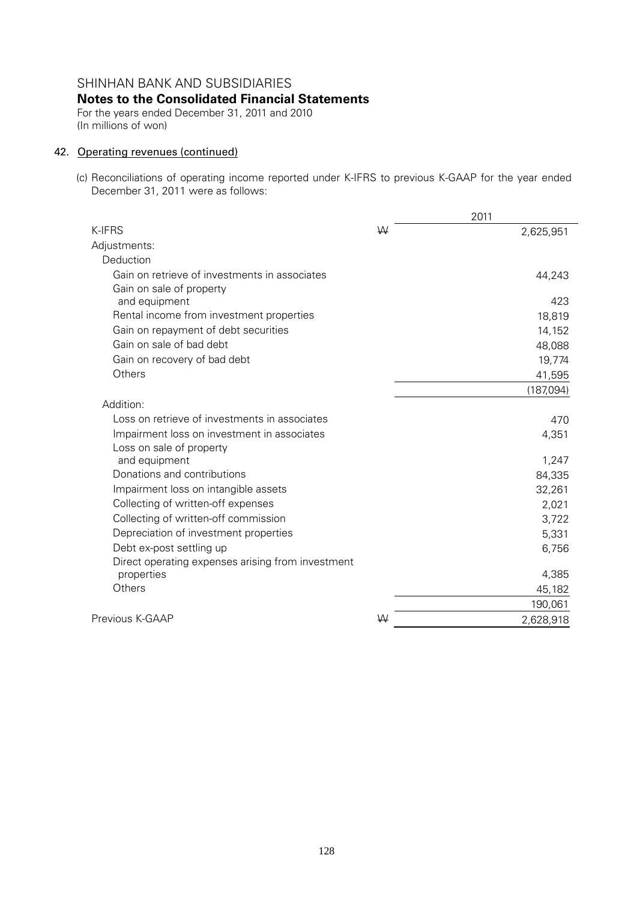SHINHAN BANK AND SUBSIDIARIES

**Notes to the Consolidated Financial Statements**

For the years ended December 31, 2011 and 2010
(In millions of won)

## 42. Operating revenues (continued)

(c) Reconciliations of operating income reported under K-IFRS to previous K-GAAP for the year ended December 31, 2011 were as follows:

| | | 2011 |
|---|---|---|
| K-IFRS | ₩ | 2,625,951 |
| Adjustments: | | |
| Deduction | | |
| Gain on retrieve of investments in associates | | 44,243 |
| Gain on sale of property and equipment | | 423 |
| Rental income from investment properties | | 18,819 |
| Gain on repayment of debt securities | | 14,152 |
| Gain on sale of bad debt | | 48,088 |
| Gain on recovery of bad debt | | 19,774 |
| Others | | 41,595 |
| | | (187,094) |
| Addition: | | |
| Loss on retrieve of investments in associates | | 470 |
| Impairment loss on investment in associates | | 4,351 |
| Loss on sale of property and equipment | | 1,247 |
| Donations and contributions | | 84,335 |
| Impairment loss on intangible assets | | 32,261 |
| Collecting of written-off expenses | | 2,021 |
| Collecting of written-off commission | | 3,722 |
| Depreciation of investment properties | | 5,331 |
| Debt ex-post settling up | | 6,756 |
| Direct operating expenses arising from investment properties | | 4,385 |
| Others | | 45,182 |
| | | 190,061 |
| Previous K-GAAP | ₩ | 2,628,918 |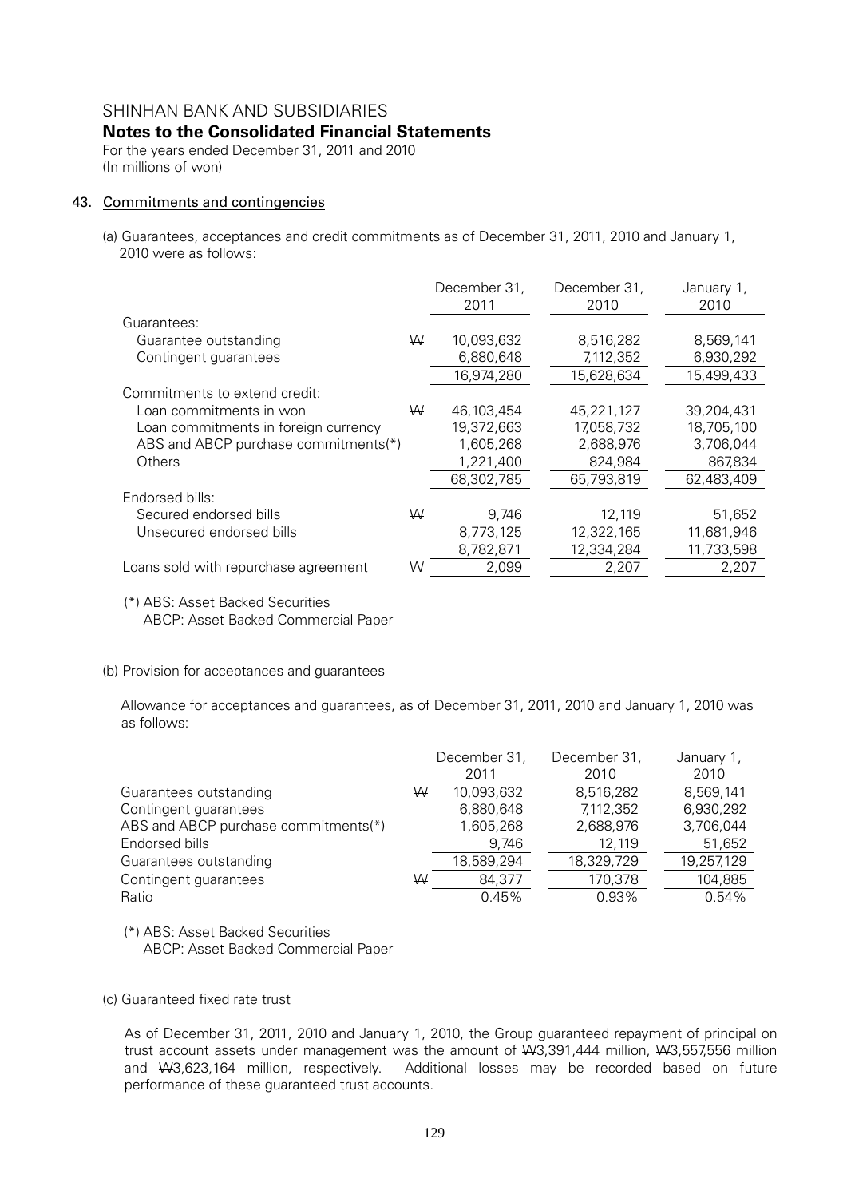SHINHAN BANK AND SUBSIDIARIES

**Notes to the Consolidated Financial Statements**

For the years ended December 31, 2011 and 2010

(In millions of won)

## 43. Commitments and contingencies

(a) Guarantees, acceptances and credit commitments as of December 31, 2011, 2010 and January 1, 2010 were as follows:

| | | December 31, 2011 | December 31, 2010 | January 1, 2010 |
|---|---|---|---|---|
| Guarantees: | | | | |
| Guarantee outstanding | ₩ | 10,093,632 | 8,516,282 | 8,569,141 |
| Contingent guarantees | | 6,880,648 | 7,112,352 | 6,930,292 |
| | | 16,974,280 | 15,628,634 | 15,499,433 |
| Commitments to extend credit: | | | | |
| Loan commitments in won | ₩ | 46,103,454 | 45,221,127 | 39,204,431 |
| Loan commitments in foreign currency | | 19,372,663 | 17,058,732 | 18,705,100 |
| ABS and ABCP purchase commitments(*) | | 1,605,268 | 2,688,976 | 3,706,044 |
| Others | | 1,221,400 | 824,984 | 867,834 |
| | | 68,302,785 | 65,793,819 | 62,483,409 |
| Endorsed bills: | | | | |
| Secured endorsed bills | ₩ | 9,746 | 12,119 | 51,652 |
| Unsecured endorsed bills | | 8,773,125 | 12,322,165 | 11,681,946 |
| | | 8,782,871 | 12,334,284 | 11,733,598 |
| Loans sold with repurchase agreement | ₩ | 2,099 | 2,207 | 2,207 |

(*) ABS: Asset Backed Securities
ABCP: Asset Backed Commercial Paper

(b) Provision for acceptances and guarantees

Allowance for acceptances and guarantees, as of December 31, 2011, 2010 and January 1, 2010 was as follows:

| | | December 31, 2011 | December 31, 2010 | January 1, 2010 |
|---|---|---|---|---|
| Guarantees outstanding | ₩ | 10,093,632 | 8,516,282 | 8,569,141 |
| Contingent guarantees | | 6,880,648 | 7,112,352 | 6,930,292 |
| ABS and ABCP purchase commitments(*) | | 1,605,268 | 2,688,976 | 3,706,044 |
| Endorsed bills | | 9,746 | 12,119 | 51,652 |
| Guarantees outstanding | | 18,589,294 | 18,329,729 | 19,257,129 |
| Contingent guarantees | ₩ | 84,377 | 170,378 | 104,885 |
| Ratio | | 0.45% | 0.93% | 0.54% |

(*) ABS: Asset Backed Securities
ABCP: Asset Backed Commercial Paper

(c) Guaranteed fixed rate trust

As of December 31, 2011, 2010 and January 1, 2010, the Group guaranteed repayment of principal on trust account assets under management was the amount of ₩3,391,444 million, ₩3,557,556 million and ₩3,623,164 million, respectively. Additional losses may be recorded based on future performance of these guaranteed trust accounts.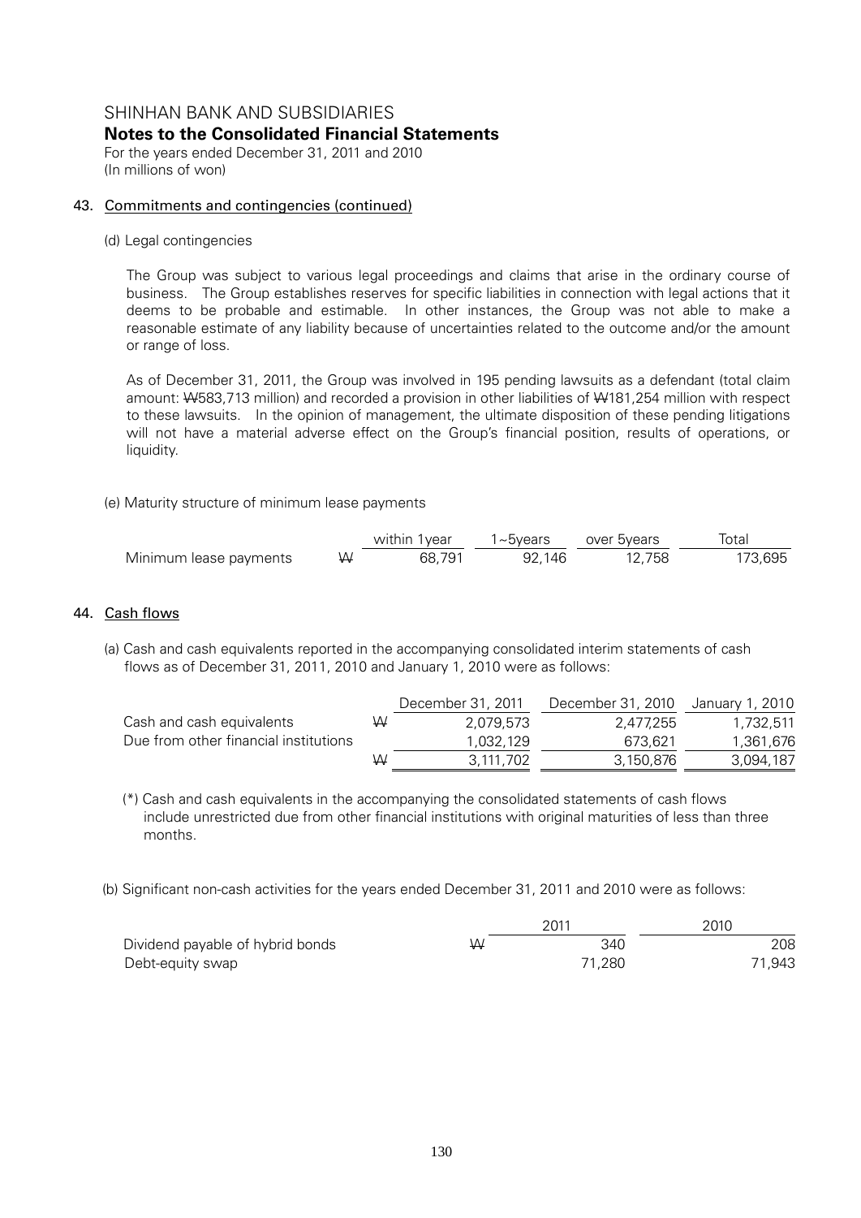SHINHAN BANK AND SUBSIDIARIES
**Notes to the Consolidated Financial Statements**
For the years ended December 31, 2011 and 2010
(In millions of won)

## 43. Commitments and contingencies (continued)

(d) Legal contingencies

The Group was subject to various legal proceedings and claims that arise in the ordinary course of business. The Group establishes reserves for specific liabilities in connection with legal actions that it deems to be probable and estimable. In other instances, the Group was not able to make a reasonable estimate of any liability because of uncertainties related to the outcome and/or the amount or range of loss.

As of December 31, 2011, the Group was involved in 195 pending lawsuits as a defendant (total claim amount: ₩583,713 million) and recorded a provision in other liabilities of ₩181,254 million with respect to these lawsuits. In the opinion of management, the ultimate disposition of these pending litigations will not have a material adverse effect on the Group's financial position, results of operations, or liquidity.

(e) Maturity structure of minimum lease payments

| | | within 1year | 1~5years | over 5years | Total |
|---|---|---|---|---|---|
| Minimum lease payments | ₩ | 68,791 | 92,146 | 12,758 | 173,695 |

## 44. Cash flows

(a) Cash and cash equivalents reported in the accompanying consolidated interim statements of cash flows as of December 31, 2011, 2010 and January 1, 2010 were as follows:

| | | December 31, 2011 | December 31, 2010 | January 1, 2010 |
|---|---|---|---|---|
| Cash and cash equivalents | ₩ | 2,079,573 | 2,477,255 | 1,732,511 |
| Due from other financial institutions | | 1,032,129 | 673,621 | 1,361,676 |
| | ₩ | 3,111,702 | 3,150,876 | 3,094,187 |

(*) Cash and cash equivalents in the accompanying the consolidated statements of cash flows include unrestricted due from other financial institutions with original maturities of less than three months.

(b) Significant non-cash activities for the years ended December 31, 2011 and 2010 were as follows:

| | | 2011 | 2010 |
|---|---|---|---|
| Dividend payable of hybrid bonds | ₩ | 340 | 208 |
| Debt-equity swap | | 71,280 | 71,943 |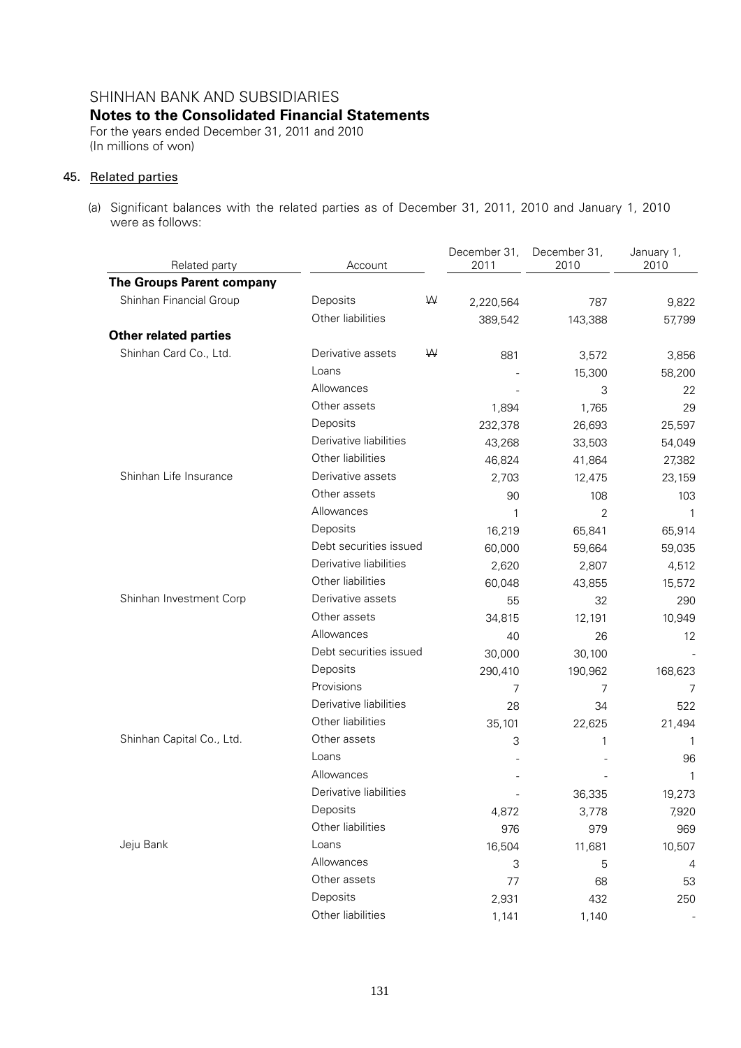# SHINHAN BANK AND SUBSIDIARIES

## Notes to the Consolidated Financial Statements

For the years ended December 31, 2011 and 2010
(In millions of won)

### 45. Related parties

(a) Significant balances with the related parties as of December 31, 2011, 2010 and January 1, 2010 were as follows:

| Related party | Account | | December 31, 2011 | December 31, 2010 | January 1, 2010 |
|---|---|---|---|---|---|
| **The Groups Parent company** | | | | | |
| Shinhan Financial Group | Deposits | ₩ | 2,220,564 | 787 | 9,822 |
| | Other liabilities | | 389,542 | 143,388 | 57,799 |
| **Other related parties** | | | | | |
| Shinhan Card Co., Ltd. | Derivative assets | ₩ | 881 | 3,572 | 3,856 |
| | Loans | | - | 15,300 | 58,200 |
| | Allowances | | - | 3 | 22 |
| | Other assets | | 1,894 | 1,765 | 29 |
| | Deposits | | 232,378 | 26,693 | 25,597 |
| | Derivative liabilities | | 43,268 | 33,503 | 54,049 |
| | Other liabilities | | 46,824 | 41,864 | 27,382 |
| Shinhan Life Insurance | Derivative assets | | 2,703 | 12,475 | 23,159 |
| | Other assets | | 90 | 108 | 103 |
| | Allowances | | 1 | 2 | 1 |
| | Deposits | | 16,219 | 65,841 | 65,914 |
| | Debt securities issued | | 60,000 | 59,664 | 59,035 |
| | Derivative liabilities | | 2,620 | 2,807 | 4,512 |
| | Other liabilities | | 60,048 | 43,855 | 15,572 |
| Shinhan Investment Corp | Derivative assets | | 55 | 32 | 290 |
| | Other assets | | 34,815 | 12,191 | 10,949 |
| | Allowances | | 40 | 26 | 12 |
| | Debt securities issued | | 30,000 | 30,100 | - |
| | Deposits | | 290,410 | 190,962 | 168,623 |
| | Provisions | | 7 | 7 | 7 |
| | Derivative liabilities | | 28 | 34 | 522 |
| | Other liabilities | | 35,101 | 22,625 | 21,494 |
| Shinhan Capital Co., Ltd. | Other assets | | 3 | 1 | 1 |
| | Loans | | - | - | 96 |
| | Allowances | | - | - | 1 |
| | Derivative liabilities | | - | 36,335 | 19,273 |
| | Deposits | | 4,872 | 3,778 | 7,920 |
| | Other liabilities | | 976 | 979 | 969 |
| Jeju Bank | Loans | | 16,504 | 11,681 | 10,507 |
| | Allowances | | 3 | 5 | 4 |
| | Other assets | | 77 | 68 | 53 |
| | Deposits | | 2,931 | 432 | 250 |
| | Other liabilities | | 1,141 | 1,140 | - |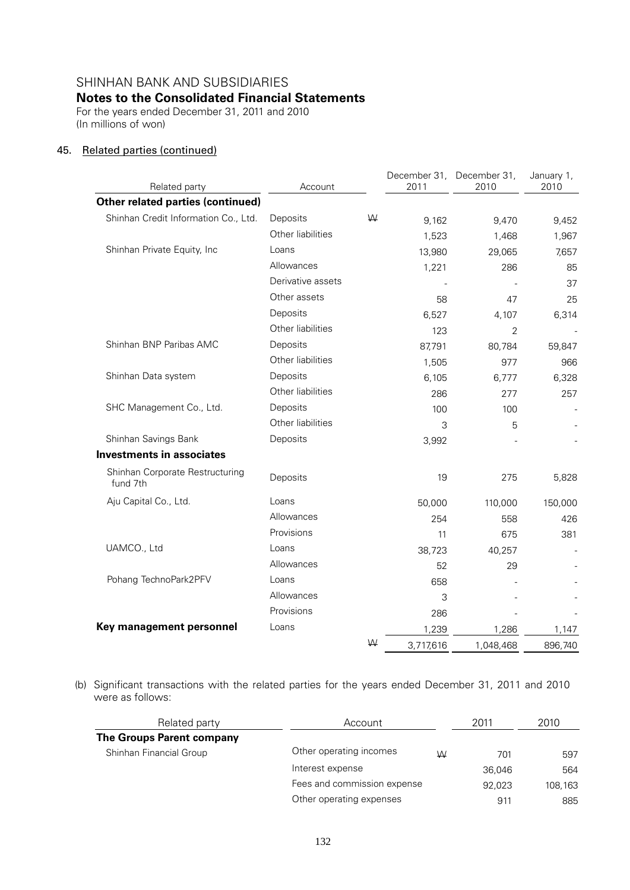SHINHAN BANK AND SUBSIDIARIES

**Notes to the Consolidated Financial Statements**

For the years ended December 31, 2011 and 2010

(In millions of won)

## 45. Related parties (continued)

| Related party | Account | | December 31, 2011 | December 31, 2010 | January 1, 2010 |
|---|---|---|---|---|---|
| **Other related parties (continued)** | | | | | |
| Shinhan Credit Information Co., Ltd. | Deposits | ₩ | 9,162 | 9,470 | 9,452 |
| | Other liabilities | | 1,523 | 1,468 | 1,967 |
| Shinhan Private Equity, Inc | Loans | | 13,980 | 29,065 | 7,657 |
| | Allowances | | 1,221 | 286 | 85 |
| | Derivative assets | | - | - | 37 |
| | Other assets | | 58 | 47 | 25 |
| | Deposits | | 6,527 | 4,107 | 6,314 |
| | Other liabilities | | 123 | 2 | - |
| Shinhan BNP Paribas AMC | Deposits | | 87,791 | 80,784 | 59,847 |
| | Other liabilities | | 1,505 | 977 | 966 |
| Shinhan Data system | Deposits | | 6,105 | 6,777 | 6,328 |
| | Other liabilities | | 286 | 277 | 257 |
| SHC Management Co., Ltd. | Deposits | | 100 | 100 | - |
| | Other liabilities | | 3 | 5 | - |
| Shinhan Savings Bank | Deposits | | 3,992 | - | - |
| **Investments in associates** | | | | | |
| Shinhan Corporate Restructuring fund 7th | Deposits | | 19 | 275 | 5,828 |
| Aju Capital Co., Ltd. | Loans | | 50,000 | 110,000 | 150,000 |
| | Allowances | | 254 | 558 | 426 |
| | Provisions | | 11 | 675 | 381 |
| UAMCO., Ltd | Loans | | 38,723 | 40,257 | - |
| | Allowances | | 52 | 29 | - |
| Pohang TechnoPark2PFV | Loans | | 658 | - | - |
| | Allowances | | 3 | - | - |
| | Provisions | | 286 | - | - |
| **Key management personnel** | Loans | | 1,239 | 1,286 | 1,147 |
| | | ₩ | 3,717,616 | 1,048,468 | 896,740 |

(b) Significant transactions with the related parties for the years ended December 31, 2011 and 2010 were as follows:

| Related party | Account | | 2011 | 2010 |
|---|---|---|---|---|
| **The Groups Parent company** | | | | |
| Shinhan Financial Group | Other operating incomes | ₩ | 701 | 597 |
| | Interest expense | | 36,046 | 564 |
| | Fees and commission expense | | 92,023 | 108,163 |
| | Other operating expenses | | 911 | 885 |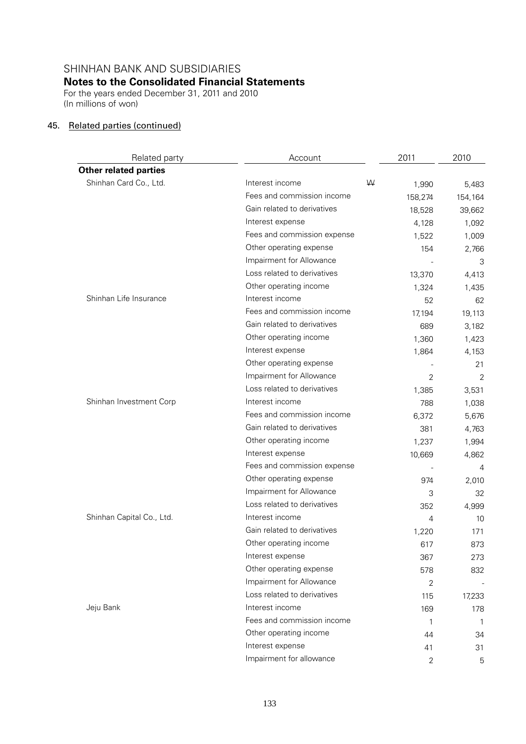SHINHAN BANK AND SUBSIDIARIES

**Notes to the Consolidated Financial Statements**

For the years ended December 31, 2011 and 2010
(In millions of won)

## 45. Related parties (continued)

| Related party | Account | | 2011 | 2010 |
|---|---|---|---|---|
| **Other related parties** | | | | |
| Shinhan Card Co., Ltd. | Interest income | ₩ | 1,990 | 5,483 |
| | Fees and commission income | | 158,274 | 154,164 |
| | Gain related to derivatives | | 18,528 | 39,662 |
| | Interest expense | | 4,128 | 1,092 |
| | Fees and commission expense | | 1,522 | 1,009 |
| | Other operating expense | | 154 | 2,766 |
| | Impairment for Allowance | | - | 3 |
| | Loss related to derivatives | | 13,370 | 4,413 |
| | Other operating income | | 1,324 | 1,435 |
| Shinhan Life Insurance | Interest income | | 52 | 62 |
| | Fees and commission income | | 17,194 | 19,113 |
| | Gain related to derivatives | | 689 | 3,182 |
| | Other operating income | | 1,360 | 1,423 |
| | Interest expense | | 1,864 | 4,153 |
| | Other operating expense | | - | 21 |
| | Impairment for Allowance | | 2 | 2 |
| | Loss related to derivatives | | 1,385 | 3,531 |
| Shinhan Investment Corp | Interest income | | 788 | 1,038 |
| | Fees and commission income | | 6,372 | 5,676 |
| | Gain related to derivatives | | 381 | 4,763 |
| | Other operating income | | 1,237 | 1,994 |
| | Interest expense | | 10,669 | 4,862 |
| | Fees and commission expense | | - | 4 |
| | Other operating expense | | 974 | 2,010 |
| | Impairment for Allowance | | 3 | 32 |
| | Loss related to derivatives | | 352 | 4,999 |
| Shinhan Capital Co., Ltd. | Interest income | | 4 | 10 |
| | Gain related to derivatives | | 1,220 | 171 |
| | Other operating income | | 617 | 873 |
| | Interest expense | | 367 | 273 |
| | Other operating expense | | 578 | 832 |
| | Impairment for Allowance | | 2 | - |
| | Loss related to derivatives | | 115 | 17,233 |
| Jeju Bank | Interest income | | 169 | 178 |
| | Fees and commission income | | 1 | 1 |
| | Other operating income | | 44 | 34 |
| | Interest expense | | 41 | 31 |
| | Impairment for allowance | | 2 | 5 |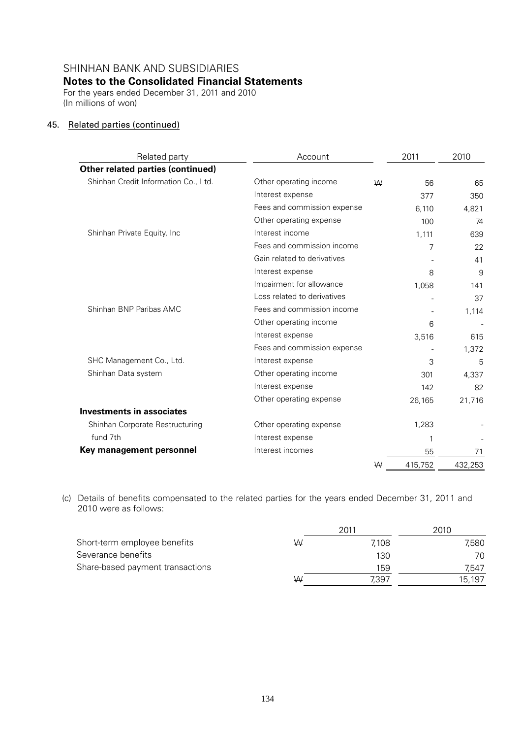SHINHAN BANK AND SUBSIDIARIES

**Notes to the Consolidated Financial Statements**

For the years ended December 31, 2011 and 2010
(In millions of won)

45. Related parties (continued)

| Related party | Account | | 2011 | 2010 |
|---|---|---|---|---|
| **Other related parties (continued)** | | | | |
| Shinhan Credit Information Co., Ltd. | Other operating income | ₩ | 56 | 65 |
| | Interest expense | | 377 | 350 |
| | Fees and commission expense | | 6,110 | 4,821 |
| | Other operating expense | | 100 | 74 |
| Shinhan Private Equity, Inc | Interest income | | 1,111 | 639 |
| | Fees and commission income | | 7 | 22 |
| | Gain related to derivatives | | - | 41 |
| | Interest expense | | 8 | 9 |
| | Impairment for allowance | | 1,058 | 141 |
| | Loss related to derivatives | | - | 37 |
| Shinhan BNP Paribas AMC | Fees and commission income | | - | 1,114 |
| | Other operating income | | 6 | - |
| | Interest expense | | 3,516 | 615 |
| | Fees and commission expense | | - | 1,372 |
| SHC Management Co., Ltd. | Interest expense | | 3 | 5 |
| Shinhan Data system | Other operating income | | 301 | 4,337 |
| | Interest expense | | 142 | 82 |
| | Other operating expense | | 26,165 | 21,716 |
| **Investments in associates** | | | | |
| Shinhan Corporate Restructuring fund 7th | Other operating expense | | 1,283 | - |
| | Interest expense | | 1 | - |
| **Key management personnel** | Interest incomes | | 55 | 71 |
| | | ₩ | 415,752 | 432,253 |

(c) Details of benefits compensated to the related parties for the years ended December 31, 2011 and 2010 were as follows:

| | | 2011 | 2010 |
|---|---|---|---|
| Short-term employee benefits | ₩ | 7,108 | 7,580 |
| Severance benefits | | 130 | 70 |
| Share-based payment transactions | | 159 | 7,547 |
| | ₩ | 7,397 | 15,197 |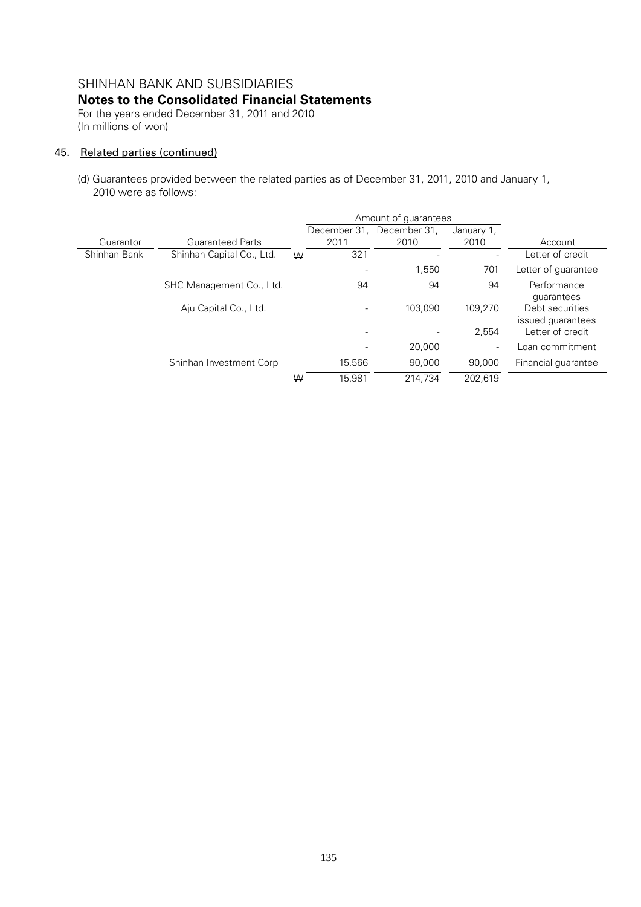SHINHAN BANK AND SUBSIDIARIES

**Notes to the Consolidated Financial Statements**

For the years ended December 31, 2011 and 2010
(In millions of won)

45. Related parties (continued)

(d) Guarantees provided between the related parties as of December 31, 2011, 2010 and January 1, 2010 were as follows:

| Guarantor | Guaranteed Parts | | Amount of guarantees December 31, 2011 | December 31, 2010 | January 1, 2010 | Account |
|---|---|---|---|---|---|---|
| Shinhan Bank | Shinhan Capital Co., Ltd. | ₩ | 321 | - | - | Letter of credit |
| | | | - | 1,550 | 701 | Letter of guarantee |
| | SHC Management Co., Ltd. | | 94 | 94 | 94 | Performance guarantees |
| | Aju Capital Co., Ltd. | | - | 103,090 | 109,270 | Debt securities issued guarantees |
| | | | - | - | 2,554 | Letter of credit |
| | | | - | 20,000 | - | Loan commitment |
| | Shinhan Investment Corp | | 15,566 | 90,000 | 90,000 | Financial guarantee |
| | | ₩ | 15,981 | 214,734 | 202,619 | |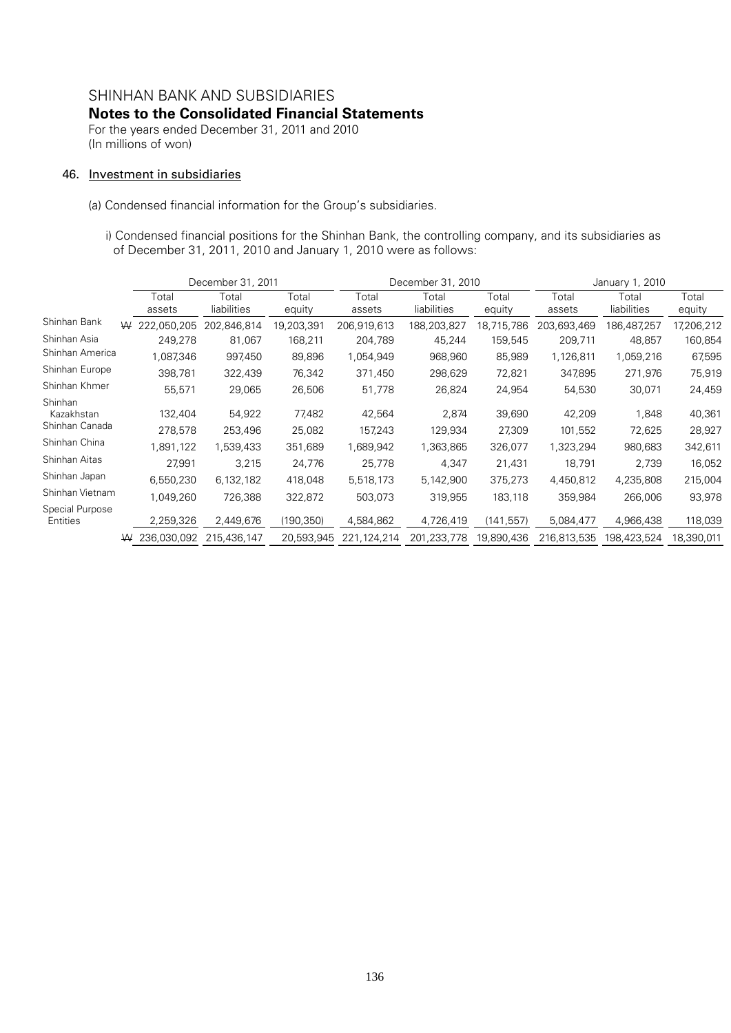SHINHAN BANK AND SUBSIDIARIES
**Notes to the Consolidated Financial Statements**
For the years ended December 31, 2011 and 2010
(In millions of won)

46. Investment in subsidiaries

(a) Condensed financial information for the Group's subsidiaries.

i) Condensed financial positions for the Shinhan Bank, the controlling company, and its subsidiaries as of December 31, 2011, 2010 and January 1, 2010 were as follows:

| | December 31, 2011 | | | December 31, 2010 | | | January 1, 2010 | | |
|---|---|---|---|---|---|---|---|---|---|
| | Total assets | Total liabilities | Total equity | Total assets | Total liabilities | Total equity | Total assets | Total liabilities | Total equity |
| Shinhan Bank | ₩ 222,050,205 | 202,846,814 | 19,203,391 | 206,919,613 | 188,203,827 | 18,715,786 | 203,693,469 | 186,487,257 | 17,206,212 |
| Shinhan Asia | 249,278 | 81,067 | 168,211 | 204,789 | 45,244 | 159,545 | 209,711 | 48,857 | 160,854 |
| Shinhan America | 1,087,346 | 997,450 | 89,896 | 1,054,949 | 968,960 | 85,989 | 1,126,811 | 1,059,216 | 67,595 |
| Shinhan Europe | 398,781 | 322,439 | 76,342 | 371,450 | 298,629 | 72,821 | 347,895 | 271,976 | 75,919 |
| Shinhan Khmer | 55,571 | 29,065 | 26,506 | 51,778 | 26,824 | 24,954 | 54,530 | 30,071 | 24,459 |
| Shinhan Kazakhstan | 132,404 | 54,922 | 77,482 | 42,564 | 2,874 | 39,690 | 42,209 | 1,848 | 40,361 |
| Shinhan Canada | 278,578 | 253,496 | 25,082 | 157,243 | 129,934 | 27,309 | 101,552 | 72,625 | 28,927 |
| Shinhan China | 1,891,122 | 1,539,433 | 351,689 | 1,689,942 | 1,363,865 | 326,077 | 1,323,294 | 980,683 | 342,611 |
| Shinhan Aitas | 27,991 | 3,215 | 24,776 | 25,778 | 4,347 | 21,431 | 18,791 | 2,739 | 16,052 |
| Shinhan Japan | 6,550,230 | 6,132,182 | 418,048 | 5,518,173 | 5,142,900 | 375,273 | 4,450,812 | 4,235,808 | 215,004 |
| Shinhan Vietnam | 1,049,260 | 726,388 | 322,872 | 503,073 | 319,955 | 183,118 | 359,984 | 266,006 | 93,978 |
| Special Purpose Entities | 2,259,326 | 2,449,676 | (190,350) | 4,584,862 | 4,726,419 | (141,557) | 5,084,477 | 4,966,438 | 118,039 |
| | ₩ 236,030,092 | 215,436,147 | 20,593,945 | 221,124,214 | 201,233,778 | 19,890,436 | 216,813,535 | 198,423,524 | 18,390,011 |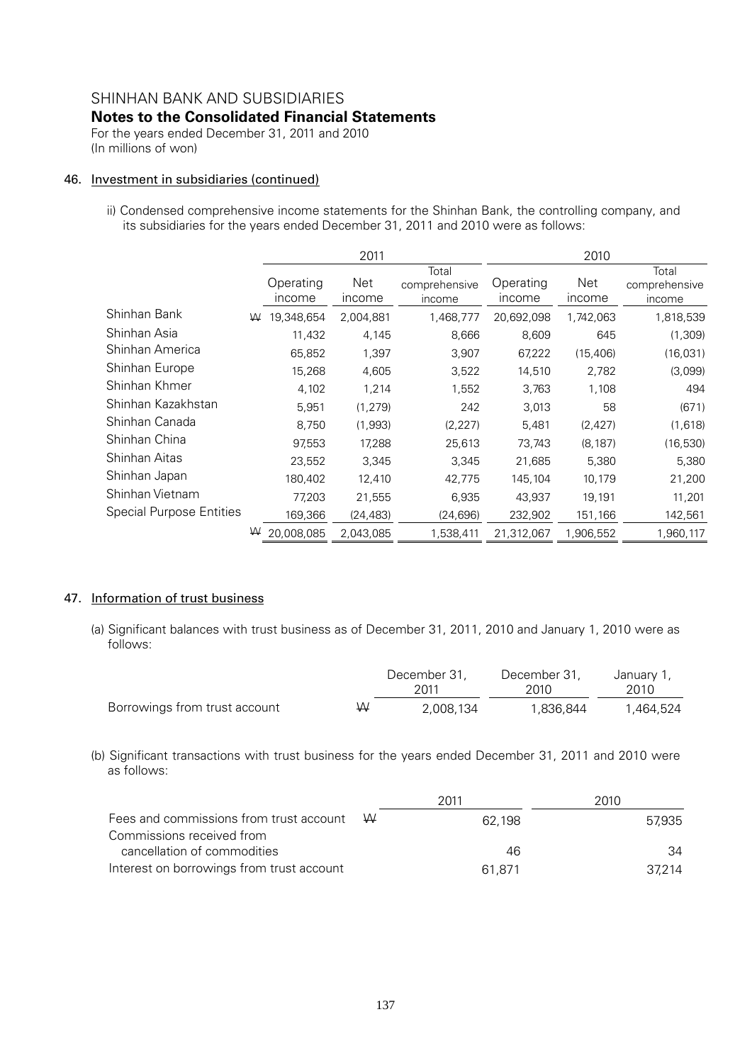SHINHAN BANK AND SUBSIDIARIES

**Notes to the Consolidated Financial Statements**

For the years ended December 31, 2011 and 2010
(In millions of won)

## 46. Investment in subsidiaries (continued)

ii) Condensed comprehensive income statements for the Shinhan Bank, the controlling company, and its subsidiaries for the years ended December 31, 2011 and 2010 were as follows:

| | 2011 | | | 2010 | | |
|---|---|---|---|---|---|---|
| | Operating income | Net income | Total comprehensive income | Operating income | Net income | Total comprehensive income |
| Shinhan Bank | ₩ 19,348,654 | 2,004,881 | 1,468,777 | 20,692,098 | 1,742,063 | 1,818,539 |
| Shinhan Asia | 11,432 | 4,145 | 8,666 | 8,609 | 645 | (1,309) |
| Shinhan America | 65,852 | 1,397 | 3,907 | 67,222 | (15,406) | (16,031) |
| Shinhan Europe | 15,268 | 4,605 | 3,522 | 14,510 | 2,782 | (3,099) |
| Shinhan Khmer | 4,102 | 1,214 | 1,552 | 3,763 | 1,108 | 494 |
| Shinhan Kazakhstan | 5,951 | (1,279) | 242 | 3,013 | 58 | (671) |
| Shinhan Canada | 8,750 | (1,993) | (2,227) | 5,481 | (2,427) | (1,618) |
| Shinhan China | 97,553 | 17,288 | 25,613 | 73,743 | (8,187) | (16,530) |
| Shinhan Aitas | 23,552 | 3,345 | 3,345 | 21,685 | 5,380 | 5,380 |
| Shinhan Japan | 180,402 | 12,410 | 42,775 | 145,104 | 10,179 | 21,200 |
| Shinhan Vietnam | 77,203 | 21,555 | 6,935 | 43,937 | 19,191 | 11,201 |
| Special Purpose Entities | 169,366 | (24,483) | (24,696) | 232,902 | 151,166 | 142,561 |
| | ₩ 20,008,085 | 2,043,085 | 1,538,411 | 21,312,067 | 1,906,552 | 1,960,117 |

## 47. Information of trust business

(a) Significant balances with trust business as of December 31, 2011, 2010 and January 1, 2010 were as follows:

| | | December 31, 2011 | December 31, 2010 | January 1, 2010 |
|---|---|---|---|---|
| Borrowings from trust account | ₩ | 2,008,134 | 1,836,844 | 1,464,524 |

(b) Significant transactions with trust business for the years ended December 31, 2011 and 2010 were as follows:

| | | 2011 | 2010 |
|---|---|---|---|
| Fees and commissions from trust account | ₩ | 62,198 | 57,935 |
| Commissions received from cancellation of commodities | | 46 | 34 |
| Interest on borrowings from trust account | | 61,871 | 37,214 |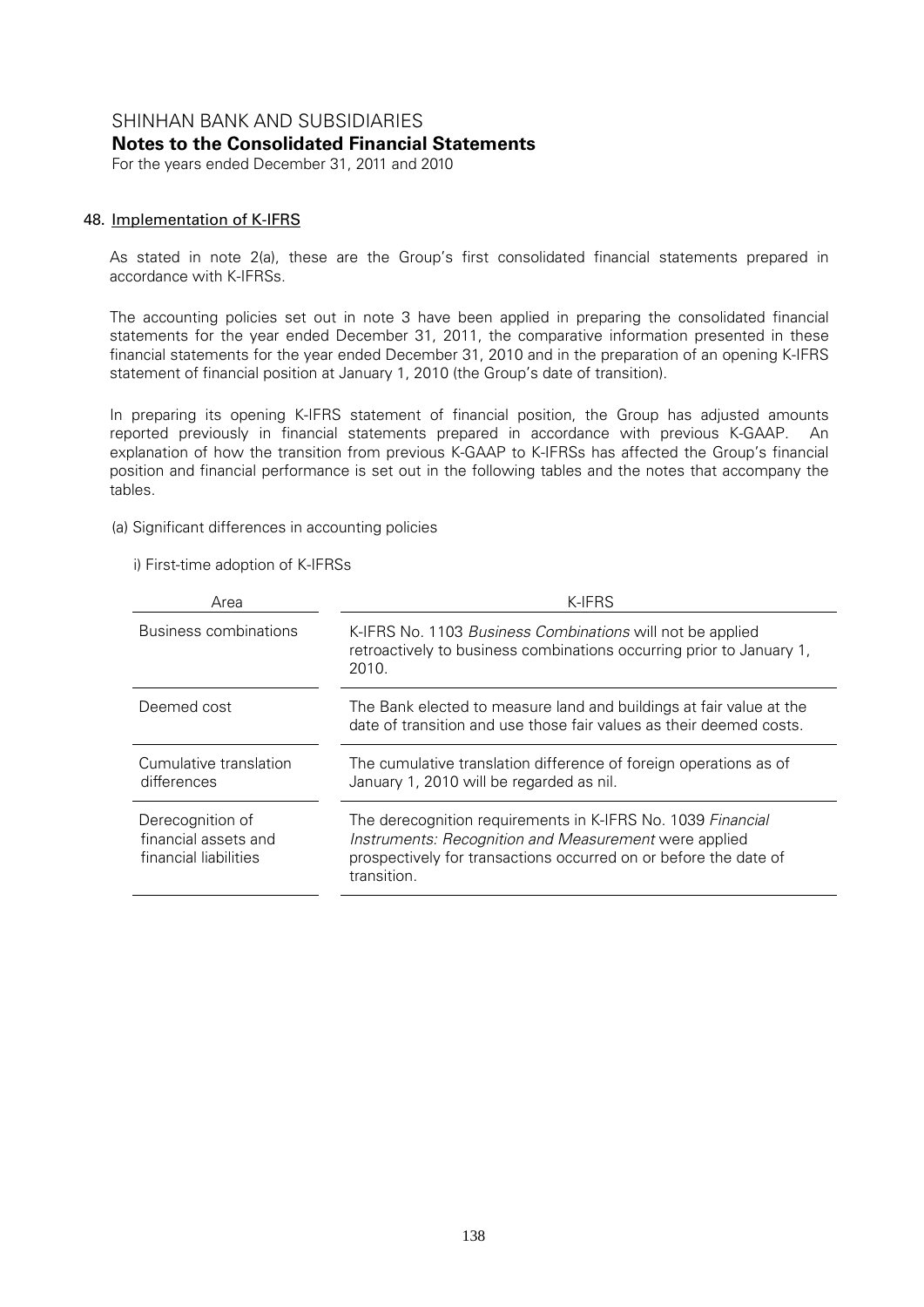## 48. Implementation of K-IFRS

As stated in note 2(a), these are the Group's first consolidated financial statements prepared in accordance with K-IFRSs.

The accounting policies set out in note 3 have been applied in preparing the consolidated financial statements for the year ended December 31, 2011, the comparative information presented in these financial statements for the year ended December 31, 2010 and in the preparation of an opening K-IFRS statement of financial position at January 1, 2010 (the Group's date of transition).

In preparing its opening K-IFRS statement of financial position, the Group has adjusted amounts reported previously in financial statements prepared in accordance with previous K-GAAP. An explanation of how the transition from previous K-GAAP to K-IFRSs has affected the Group's financial position and financial performance is set out in the following tables and the notes that accompany the tables.

(a) Significant differences in accounting policies

i) First-time adoption of K-IFRSs

| Area | K-IFRS |
|---|---|
| Business combinations | K-IFRS No. 1103 *Business Combinations* will not be applied retroactively to business combinations occurring prior to January 1, 2010. |
| Deemed cost | The Bank elected to measure land and buildings at fair value at the date of transition and use those fair values as their deemed costs. |
| Cumulative translation differences | The cumulative translation difference of foreign operations as of January 1, 2010 will be regarded as nil. |
| Derecognition of financial assets and financial liabilities | The derecognition requirements in K-IFRS No. 1039 *Financial Instruments: Recognition and Measurement* were applied prospectively for transactions occurred on or before the date of transition. |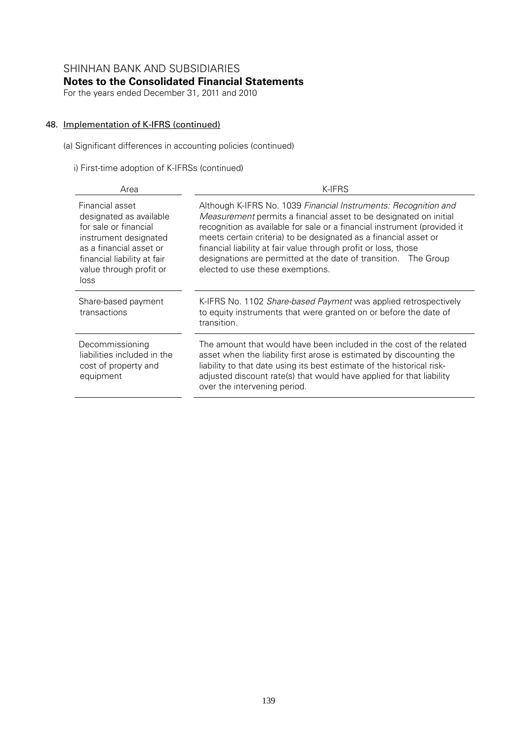SHINHAN BANK AND SUBSIDIARIES

**Notes to the Consolidated Financial Statements**

For the years ended December 31, 2011 and 2010

## 48. Implementation of K-IFRS (continued)

(a) Significant differences in accounting policies (continued)

i) First-time adoption of K-IFRSs (continued)

| Area | K-IFRS |
|---|---|
| Financial asset designated as available for sale or financial instrument designated as a financial asset or financial liability at fair value through profit or loss | Although K-IFRS No. 1039 *Financial Instruments: Recognition and Measurement* permits a financial asset to be designated on initial recognition as available for sale or a financial instrument (provided it meets certain criteria) to be designated as a financial asset or financial liability at fair value through profit or loss, those designations are permitted at the date of transition. The Group elected to use these exemptions. |
| Share-based payment transactions | K-IFRS No. 1102 *Share-based Payment* was applied retrospectively to equity instruments that were granted on or before the date of transition. |
| Decommissioning liabilities included in the cost of property and equipment | The amount that would have been included in the cost of the related asset when the liability first arose is estimated by discounting the liability to that date using its best estimate of the historical risk-adjusted discount rate(s) that would have applied for that liability over the intervening period. |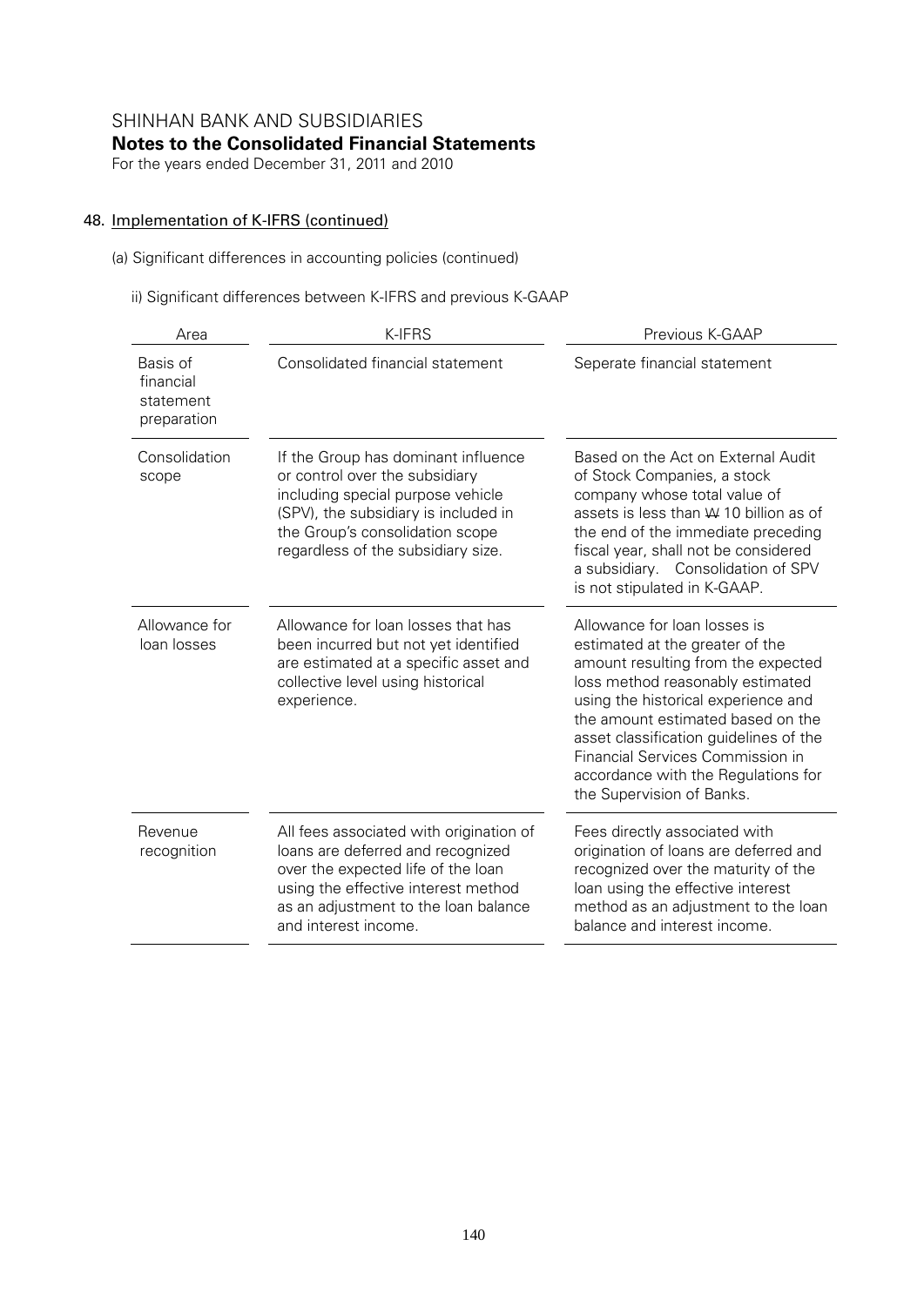SHINHAN BANK AND SUBSIDIARIES

**Notes to the Consolidated Financial Statements**

For the years ended December 31, 2011 and 2010

## 48. Implementation of K-IFRS (continued)

(a) Significant differences in accounting policies (continued)

ii) Significant differences between K-IFRS and previous K-GAAP

| Area | K-IFRS | Previous K-GAAP |
|---|---|---|
| Basis of financial statement preparation | Consolidated financial statement | Seperate financial statement |
| Consolidation scope | If the Group has dominant influence or control over the subsidiary including special purpose vehicle (SPV), the subsidiary is included in the Group's consolidation scope regardless of the subsidiary size. | Based on the Act on External Audit of Stock Companies, a stock company whose total value of assets is less than ₩ 10 billion as of the end of the immediate preceding fiscal year, shall not be considered a subsidiary. Consolidation of SPV is not stipulated in K-GAAP. |
| Allowance for loan losses | Allowance for loan losses that has been incurred but not yet identified are estimated at a specific asset and collective level using historical experience. | Allowance for loan losses is estimated at the greater of the amount resulting from the expected loss method reasonably estimated using the historical experience and the amount estimated based on the asset classification guidelines of the Financial Services Commission in accordance with the Regulations for the Supervision of Banks. |
| Revenue recognition | All fees associated with origination of loans are deferred and recognized over the expected life of the loan using the effective interest method as an adjustment to the loan balance and interest income. | Fees directly associated with origination of loans are deferred and recognized over the maturity of the loan using the effective interest method as an adjustment to the loan balance and interest income. |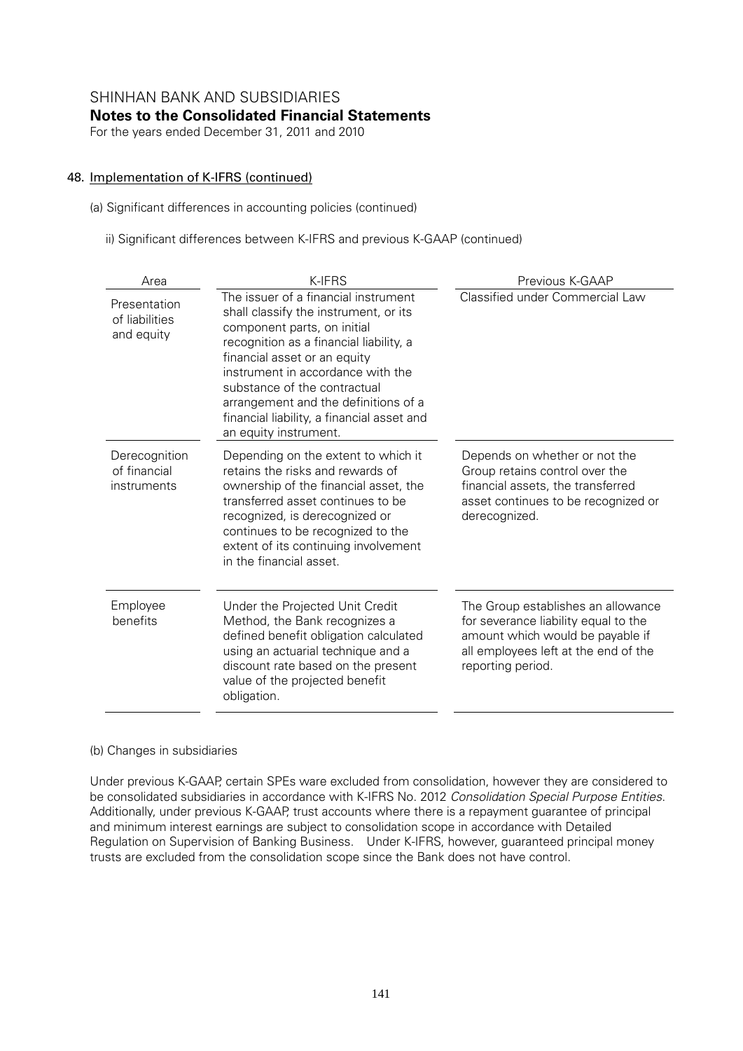## 48. Implementation of K-IFRS (continued)

(a) Significant differences in accounting policies (continued)

ii) Significant differences between K-IFRS and previous K-GAAP (continued)

| Area | K-IFRS | Previous K-GAAP |
|---|---|---|
| Presentation of liabilities and equity | The issuer of a financial instrument shall classify the instrument, or its component parts, on initial recognition as a financial liability, a financial asset or an equity instrument in accordance with the substance of the contractual arrangement and the definitions of a financial liability, a financial asset and an equity instrument. | Classified under Commercial Law |
| Derecognition of financial instruments | Depending on the extent to which it retains the risks and rewards of ownership of the financial asset, the transferred asset continues to be recognized, is derecognized or continues to be recognized to the extent of its continuing involvement in the financial asset. | Depends on whether or not the Group retains control over the financial assets, the transferred asset continues to be recognized or derecognized. |
| Employee benefits | Under the Projected Unit Credit Method, the Bank recognizes a defined benefit obligation calculated using an actuarial technique and a discount rate based on the present value of the projected benefit obligation. | The Group establishes an allowance for severance liability equal to the amount which would be payable if all employees left at the end of the reporting period. |

(b) Changes in subsidiaries

Under previous K-GAAP, certain SPEs ware excluded from consolidation, however they are considered to be consolidated subsidiaries in accordance with K-IFRS No. 2012 *Consolidation Special Purpose Entities*. Additionally, under previous K-GAAP, trust accounts where there is a repayment guarantee of principal and minimum interest earnings are subject to consolidation scope in accordance with Detailed Regulation on Supervision of Banking Business. Under K-IFRS, however, guaranteed principal money trusts are excluded from the consolidation scope since the Bank does not have control.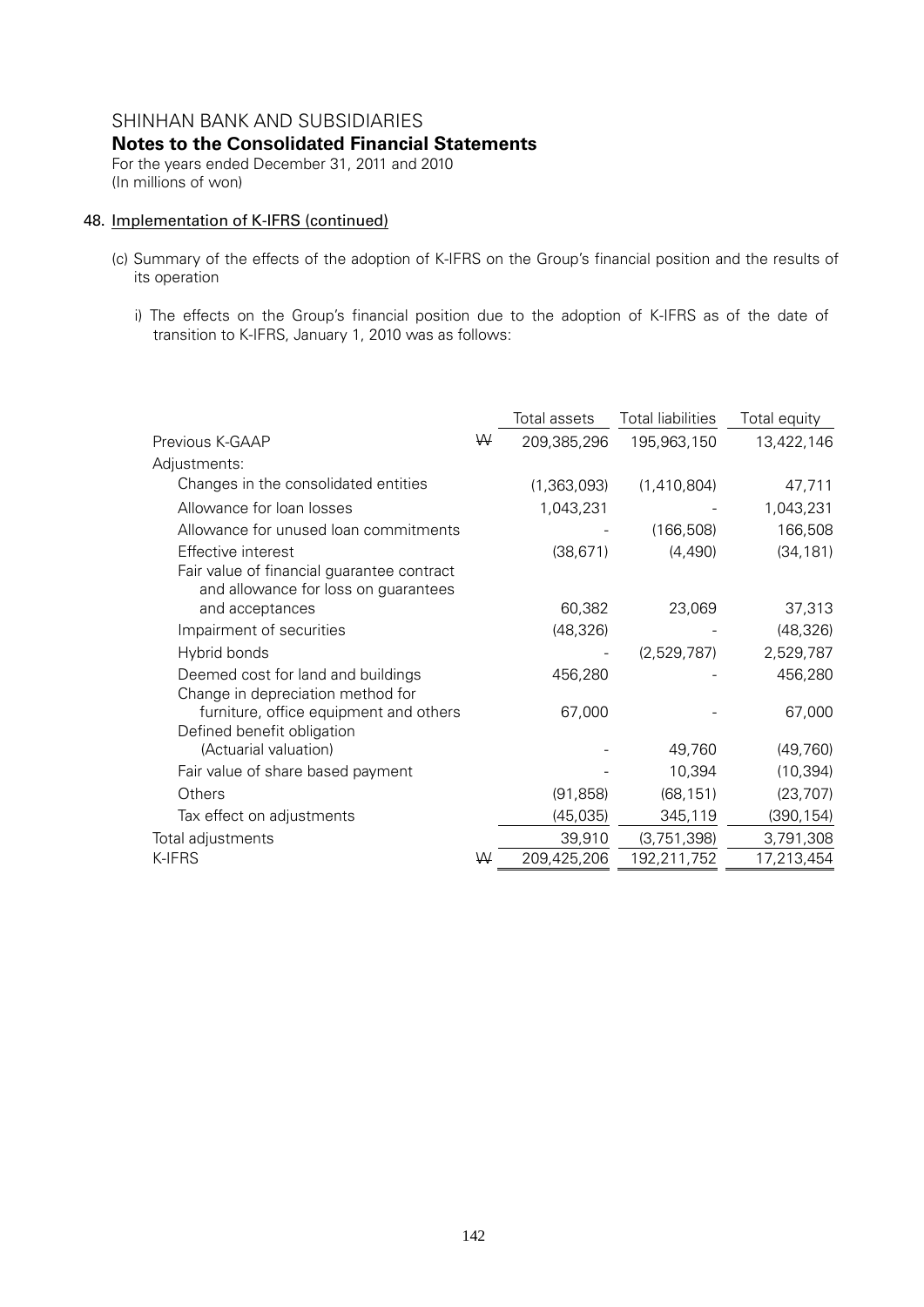SHINHAN BANK AND SUBSIDIARIES
**Notes to the Consolidated Financial Statements**
For the years ended December 31, 2011 and 2010
(In millions of won)

## 48. Implementation of K-IFRS (continued)

(c) Summary of the effects of the adoption of K-IFRS on the Group's financial position and the results of its operation

i) The effects on the Group's financial position due to the adoption of K-IFRS as of the date of transition to K-IFRS, January 1, 2010 was as follows:

| | | Total assets | Total liabilities | Total equity |
|---|---|---|---|---|
| Previous K-GAAP | ₩ | 209,385,296 | 195,963,150 | 13,422,146 |
| Adjustments: | | | | |
| Changes in the consolidated entities | | (1,363,093) | (1,410,804) | 47,711 |
| Allowance for loan losses | | 1,043,231 | - | 1,043,231 |
| Allowance for unused loan commitments | | - | (166,508) | 166,508 |
| Effective interest | | (38,671) | (4,490) | (34,181) |
| Fair value of financial guarantee contract and allowance for loss on guarantees and acceptances | | 60,382 | 23,069 | 37,313 |
| Impairment of securities | | (48,326) | - | (48,326) |
| Hybrid bonds | | - | (2,529,787) | 2,529,787 |
| Deemed cost for land and buildings | | 456,280 | - | 456,280 |
| Change in depreciation method for furniture, office equipment and others | | 67,000 | - | 67,000 |
| Defined benefit obligation (Actuarial valuation) | | - | 49,760 | (49,760) |
| Fair value of share based payment | | - | 10,394 | (10,394) |
| Others | | (91,858) | (68,151) | (23,707) |
| Tax effect on adjustments | | (45,035) | 345,119 | (390,154) |
| Total adjustments | | 39,910 | (3,751,398) | 3,791,308 |
| K-IFRS | ₩ | 209,425,206 | 192,211,752 | 17,213,454 |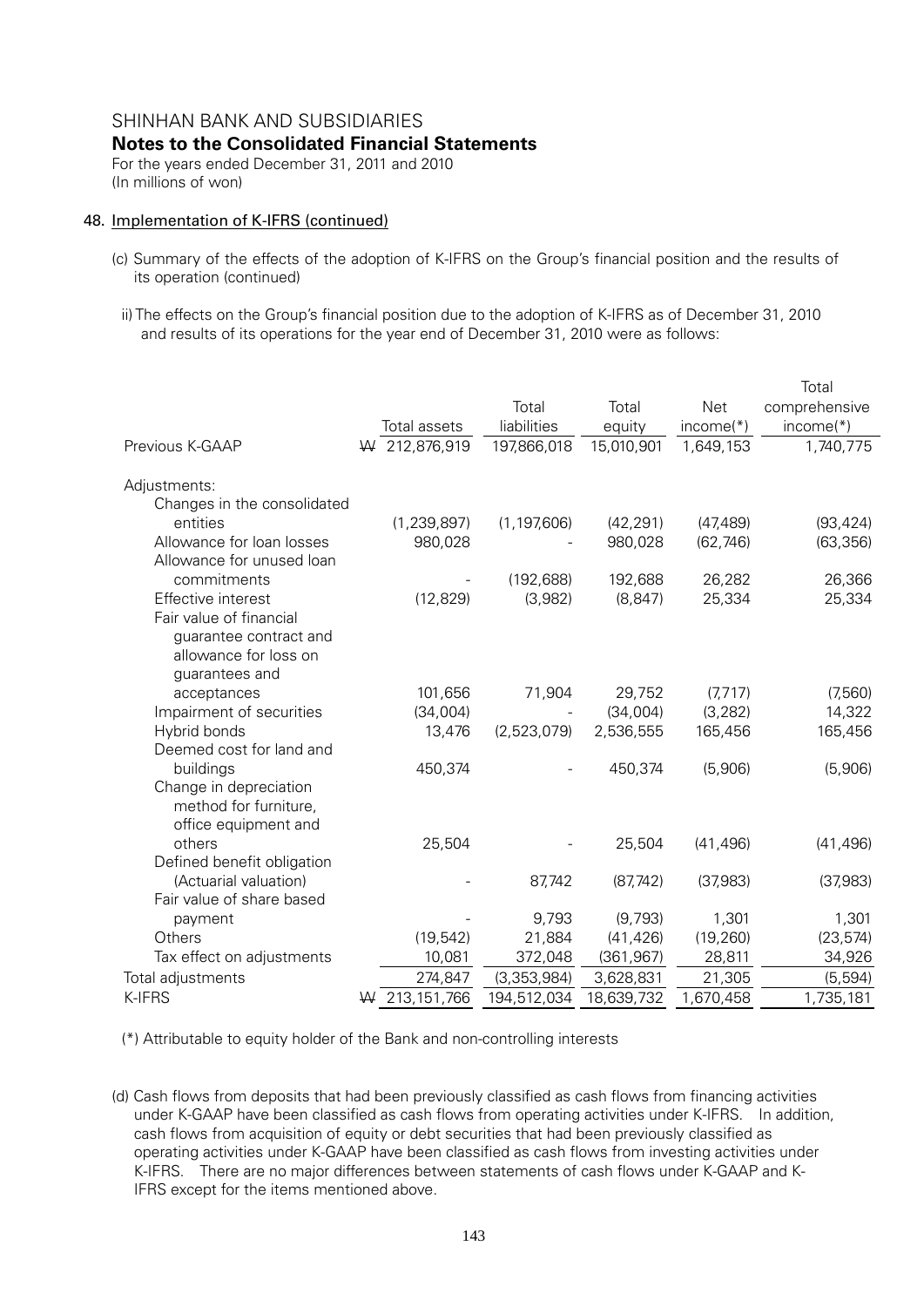SHINHAN BANK AND SUBSIDIARIES
**Notes to the Consolidated Financial Statements**
For the years ended December 31, 2011 and 2010
(In millions of won)

48. Implementation of K-IFRS (continued)

(c) Summary of the effects of the adoption of K-IFRS on the Group's financial position and the results of its operation (continued)

ii) The effects on the Group's financial position due to the adoption of K-IFRS as of December 31, 2010 and results of its operations for the year end of December 31, 2010 were as follows:

| | Total assets | Total liabilities | Total equity | Net income(*) | Total comprehensive income(*) |
|---|---|---|---|---|---|
| Previous K-GAAP | ₩ 212,876,919 | 197,866,018 | 15,010,901 | 1,649,153 | 1,740,775 |
| Adjustments: | | | | | |
| Changes in the consolidated entities | (1,239,897) | (1,197,606) | (42,291) | (47,489) | (93,424) |
| Allowance for loan losses | 980,028 | - | 980,028 | (62,746) | (63,356) |
| Allowance for unused loan commitments | - | (192,688) | 192,688 | 26,282 | 26,366 |
| Effective interest | (12,829) | (3,982) | (8,847) | 25,334 | 25,334 |
| Fair value of financial guarantee contract and allowance for loss on guarantees and acceptances | 101,656 | 71,904 | 29,752 | (7,717) | (7,560) |
| Impairment of securities | (34,004) | - | (34,004) | (3,282) | 14,322 |
| Hybrid bonds | 13,476 | (2,523,079) | 2,536,555 | 165,456 | 165,456 |
| Deemed cost for land and buildings | 450,374 | - | 450,374 | (5,906) | (5,906) |
| Change in depreciation method for furniture, office equipment and others | 25,504 | - | 25,504 | (41,496) | (41,496) |
| Defined benefit obligation (Actuarial valuation) | - | 87,742 | (87,742) | (37,983) | (37,983) |
| Fair value of share based payment | - | 9,793 | (9,793) | 1,301 | 1,301 |
| Others | (19,542) | 21,884 | (41,426) | (19,260) | (23,574) |
| Tax effect on adjustments | 10,081 | 372,048 | (361,967) | 28,811 | 34,926 |
| Total adjustments | 274,847 | (3,353,984) | 3,628,831 | 21,305 | (5,594) |
| K-IFRS | ₩ 213,151,766 | 194,512,034 | 18,639,732 | 1,670,458 | 1,735,181 |

(*) Attributable to equity holder of the Bank and non-controlling interests

(d) Cash flows from deposits that had been previously classified as cash flows from financing activities under K-GAAP have been classified as cash flows from operating activities under K-IFRS. In addition, cash flows from acquisition of equity or debt securities that had been previously classified as operating activities under K-GAAP have been classified as cash flows from investing activities under K-IFRS. There are no major differences between statements of cash flows under K-GAAP and K-IFRS except for the items mentioned above.